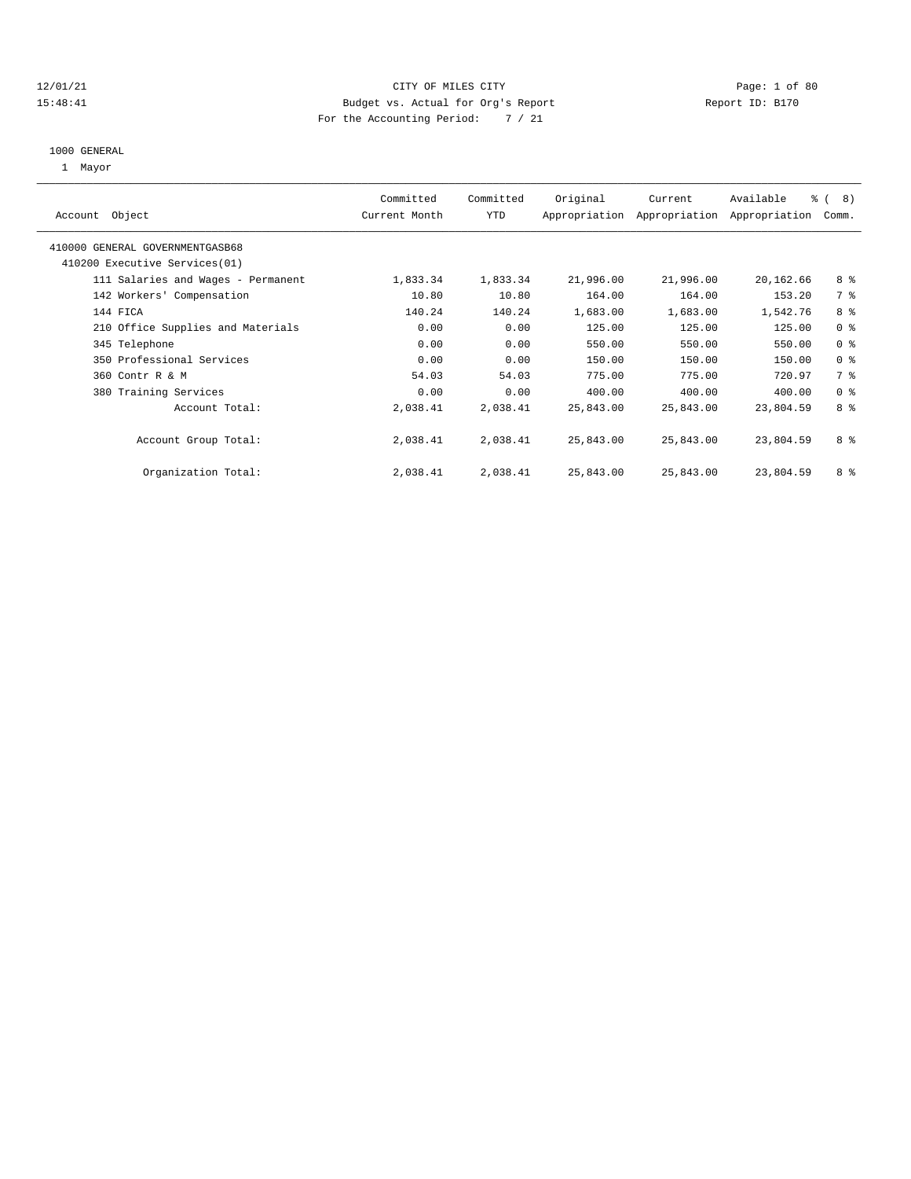12/01/21 CITY OF MILES CITY
15:48:41 Budget vs. Actual for Org's Report Report ID: B170
For the Accounting Period: 7 / 21

1000 GENERAL
1 Mayor

| Account Object | Committed Current Month | Committed YTD | Original Appropriation | Current Appropriation | Available Appropriation | % ( 8) Comm. |
|---|---|---|---|---|---|---|
| 410000 GENERAL GOVERNMENTGASB68 | | | | | | |
| 410200 Executive Services(01) | | | | | | |
| 111 Salaries and Wages - Permanent | 1,833.34 | 1,833.34 | 21,996.00 | 21,996.00 | 20,162.66 | 8 % |
| 142 Workers' Compensation | 10.80 | 10.80 | 164.00 | 164.00 | 153.20 | 7 % |
| 144 FICA | 140.24 | 140.24 | 1,683.00 | 1,683.00 | 1,542.76 | 8 % |
| 210 Office Supplies and Materials | 0.00 | 0.00 | 125.00 | 125.00 | 125.00 | 0 % |
| 345 Telephone | 0.00 | 0.00 | 550.00 | 550.00 | 550.00 | 0 % |
| 350 Professional Services | 0.00 | 0.00 | 150.00 | 150.00 | 150.00 | 0 % |
| 360 Contr R & M | 54.03 | 54.03 | 775.00 | 775.00 | 720.97 | 7 % |
| 380 Training Services | 0.00 | 0.00 | 400.00 | 400.00 | 400.00 | 0 % |
| Account Total: | 2,038.41 | 2,038.41 | 25,843.00 | 25,843.00 | 23,804.59 | 8 % |
| Account Group Total: | 2,038.41 | 2,038.41 | 25,843.00 | 25,843.00 | 23,804.59 | 8 % |
| Organization Total: | 2,038.41 | 2,038.41 | 25,843.00 | 25,843.00 | 23,804.59 | 8 % |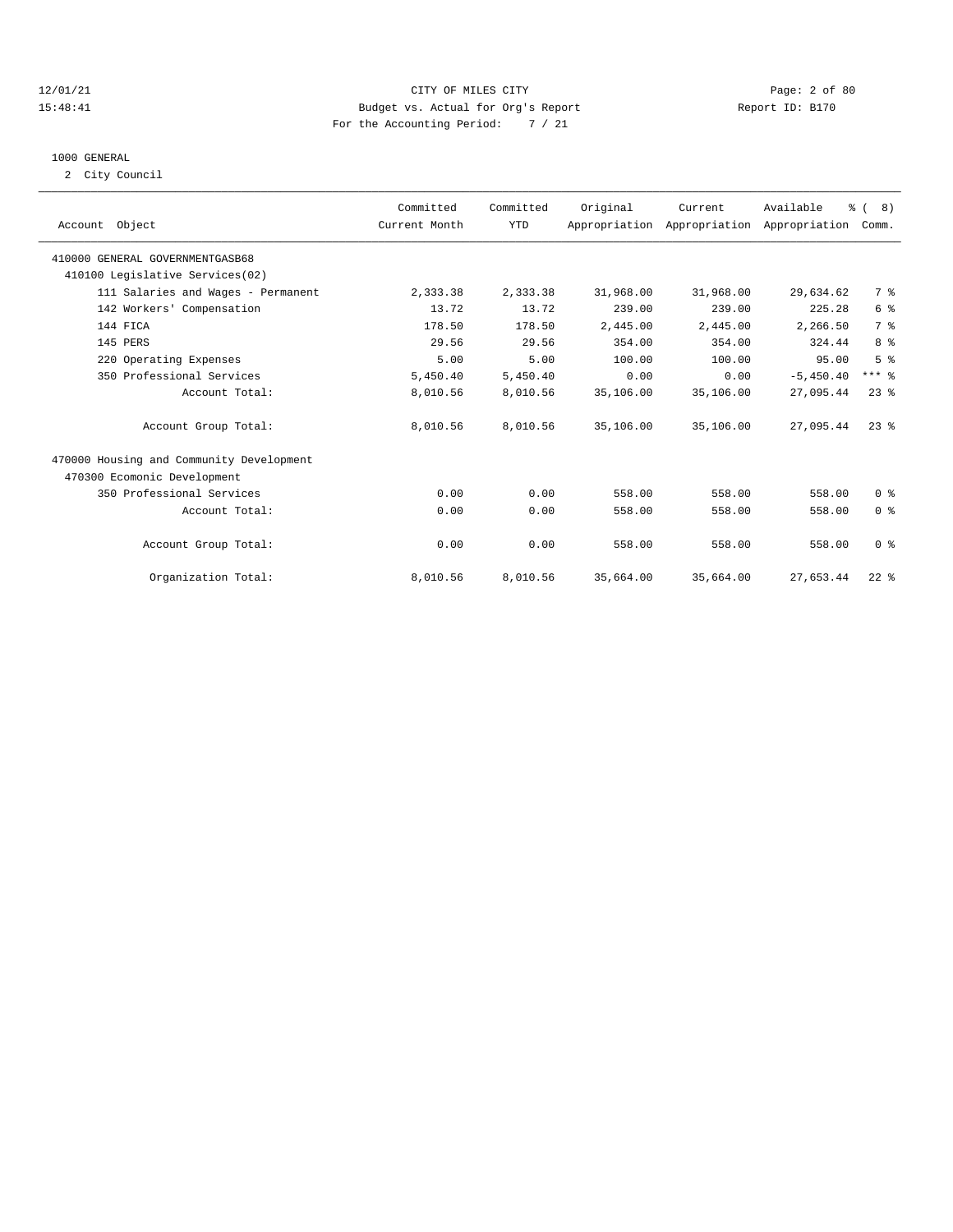CITY OF MILES CITY
Budget vs. Actual for Org's Report
For the Accounting Period: 7 / 21

12/01/21
15:48:41

Report ID: B170

## 1000 GENERAL

2 City Council

| Account Object | Committed Current Month | Committed YTD | Original Appropriation | Current Appropriation | Available Appropriation | % ( 8) Comm. |
|---|---|---|---|---|---|---|
| 410000 GENERAL GOVERNMENTGASB68 | | | | | | |
| 410100 Legislative Services(02) | | | | | | |
| 111 Salaries and Wages - Permanent | 2,333.38 | 2,333.38 | 31,968.00 | 31,968.00 | 29,634.62 | 7 % |
| 142 Workers' Compensation | 13.72 | 13.72 | 239.00 | 239.00 | 225.28 | 6 % |
| 144 FICA | 178.50 | 178.50 | 2,445.00 | 2,445.00 | 2,266.50 | 7 % |
| 145 PERS | 29.56 | 29.56 | 354.00 | 354.00 | 324.44 | 8 % |
| 220 Operating Expenses | 5.00 | 5.00 | 100.00 | 100.00 | 95.00 | 5 % |
| 350 Professional Services | 5,450.40 | 5,450.40 | 0.00 | 0.00 | -5,450.40 | *** % |
| Account Total: | 8,010.56 | 8,010.56 | 35,106.00 | 35,106.00 | 27,095.44 | 23 % |
| Account Group Total: | 8,010.56 | 8,010.56 | 35,106.00 | 35,106.00 | 27,095.44 | 23 % |
| 470000 Housing and Community Development | | | | | | |
| 470300 Ecomonic Development | | | | | | |
| 350 Professional Services | 0.00 | 0.00 | 558.00 | 558.00 | 558.00 | 0 % |
| Account Total: | 0.00 | 0.00 | 558.00 | 558.00 | 558.00 | 0 % |
| Account Group Total: | 0.00 | 0.00 | 558.00 | 558.00 | 558.00 | 0 % |
| Organization Total: | 8,010.56 | 8,010.56 | 35,664.00 | 35,664.00 | 27,653.44 | 22 % |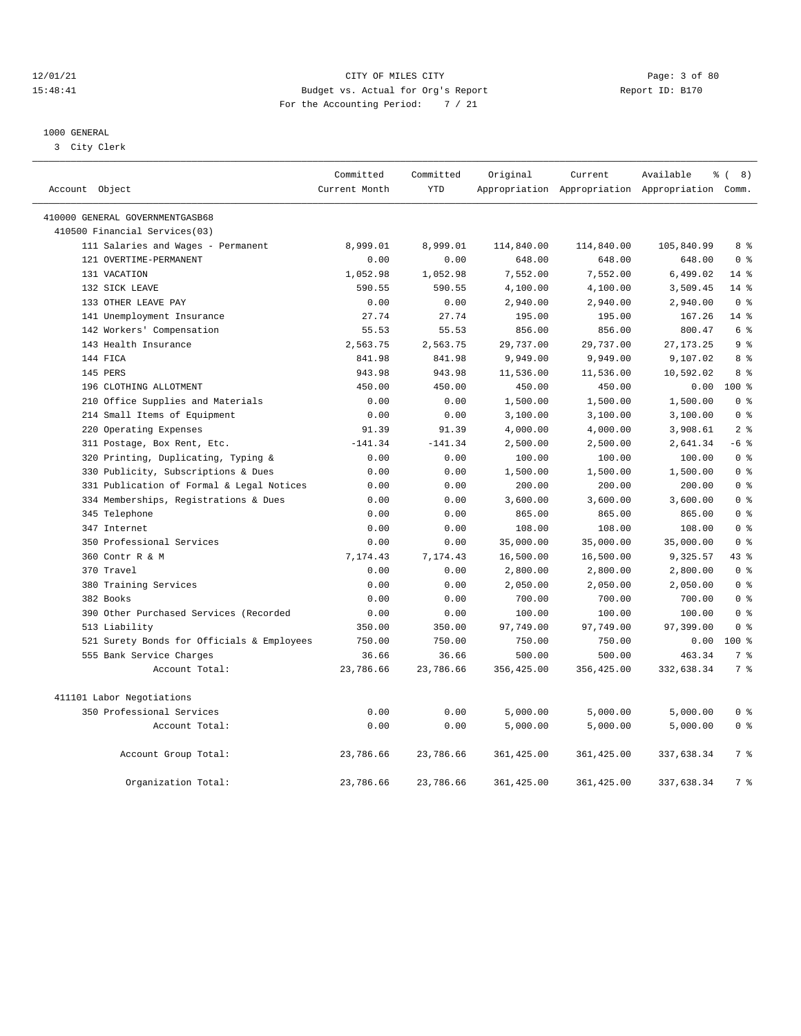12/01/21 CITY OF MILES CITY
15:48:41 Budget vs. Actual for Org's Report Report ID: B170
For the Accounting Period: 7 / 21

1000 GENERAL
3 City Clerk

| Account Object | Committed Current Month | Committed YTD | Original Appropriation | Current Appropriation | Available Appropriation | % ( 8) Comm. |
|---|---|---|---|---|---|---|
| 410000 GENERAL GOVERNMENTGASB68 | | | | | | |
| 410500 Financial Services(03) | | | | | | |
| 111 Salaries and Wages - Permanent | 8,999.01 | 8,999.01 | 114,840.00 | 114,840.00 | 105,840.99 | 8 % |
| 121 OVERTIME-PERMANENT | 0.00 | 0.00 | 648.00 | 648.00 | 648.00 | 0 % |
| 131 VACATION | 1,052.98 | 1,052.98 | 7,552.00 | 7,552.00 | 6,499.02 | 14 % |
| 132 SICK LEAVE | 590.55 | 590.55 | 4,100.00 | 4,100.00 | 3,509.45 | 14 % |
| 133 OTHER LEAVE PAY | 0.00 | 0.00 | 2,940.00 | 2,940.00 | 2,940.00 | 0 % |
| 141 Unemployment Insurance | 27.74 | 27.74 | 195.00 | 195.00 | 167.26 | 14 % |
| 142 Workers' Compensation | 55.53 | 55.53 | 856.00 | 856.00 | 800.47 | 6 % |
| 143 Health Insurance | 2,563.75 | 2,563.75 | 29,737.00 | 29,737.00 | 27,173.25 | 9 % |
| 144 FICA | 841.98 | 841.98 | 9,949.00 | 9,949.00 | 9,107.02 | 8 % |
| 145 PERS | 943.98 | 943.98 | 11,536.00 | 11,536.00 | 10,592.02 | 8 % |
| 196 CLOTHING ALLOTMENT | 450.00 | 450.00 | 450.00 | 450.00 | 0.00 | 100 % |
| 210 Office Supplies and Materials | 0.00 | 0.00 | 1,500.00 | 1,500.00 | 1,500.00 | 0 % |
| 214 Small Items of Equipment | 0.00 | 0.00 | 3,100.00 | 3,100.00 | 3,100.00 | 0 % |
| 220 Operating Expenses | 91.39 | 91.39 | 4,000.00 | 4,000.00 | 3,908.61 | 2 % |
| 311 Postage, Box Rent, Etc. | -141.34 | -141.34 | 2,500.00 | 2,500.00 | 2,641.34 | -6 % |
| 320 Printing, Duplicating, Typing & | 0.00 | 0.00 | 100.00 | 100.00 | 100.00 | 0 % |
| 330 Publicity, Subscriptions & Dues | 0.00 | 0.00 | 1,500.00 | 1,500.00 | 1,500.00 | 0 % |
| 331 Publication of Formal & Legal Notices | 0.00 | 0.00 | 200.00 | 200.00 | 200.00 | 0 % |
| 334 Memberships, Registrations & Dues | 0.00 | 0.00 | 3,600.00 | 3,600.00 | 3,600.00 | 0 % |
| 345 Telephone | 0.00 | 0.00 | 865.00 | 865.00 | 865.00 | 0 % |
| 347 Internet | 0.00 | 0.00 | 108.00 | 108.00 | 108.00 | 0 % |
| 350 Professional Services | 0.00 | 0.00 | 35,000.00 | 35,000.00 | 35,000.00 | 0 % |
| 360 Contr R & M | 7,174.43 | 7,174.43 | 16,500.00 | 16,500.00 | 9,325.57 | 43 % |
| 370 Travel | 0.00 | 0.00 | 2,800.00 | 2,800.00 | 2,800.00 | 0 % |
| 380 Training Services | 0.00 | 0.00 | 2,050.00 | 2,050.00 | 2,050.00 | 0 % |
| 382 Books | 0.00 | 0.00 | 700.00 | 700.00 | 700.00 | 0 % |
| 390 Other Purchased Services (Recorded | 0.00 | 0.00 | 100.00 | 100.00 | 100.00 | 0 % |
| 513 Liability | 350.00 | 350.00 | 97,749.00 | 97,749.00 | 97,399.00 | 0 % |
| 521 Surety Bonds for Officials & Employees | 750.00 | 750.00 | 750.00 | 750.00 | 0.00 | 100 % |
| 555 Bank Service Charges | 36.66 | 36.66 | 500.00 | 500.00 | 463.34 | 7 % |
| Account Total: | 23,786.66 | 23,786.66 | 356,425.00 | 356,425.00 | 332,638.34 | 7 % |
| 411101 Labor Negotiations | | | | | | |
| 350 Professional Services | 0.00 | 0.00 | 5,000.00 | 5,000.00 | 5,000.00 | 0 % |
| Account Total: | 0.00 | 0.00 | 5,000.00 | 5,000.00 | 5,000.00 | 0 % |
| Account Group Total: | 23,786.66 | 23,786.66 | 361,425.00 | 361,425.00 | 337,638.34 | 7 % |
| Organization Total: | 23,786.66 | 23,786.66 | 361,425.00 | 361,425.00 | 337,638.34 | 7 % |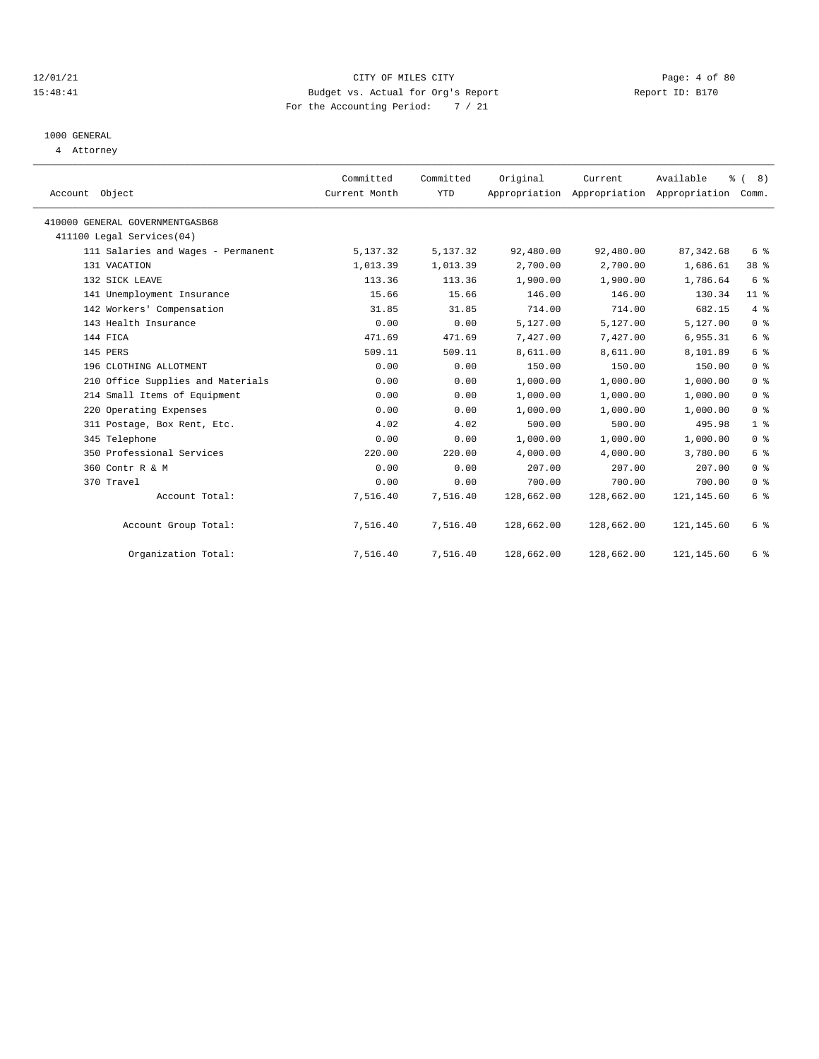CITY OF MILES CITY
Budget vs. Actual for Org's Report
For the Accounting Period: 7 / 21

12/01/21
15:48:41

Report ID: B170

## 1000 GENERAL

4 Attorney

| Account Object | Committed Current Month | Committed YTD | Original Appropriation | Current Appropriation | Available Appropriation | % ( 8) Comm. |
|---|---|---|---|---|---|---|
| 410000 GENERAL GOVERNMENTGASB68 | | | | | | |
| 411100 Legal Services(04) | | | | | | |
| 111 Salaries and Wages - Permanent | 5,137.32 | 5,137.32 | 92,480.00 | 92,480.00 | 87,342.68 | 6 % |
| 131 VACATION | 1,013.39 | 1,013.39 | 2,700.00 | 2,700.00 | 1,686.61 | 38 % |
| 132 SICK LEAVE | 113.36 | 113.36 | 1,900.00 | 1,900.00 | 1,786.64 | 6 % |
| 141 Unemployment Insurance | 15.66 | 15.66 | 146.00 | 146.00 | 130.34 | 11 % |
| 142 Workers' Compensation | 31.85 | 31.85 | 714.00 | 714.00 | 682.15 | 4 % |
| 143 Health Insurance | 0.00 | 0.00 | 5,127.00 | 5,127.00 | 5,127.00 | 0 % |
| 144 FICA | 471.69 | 471.69 | 7,427.00 | 7,427.00 | 6,955.31 | 6 % |
| 145 PERS | 509.11 | 509.11 | 8,611.00 | 8,611.00 | 8,101.89 | 6 % |
| 196 CLOTHING ALLOTMENT | 0.00 | 0.00 | 150.00 | 150.00 | 150.00 | 0 % |
| 210 Office Supplies and Materials | 0.00 | 0.00 | 1,000.00 | 1,000.00 | 1,000.00 | 0 % |
| 214 Small Items of Equipment | 0.00 | 0.00 | 1,000.00 | 1,000.00 | 1,000.00 | 0 % |
| 220 Operating Expenses | 0.00 | 0.00 | 1,000.00 | 1,000.00 | 1,000.00 | 0 % |
| 311 Postage, Box Rent, Etc. | 4.02 | 4.02 | 500.00 | 500.00 | 495.98 | 1 % |
| 345 Telephone | 0.00 | 0.00 | 1,000.00 | 1,000.00 | 1,000.00 | 0 % |
| 350 Professional Services | 220.00 | 220.00 | 4,000.00 | 4,000.00 | 3,780.00 | 6 % |
| 360 Contr R & M | 0.00 | 0.00 | 207.00 | 207.00 | 207.00 | 0 % |
| 370 Travel | 0.00 | 0.00 | 700.00 | 700.00 | 700.00 | 0 % |
| Account Total: | 7,516.40 | 7,516.40 | 128,662.00 | 128,662.00 | 121,145.60 | 6 % |
| Account Group Total: | 7,516.40 | 7,516.40 | 128,662.00 | 128,662.00 | 121,145.60 | 6 % |
| Organization Total: | 7,516.40 | 7,516.40 | 128,662.00 | 128,662.00 | 121,145.60 | 6 % |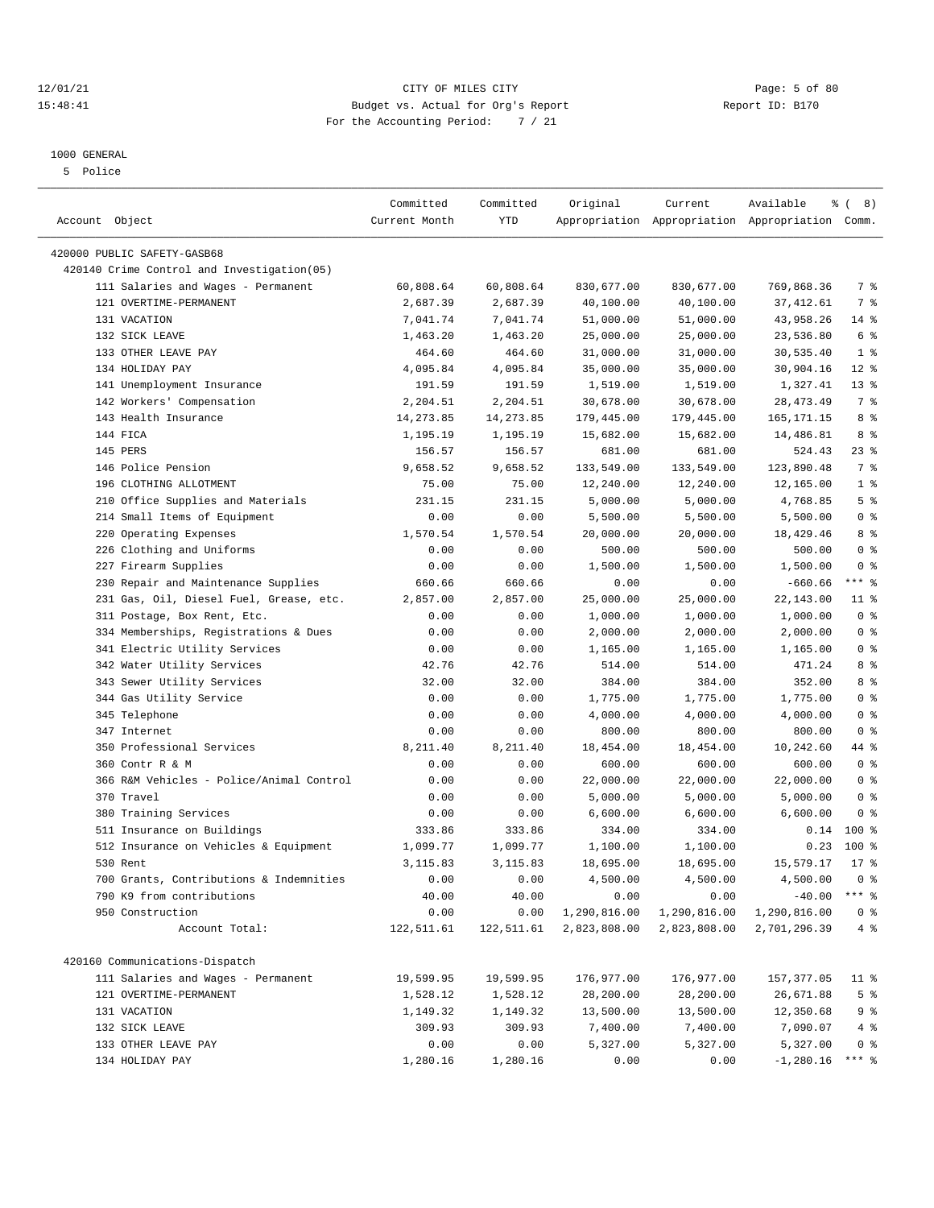CITY OF MILES CITY
Budget vs. Actual for Org's Report
For the Accounting Period: 7 / 21

12/01/21
15:48:41

Report ID: B170

1000 GENERAL
5 Police

| Account Object | Committed Current Month | Committed YTD | Original Appropriation | Current Appropriation | Available Appropriation | % ( 8) Comm. |
|---|---|---|---|---|---|---|
| 420000 PUBLIC SAFETY-GASB68 | | | | | | |
| 420140 Crime Control and Investigation(05) | | | | | | |
| 111 Salaries and Wages - Permanent | 60,808.64 | 60,808.64 | 830,677.00 | 830,677.00 | 769,868.36 | 7 % |
| 121 OVERTIME-PERMANENT | 2,687.39 | 2,687.39 | 40,100.00 | 40,100.00 | 37,412.61 | 7 % |
| 131 VACATION | 7,041.74 | 7,041.74 | 51,000.00 | 51,000.00 | 43,958.26 | 14 % |
| 132 SICK LEAVE | 1,463.20 | 1,463.20 | 25,000.00 | 25,000.00 | 23,536.80 | 6 % |
| 133 OTHER LEAVE PAY | 464.60 | 464.60 | 31,000.00 | 31,000.00 | 30,535.40 | 1 % |
| 134 HOLIDAY PAY | 4,095.84 | 4,095.84 | 35,000.00 | 35,000.00 | 30,904.16 | 12 % |
| 141 Unemployment Insurance | 191.59 | 191.59 | 1,519.00 | 1,519.00 | 1,327.41 | 13 % |
| 142 Workers' Compensation | 2,204.51 | 2,204.51 | 30,678.00 | 30,678.00 | 28,473.49 | 7 % |
| 143 Health Insurance | 14,273.85 | 14,273.85 | 179,445.00 | 179,445.00 | 165,171.15 | 8 % |
| 144 FICA | 1,195.19 | 1,195.19 | 15,682.00 | 15,682.00 | 14,486.81 | 8 % |
| 145 PERS | 156.57 | 156.57 | 681.00 | 681.00 | 524.43 | 23 % |
| 146 Police Pension | 9,658.52 | 9,658.52 | 133,549.00 | 133,549.00 | 123,890.48 | 7 % |
| 196 CLOTHING ALLOTMENT | 75.00 | 75.00 | 12,240.00 | 12,240.00 | 12,165.00 | 1 % |
| 210 Office Supplies and Materials | 231.15 | 231.15 | 5,000.00 | 5,000.00 | 4,768.85 | 5 % |
| 214 Small Items of Equipment | 0.00 | 0.00 | 5,500.00 | 5,500.00 | 5,500.00 | 0 % |
| 220 Operating Expenses | 1,570.54 | 1,570.54 | 20,000.00 | 20,000.00 | 18,429.46 | 8 % |
| 226 Clothing and Uniforms | 0.00 | 0.00 | 500.00 | 500.00 | 500.00 | 0 % |
| 227 Firearm Supplies | 0.00 | 0.00 | 1,500.00 | 1,500.00 | 1,500.00 | 0 % |
| 230 Repair and Maintenance Supplies | 660.66 | 660.66 | 0.00 | 0.00 | -660.66 | *** % |
| 231 Gas, Oil, Diesel Fuel, Grease, etc. | 2,857.00 | 2,857.00 | 25,000.00 | 25,000.00 | 22,143.00 | 11 % |
| 311 Postage, Box Rent, Etc. | 0.00 | 0.00 | 1,000.00 | 1,000.00 | 1,000.00 | 0 % |
| 334 Memberships, Registrations & Dues | 0.00 | 0.00 | 2,000.00 | 2,000.00 | 2,000.00 | 0 % |
| 341 Electric Utility Services | 0.00 | 0.00 | 1,165.00 | 1,165.00 | 1,165.00 | 0 % |
| 342 Water Utility Services | 42.76 | 42.76 | 514.00 | 514.00 | 471.24 | 8 % |
| 343 Sewer Utility Services | 32.00 | 32.00 | 384.00 | 384.00 | 352.00 | 8 % |
| 344 Gas Utility Service | 0.00 | 0.00 | 1,775.00 | 1,775.00 | 1,775.00 | 0 % |
| 345 Telephone | 0.00 | 0.00 | 4,000.00 | 4,000.00 | 4,000.00 | 0 % |
| 347 Internet | 0.00 | 0.00 | 800.00 | 800.00 | 800.00 | 0 % |
| 350 Professional Services | 8,211.40 | 8,211.40 | 18,454.00 | 18,454.00 | 10,242.60 | 44 % |
| 360 Contr R & M | 0.00 | 0.00 | 600.00 | 600.00 | 600.00 | 0 % |
| 366 R&M Vehicles - Police/Animal Control | 0.00 | 0.00 | 22,000.00 | 22,000.00 | 22,000.00 | 0 % |
| 370 Travel | 0.00 | 0.00 | 5,000.00 | 5,000.00 | 5,000.00 | 0 % |
| 380 Training Services | 0.00 | 0.00 | 6,600.00 | 6,600.00 | 6,600.00 | 0 % |
| 511 Insurance on Buildings | 333.86 | 333.86 | 334.00 | 334.00 | 0.14 | 100 % |
| 512 Insurance on Vehicles & Equipment | 1,099.77 | 1,099.77 | 1,100.00 | 1,100.00 | 0.23 | 100 % |
| 530 Rent | 3,115.83 | 3,115.83 | 18,695.00 | 18,695.00 | 15,579.17 | 17 % |
| 700 Grants, Contributions & Indemnities | 0.00 | 0.00 | 4,500.00 | 4,500.00 | 4,500.00 | 0 % |
| 790 K9 from contributions | 40.00 | 40.00 | 0.00 | 0.00 | -40.00 | *** % |
| 950 Construction | 0.00 | 0.00 | 1,290,816.00 | 1,290,816.00 | 1,290,816.00 | 0 % |
| Account Total: | 122,511.61 | 122,511.61 | 2,823,808.00 | 2,823,808.00 | 2,701,296.39 | 4 % |
| 420160 Communications-Dispatch | | | | | | |
| 111 Salaries and Wages - Permanent | 19,599.95 | 19,599.95 | 176,977.00 | 176,977.00 | 157,377.05 | 11 % |
| 121 OVERTIME-PERMANENT | 1,528.12 | 1,528.12 | 28,200.00 | 28,200.00 | 26,671.88 | 5 % |
| 131 VACATION | 1,149.32 | 1,149.32 | 13,500.00 | 13,500.00 | 12,350.68 | 9 % |
| 132 SICK LEAVE | 309.93 | 309.93 | 7,400.00 | 7,400.00 | 7,090.07 | 4 % |
| 133 OTHER LEAVE PAY | 0.00 | 0.00 | 5,327.00 | 5,327.00 | 5,327.00 | 0 % |
| 134 HOLIDAY PAY | 1,280.16 | 1,280.16 | 0.00 | 0.00 | -1,280.16 | *** % |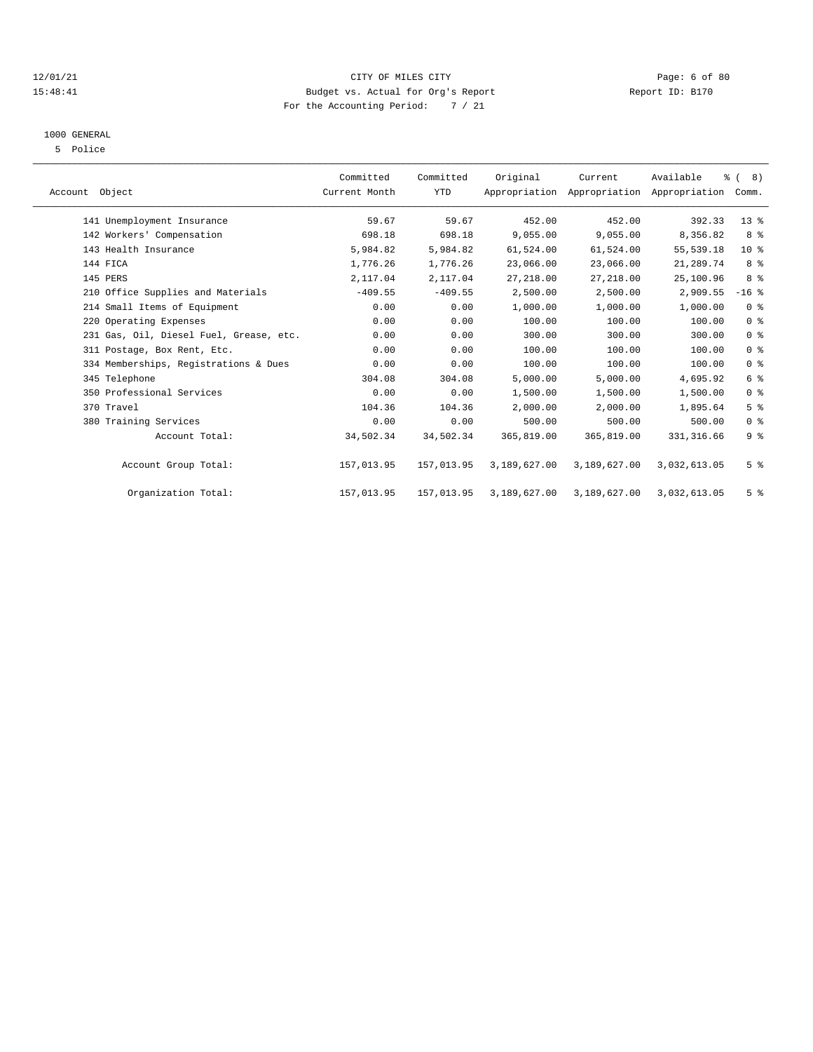CITY OF MILES CITY

Budget vs. Actual for Org's Report

For the Accounting Period: 7 / 21

12/01/21
15:48:41

Report ID: B170

1000 GENERAL

5 Police

| Account Object | Committed Current Month | Committed YTD | Original Appropriation | Current Appropriation | Available Appropriation | % ( 8) Comm. |
|---|---|---|---|---|---|---|
| 141 Unemployment Insurance | 59.67 | 59.67 | 452.00 | 452.00 | 392.33 | 13 % |
| 142 Workers' Compensation | 698.18 | 698.18 | 9,055.00 | 9,055.00 | 8,356.82 | 8 % |
| 143 Health Insurance | 5,984.82 | 5,984.82 | 61,524.00 | 61,524.00 | 55,539.18 | 10 % |
| 144 FICA | 1,776.26 | 1,776.26 | 23,066.00 | 23,066.00 | 21,289.74 | 8 % |
| 145 PERS | 2,117.04 | 2,117.04 | 27,218.00 | 27,218.00 | 25,100.96 | 8 % |
| 210 Office Supplies and Materials | -409.55 | -409.55 | 2,500.00 | 2,500.00 | 2,909.55 | -16 % |
| 214 Small Items of Equipment | 0.00 | 0.00 | 1,000.00 | 1,000.00 | 1,000.00 | 0 % |
| 220 Operating Expenses | 0.00 | 0.00 | 100.00 | 100.00 | 100.00 | 0 % |
| 231 Gas, Oil, Diesel Fuel, Grease, etc. | 0.00 | 0.00 | 300.00 | 300.00 | 300.00 | 0 % |
| 311 Postage, Box Rent, Etc. | 0.00 | 0.00 | 100.00 | 100.00 | 100.00 | 0 % |
| 334 Memberships, Registrations & Dues | 0.00 | 0.00 | 100.00 | 100.00 | 100.00 | 0 % |
| 345 Telephone | 304.08 | 304.08 | 5,000.00 | 5,000.00 | 4,695.92 | 6 % |
| 350 Professional Services | 0.00 | 0.00 | 1,500.00 | 1,500.00 | 1,500.00 | 0 % |
| 370 Travel | 104.36 | 104.36 | 2,000.00 | 2,000.00 | 1,895.64 | 5 % |
| 380 Training Services | 0.00 | 0.00 | 500.00 | 500.00 | 500.00 | 0 % |
| Account Total: | 34,502.34 | 34,502.34 | 365,819.00 | 365,819.00 | 331,316.66 | 9 % |
| Account Group Total: | 157,013.95 | 157,013.95 | 3,189,627.00 | 3,189,627.00 | 3,032,613.05 | 5 % |
| Organization Total: | 157,013.95 | 157,013.95 | 3,189,627.00 | 3,189,627.00 | 3,032,613.05 | 5 % |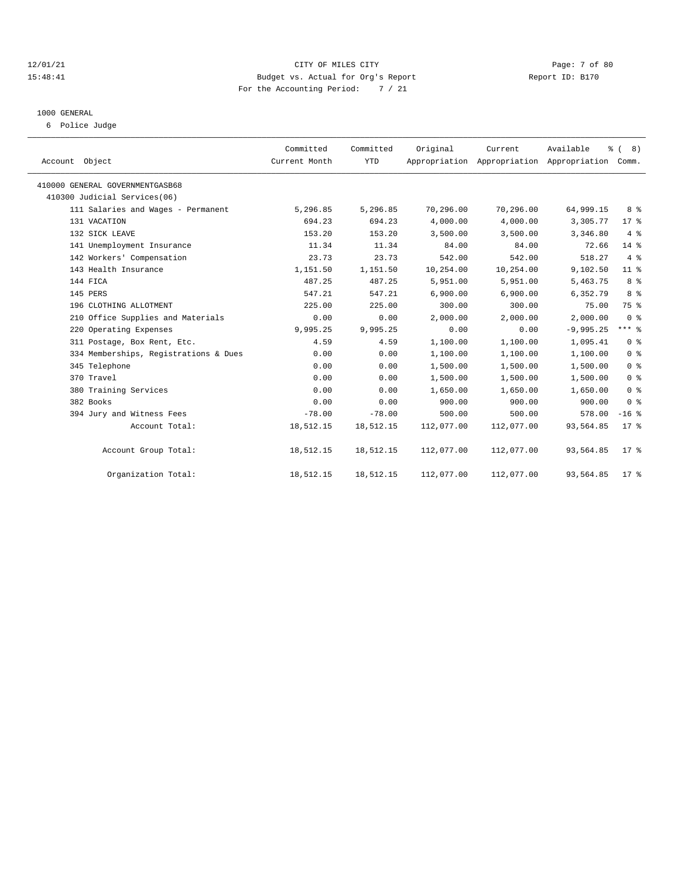CITY OF MILES CITY

Budget vs. Actual for Org's Report

For the Accounting Period: 7 / 21

12/01/21
15:48:41

Report ID: B170

1000 GENERAL

6 Police Judge

| Account Object | Committed Current Month | Committed YTD | Original Appropriation | Current Appropriation | Available Appropriation | % ( 8) Comm. |
|---|---|---|---|---|---|---|
| 410000 GENERAL GOVERNMENTGASB68 | | | | | | |
| 410300 Judicial Services(06) | | | | | | |
| 111 Salaries and Wages - Permanent | 5,296.85 | 5,296.85 | 70,296.00 | 70,296.00 | 64,999.15 | 8 % |
| 131 VACATION | 694.23 | 694.23 | 4,000.00 | 4,000.00 | 3,305.77 | 17 % |
| 132 SICK LEAVE | 153.20 | 153.20 | 3,500.00 | 3,500.00 | 3,346.80 | 4 % |
| 141 Unemployment Insurance | 11.34 | 11.34 | 84.00 | 84.00 | 72.66 | 14 % |
| 142 Workers' Compensation | 23.73 | 23.73 | 542.00 | 542.00 | 518.27 | 4 % |
| 143 Health Insurance | 1,151.50 | 1,151.50 | 10,254.00 | 10,254.00 | 9,102.50 | 11 % |
| 144 FICA | 487.25 | 487.25 | 5,951.00 | 5,951.00 | 5,463.75 | 8 % |
| 145 PERS | 547.21 | 547.21 | 6,900.00 | 6,900.00 | 6,352.79 | 8 % |
| 196 CLOTHING ALLOTMENT | 225.00 | 225.00 | 300.00 | 300.00 | 75.00 | 75 % |
| 210 Office Supplies and Materials | 0.00 | 0.00 | 2,000.00 | 2,000.00 | 2,000.00 | 0 % |
| 220 Operating Expenses | 9,995.25 | 9,995.25 | 0.00 | 0.00 | -9,995.25 | *** % |
| 311 Postage, Box Rent, Etc. | 4.59 | 4.59 | 1,100.00 | 1,100.00 | 1,095.41 | 0 % |
| 334 Memberships, Registrations & Dues | 0.00 | 0.00 | 1,100.00 | 1,100.00 | 1,100.00 | 0 % |
| 345 Telephone | 0.00 | 0.00 | 1,500.00 | 1,500.00 | 1,500.00 | 0 % |
| 370 Travel | 0.00 | 0.00 | 1,500.00 | 1,500.00 | 1,500.00 | 0 % |
| 380 Training Services | 0.00 | 0.00 | 1,650.00 | 1,650.00 | 1,650.00 | 0 % |
| 382 Books | 0.00 | 0.00 | 900.00 | 900.00 | 900.00 | 0 % |
| 394 Jury and Witness Fees | -78.00 | -78.00 | 500.00 | 500.00 | 578.00 | -16 % |
| Account Total: | 18,512.15 | 18,512.15 | 112,077.00 | 112,077.00 | 93,564.85 | 17 % |
| Account Group Total: | 18,512.15 | 18,512.15 | 112,077.00 | 112,077.00 | 93,564.85 | 17 % |
| Organization Total: | 18,512.15 | 18,512.15 | 112,077.00 | 112,077.00 | 93,564.85 | 17 % |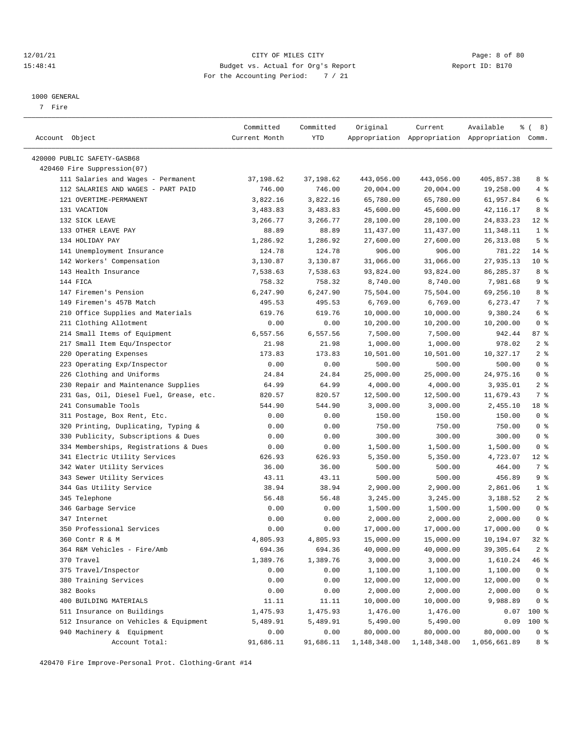CITY OF MILES CITY
Budget vs. Actual for Org's Report
For the Accounting Period: 7 / 21

12/01/21
15:48:41

Report ID: B170

1000 GENERAL
7 Fire

| Account Object | Committed Current Month | Committed YTD | Original Appropriation | Current Appropriation | Available Appropriation | % ( 8) Comm. |
|---|---|---|---|---|---|---|
| 420000 PUBLIC SAFETY-GASB68 | | | | | | |
| 420460 Fire Suppression(07) | | | | | | |
| 111 Salaries and Wages - Permanent | 37,198.62 | 37,198.62 | 443,056.00 | 443,056.00 | 405,857.38 | 8 % |
| 112 SALARIES AND WAGES - PART PAID | 746.00 | 746.00 | 20,004.00 | 20,004.00 | 19,258.00 | 4 % |
| 121 OVERTIME-PERMANENT | 3,822.16 | 3,822.16 | 65,780.00 | 65,780.00 | 61,957.84 | 6 % |
| 131 VACATION | 3,483.83 | 3,483.83 | 45,600.00 | 45,600.00 | 42,116.17 | 8 % |
| 132 SICK LEAVE | 3,266.77 | 3,266.77 | 28,100.00 | 28,100.00 | 24,833.23 | 12 % |
| 133 OTHER LEAVE PAY | 88.89 | 88.89 | 11,437.00 | 11,437.00 | 11,348.11 | 1 % |
| 134 HOLIDAY PAY | 1,286.92 | 1,286.92 | 27,600.00 | 27,600.00 | 26,313.08 | 5 % |
| 141 Unemployment Insurance | 124.78 | 124.78 | 906.00 | 906.00 | 781.22 | 14 % |
| 142 Workers' Compensation | 3,130.87 | 3,130.87 | 31,066.00 | 31,066.00 | 27,935.13 | 10 % |
| 143 Health Insurance | 7,538.63 | 7,538.63 | 93,824.00 | 93,824.00 | 86,285.37 | 8 % |
| 144 FICA | 758.32 | 758.32 | 8,740.00 | 8,740.00 | 7,981.68 | 9 % |
| 147 Firemen's Pension | 6,247.90 | 6,247.90 | 75,504.00 | 75,504.00 | 69,256.10 | 8 % |
| 149 Firemen's 457B Match | 495.53 | 495.53 | 6,769.00 | 6,769.00 | 6,273.47 | 7 % |
| 210 Office Supplies and Materials | 619.76 | 619.76 | 10,000.00 | 10,000.00 | 9,380.24 | 6 % |
| 211 Clothing Allotment | 0.00 | 0.00 | 10,200.00 | 10,200.00 | 10,200.00 | 0 % |
| 214 Small Items of Equipment | 6,557.56 | 6,557.56 | 7,500.00 | 7,500.00 | 942.44 | 87 % |
| 217 Small Item Equ/Inspector | 21.98 | 21.98 | 1,000.00 | 1,000.00 | 978.02 | 2 % |
| 220 Operating Expenses | 173.83 | 173.83 | 10,501.00 | 10,501.00 | 10,327.17 | 2 % |
| 223 Operating Exp/Inspector | 0.00 | 0.00 | 500.00 | 500.00 | 500.00 | 0 % |
| 226 Clothing and Uniforms | 24.84 | 24.84 | 25,000.00 | 25,000.00 | 24,975.16 | 0 % |
| 230 Repair and Maintenance Supplies | 64.99 | 64.99 | 4,000.00 | 4,000.00 | 3,935.01 | 2 % |
| 231 Gas, Oil, Diesel Fuel, Grease, etc. | 820.57 | 820.57 | 12,500.00 | 12,500.00 | 11,679.43 | 7 % |
| 241 Consumable Tools | 544.90 | 544.90 | 3,000.00 | 3,000.00 | 2,455.10 | 18 % |
| 311 Postage, Box Rent, Etc. | 0.00 | 0.00 | 150.00 | 150.00 | 150.00 | 0 % |
| 320 Printing, Duplicating, Typing & | 0.00 | 0.00 | 750.00 | 750.00 | 750.00 | 0 % |
| 330 Publicity, Subscriptions & Dues | 0.00 | 0.00 | 300.00 | 300.00 | 300.00 | 0 % |
| 334 Memberships, Registrations & Dues | 0.00 | 0.00 | 1,500.00 | 1,500.00 | 1,500.00 | 0 % |
| 341 Electric Utility Services | 626.93 | 626.93 | 5,350.00 | 5,350.00 | 4,723.07 | 12 % |
| 342 Water Utility Services | 36.00 | 36.00 | 500.00 | 500.00 | 464.00 | 7 % |
| 343 Sewer Utility Services | 43.11 | 43.11 | 500.00 | 500.00 | 456.89 | 9 % |
| 344 Gas Utility Service | 38.94 | 38.94 | 2,900.00 | 2,900.00 | 2,861.06 | 1 % |
| 345 Telephone | 56.48 | 56.48 | 3,245.00 | 3,245.00 | 3,188.52 | 2 % |
| 346 Garbage Service | 0.00 | 0.00 | 1,500.00 | 1,500.00 | 1,500.00 | 0 % |
| 347 Internet | 0.00 | 0.00 | 2,000.00 | 2,000.00 | 2,000.00 | 0 % |
| 350 Professional Services | 0.00 | 0.00 | 17,000.00 | 17,000.00 | 17,000.00 | 0 % |
| 360 Contr R & M | 4,805.93 | 4,805.93 | 15,000.00 | 15,000.00 | 10,194.07 | 32 % |
| 364 R&M Vehicles - Fire/Amb | 694.36 | 694.36 | 40,000.00 | 40,000.00 | 39,305.64 | 2 % |
| 370 Travel | 1,389.76 | 1,389.76 | 3,000.00 | 3,000.00 | 1,610.24 | 46 % |
| 375 Travel/Inspector | 0.00 | 0.00 | 1,100.00 | 1,100.00 | 1,100.00 | 0 % |
| 380 Training Services | 0.00 | 0.00 | 12,000.00 | 12,000.00 | 12,000.00 | 0 % |
| 382 Books | 0.00 | 0.00 | 2,000.00 | 2,000.00 | 2,000.00 | 0 % |
| 400 BUILDING MATERIALS | 11.11 | 11.11 | 10,000.00 | 10,000.00 | 9,988.89 | 0 % |
| 511 Insurance on Buildings | 1,475.93 | 1,475.93 | 1,476.00 | 1,476.00 | 0.07 | 100 % |
| 512 Insurance on Vehicles & Equipment | 5,489.91 | 5,489.91 | 5,490.00 | 5,490.00 | 0.09 | 100 % |
| 940 Machinery & Equipment | 0.00 | 0.00 | 80,000.00 | 80,000.00 | 80,000.00 | 0 % |
| Account Total: | 91,686.11 | 91,686.11 | 1,148,348.00 | 1,148,348.00 | 1,056,661.89 | 8 % |

420470 Fire Improve-Personal Prot. Clothing-Grant #14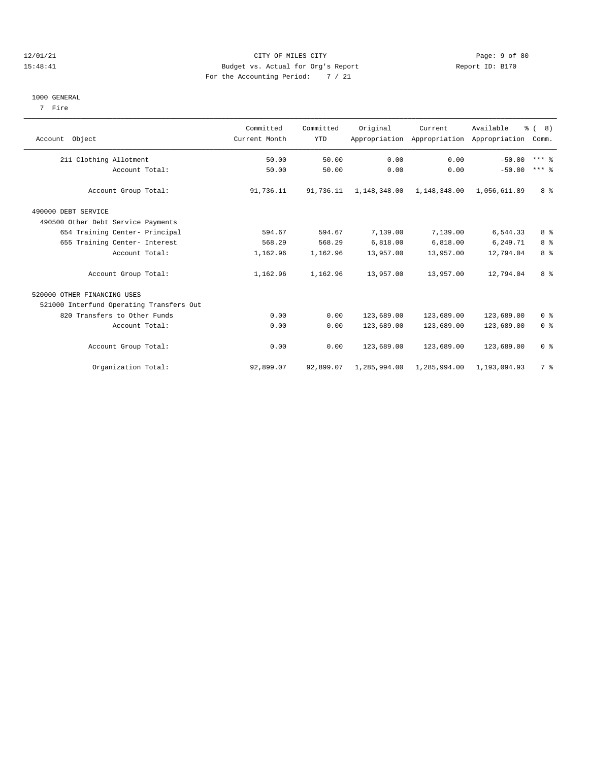CITY OF MILES CITY
Budget vs. Actual for Org's Report
For the Accounting Period: 7 / 21

12/01/21
15:48:41

Report ID: B170

1000 GENERAL
7 Fire

| Account Object | Committed Current Month | Committed YTD | Original Appropriation | Current Appropriation | Available Appropriation | % ( 8) Comm. |
|---|---|---|---|---|---|---|
| 211 Clothing Allotment | 50.00 | 50.00 | 0.00 | 0.00 | -50.00 | *** % |
| Account Total: | 50.00 | 50.00 | 0.00 | 0.00 | -50.00 | *** % |
| Account Group Total: | 91,736.11 | 91,736.11 | 1,148,348.00 | 1,148,348.00 | 1,056,611.89 | 8 % |
| 490000 DEBT SERVICE | | | | | | |
| 490500 Other Debt Service Payments | | | | | | |
| 654 Training Center- Principal | 594.67 | 594.67 | 7,139.00 | 7,139.00 | 6,544.33 | 8 % |
| 655 Training Center- Interest | 568.29 | 568.29 | 6,818.00 | 6,818.00 | 6,249.71 | 8 % |
| Account Total: | 1,162.96 | 1,162.96 | 13,957.00 | 13,957.00 | 12,794.04 | 8 % |
| Account Group Total: | 1,162.96 | 1,162.96 | 13,957.00 | 13,957.00 | 12,794.04 | 8 % |
| 520000 OTHER FINANCING USES | | | | | | |
| 521000 Interfund Operating Transfers Out | | | | | | |
| 820 Transfers to Other Funds | 0.00 | 0.00 | 123,689.00 | 123,689.00 | 123,689.00 | 0 % |
| Account Total: | 0.00 | 0.00 | 123,689.00 | 123,689.00 | 123,689.00 | 0 % |
| Account Group Total: | 0.00 | 0.00 | 123,689.00 | 123,689.00 | 123,689.00 | 0 % |
| Organization Total: | 92,899.07 | 92,899.07 | 1,285,994.00 | 1,285,994.00 | 1,193,094.93 | 7 % |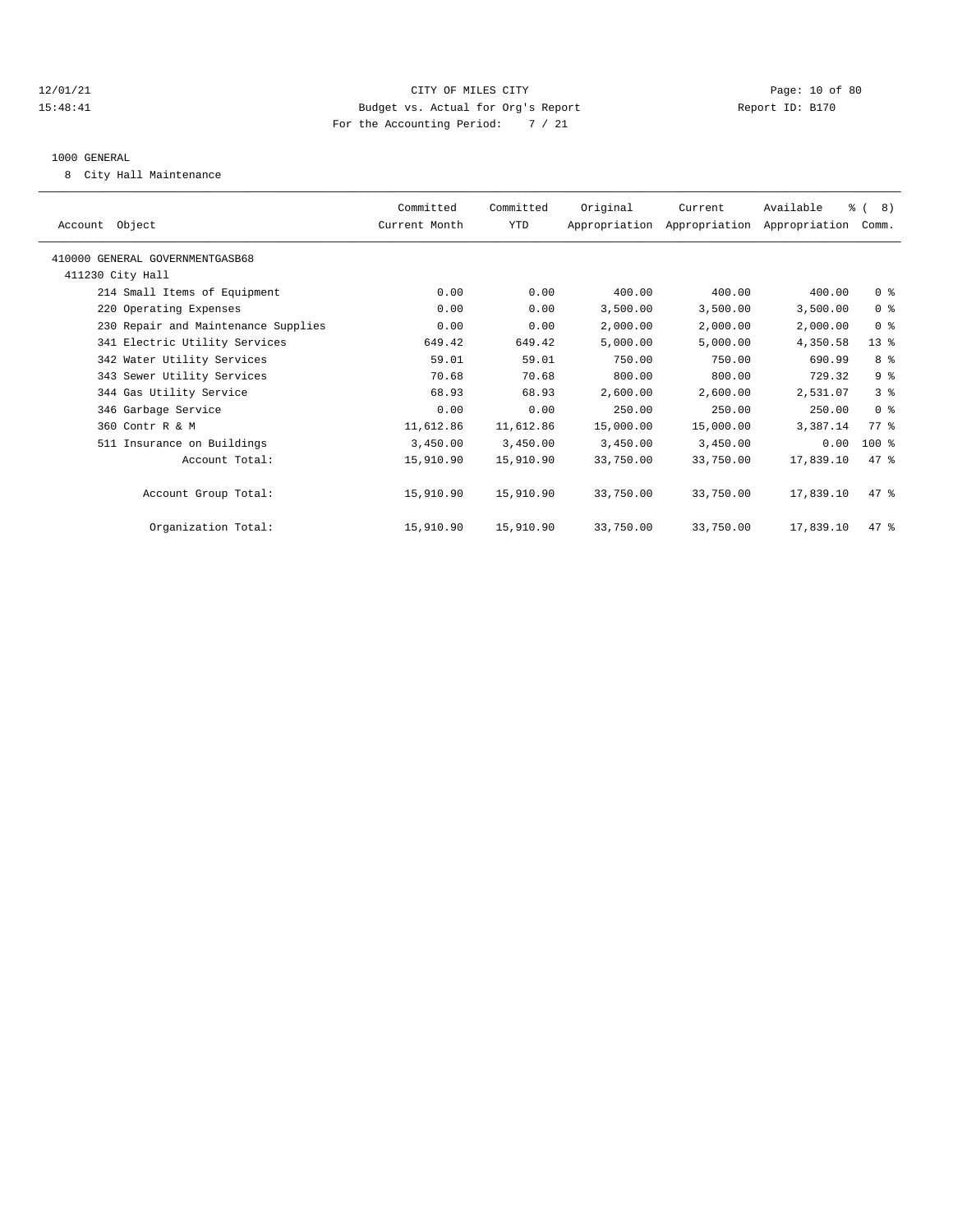12/01/21 CITY OF MILES CITY
15:48:41 Budget vs. Actual for Org's Report Report ID: B170
For the Accounting Period: 7 / 21

1000 GENERAL

8 City Hall Maintenance

| Account Object | Committed Current Month | Committed YTD | Original Appropriation | Current Appropriation | Available Appropriation | % ( 8) Comm. |
|---|---|---|---|---|---|---|
| 410000 GENERAL GOVERNMENTGASB68 | | | | | | |
| 411230 City Hall | | | | | | |
| 214 Small Items of Equipment | 0.00 | 0.00 | 400.00 | 400.00 | 400.00 | 0 % |
| 220 Operating Expenses | 0.00 | 0.00 | 3,500.00 | 3,500.00 | 3,500.00 | 0 % |
| 230 Repair and Maintenance Supplies | 0.00 | 0.00 | 2,000.00 | 2,000.00 | 2,000.00 | 0 % |
| 341 Electric Utility Services | 649.42 | 649.42 | 5,000.00 | 5,000.00 | 4,350.58 | 13 % |
| 342 Water Utility Services | 59.01 | 59.01 | 750.00 | 750.00 | 690.99 | 8 % |
| 343 Sewer Utility Services | 70.68 | 70.68 | 800.00 | 800.00 | 729.32 | 9 % |
| 344 Gas Utility Service | 68.93 | 68.93 | 2,600.00 | 2,600.00 | 2,531.07 | 3 % |
| 346 Garbage Service | 0.00 | 0.00 | 250.00 | 250.00 | 250.00 | 0 % |
| 360 Contr R & M | 11,612.86 | 11,612.86 | 15,000.00 | 15,000.00 | 3,387.14 | 77 % |
| 511 Insurance on Buildings | 3,450.00 | 3,450.00 | 3,450.00 | 3,450.00 | 0.00 | 100 % |
| Account Total: | 15,910.90 | 15,910.90 | 33,750.00 | 33,750.00 | 17,839.10 | 47 % |
| Account Group Total: | 15,910.90 | 15,910.90 | 33,750.00 | 33,750.00 | 17,839.10 | 47 % |
| Organization Total: | 15,910.90 | 15,910.90 | 33,750.00 | 33,750.00 | 17,839.10 | 47 % |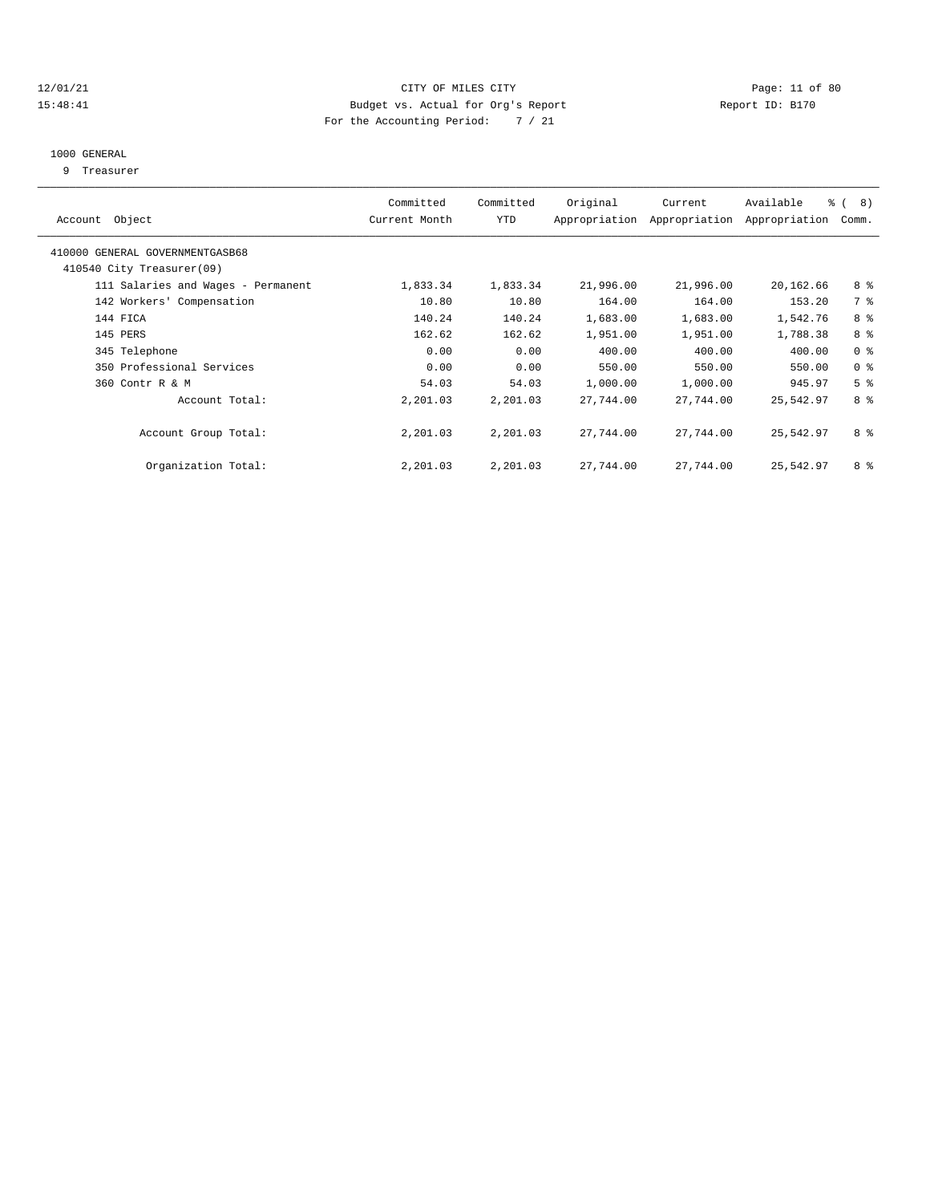12/01/21 CITY OF MILES CITY
15:48:41 Budget vs. Actual for Org's Report Report ID: B170
For the Accounting Period: 7 / 21

1000 GENERAL
9 Treasurer

| Account Object | Committed Current Month | Committed YTD | Original Appropriation | Current Appropriation | Available Appropriation | % ( 8) Comm. |
|---|---|---|---|---|---|---|
| 410000 GENERAL GOVERNMENTGASB68 | | | | | | |
| 410540 City Treasurer(09) | | | | | | |
| 111 Salaries and Wages - Permanent | 1,833.34 | 1,833.34 | 21,996.00 | 21,996.00 | 20,162.66 | 8 % |
| 142 Workers' Compensation | 10.80 | 10.80 | 164.00 | 164.00 | 153.20 | 7 % |
| 144 FICA | 140.24 | 140.24 | 1,683.00 | 1,683.00 | 1,542.76 | 8 % |
| 145 PERS | 162.62 | 162.62 | 1,951.00 | 1,951.00 | 1,788.38 | 8 % |
| 345 Telephone | 0.00 | 0.00 | 400.00 | 400.00 | 400.00 | 0 % |
| 350 Professional Services | 0.00 | 0.00 | 550.00 | 550.00 | 550.00 | 0 % |
| 360 Contr R & M | 54.03 | 54.03 | 1,000.00 | 1,000.00 | 945.97 | 5 % |
| Account Total: | 2,201.03 | 2,201.03 | 27,744.00 | 27,744.00 | 25,542.97 | 8 % |
| Account Group Total: | 2,201.03 | 2,201.03 | 27,744.00 | 27,744.00 | 25,542.97 | 8 % |
| Organization Total: | 2,201.03 | 2,201.03 | 27,744.00 | 27,744.00 | 25,542.97 | 8 % |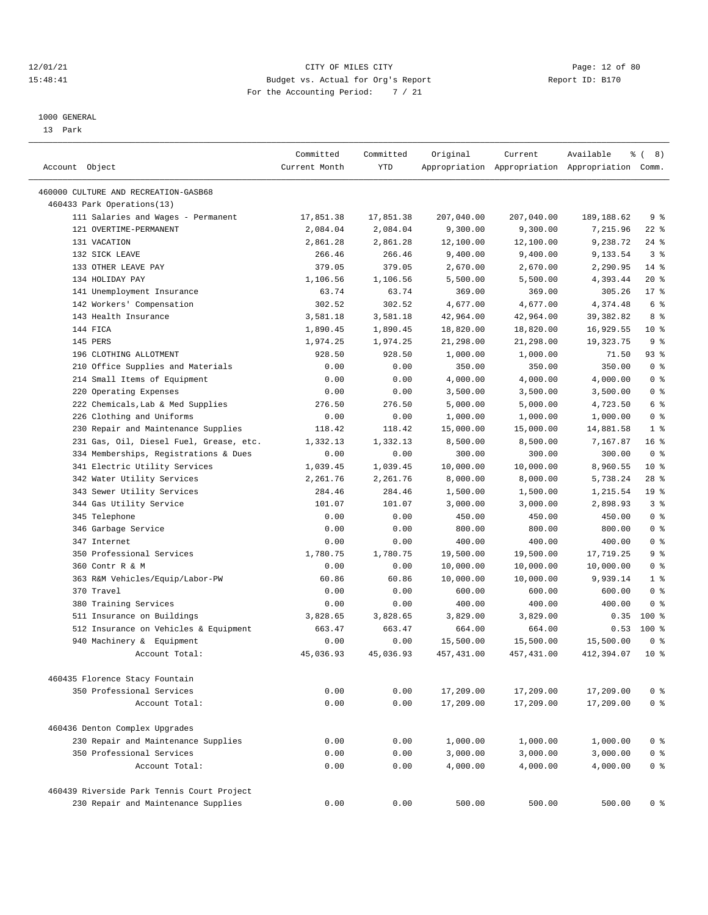12/01/21 CITY OF MILES CITY
15:48:41 Budget vs. Actual for Org's Report Report ID: B170
For the Accounting Period: 7 / 21

1000 GENERAL
13 Park

| Account Object | Committed Current Month | Committed YTD | Original Appropriation | Current Appropriation | Available Appropriation | % ( 8) Comm. |
|---|---|---|---|---|---|---|
| 460000 CULTURE AND RECREATION-GASB68 | | | | | | |
| 460433 Park Operations(13) | | | | | | |
| 111 Salaries and Wages - Permanent | 17,851.38 | 17,851.38 | 207,040.00 | 207,040.00 | 189,188.62 | 9 % |
| 121 OVERTIME-PERMANENT | 2,084.04 | 2,084.04 | 9,300.00 | 9,300.00 | 7,215.96 | 22 % |
| 131 VACATION | 2,861.28 | 2,861.28 | 12,100.00 | 12,100.00 | 9,238.72 | 24 % |
| 132 SICK LEAVE | 266.46 | 266.46 | 9,400.00 | 9,400.00 | 9,133.54 | 3 % |
| 133 OTHER LEAVE PAY | 379.05 | 379.05 | 2,670.00 | 2,670.00 | 2,290.95 | 14 % |
| 134 HOLIDAY PAY | 1,106.56 | 1,106.56 | 5,500.00 | 5,500.00 | 4,393.44 | 20 % |
| 141 Unemployment Insurance | 63.74 | 63.74 | 369.00 | 369.00 | 305.26 | 17 % |
| 142 Workers' Compensation | 302.52 | 302.52 | 4,677.00 | 4,677.00 | 4,374.48 | 6 % |
| 143 Health Insurance | 3,581.18 | 3,581.18 | 42,964.00 | 42,964.00 | 39,382.82 | 8 % |
| 144 FICA | 1,890.45 | 1,890.45 | 18,820.00 | 18,820.00 | 16,929.55 | 10 % |
| 145 PERS | 1,974.25 | 1,974.25 | 21,298.00 | 21,298.00 | 19,323.75 | 9 % |
| 196 CLOTHING ALLOTMENT | 928.50 | 928.50 | 1,000.00 | 1,000.00 | 71.50 | 93 % |
| 210 Office Supplies and Materials | 0.00 | 0.00 | 350.00 | 350.00 | 350.00 | 0 % |
| 214 Small Items of Equipment | 0.00 | 0.00 | 4,000.00 | 4,000.00 | 4,000.00 | 0 % |
| 220 Operating Expenses | 0.00 | 0.00 | 3,500.00 | 3,500.00 | 3,500.00 | 0 % |
| 222 Chemicals,Lab & Med Supplies | 276.50 | 276.50 | 5,000.00 | 5,000.00 | 4,723.50 | 6 % |
| 226 Clothing and Uniforms | 0.00 | 0.00 | 1,000.00 | 1,000.00 | 1,000.00 | 0 % |
| 230 Repair and Maintenance Supplies | 118.42 | 118.42 | 15,000.00 | 15,000.00 | 14,881.58 | 1 % |
| 231 Gas, Oil, Diesel Fuel, Grease, etc. | 1,332.13 | 1,332.13 | 8,500.00 | 8,500.00 | 7,167.87 | 16 % |
| 334 Memberships, Registrations & Dues | 0.00 | 0.00 | 300.00 | 300.00 | 300.00 | 0 % |
| 341 Electric Utility Services | 1,039.45 | 1,039.45 | 10,000.00 | 10,000.00 | 8,960.55 | 10 % |
| 342 Water Utility Services | 2,261.76 | 2,261.76 | 8,000.00 | 8,000.00 | 5,738.24 | 28 % |
| 343 Sewer Utility Services | 284.46 | 284.46 | 1,500.00 | 1,500.00 | 1,215.54 | 19 % |
| 344 Gas Utility Service | 101.07 | 101.07 | 3,000.00 | 3,000.00 | 2,898.93 | 3 % |
| 345 Telephone | 0.00 | 0.00 | 450.00 | 450.00 | 450.00 | 0 % |
| 346 Garbage Service | 0.00 | 0.00 | 800.00 | 800.00 | 800.00 | 0 % |
| 347 Internet | 0.00 | 0.00 | 400.00 | 400.00 | 400.00 | 0 % |
| 350 Professional Services | 1,780.75 | 1,780.75 | 19,500.00 | 19,500.00 | 17,719.25 | 9 % |
| 360 Contr R & M | 0.00 | 0.00 | 10,000.00 | 10,000.00 | 10,000.00 | 0 % |
| 363 R&M Vehicles/Equip/Labor-PW | 60.86 | 60.86 | 10,000.00 | 10,000.00 | 9,939.14 | 1 % |
| 370 Travel | 0.00 | 0.00 | 600.00 | 600.00 | 600.00 | 0 % |
| 380 Training Services | 0.00 | 0.00 | 400.00 | 400.00 | 400.00 | 0 % |
| 511 Insurance on Buildings | 3,828.65 | 3,828.65 | 3,829.00 | 3,829.00 | 0.35 | 100 % |
| 512 Insurance on Vehicles & Equipment | 663.47 | 663.47 | 664.00 | 664.00 | 0.53 | 100 % |
| 940 Machinery & Equipment | 0.00 | 0.00 | 15,500.00 | 15,500.00 | 15,500.00 | 0 % |
| Account Total: | 45,036.93 | 45,036.93 | 457,431.00 | 457,431.00 | 412,394.07 | 10 % |
| 460435 Florence Stacy Fountain | | | | | | |
| 350 Professional Services | 0.00 | 0.00 | 17,209.00 | 17,209.00 | 17,209.00 | 0 % |
| Account Total: | 0.00 | 0.00 | 17,209.00 | 17,209.00 | 17,209.00 | 0 % |
| 460436 Denton Complex Upgrades | | | | | | |
| 230 Repair and Maintenance Supplies | 0.00 | 0.00 | 1,000.00 | 1,000.00 | 1,000.00 | 0 % |
| 350 Professional Services | 0.00 | 0.00 | 3,000.00 | 3,000.00 | 3,000.00 | 0 % |
| Account Total: | 0.00 | 0.00 | 4,000.00 | 4,000.00 | 4,000.00 | 0 % |
| 460439 Riverside Park Tennis Court Project | | | | | | |
| 230 Repair and Maintenance Supplies | 0.00 | 0.00 | 500.00 | 500.00 | 500.00 | 0 % |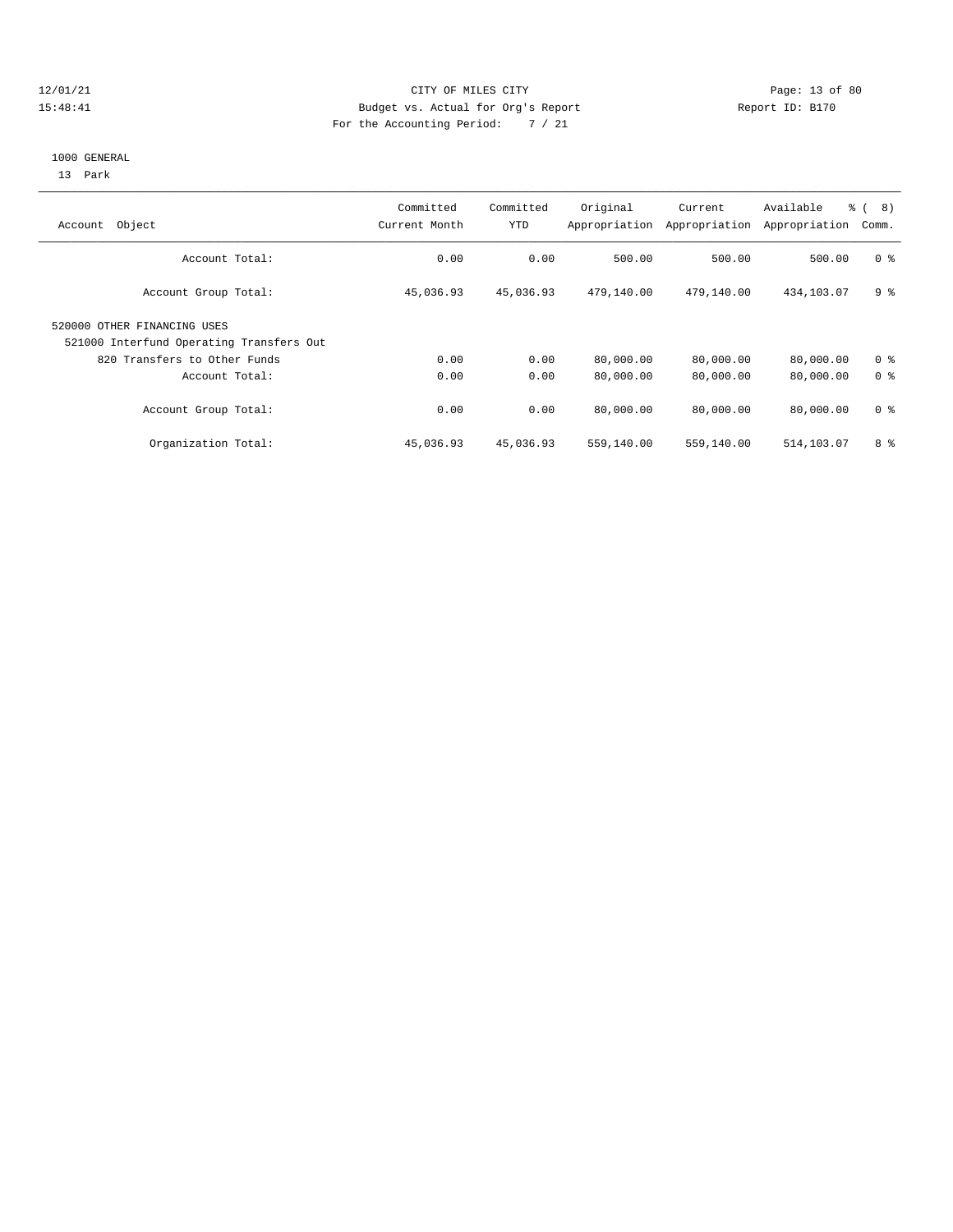CITY OF MILES CITY
Budget vs. Actual for Org's Report
For the Accounting Period: 7 / 21

12/01/21
15:48:41

Report ID: B170

1000 GENERAL
13 Park

| Account Object | Committed Current Month | Committed YTD | Original Appropriation | Current Appropriation | Available Appropriation | % ( 8) Comm. |
|---|---|---|---|---|---|---|
| Account Total: | 0.00 | 0.00 | 500.00 | 500.00 | 500.00 | 0 % |
| Account Group Total: | 45,036.93 | 45,036.93 | 479,140.00 | 479,140.00 | 434,103.07 | 9 % |
| 520000 OTHER FINANCING USES | | | | | | |
| 521000 Interfund Operating Transfers Out | | | | | | |
| 820 Transfers to Other Funds | 0.00 | 0.00 | 80,000.00 | 80,000.00 | 80,000.00 | 0 % |
| Account Total: | 0.00 | 0.00 | 80,000.00 | 80,000.00 | 80,000.00 | 0 % |
| Account Group Total: | 0.00 | 0.00 | 80,000.00 | 80,000.00 | 80,000.00 | 0 % |
| Organization Total: | 45,036.93 | 45,036.93 | 559,140.00 | 559,140.00 | 514,103.07 | 8 % |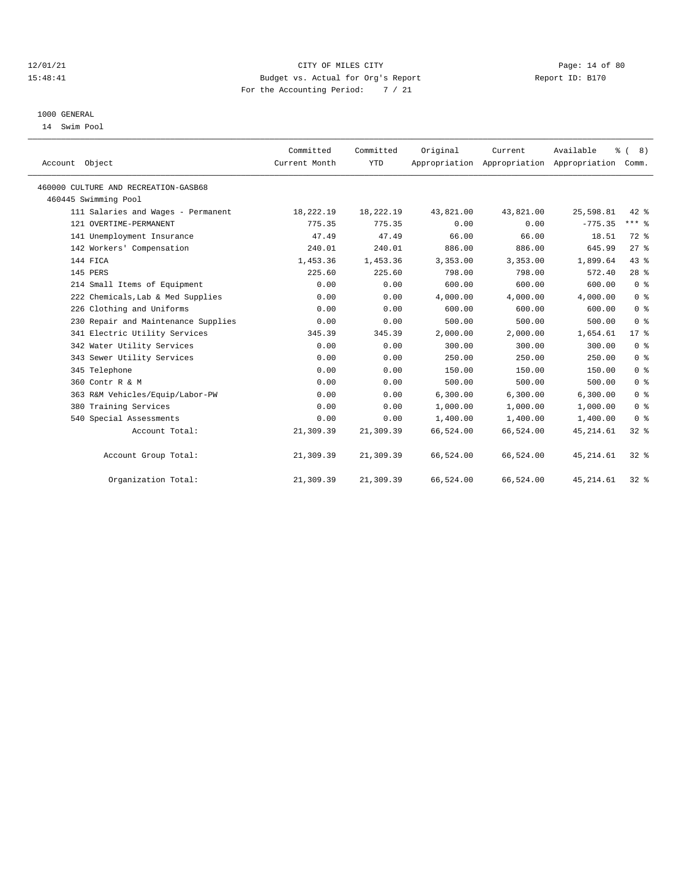12/01/21 CITY OF MILES CITY
15:48:41 Budget vs. Actual for Org's Report Report ID: B170
For the Accounting Period: 7 / 21

1000 GENERAL
14 Swim Pool

| Account Object | Committed Current Month | Committed YTD | Original Appropriation | Current Appropriation | Available Appropriation | % ( 8) Comm. |
|---|---|---|---|---|---|---|
| 460000 CULTURE AND RECREATION-GASB68 | | | | | | |
| 460445 Swimming Pool | | | | | | |
| 111 Salaries and Wages - Permanent | 18,222.19 | 18,222.19 | 43,821.00 | 43,821.00 | 25,598.81 | 42 % |
| 121 OVERTIME-PERMANENT | 775.35 | 775.35 | 0.00 | 0.00 | -775.35 | *** % |
| 141 Unemployment Insurance | 47.49 | 47.49 | 66.00 | 66.00 | 18.51 | 72 % |
| 142 Workers' Compensation | 240.01 | 240.01 | 886.00 | 886.00 | 645.99 | 27 % |
| 144 FICA | 1,453.36 | 1,453.36 | 3,353.00 | 3,353.00 | 1,899.64 | 43 % |
| 145 PERS | 225.60 | 225.60 | 798.00 | 798.00 | 572.40 | 28 % |
| 214 Small Items of Equipment | 0.00 | 0.00 | 600.00 | 600.00 | 600.00 | 0 % |
| 222 Chemicals,Lab & Med Supplies | 0.00 | 0.00 | 4,000.00 | 4,000.00 | 4,000.00 | 0 % |
| 226 Clothing and Uniforms | 0.00 | 0.00 | 600.00 | 600.00 | 600.00 | 0 % |
| 230 Repair and Maintenance Supplies | 0.00 | 0.00 | 500.00 | 500.00 | 500.00 | 0 % |
| 341 Electric Utility Services | 345.39 | 345.39 | 2,000.00 | 2,000.00 | 1,654.61 | 17 % |
| 342 Water Utility Services | 0.00 | 0.00 | 300.00 | 300.00 | 300.00 | 0 % |
| 343 Sewer Utility Services | 0.00 | 0.00 | 250.00 | 250.00 | 250.00 | 0 % |
| 345 Telephone | 0.00 | 0.00 | 150.00 | 150.00 | 150.00 | 0 % |
| 360 Contr R & M | 0.00 | 0.00 | 500.00 | 500.00 | 500.00 | 0 % |
| 363 R&M Vehicles/Equip/Labor-PW | 0.00 | 0.00 | 6,300.00 | 6,300.00 | 6,300.00 | 0 % |
| 380 Training Services | 0.00 | 0.00 | 1,000.00 | 1,000.00 | 1,000.00 | 0 % |
| 540 Special Assessments | 0.00 | 0.00 | 1,400.00 | 1,400.00 | 1,400.00 | 0 % |
| Account Total: | 21,309.39 | 21,309.39 | 66,524.00 | 66,524.00 | 45,214.61 | 32 % |
| Account Group Total: | 21,309.39 | 21,309.39 | 66,524.00 | 66,524.00 | 45,214.61 | 32 % |
| Organization Total: | 21,309.39 | 21,309.39 | 66,524.00 | 66,524.00 | 45,214.61 | 32 % |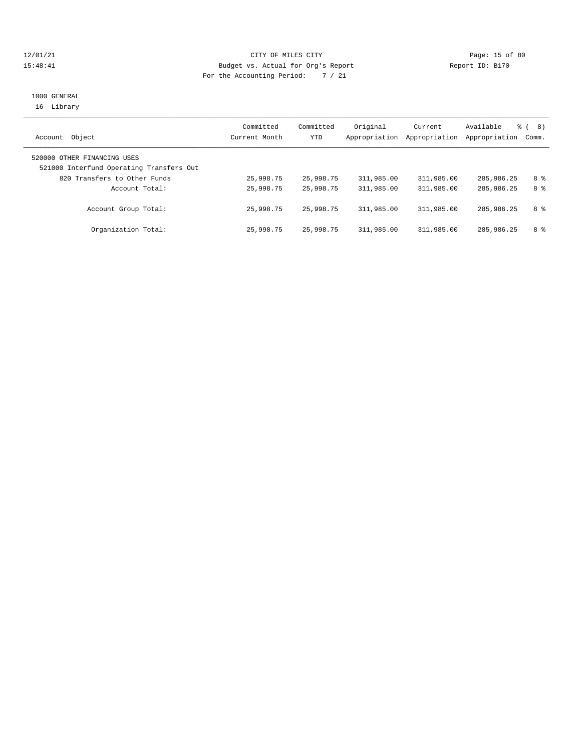CITY OF MILES CITY
Budget vs. Actual for Org's Report
For the Accounting Period: 7 / 21

12/01/21
15:48:41

Report ID: B170

1000 GENERAL
16 Library

| Account Object | Committed Current Month | Committed YTD | Original Appropriation | Current Appropriation | Available Appropriation | % ( 8) Comm. |
|---|---|---|---|---|---|---|
| 520000 OTHER FINANCING USES | | | | | | |
| 521000 Interfund Operating Transfers Out | | | | | | |
| 820 Transfers to Other Funds | 25,998.75 | 25,998.75 | 311,985.00 | 311,985.00 | 285,986.25 | 8 % |
| Account Total: | 25,998.75 | 25,998.75 | 311,985.00 | 311,985.00 | 285,986.25 | 8 % |
| Account Group Total: | 25,998.75 | 25,998.75 | 311,985.00 | 311,985.00 | 285,986.25 | 8 % |
| Organization Total: | 25,998.75 | 25,998.75 | 311,985.00 | 311,985.00 | 285,986.25 | 8 % |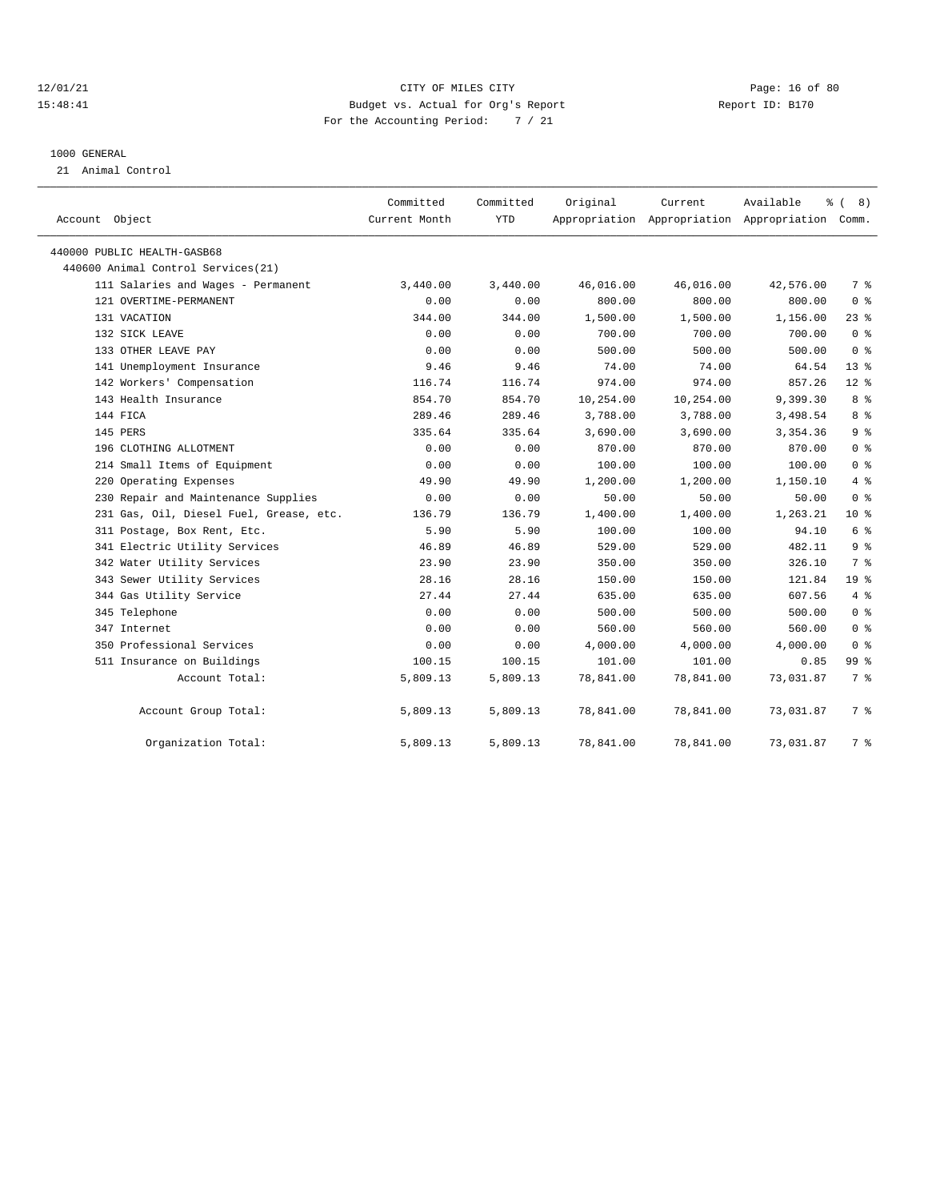12/01/21 CITY OF MILES CITY
15:48:41 Budget vs. Actual for Org's Report Report ID: B170
For the Accounting Period: 7 / 21

1000 GENERAL

21 Animal Control

| Account Object | Committed Current Month | Committed YTD | Original Appropriation | Current Appropriation | Available Appropriation | % ( 8) Comm. |
|---|---|---|---|---|---|---|
| 440000 PUBLIC HEALTH-GASB68 | | | | | | |
| 440600 Animal Control Services(21) | | | | | | |
| 111 Salaries and Wages - Permanent | 3,440.00 | 3,440.00 | 46,016.00 | 46,016.00 | 42,576.00 | 7 % |
| 121 OVERTIME-PERMANENT | 0.00 | 0.00 | 800.00 | 800.00 | 800.00 | 0 % |
| 131 VACATION | 344.00 | 344.00 | 1,500.00 | 1,500.00 | 1,156.00 | 23 % |
| 132 SICK LEAVE | 0.00 | 0.00 | 700.00 | 700.00 | 700.00 | 0 % |
| 133 OTHER LEAVE PAY | 0.00 | 0.00 | 500.00 | 500.00 | 500.00 | 0 % |
| 141 Unemployment Insurance | 9.46 | 9.46 | 74.00 | 74.00 | 64.54 | 13 % |
| 142 Workers' Compensation | 116.74 | 116.74 | 974.00 | 974.00 | 857.26 | 12 % |
| 143 Health Insurance | 854.70 | 854.70 | 10,254.00 | 10,254.00 | 9,399.30 | 8 % |
| 144 FICA | 289.46 | 289.46 | 3,788.00 | 3,788.00 | 3,498.54 | 8 % |
| 145 PERS | 335.64 | 335.64 | 3,690.00 | 3,690.00 | 3,354.36 | 9 % |
| 196 CLOTHING ALLOTMENT | 0.00 | 0.00 | 870.00 | 870.00 | 870.00 | 0 % |
| 214 Small Items of Equipment | 0.00 | 0.00 | 100.00 | 100.00 | 100.00 | 0 % |
| 220 Operating Expenses | 49.90 | 49.90 | 1,200.00 | 1,200.00 | 1,150.10 | 4 % |
| 230 Repair and Maintenance Supplies | 0.00 | 0.00 | 50.00 | 50.00 | 50.00 | 0 % |
| 231 Gas, Oil, Diesel Fuel, Grease, etc. | 136.79 | 136.79 | 1,400.00 | 1,400.00 | 1,263.21 | 10 % |
| 311 Postage, Box Rent, Etc. | 5.90 | 5.90 | 100.00 | 100.00 | 94.10 | 6 % |
| 341 Electric Utility Services | 46.89 | 46.89 | 529.00 | 529.00 | 482.11 | 9 % |
| 342 Water Utility Services | 23.90 | 23.90 | 350.00 | 350.00 | 326.10 | 7 % |
| 343 Sewer Utility Services | 28.16 | 28.16 | 150.00 | 150.00 | 121.84 | 19 % |
| 344 Gas Utility Service | 27.44 | 27.44 | 635.00 | 635.00 | 607.56 | 4 % |
| 345 Telephone | 0.00 | 0.00 | 500.00 | 500.00 | 500.00 | 0 % |
| 347 Internet | 0.00 | 0.00 | 560.00 | 560.00 | 560.00 | 0 % |
| 350 Professional Services | 0.00 | 0.00 | 4,000.00 | 4,000.00 | 4,000.00 | 0 % |
| 511 Insurance on Buildings | 100.15 | 100.15 | 101.00 | 101.00 | 0.85 | 99 % |
| Account Total: | 5,809.13 | 5,809.13 | 78,841.00 | 78,841.00 | 73,031.87 | 7 % |
| Account Group Total: | 5,809.13 | 5,809.13 | 78,841.00 | 78,841.00 | 73,031.87 | 7 % |
| Organization Total: | 5,809.13 | 5,809.13 | 78,841.00 | 78,841.00 | 73,031.87 | 7 % |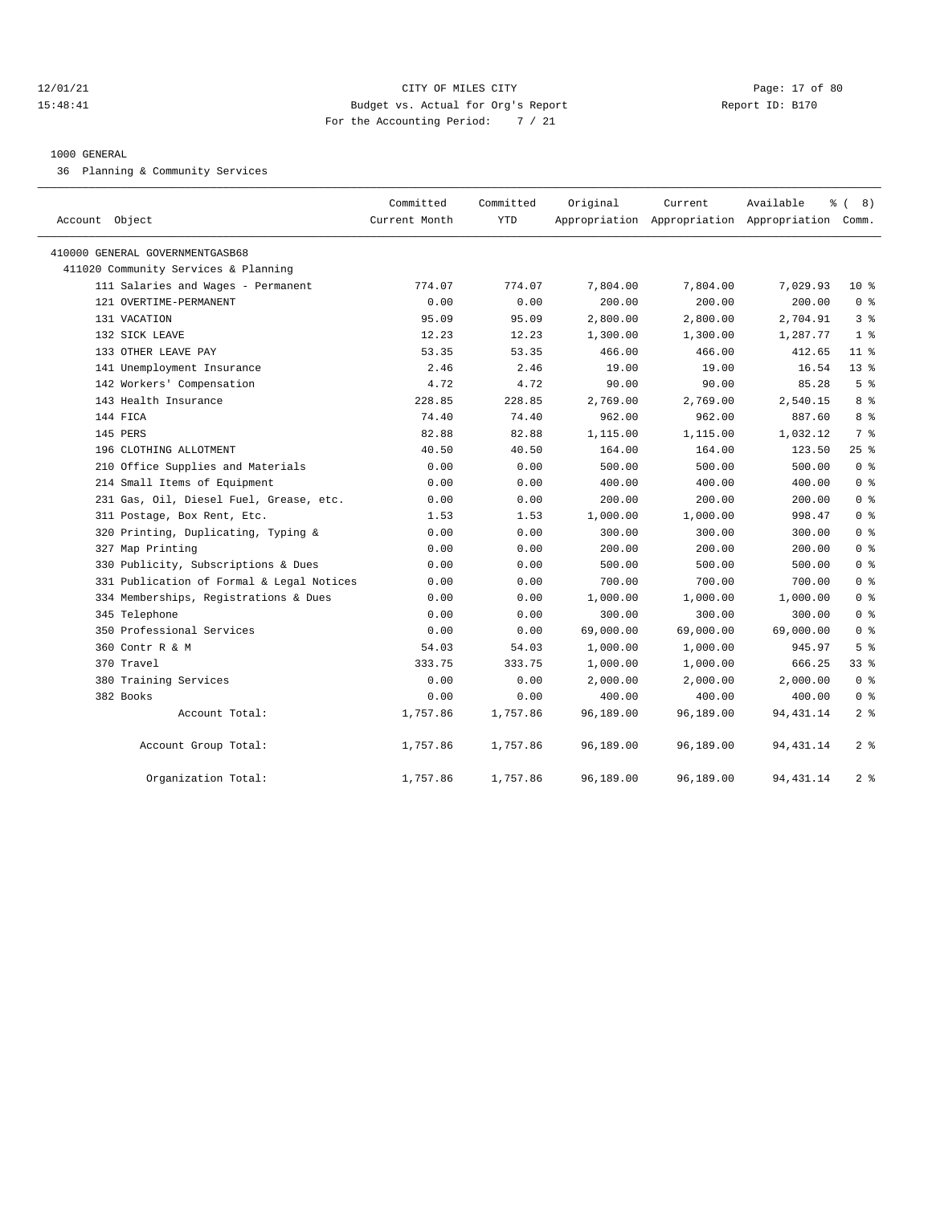12/01/21 CITY OF MILES CITY
15:48:41 Budget vs. Actual for Org's Report Report ID: B170
For the Accounting Period: 7 / 21

1000 GENERAL
36 Planning & Community Services

| Account Object | Committed Current Month | Committed YTD | Original Appropriation | Current Appropriation | Available Appropriation | % ( 8) Comm. |
|---|---|---|---|---|---|---|
| 410000 GENERAL GOVERNMENTGASB68 | | | | | | |
| 411020 Community Services & Planning | | | | | | |
| 111 Salaries and Wages - Permanent | 774.07 | 774.07 | 7,804.00 | 7,804.00 | 7,029.93 | 10 % |
| 121 OVERTIME-PERMANENT | 0.00 | 0.00 | 200.00 | 200.00 | 200.00 | 0 % |
| 131 VACATION | 95.09 | 95.09 | 2,800.00 | 2,800.00 | 2,704.91 | 3 % |
| 132 SICK LEAVE | 12.23 | 12.23 | 1,300.00 | 1,300.00 | 1,287.77 | 1 % |
| 133 OTHER LEAVE PAY | 53.35 | 53.35 | 466.00 | 466.00 | 412.65 | 11 % |
| 141 Unemployment Insurance | 2.46 | 2.46 | 19.00 | 19.00 | 16.54 | 13 % |
| 142 Workers' Compensation | 4.72 | 4.72 | 90.00 | 90.00 | 85.28 | 5 % |
| 143 Health Insurance | 228.85 | 228.85 | 2,769.00 | 2,769.00 | 2,540.15 | 8 % |
| 144 FICA | 74.40 | 74.40 | 962.00 | 962.00 | 887.60 | 8 % |
| 145 PERS | 82.88 | 82.88 | 1,115.00 | 1,115.00 | 1,032.12 | 7 % |
| 196 CLOTHING ALLOTMENT | 40.50 | 40.50 | 164.00 | 164.00 | 123.50 | 25 % |
| 210 Office Supplies and Materials | 0.00 | 0.00 | 500.00 | 500.00 | 500.00 | 0 % |
| 214 Small Items of Equipment | 0.00 | 0.00 | 400.00 | 400.00 | 400.00 | 0 % |
| 231 Gas, Oil, Diesel Fuel, Grease, etc. | 0.00 | 0.00 | 200.00 | 200.00 | 200.00 | 0 % |
| 311 Postage, Box Rent, Etc. | 1.53 | 1.53 | 1,000.00 | 1,000.00 | 998.47 | 0 % |
| 320 Printing, Duplicating, Typing & | 0.00 | 0.00 | 300.00 | 300.00 | 300.00 | 0 % |
| 327 Map Printing | 0.00 | 0.00 | 200.00 | 200.00 | 200.00 | 0 % |
| 330 Publicity, Subscriptions & Dues | 0.00 | 0.00 | 500.00 | 500.00 | 500.00 | 0 % |
| 331 Publication of Formal & Legal Notices | 0.00 | 0.00 | 700.00 | 700.00 | 700.00 | 0 % |
| 334 Memberships, Registrations & Dues | 0.00 | 0.00 | 1,000.00 | 1,000.00 | 1,000.00 | 0 % |
| 345 Telephone | 0.00 | 0.00 | 300.00 | 300.00 | 300.00 | 0 % |
| 350 Professional Services | 0.00 | 0.00 | 69,000.00 | 69,000.00 | 69,000.00 | 0 % |
| 360 Contr R & M | 54.03 | 54.03 | 1,000.00 | 1,000.00 | 945.97 | 5 % |
| 370 Travel | 333.75 | 333.75 | 1,000.00 | 1,000.00 | 666.25 | 33 % |
| 380 Training Services | 0.00 | 0.00 | 2,000.00 | 2,000.00 | 2,000.00 | 0 % |
| 382 Books | 0.00 | 0.00 | 400.00 | 400.00 | 400.00 | 0 % |
| Account Total: | 1,757.86 | 1,757.86 | 96,189.00 | 96,189.00 | 94,431.14 | 2 % |
| Account Group Total: | 1,757.86 | 1,757.86 | 96,189.00 | 96,189.00 | 94,431.14 | 2 % |
| Organization Total: | 1,757.86 | 1,757.86 | 96,189.00 | 96,189.00 | 94,431.14 | 2 % |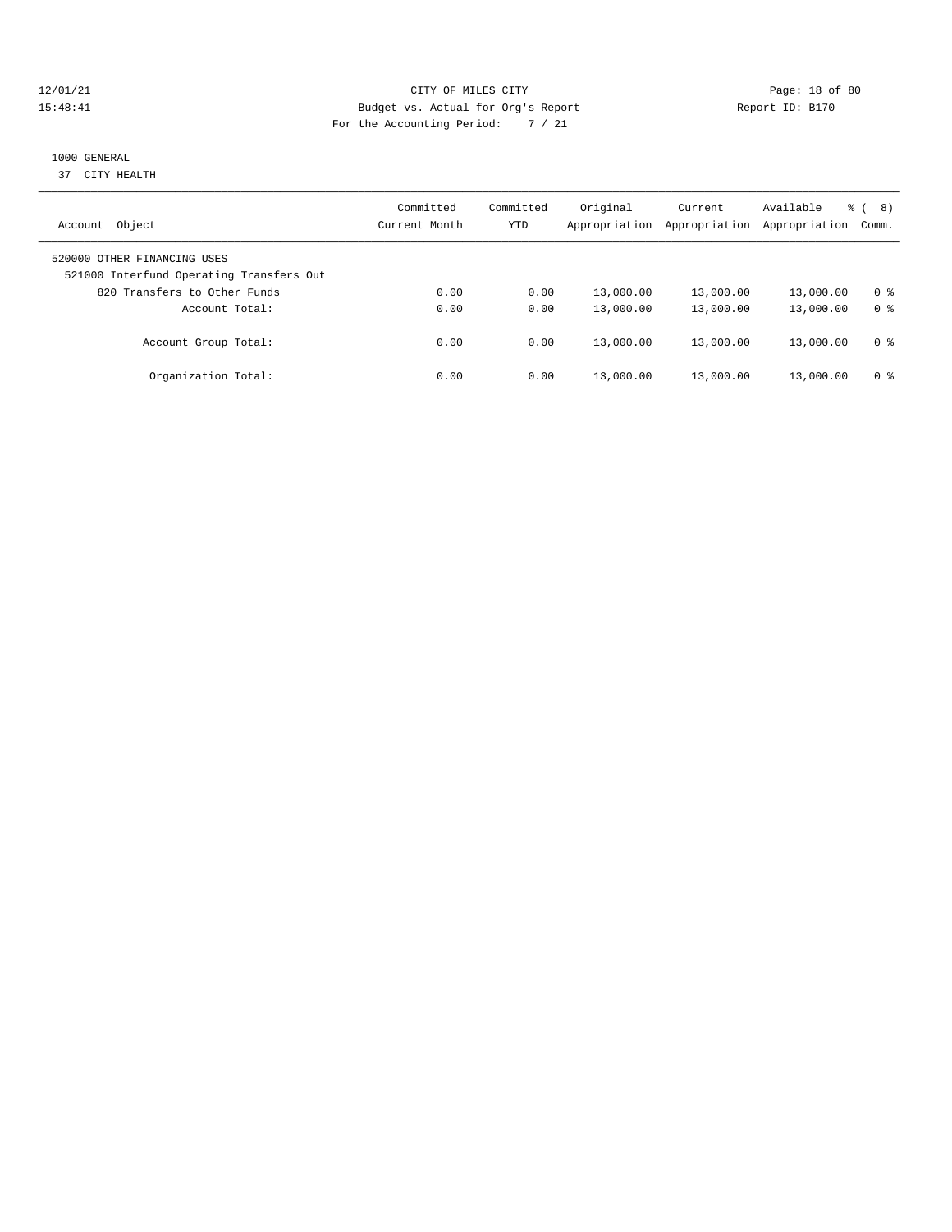CITY OF MILES CITY
Budget vs. Actual for Org's Report
For the Accounting Period: 7 / 21

12/01/21
15:48:41

Report ID: B170

1000 GENERAL
37 CITY HEALTH

| Account Object | Committed Current Month | Committed YTD | Original Appropriation | Current Appropriation | Available Appropriation | % ( 8) Comm. |
|---|---|---|---|---|---|---|
| 520000 OTHER FINANCING USES | | | | | | |
| 521000 Interfund Operating Transfers Out | | | | | | |
| 820 Transfers to Other Funds | 0.00 | 0.00 | 13,000.00 | 13,000.00 | 13,000.00 | 0 % |
| Account Total: | 0.00 | 0.00 | 13,000.00 | 13,000.00 | 13,000.00 | 0 % |
| Account Group Total: | 0.00 | 0.00 | 13,000.00 | 13,000.00 | 13,000.00 | 0 % |
| Organization Total: | 0.00 | 0.00 | 13,000.00 | 13,000.00 | 13,000.00 | 0 % |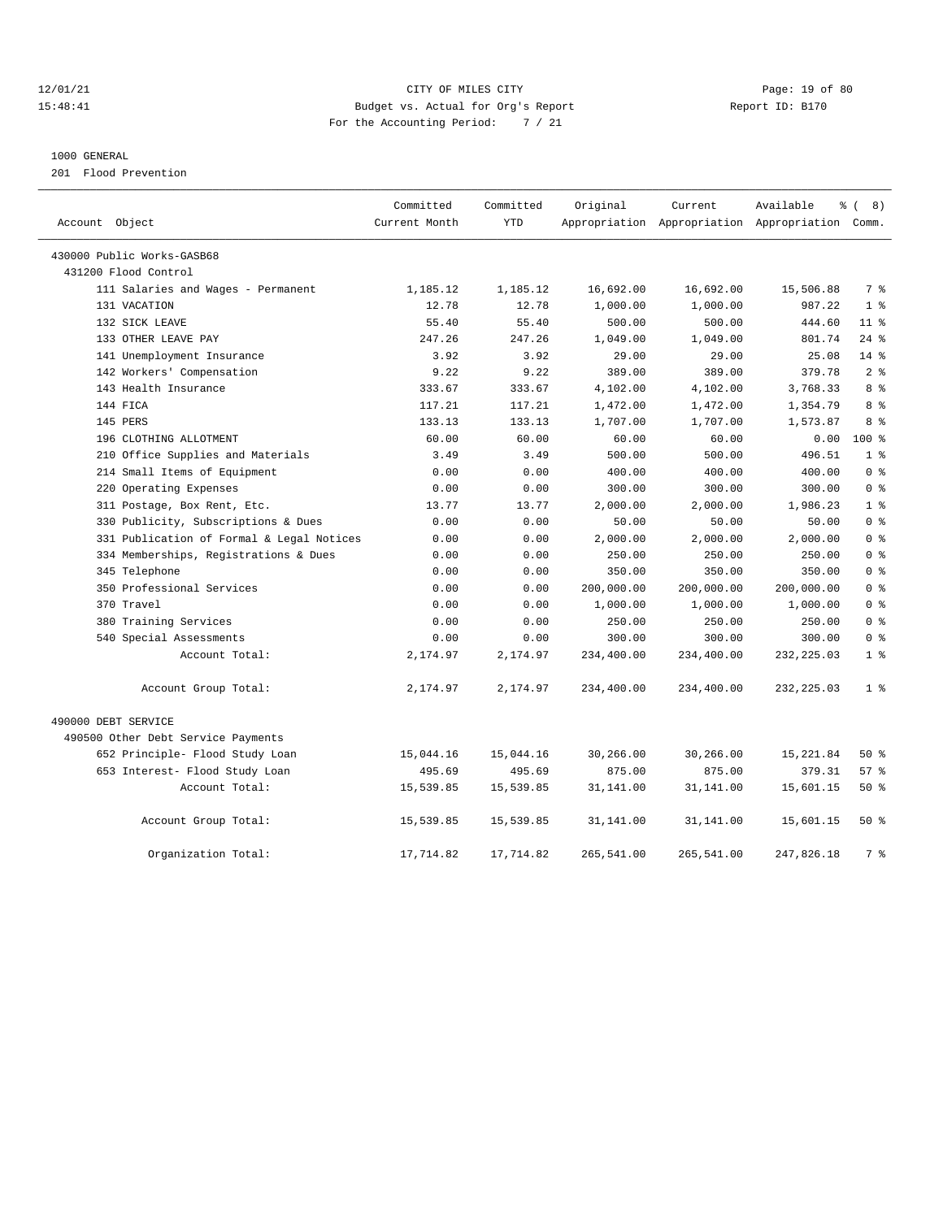CITY OF MILES CITY
Budget vs. Actual for Org's Report
For the Accounting Period: 7 / 21

12/01/21
15:48:41

Report ID: B170

## 1000 GENERAL

201 Flood Prevention

| Account Object | Committed Current Month | Committed YTD | Original Appropriation | Current Appropriation | Available Appropriation | % ( 8) Comm. |
|---|---|---|---|---|---|---|
| 430000 Public Works-GASB68 | | | | | | |
| 431200 Flood Control | | | | | | |
| 111 Salaries and Wages - Permanent | 1,185.12 | 1,185.12 | 16,692.00 | 16,692.00 | 15,506.88 | 7 % |
| 131 VACATION | 12.78 | 12.78 | 1,000.00 | 1,000.00 | 987.22 | 1 % |
| 132 SICK LEAVE | 55.40 | 55.40 | 500.00 | 500.00 | 444.60 | 11 % |
| 133 OTHER LEAVE PAY | 247.26 | 247.26 | 1,049.00 | 1,049.00 | 801.74 | 24 % |
| 141 Unemployment Insurance | 3.92 | 3.92 | 29.00 | 29.00 | 25.08 | 14 % |
| 142 Workers' Compensation | 9.22 | 9.22 | 389.00 | 389.00 | 379.78 | 2 % |
| 143 Health Insurance | 333.67 | 333.67 | 4,102.00 | 4,102.00 | 3,768.33 | 8 % |
| 144 FICA | 117.21 | 117.21 | 1,472.00 | 1,472.00 | 1,354.79 | 8 % |
| 145 PERS | 133.13 | 133.13 | 1,707.00 | 1,707.00 | 1,573.87 | 8 % |
| 196 CLOTHING ALLOTMENT | 60.00 | 60.00 | 60.00 | 60.00 | 0.00 | 100 % |
| 210 Office Supplies and Materials | 3.49 | 3.49 | 500.00 | 500.00 | 496.51 | 1 % |
| 214 Small Items of Equipment | 0.00 | 0.00 | 400.00 | 400.00 | 400.00 | 0 % |
| 220 Operating Expenses | 0.00 | 0.00 | 300.00 | 300.00 | 300.00 | 0 % |
| 311 Postage, Box Rent, Etc. | 13.77 | 13.77 | 2,000.00 | 2,000.00 | 1,986.23 | 1 % |
| 330 Publicity, Subscriptions & Dues | 0.00 | 0.00 | 50.00 | 50.00 | 50.00 | 0 % |
| 331 Publication of Formal & Legal Notices | 0.00 | 0.00 | 2,000.00 | 2,000.00 | 2,000.00 | 0 % |
| 334 Memberships, Registrations & Dues | 0.00 | 0.00 | 250.00 | 250.00 | 250.00 | 0 % |
| 345 Telephone | 0.00 | 0.00 | 350.00 | 350.00 | 350.00 | 0 % |
| 350 Professional Services | 0.00 | 0.00 | 200,000.00 | 200,000.00 | 200,000.00 | 0 % |
| 370 Travel | 0.00 | 0.00 | 1,000.00 | 1,000.00 | 1,000.00 | 0 % |
| 380 Training Services | 0.00 | 0.00 | 250.00 | 250.00 | 250.00 | 0 % |
| 540 Special Assessments | 0.00 | 0.00 | 300.00 | 300.00 | 300.00 | 0 % |
| Account Total: | 2,174.97 | 2,174.97 | 234,400.00 | 234,400.00 | 232,225.03 | 1 % |
| Account Group Total: | 2,174.97 | 2,174.97 | 234,400.00 | 234,400.00 | 232,225.03 | 1 % |
| 490000 DEBT SERVICE | | | | | | |
| 490500 Other Debt Service Payments | | | | | | |
| 652 Principle- Flood Study Loan | 15,044.16 | 15,044.16 | 30,266.00 | 30,266.00 | 15,221.84 | 50 % |
| 653 Interest- Flood Study Loan | 495.69 | 495.69 | 875.00 | 875.00 | 379.31 | 57 % |
| Account Total: | 15,539.85 | 15,539.85 | 31,141.00 | 31,141.00 | 15,601.15 | 50 % |
| Account Group Total: | 15,539.85 | 15,539.85 | 31,141.00 | 31,141.00 | 15,601.15 | 50 % |
| Organization Total: | 17,714.82 | 17,714.82 | 265,541.00 | 265,541.00 | 247,826.18 | 7 % |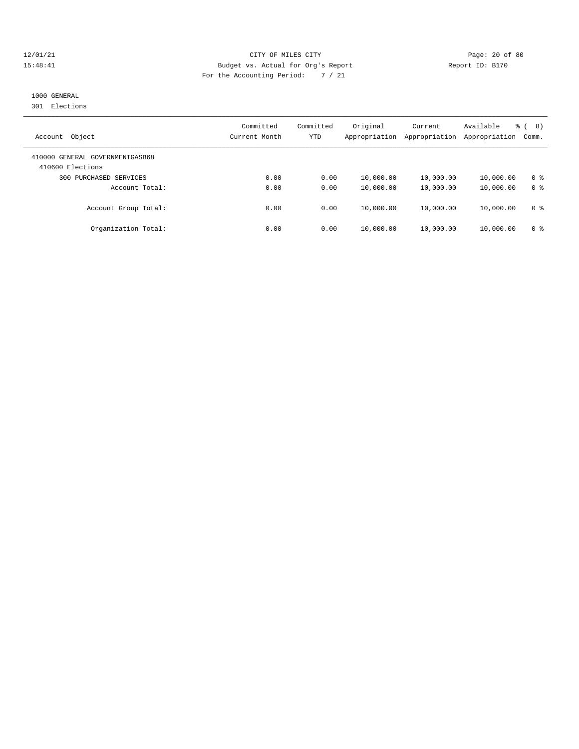CITY OF MILES CITY
Budget vs. Actual for Org's Report
For the Accounting Period: 7 / 21

12/01/21
15:48:41

Report ID: B170

## 1000 GENERAL
301 Elections

| Account Object | Committed Current Month | Committed YTD | Original Appropriation | Current Appropriation | Available Appropriation | % ( 8) Comm. |
|---|---|---|---|---|---|---|
| 410000 GENERAL GOVERNMENTGASB68 | | | | | | |
| 410600 Elections | | | | | | |
| 300 PURCHASED SERVICES | 0.00 | 0.00 | 10,000.00 | 10,000.00 | 10,000.00 | 0 % |
| Account Total: | 0.00 | 0.00 | 10,000.00 | 10,000.00 | 10,000.00 | 0 % |
| Account Group Total: | 0.00 | 0.00 | 10,000.00 | 10,000.00 | 10,000.00 | 0 % |
| Organization Total: | 0.00 | 0.00 | 10,000.00 | 10,000.00 | 10,000.00 | 0 % |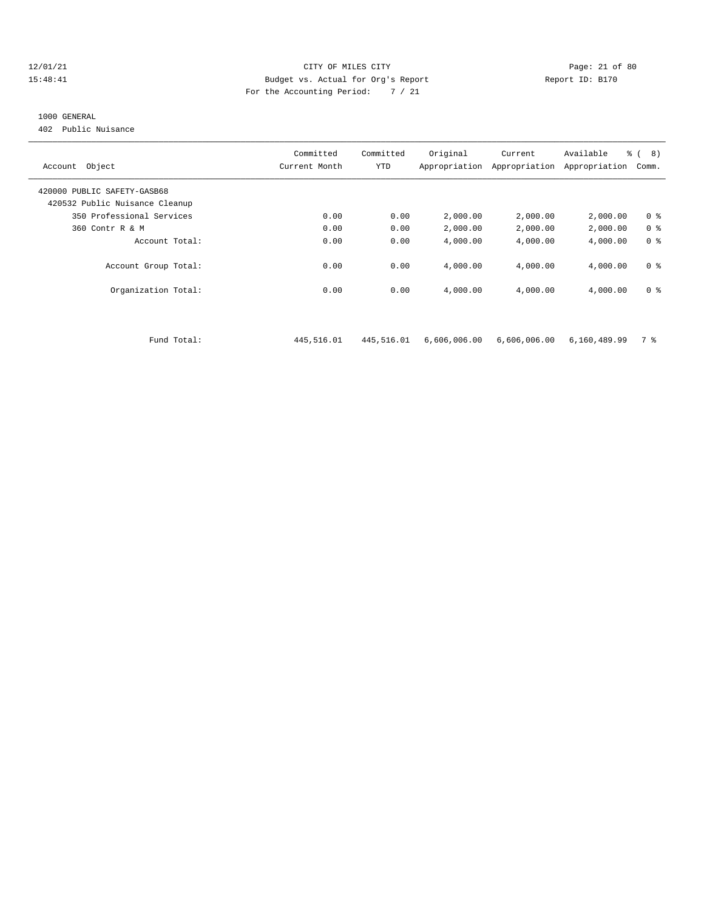CITY OF MILES CITY
Budget vs. Actual for Org's Report
For the Accounting Period: 7 / 21

12/01/21
15:48:41

Report ID: B170

1000 GENERAL
402 Public Nuisance

| Account Object | Committed Current Month | Committed YTD | Original Appropriation | Current Appropriation | Available Appropriation | % ( 8) Comm. |
|---|---|---|---|---|---|---|
| 420000 PUBLIC SAFETY-GASB68 | | | | | | |
| 420532 Public Nuisance Cleanup | | | | | | |
| 350 Professional Services | 0.00 | 0.00 | 2,000.00 | 2,000.00 | 2,000.00 | 0 % |
| 360 Contr R & M | 0.00 | 0.00 | 2,000.00 | 2,000.00 | 2,000.00 | 0 % |
| Account Total: | 0.00 | 0.00 | 4,000.00 | 4,000.00 | 4,000.00 | 0 % |
| Account Group Total: | 0.00 | 0.00 | 4,000.00 | 4,000.00 | 4,000.00 | 0 % |
| Organization Total: | 0.00 | 0.00 | 4,000.00 | 4,000.00 | 4,000.00 | 0 % |
| Fund Total: | 445,516.01 | 445,516.01 | 6,606,006.00 | 6,606,006.00 | 6,160,489.99 | 7 % |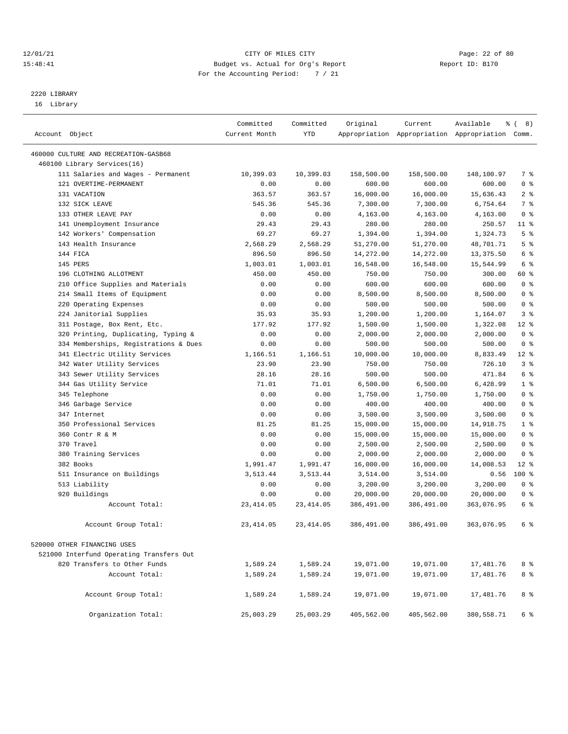CITY OF MILES CITY
Budget vs. Actual for Org's Report
For the Accounting Period: 7 / 21

12/01/21
15:48:41

Report ID: B170

2220 LIBRARY
16 Library

| Account Object | Committed Current Month | Committed YTD | Original Appropriation | Current Appropriation | Available Appropriation | % ( 8) Comm. |
|---|---|---|---|---|---|---|
| 460000 CULTURE AND RECREATION-GASB68 | | | | | | |
| 460100 Library Services(16) | | | | | | |
| 111 Salaries and Wages - Permanent | 10,399.03 | 10,399.03 | 158,500.00 | 158,500.00 | 148,100.97 | 7 % |
| 121 OVERTIME-PERMANENT | 0.00 | 0.00 | 600.00 | 600.00 | 600.00 | 0 % |
| 131 VACATION | 363.57 | 363.57 | 16,000.00 | 16,000.00 | 15,636.43 | 2 % |
| 132 SICK LEAVE | 545.36 | 545.36 | 7,300.00 | 7,300.00 | 6,754.64 | 7 % |
| 133 OTHER LEAVE PAY | 0.00 | 0.00 | 4,163.00 | 4,163.00 | 4,163.00 | 0 % |
| 141 Unemployment Insurance | 29.43 | 29.43 | 280.00 | 280.00 | 250.57 | 11 % |
| 142 Workers' Compensation | 69.27 | 69.27 | 1,394.00 | 1,394.00 | 1,324.73 | 5 % |
| 143 Health Insurance | 2,568.29 | 2,568.29 | 51,270.00 | 51,270.00 | 48,701.71 | 5 % |
| 144 FICA | 896.50 | 896.50 | 14,272.00 | 14,272.00 | 13,375.50 | 6 % |
| 145 PERS | 1,003.01 | 1,003.01 | 16,548.00 | 16,548.00 | 15,544.99 | 6 % |
| 196 CLOTHING ALLOTMENT | 450.00 | 450.00 | 750.00 | 750.00 | 300.00 | 60 % |
| 210 Office Supplies and Materials | 0.00 | 0.00 | 600.00 | 600.00 | 600.00 | 0 % |
| 214 Small Items of Equipment | 0.00 | 0.00 | 8,500.00 | 8,500.00 | 8,500.00 | 0 % |
| 220 Operating Expenses | 0.00 | 0.00 | 500.00 | 500.00 | 500.00 | 0 % |
| 224 Janitorial Supplies | 35.93 | 35.93 | 1,200.00 | 1,200.00 | 1,164.07 | 3 % |
| 311 Postage, Box Rent, Etc. | 177.92 | 177.92 | 1,500.00 | 1,500.00 | 1,322.08 | 12 % |
| 320 Printing, Duplicating, Typing & | 0.00 | 0.00 | 2,000.00 | 2,000.00 | 2,000.00 | 0 % |
| 334 Memberships, Registrations & Dues | 0.00 | 0.00 | 500.00 | 500.00 | 500.00 | 0 % |
| 341 Electric Utility Services | 1,166.51 | 1,166.51 | 10,000.00 | 10,000.00 | 8,833.49 | 12 % |
| 342 Water Utility Services | 23.90 | 23.90 | 750.00 | 750.00 | 726.10 | 3 % |
| 343 Sewer Utility Services | 28.16 | 28.16 | 500.00 | 500.00 | 471.84 | 6 % |
| 344 Gas Utility Service | 71.01 | 71.01 | 6,500.00 | 6,500.00 | 6,428.99 | 1 % |
| 345 Telephone | 0.00 | 0.00 | 1,750.00 | 1,750.00 | 1,750.00 | 0 % |
| 346 Garbage Service | 0.00 | 0.00 | 400.00 | 400.00 | 400.00 | 0 % |
| 347 Internet | 0.00 | 0.00 | 3,500.00 | 3,500.00 | 3,500.00 | 0 % |
| 350 Professional Services | 81.25 | 81.25 | 15,000.00 | 15,000.00 | 14,918.75 | 1 % |
| 360 Contr R & M | 0.00 | 0.00 | 15,000.00 | 15,000.00 | 15,000.00 | 0 % |
| 370 Travel | 0.00 | 0.00 | 2,500.00 | 2,500.00 | 2,500.00 | 0 % |
| 380 Training Services | 0.00 | 0.00 | 2,000.00 | 2,000.00 | 2,000.00 | 0 % |
| 382 Books | 1,991.47 | 1,991.47 | 16,000.00 | 16,000.00 | 14,008.53 | 12 % |
| 511 Insurance on Buildings | 3,513.44 | 3,513.44 | 3,514.00 | 3,514.00 | 0.56 | 100 % |
| 513 Liability | 0.00 | 0.00 | 3,200.00 | 3,200.00 | 3,200.00 | 0 % |
| 920 Buildings | 0.00 | 0.00 | 20,000.00 | 20,000.00 | 20,000.00 | 0 % |
| Account Total: | 23,414.05 | 23,414.05 | 386,491.00 | 386,491.00 | 363,076.95 | 6 % |
| Account Group Total: | 23,414.05 | 23,414.05 | 386,491.00 | 386,491.00 | 363,076.95 | 6 % |
| 520000 OTHER FINANCING USES | | | | | | |
| 521000 Interfund Operating Transfers Out | | | | | | |
| 820 Transfers to Other Funds | 1,589.24 | 1,589.24 | 19,071.00 | 19,071.00 | 17,481.76 | 8 % |
| Account Total: | 1,589.24 | 1,589.24 | 19,071.00 | 19,071.00 | 17,481.76 | 8 % |
| Account Group Total: | 1,589.24 | 1,589.24 | 19,071.00 | 19,071.00 | 17,481.76 | 8 % |
| Organization Total: | 25,003.29 | 25,003.29 | 405,562.00 | 405,562.00 | 380,558.71 | 6 % |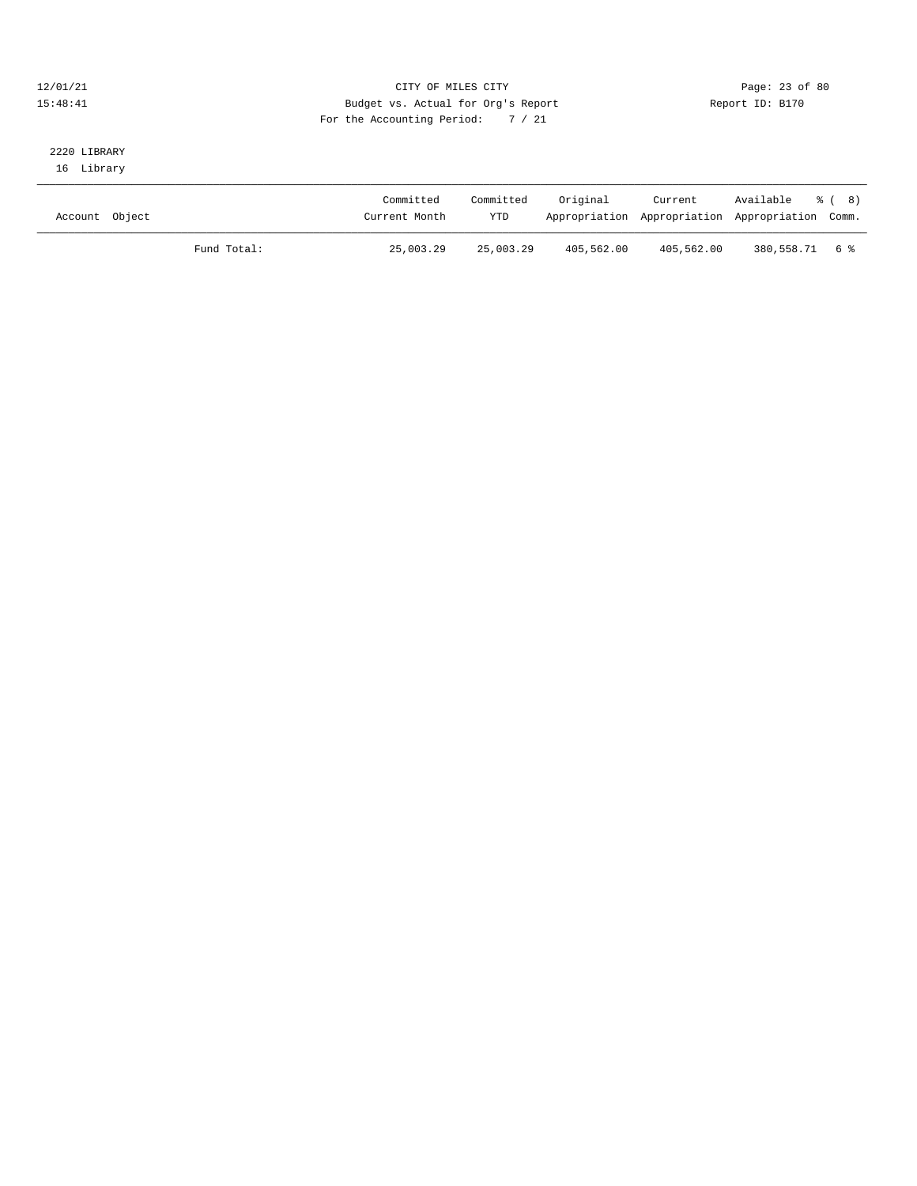2220 LIBRARY
16 Library

| Account Object | | Committed Current Month | Committed YTD | Original Appropriation | Current Appropriation | Available Appropriation | % ( 8) Comm. |
|---|---|---|---|---|---|---|---|
| | Fund Total: | 25,003.29 | 25,003.29 | 405,562.00 | 405,562.00 | 380,558.71 | 6 % |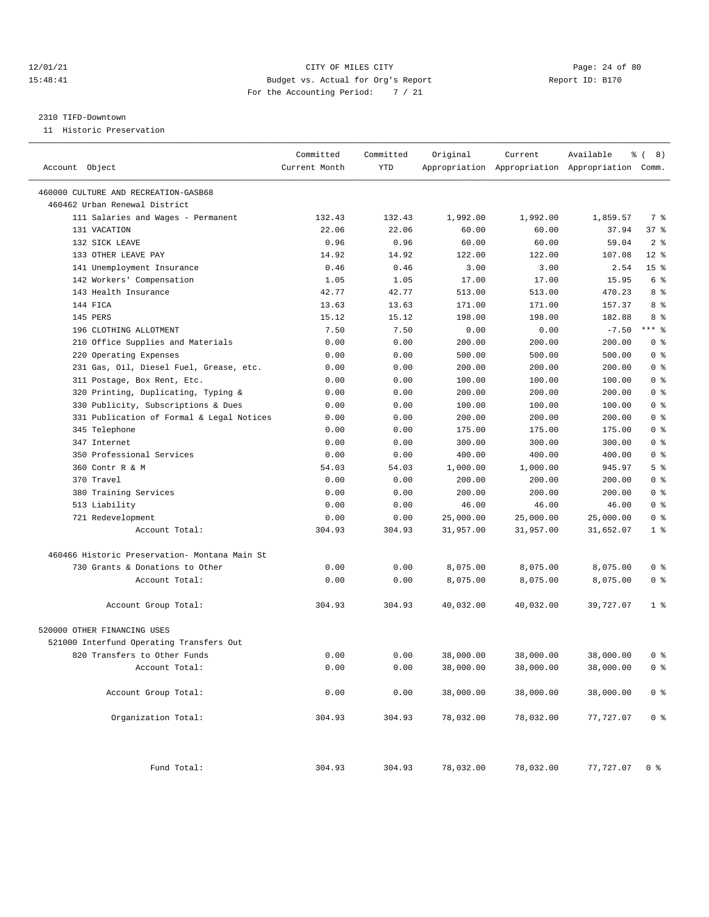12/01/21 CITY OF MILES CITY
15:48:41 Budget vs. Actual for Org's Report Report ID: B170
For the Accounting Period: 7 / 21

2310 TIFD-Downtown
11 Historic Preservation

| Account Object | Committed Current Month | Committed YTD | Original Appropriation | Current Appropriation | Available Appropriation | % ( 8) Comm. |
|---|---|---|---|---|---|---|
| 460000 CULTURE AND RECREATION-GASB68 | | | | | | |
| 460462 Urban Renewal District | | | | | | |
| 111 Salaries and Wages - Permanent | 132.43 | 132.43 | 1,992.00 | 1,992.00 | 1,859.57 | 7 % |
| 131 VACATION | 22.06 | 22.06 | 60.00 | 60.00 | 37.94 | 37 % |
| 132 SICK LEAVE | 0.96 | 0.96 | 60.00 | 60.00 | 59.04 | 2 % |
| 133 OTHER LEAVE PAY | 14.92 | 14.92 | 122.00 | 122.00 | 107.08 | 12 % |
| 141 Unemployment Insurance | 0.46 | 0.46 | 3.00 | 3.00 | 2.54 | 15 % |
| 142 Workers' Compensation | 1.05 | 1.05 | 17.00 | 17.00 | 15.95 | 6 % |
| 143 Health Insurance | 42.77 | 42.77 | 513.00 | 513.00 | 470.23 | 8 % |
| 144 FICA | 13.63 | 13.63 | 171.00 | 171.00 | 157.37 | 8 % |
| 145 PERS | 15.12 | 15.12 | 198.00 | 198.00 | 182.88 | 8 % |
| 196 CLOTHING ALLOTMENT | 7.50 | 7.50 | 0.00 | 0.00 | -7.50 | *** % |
| 210 Office Supplies and Materials | 0.00 | 0.00 | 200.00 | 200.00 | 200.00 | 0 % |
| 220 Operating Expenses | 0.00 | 0.00 | 500.00 | 500.00 | 500.00 | 0 % |
| 231 Gas, Oil, Diesel Fuel, Grease, etc. | 0.00 | 0.00 | 200.00 | 200.00 | 200.00 | 0 % |
| 311 Postage, Box Rent, Etc. | 0.00 | 0.00 | 100.00 | 100.00 | 100.00 | 0 % |
| 320 Printing, Duplicating, Typing & | 0.00 | 0.00 | 200.00 | 200.00 | 200.00 | 0 % |
| 330 Publicity, Subscriptions & Dues | 0.00 | 0.00 | 100.00 | 100.00 | 100.00 | 0 % |
| 331 Publication of Formal & Legal Notices | 0.00 | 0.00 | 200.00 | 200.00 | 200.00 | 0 % |
| 345 Telephone | 0.00 | 0.00 | 175.00 | 175.00 | 175.00 | 0 % |
| 347 Internet | 0.00 | 0.00 | 300.00 | 300.00 | 300.00 | 0 % |
| 350 Professional Services | 0.00 | 0.00 | 400.00 | 400.00 | 400.00 | 0 % |
| 360 Contr R & M | 54.03 | 54.03 | 1,000.00 | 1,000.00 | 945.97 | 5 % |
| 370 Travel | 0.00 | 0.00 | 200.00 | 200.00 | 200.00 | 0 % |
| 380 Training Services | 0.00 | 0.00 | 200.00 | 200.00 | 200.00 | 0 % |
| 513 Liability | 0.00 | 0.00 | 46.00 | 46.00 | 46.00 | 0 % |
| 721 Redevelopment | 0.00 | 0.00 | 25,000.00 | 25,000.00 | 25,000.00 | 0 % |
| Account Total: | 304.93 | 304.93 | 31,957.00 | 31,957.00 | 31,652.07 | 1 % |
| 460466 Historic Preservation- Montana Main St | | | | | | |
| 730 Grants & Donations to Other | 0.00 | 0.00 | 8,075.00 | 8,075.00 | 8,075.00 | 0 % |
| Account Total: | 0.00 | 0.00 | 8,075.00 | 8,075.00 | 8,075.00 | 0 % |
| Account Group Total: | 304.93 | 304.93 | 40,032.00 | 40,032.00 | 39,727.07 | 1 % |
| 520000 OTHER FINANCING USES | | | | | | |
| 521000 Interfund Operating Transfers Out | | | | | | |
| 820 Transfers to Other Funds | 0.00 | 0.00 | 38,000.00 | 38,000.00 | 38,000.00 | 0 % |
| Account Total: | 0.00 | 0.00 | 38,000.00 | 38,000.00 | 38,000.00 | 0 % |
| Account Group Total: | 0.00 | 0.00 | 38,000.00 | 38,000.00 | 38,000.00 | 0 % |
| Organization Total: | 304.93 | 304.93 | 78,032.00 | 78,032.00 | 77,727.07 | 0 % |
| Fund Total: | 304.93 | 304.93 | 78,032.00 | 78,032.00 | 77,727.07 | 0 % |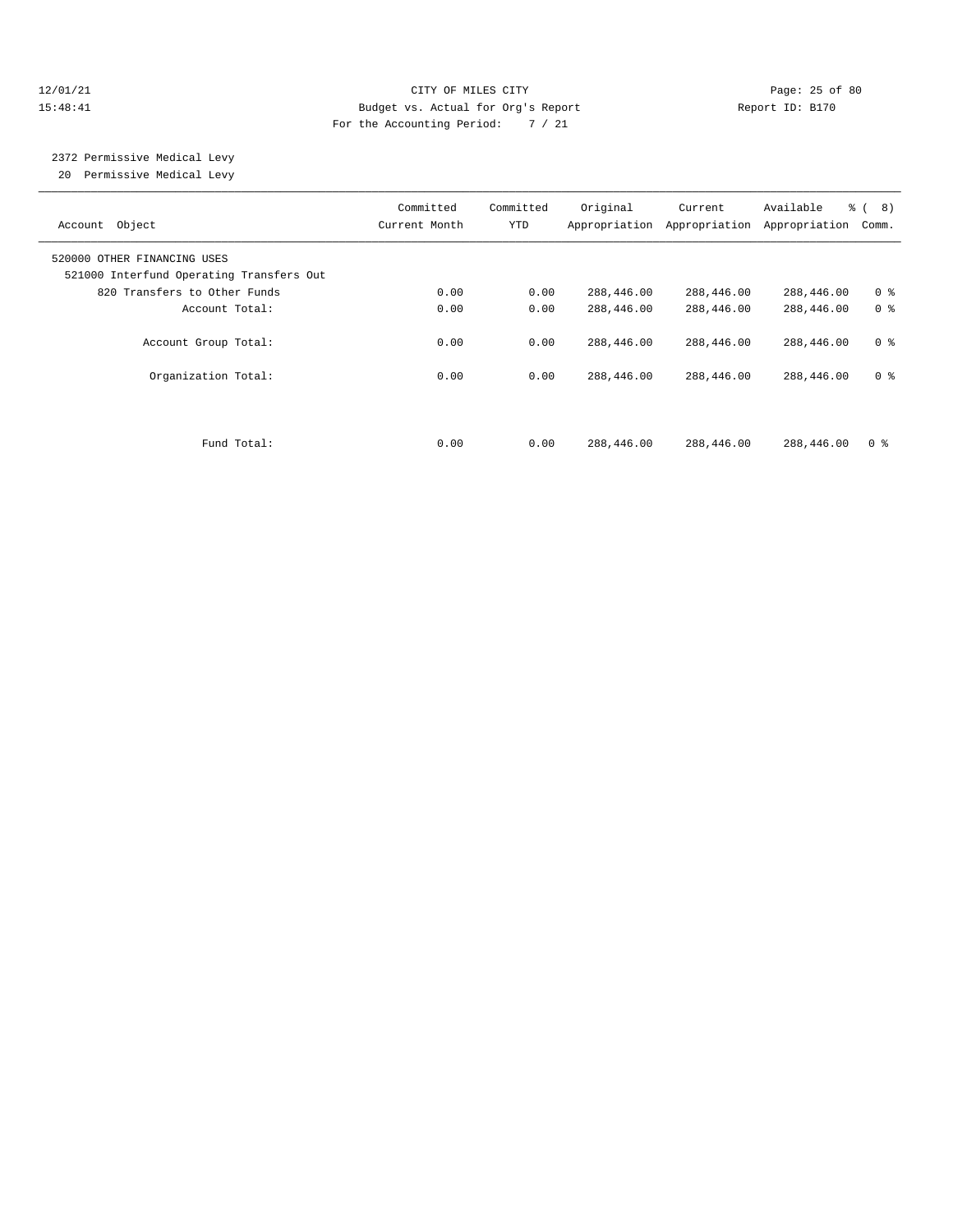CITY OF MILES CITY
Budget vs. Actual for Org's Report
For the Accounting Period: 7 / 21

12/01/21
15:48:41

Report ID: B170

2372 Permissive Medical Levy
20 Permissive Medical Levy

| Account Object | Committed Current Month | Committed YTD | Original Appropriation | Current Appropriation | Available Appropriation | % ( 8) Comm. |
|---|---|---|---|---|---|---|
| 520000 OTHER FINANCING USES | | | | | | |
| 521000 Interfund Operating Transfers Out | | | | | | |
| 820 Transfers to Other Funds | 0.00 | 0.00 | 288,446.00 | 288,446.00 | 288,446.00 | 0 % |
| Account Total: | 0.00 | 0.00 | 288,446.00 | 288,446.00 | 288,446.00 | 0 % |
| Account Group Total: | 0.00 | 0.00 | 288,446.00 | 288,446.00 | 288,446.00 | 0 % |
| Organization Total: | 0.00 | 0.00 | 288,446.00 | 288,446.00 | 288,446.00 | 0 % |
| Fund Total: | 0.00 | 0.00 | 288,446.00 | 288,446.00 | 288,446.00 | 0 % |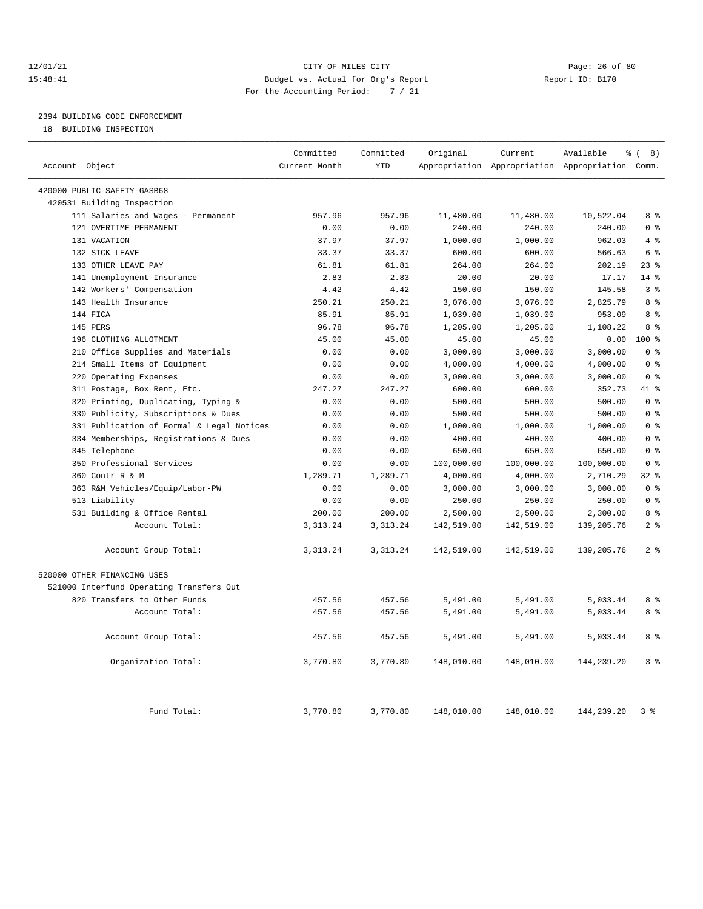12/01/21 CITY OF MILES CITY
15:48:41 Budget vs. Actual for Org's Report Report ID: B170
For the Accounting Period: 7 / 21

## 2394 BUILDING CODE ENFORCEMENT

18 BUILDING INSPECTION

| Account Object | Committed Current Month | Committed YTD | Original Appropriation | Current Appropriation | Available Appropriation | % ( 8) Comm. |
|---|---|---|---|---|---|---|
| 420000 PUBLIC SAFETY-GASB68 | | | | | | |
| 420531 Building Inspection | | | | | | |
| 111 Salaries and Wages - Permanent | 957.96 | 957.96 | 11,480.00 | 11,480.00 | 10,522.04 | 8 % |
| 121 OVERTIME-PERMANENT | 0.00 | 0.00 | 240.00 | 240.00 | 240.00 | 0 % |
| 131 VACATION | 37.97 | 37.97 | 1,000.00 | 1,000.00 | 962.03 | 4 % |
| 132 SICK LEAVE | 33.37 | 33.37 | 600.00 | 600.00 | 566.63 | 6 % |
| 133 OTHER LEAVE PAY | 61.81 | 61.81 | 264.00 | 264.00 | 202.19 | 23 % |
| 141 Unemployment Insurance | 2.83 | 2.83 | 20.00 | 20.00 | 17.17 | 14 % |
| 142 Workers' Compensation | 4.42 | 4.42 | 150.00 | 150.00 | 145.58 | 3 % |
| 143 Health Insurance | 250.21 | 250.21 | 3,076.00 | 3,076.00 | 2,825.79 | 8 % |
| 144 FICA | 85.91 | 85.91 | 1,039.00 | 1,039.00 | 953.09 | 8 % |
| 145 PERS | 96.78 | 96.78 | 1,205.00 | 1,205.00 | 1,108.22 | 8 % |
| 196 CLOTHING ALLOTMENT | 45.00 | 45.00 | 45.00 | 45.00 | 0.00 | 100 % |
| 210 Office Supplies and Materials | 0.00 | 0.00 | 3,000.00 | 3,000.00 | 3,000.00 | 0 % |
| 214 Small Items of Equipment | 0.00 | 0.00 | 4,000.00 | 4,000.00 | 4,000.00 | 0 % |
| 220 Operating Expenses | 0.00 | 0.00 | 3,000.00 | 3,000.00 | 3,000.00 | 0 % |
| 311 Postage, Box Rent, Etc. | 247.27 | 247.27 | 600.00 | 600.00 | 352.73 | 41 % |
| 320 Printing, Duplicating, Typing & | 0.00 | 0.00 | 500.00 | 500.00 | 500.00 | 0 % |
| 330 Publicity, Subscriptions & Dues | 0.00 | 0.00 | 500.00 | 500.00 | 500.00 | 0 % |
| 331 Publication of Formal & Legal Notices | 0.00 | 0.00 | 1,000.00 | 1,000.00 | 1,000.00 | 0 % |
| 334 Memberships, Registrations & Dues | 0.00 | 0.00 | 400.00 | 400.00 | 400.00 | 0 % |
| 345 Telephone | 0.00 | 0.00 | 650.00 | 650.00 | 650.00 | 0 % |
| 350 Professional Services | 0.00 | 0.00 | 100,000.00 | 100,000.00 | 100,000.00 | 0 % |
| 360 Contr R & M | 1,289.71 | 1,289.71 | 4,000.00 | 4,000.00 | 2,710.29 | 32 % |
| 363 R&M Vehicles/Equip/Labor-PW | 0.00 | 0.00 | 3,000.00 | 3,000.00 | 3,000.00 | 0 % |
| 513 Liability | 0.00 | 0.00 | 250.00 | 250.00 | 250.00 | 0 % |
| 531 Building & Office Rental | 200.00 | 200.00 | 2,500.00 | 2,500.00 | 2,300.00 | 8 % |
| Account Total: | 3,313.24 | 3,313.24 | 142,519.00 | 142,519.00 | 139,205.76 | 2 % |
| Account Group Total: | 3,313.24 | 3,313.24 | 142,519.00 | 142,519.00 | 139,205.76 | 2 % |
| 520000 OTHER FINANCING USES | | | | | | |
| 521000 Interfund Operating Transfers Out | | | | | | |
| 820 Transfers to Other Funds | 457.56 | 457.56 | 5,491.00 | 5,491.00 | 5,033.44 | 8 % |
| Account Total: | 457.56 | 457.56 | 5,491.00 | 5,491.00 | 5,033.44 | 8 % |
| Account Group Total: | 457.56 | 457.56 | 5,491.00 | 5,491.00 | 5,033.44 | 8 % |
| Organization Total: | 3,770.80 | 3,770.80 | 148,010.00 | 148,010.00 | 144,239.20 | 3 % |
| Fund Total: | 3,770.80 | 3,770.80 | 148,010.00 | 148,010.00 | 144,239.20 | 3 % |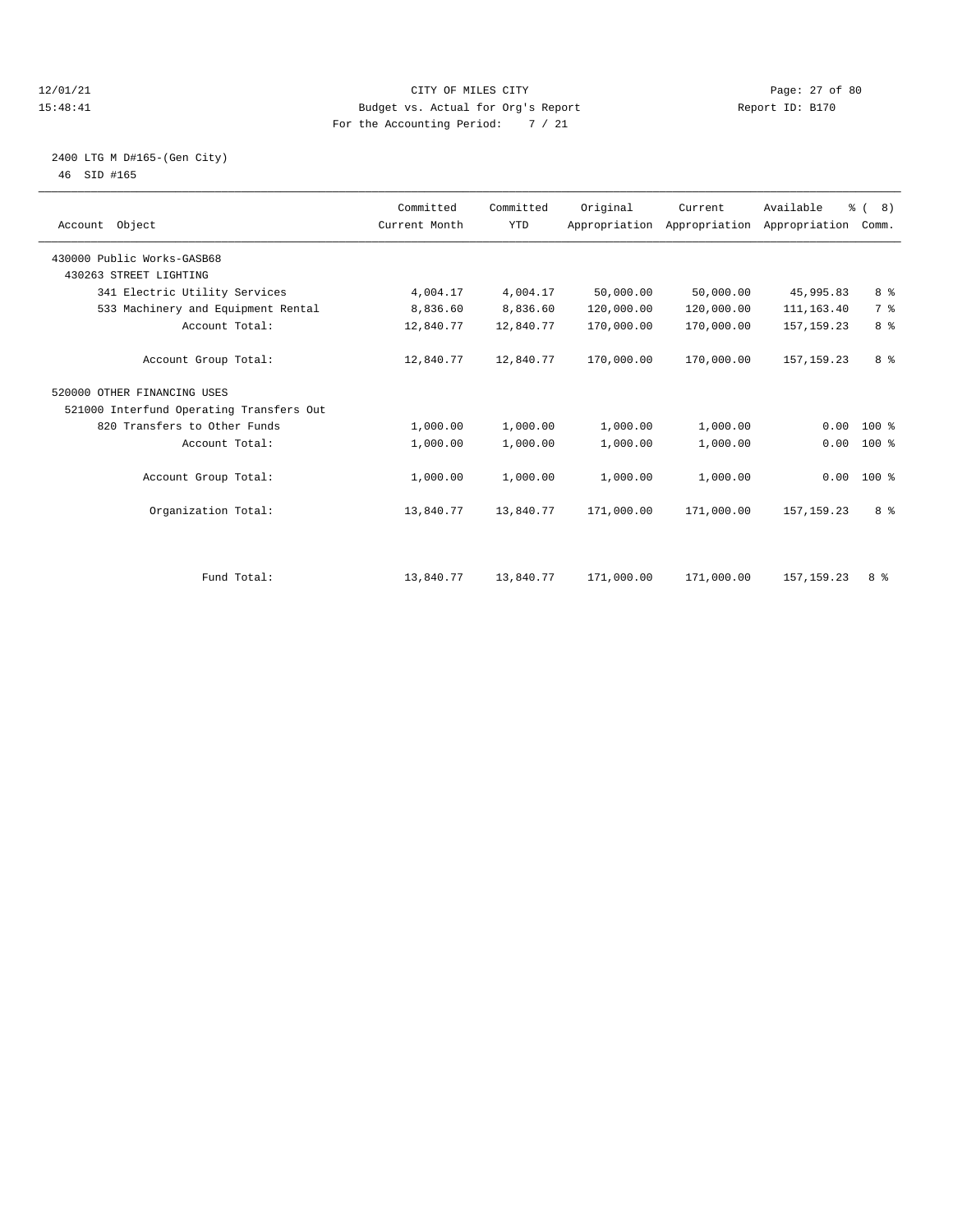CITY OF MILES CITY

Budget vs. Actual for Org's Report

For the Accounting Period: 7 / 21

2400 LTG M D#165-(Gen City)

46 SID #165

| Account Object | Committed Current Month | Committed YTD | Original Appropriation | Current Appropriation | Available Appropriation | % ( 8) Comm. |
|---|---|---|---|---|---|---|
| 430000 Public Works-GASB68 | | | | | | |
| 430263 STREET LIGHTING | | | | | | |
| 341 Electric Utility Services | 4,004.17 | 4,004.17 | 50,000.00 | 50,000.00 | 45,995.83 | 8 % |
| 533 Machinery and Equipment Rental | 8,836.60 | 8,836.60 | 120,000.00 | 120,000.00 | 111,163.40 | 7 % |
| Account Total: | 12,840.77 | 12,840.77 | 170,000.00 | 170,000.00 | 157,159.23 | 8 % |
| Account Group Total: | 12,840.77 | 12,840.77 | 170,000.00 | 170,000.00 | 157,159.23 | 8 % |
| 520000 OTHER FINANCING USES | | | | | | |
| 521000 Interfund Operating Transfers Out | | | | | | |
| 820 Transfers to Other Funds | 1,000.00 | 1,000.00 | 1,000.00 | 1,000.00 | 0.00 | 100 % |
| Account Total: | 1,000.00 | 1,000.00 | 1,000.00 | 1,000.00 | 0.00 | 100 % |
| Account Group Total: | 1,000.00 | 1,000.00 | 1,000.00 | 1,000.00 | 0.00 | 100 % |
| Organization Total: | 13,840.77 | 13,840.77 | 171,000.00 | 171,000.00 | 157,159.23 | 8 % |
| Fund Total: | 13,840.77 | 13,840.77 | 171,000.00 | 171,000.00 | 157,159.23 | 8 % |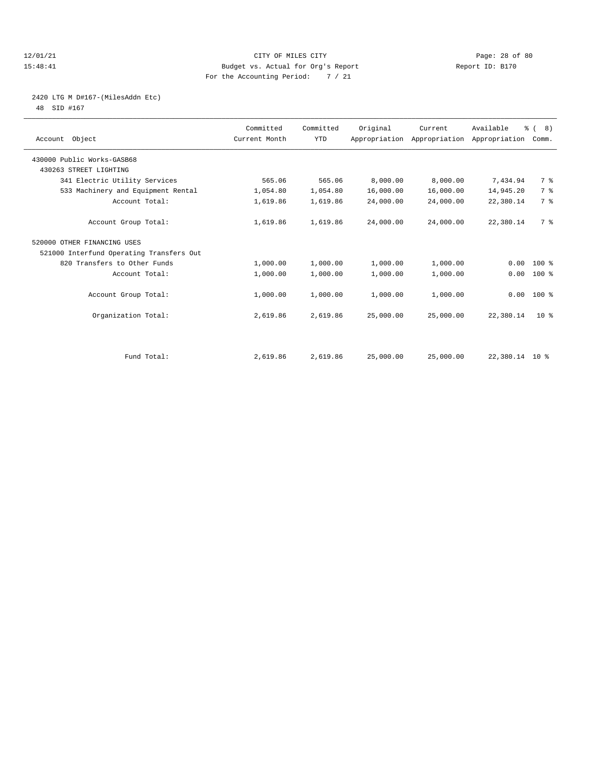CITY OF MILES CITY
Budget vs. Actual for Org's Report
For the Accounting Period: 7 / 21

12/01/21
15:48:41

Report ID: B170

## 2420 LTG M D#167-(MilesAddn Etc)

48 SID #167

| Account Object | Committed Current Month | Committed YTD | Original Appropriation | Current Appropriation | Available Appropriation | % ( 8) Comm. |
|---|---|---|---|---|---|---|
| 430000 Public Works-GASB68 | | | | | | |
| 430263 STREET LIGHTING | | | | | | |
| 341 Electric Utility Services | 565.06 | 565.06 | 8,000.00 | 8,000.00 | 7,434.94 | 7 % |
| 533 Machinery and Equipment Rental | 1,054.80 | 1,054.80 | 16,000.00 | 16,000.00 | 14,945.20 | 7 % |
| Account Total: | 1,619.86 | 1,619.86 | 24,000.00 | 24,000.00 | 22,380.14 | 7 % |
| Account Group Total: | 1,619.86 | 1,619.86 | 24,000.00 | 24,000.00 | 22,380.14 | 7 % |
| 520000 OTHER FINANCING USES | | | | | | |
| 521000 Interfund Operating Transfers Out | | | | | | |
| 820 Transfers to Other Funds | 1,000.00 | 1,000.00 | 1,000.00 | 1,000.00 | 0.00 | 100 % |
| Account Total: | 1,000.00 | 1,000.00 | 1,000.00 | 1,000.00 | 0.00 | 100 % |
| Account Group Total: | 1,000.00 | 1,000.00 | 1,000.00 | 1,000.00 | 0.00 | 100 % |
| Organization Total: | 2,619.86 | 2,619.86 | 25,000.00 | 25,000.00 | 22,380.14 | 10 % |
| Fund Total: | 2,619.86 | 2,619.86 | 25,000.00 | 25,000.00 | 22,380.14 | 10 % |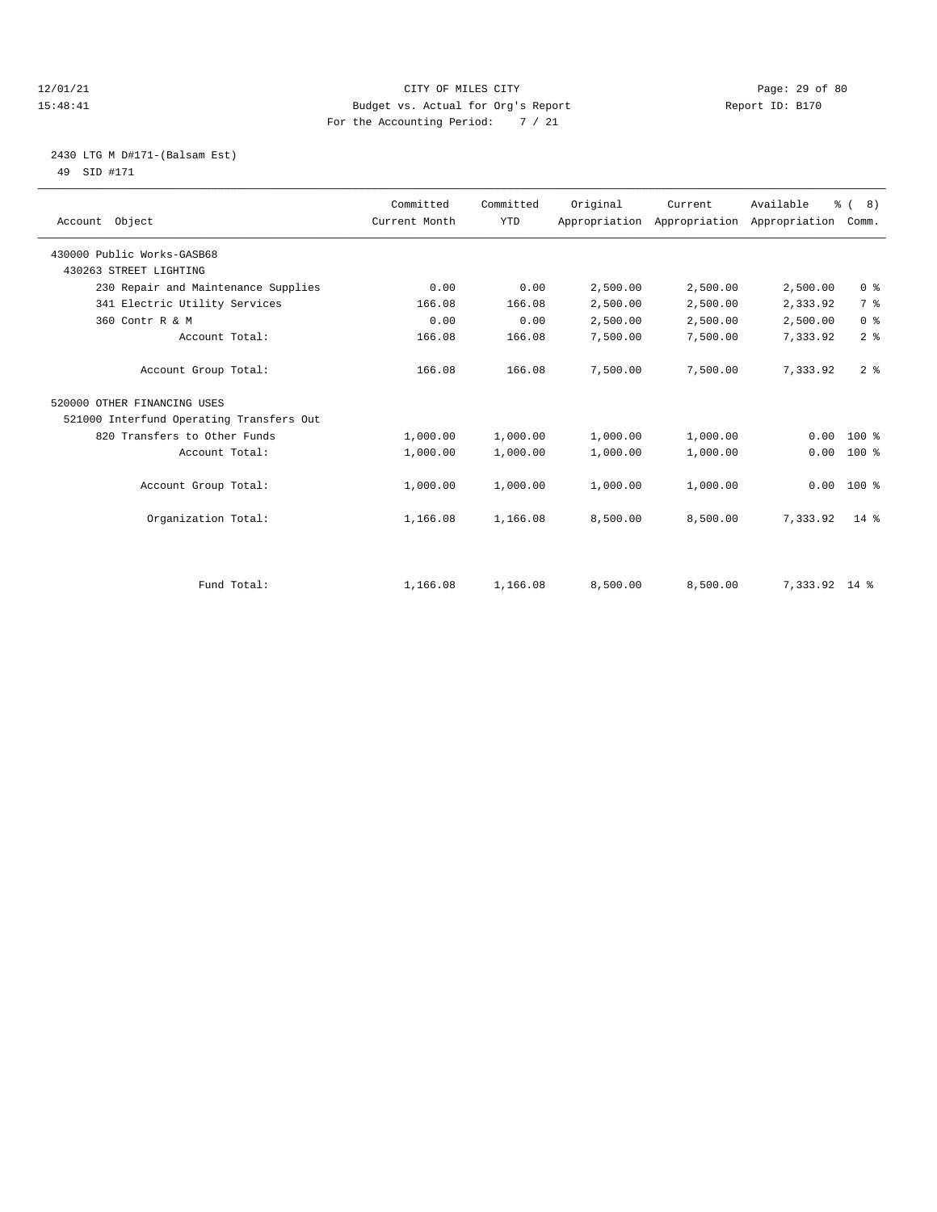12/01/21 CITY OF MILES CITY
15:48:41 Budget vs. Actual for Org's Report Report ID: B170
For the Accounting Period: 7 / 21

2430 LTG M D#171-(Balsam Est)
49 SID #171

| Account Object | Committed Current Month | Committed YTD | Original Appropriation | Current Appropriation | Available Appropriation | % ( 8) Comm. |
|---|---|---|---|---|---|---|
| 430000 Public Works-GASB68 | | | | | | |
| 430263 STREET LIGHTING | | | | | | |
| 230 Repair and Maintenance Supplies | 0.00 | 0.00 | 2,500.00 | 2,500.00 | 2,500.00 | 0 % |
| 341 Electric Utility Services | 166.08 | 166.08 | 2,500.00 | 2,500.00 | 2,333.92 | 7 % |
| 360 Contr R & M | 0.00 | 0.00 | 2,500.00 | 2,500.00 | 2,500.00 | 0 % |
| Account Total: | 166.08 | 166.08 | 7,500.00 | 7,500.00 | 7,333.92 | 2 % |
| Account Group Total: | 166.08 | 166.08 | 7,500.00 | 7,500.00 | 7,333.92 | 2 % |
| 520000 OTHER FINANCING USES | | | | | | |
| 521000 Interfund Operating Transfers Out | | | | | | |
| 820 Transfers to Other Funds | 1,000.00 | 1,000.00 | 1,000.00 | 1,000.00 | 0.00 | 100 % |
| Account Total: | 1,000.00 | 1,000.00 | 1,000.00 | 1,000.00 | 0.00 | 100 % |
| Account Group Total: | 1,000.00 | 1,000.00 | 1,000.00 | 1,000.00 | 0.00 | 100 % |
| Organization Total: | 1,166.08 | 1,166.08 | 8,500.00 | 8,500.00 | 7,333.92 | 14 % |
| Fund Total: | 1,166.08 | 1,166.08 | 8,500.00 | 8,500.00 | 7,333.92 | 14 % |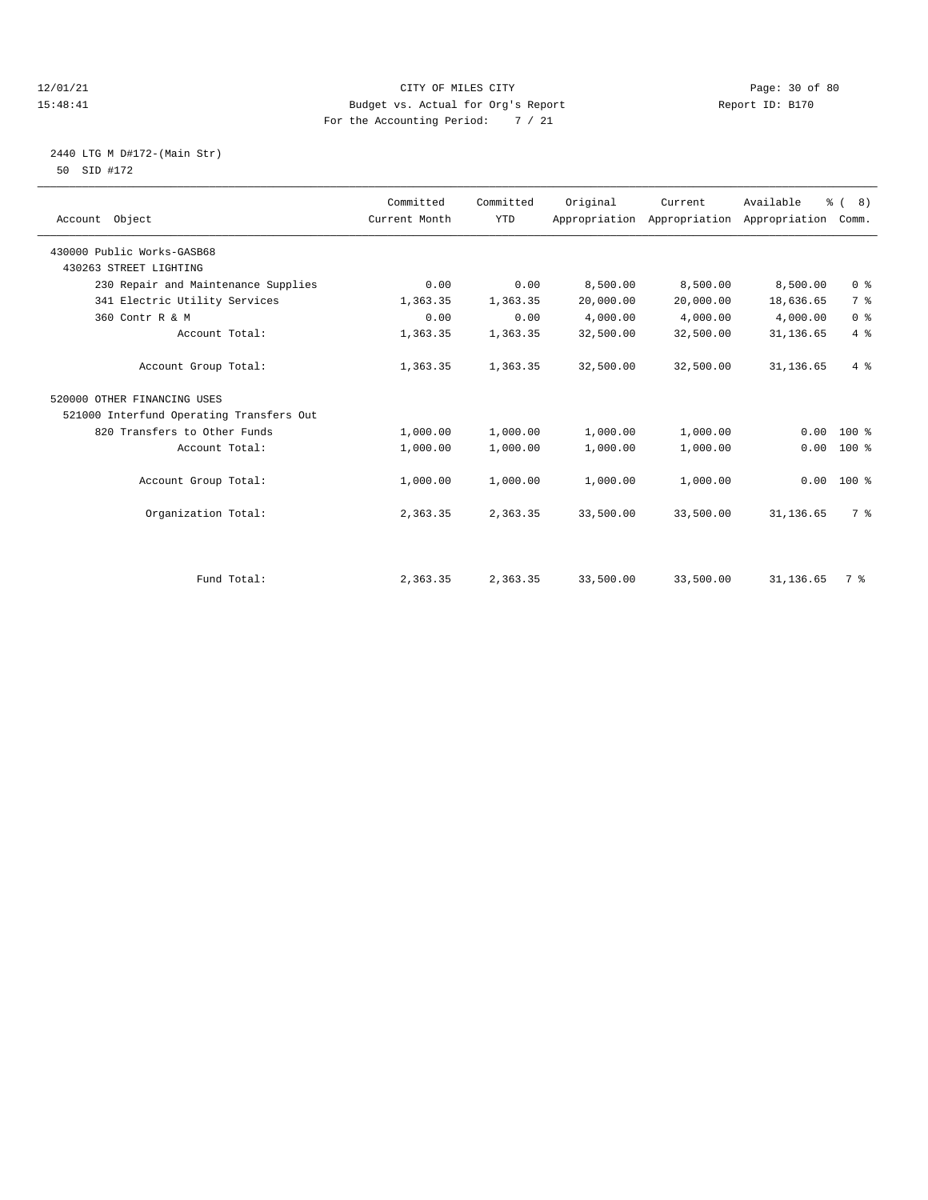CITY OF MILES CITY
Budget vs. Actual for Org's Report
For the Accounting Period: 7 / 21

12/01/21
15:48:41

Report ID: B170

2440 LTG M D#172-(Main Str)
50 SID #172

| Account Object | Committed Current Month | Committed YTD | Original Appropriation | Current Appropriation | Available Appropriation | % ( 8) Comm. |
|---|---|---|---|---|---|---|
| 430000 Public Works-GASB68 | | | | | | |
| 430263 STREET LIGHTING | | | | | | |
| 230 Repair and Maintenance Supplies | 0.00 | 0.00 | 8,500.00 | 8,500.00 | 8,500.00 | 0 % |
| 341 Electric Utility Services | 1,363.35 | 1,363.35 | 20,000.00 | 20,000.00 | 18,636.65 | 7 % |
| 360 Contr R & M | 0.00 | 0.00 | 4,000.00 | 4,000.00 | 4,000.00 | 0 % |
| Account Total: | 1,363.35 | 1,363.35 | 32,500.00 | 32,500.00 | 31,136.65 | 4 % |
| Account Group Total: | 1,363.35 | 1,363.35 | 32,500.00 | 32,500.00 | 31,136.65 | 4 % |
| 520000 OTHER FINANCING USES | | | | | | |
| 521000 Interfund Operating Transfers Out | | | | | | |
| 820 Transfers to Other Funds | 1,000.00 | 1,000.00 | 1,000.00 | 1,000.00 | 0.00 | 100 % |
| Account Total: | 1,000.00 | 1,000.00 | 1,000.00 | 1,000.00 | 0.00 | 100 % |
| Account Group Total: | 1,000.00 | 1,000.00 | 1,000.00 | 1,000.00 | 0.00 | 100 % |
| Organization Total: | 2,363.35 | 2,363.35 | 33,500.00 | 33,500.00 | 31,136.65 | 7 % |
| Fund Total: | 2,363.35 | 2,363.35 | 33,500.00 | 33,500.00 | 31,136.65 | 7 % |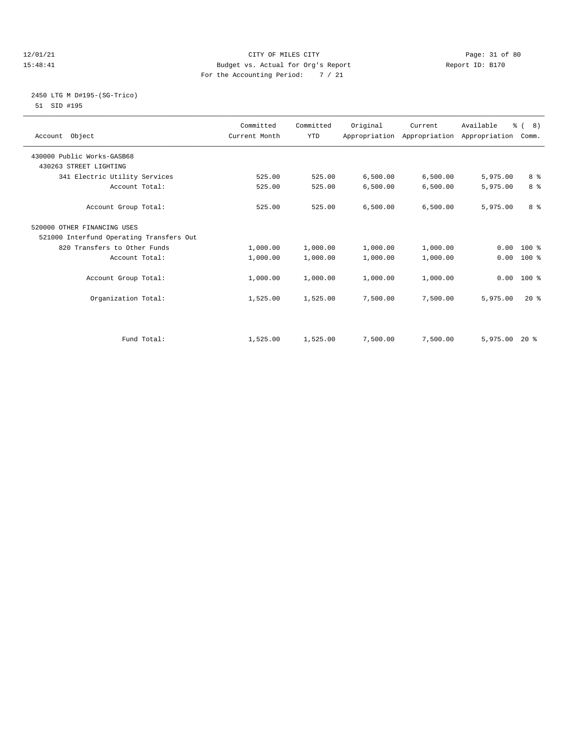CITY OF MILES CITY
Budget vs. Actual for Org's Report
For the Accounting Period: 7 / 21

12/01/21
15:48:41

Report ID: B170

## 2450 LTG M D#195-(SG-Trico)

51 SID #195

| Account Object | Committed Current Month | Committed YTD | Original Appropriation | Current Appropriation | Available Appropriation | % ( 8) Comm. |
|---|---|---|---|---|---|---|
| 430000 Public Works-GASB68 | | | | | | |
| 430263 STREET LIGHTING | | | | | | |
| 341 Electric Utility Services | 525.00 | 525.00 | 6,500.00 | 6,500.00 | 5,975.00 | 8 % |
| Account Total: | 525.00 | 525.00 | 6,500.00 | 6,500.00 | 5,975.00 | 8 % |
| Account Group Total: | 525.00 | 525.00 | 6,500.00 | 6,500.00 | 5,975.00 | 8 % |
| 520000 OTHER FINANCING USES | | | | | | |
| 521000 Interfund Operating Transfers Out | | | | | | |
| 820 Transfers to Other Funds | 1,000.00 | 1,000.00 | 1,000.00 | 1,000.00 | 0.00 | 100 % |
| Account Total: | 1,000.00 | 1,000.00 | 1,000.00 | 1,000.00 | 0.00 | 100 % |
| Account Group Total: | 1,000.00 | 1,000.00 | 1,000.00 | 1,000.00 | 0.00 | 100 % |
| Organization Total: | 1,525.00 | 1,525.00 | 7,500.00 | 7,500.00 | 5,975.00 | 20 % |
| Fund Total: | 1,525.00 | 1,525.00 | 7,500.00 | 7,500.00 | 5,975.00 | 20 % |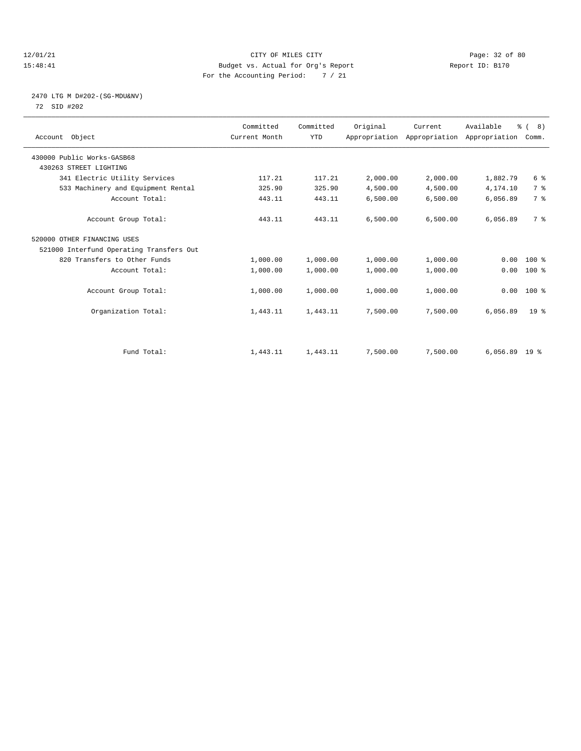CITY OF MILES CITY
Budget vs. Actual for Org's Report
For the Accounting Period: 7 / 21

12/01/21
15:48:41

Report ID: B170

2470 LTG M D#202-(SG-MDU&NV)
72 SID #202

| Account Object | Committed Current Month | Committed YTD | Original Appropriation | Current Appropriation | Available Appropriation | % ( 8) Comm. |
|---|---|---|---|---|---|---|
| 430000 Public Works-GASB68 | | | | | | |
| 430263 STREET LIGHTING | | | | | | |
| 341 Electric Utility Services | 117.21 | 117.21 | 2,000.00 | 2,000.00 | 1,882.79 | 6 % |
| 533 Machinery and Equipment Rental | 325.90 | 325.90 | 4,500.00 | 4,500.00 | 4,174.10 | 7 % |
| Account Total: | 443.11 | 443.11 | 6,500.00 | 6,500.00 | 6,056.89 | 7 % |
| Account Group Total: | 443.11 | 443.11 | 6,500.00 | 6,500.00 | 6,056.89 | 7 % |
| 520000 OTHER FINANCING USES | | | | | | |
| 521000 Interfund Operating Transfers Out | | | | | | |
| 820 Transfers to Other Funds | 1,000.00 | 1,000.00 | 1,000.00 | 1,000.00 | 0.00 | 100 % |
| Account Total: | 1,000.00 | 1,000.00 | 1,000.00 | 1,000.00 | 0.00 | 100 % |
| Account Group Total: | 1,000.00 | 1,000.00 | 1,000.00 | 1,000.00 | 0.00 | 100 % |
| Organization Total: | 1,443.11 | 1,443.11 | 7,500.00 | 7,500.00 | 6,056.89 | 19 % |
| Fund Total: | 1,443.11 | 1,443.11 | 7,500.00 | 7,500.00 | 6,056.89 | 19 % |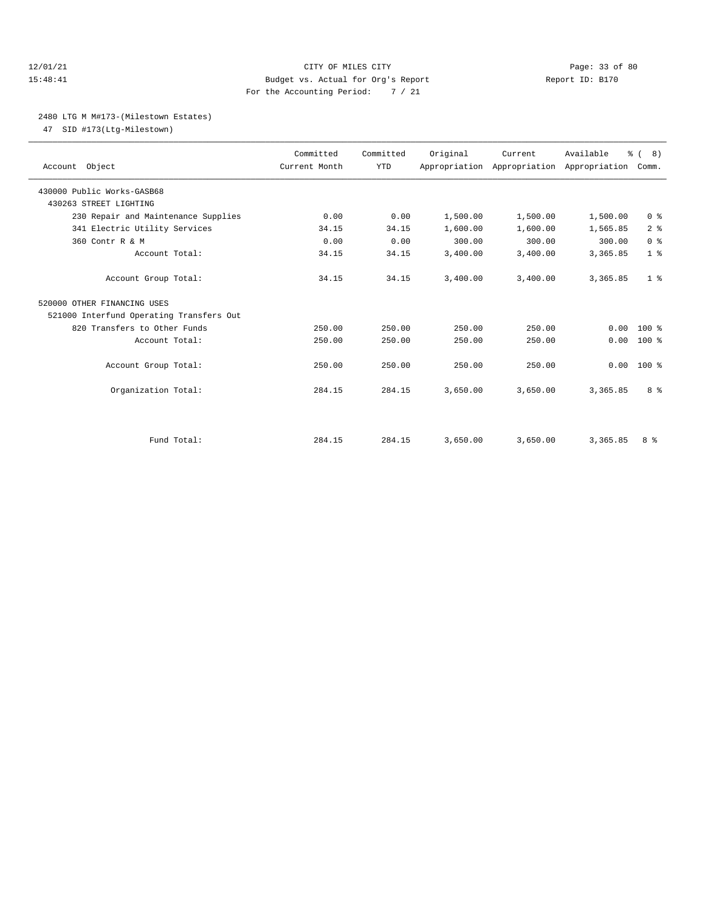CITY OF MILES CITY
Budget vs. Actual for Org's Report
For the Accounting Period: 7 / 21

12/01/21
15:48:41

Report ID: B170

## 2480 LTG M M#173-(Milestown Estates)

47 SID #173(Ltg-Milestown)

| Account Object | Committed Current Month | Committed YTD | Original Appropriation | Current Appropriation | Available Appropriation | % ( 8) Comm. |
|---|---|---|---|---|---|---|
| 430000 Public Works-GASB68 | | | | | | |
| 430263 STREET LIGHTING | | | | | | |
| 230 Repair and Maintenance Supplies | 0.00 | 0.00 | 1,500.00 | 1,500.00 | 1,500.00 | 0 % |
| 341 Electric Utility Services | 34.15 | 34.15 | 1,600.00 | 1,600.00 | 1,565.85 | 2 % |
| 360 Contr R & M | 0.00 | 0.00 | 300.00 | 300.00 | 300.00 | 0 % |
| Account Total: | 34.15 | 34.15 | 3,400.00 | 3,400.00 | 3,365.85 | 1 % |
| Account Group Total: | 34.15 | 34.15 | 3,400.00 | 3,400.00 | 3,365.85 | 1 % |
| 520000 OTHER FINANCING USES | | | | | | |
| 521000 Interfund Operating Transfers Out | | | | | | |
| 820 Transfers to Other Funds | 250.00 | 250.00 | 250.00 | 250.00 | 0.00 | 100 % |
| Account Total: | 250.00 | 250.00 | 250.00 | 250.00 | 0.00 | 100 % |
| Account Group Total: | 250.00 | 250.00 | 250.00 | 250.00 | 0.00 | 100 % |
| Organization Total: | 284.15 | 284.15 | 3,650.00 | 3,650.00 | 3,365.85 | 8 % |
| Fund Total: | 284.15 | 284.15 | 3,650.00 | 3,650.00 | 3,365.85 | 8 % |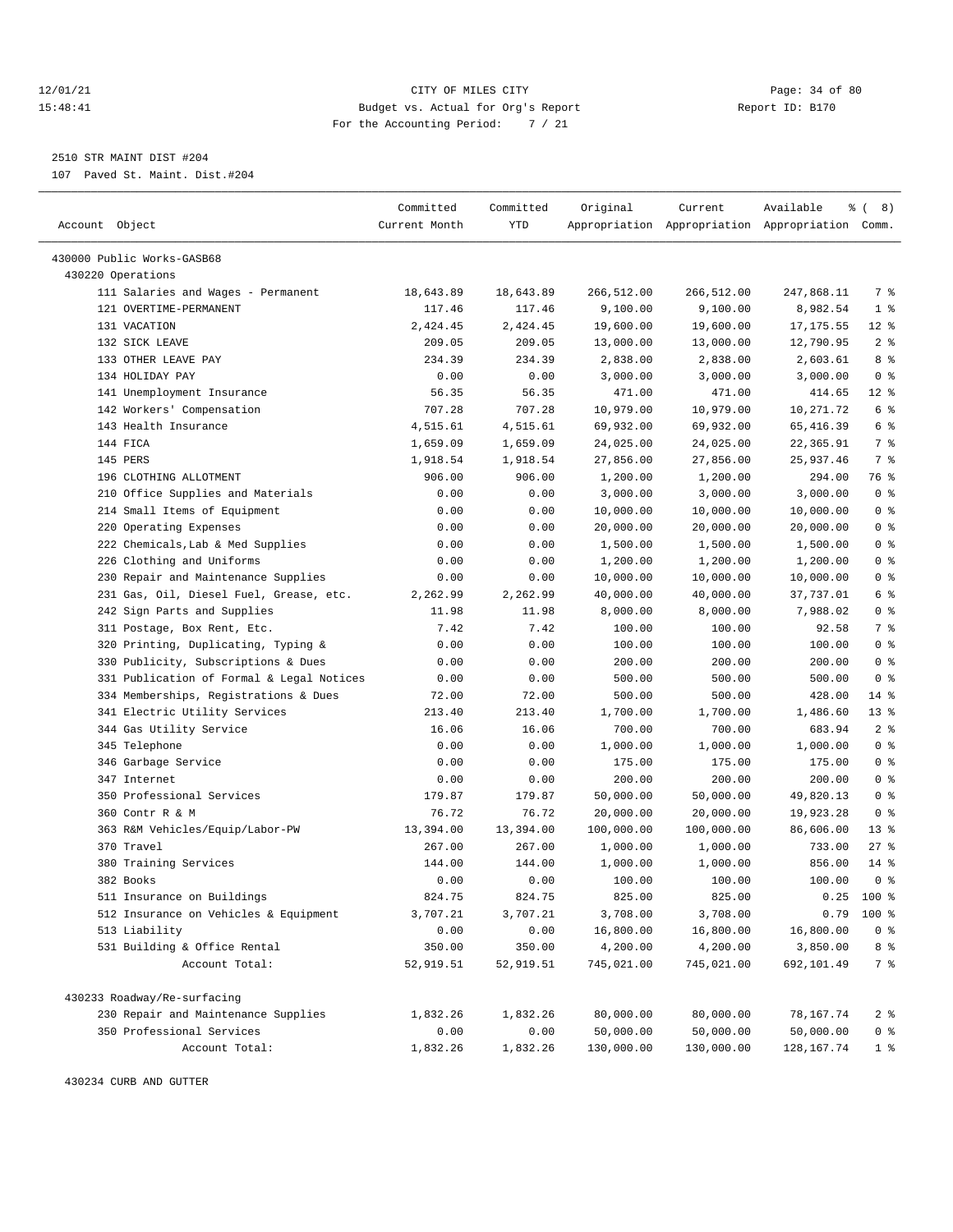12/01/21 CITY OF MILES CITY
15:48:41 Budget vs. Actual for Org's Report Report ID: B170
For the Accounting Period: 7 / 21

2510 STR MAINT DIST #204
107 Paved St. Maint. Dist.#204

| Account Object | Committed Current Month | Committed YTD | Original Appropriation | Current Appropriation | Available Appropriation | % ( 8) Comm. |
|---|---|---|---|---|---|---|
| 430000 Public Works-GASB68 | | | | | | |
| 430220 Operations | | | | | | |
| 111 Salaries and Wages - Permanent | 18,643.89 | 18,643.89 | 266,512.00 | 266,512.00 | 247,868.11 | 7 % |
| 121 OVERTIME-PERMANENT | 117.46 | 117.46 | 9,100.00 | 9,100.00 | 8,982.54 | 1 % |
| 131 VACATION | 2,424.45 | 2,424.45 | 19,600.00 | 19,600.00 | 17,175.55 | 12 % |
| 132 SICK LEAVE | 209.05 | 209.05 | 13,000.00 | 13,000.00 | 12,790.95 | 2 % |
| 133 OTHER LEAVE PAY | 234.39 | 234.39 | 2,838.00 | 2,838.00 | 2,603.61 | 8 % |
| 134 HOLIDAY PAY | 0.00 | 0.00 | 3,000.00 | 3,000.00 | 3,000.00 | 0 % |
| 141 Unemployment Insurance | 56.35 | 56.35 | 471.00 | 471.00 | 414.65 | 12 % |
| 142 Workers' Compensation | 707.28 | 707.28 | 10,979.00 | 10,979.00 | 10,271.72 | 6 % |
| 143 Health Insurance | 4,515.61 | 4,515.61 | 69,932.00 | 69,932.00 | 65,416.39 | 6 % |
| 144 FICA | 1,659.09 | 1,659.09 | 24,025.00 | 24,025.00 | 22,365.91 | 7 % |
| 145 PERS | 1,918.54 | 1,918.54 | 27,856.00 | 27,856.00 | 25,937.46 | 7 % |
| 196 CLOTHING ALLOTMENT | 906.00 | 906.00 | 1,200.00 | 1,200.00 | 294.00 | 76 % |
| 210 Office Supplies and Materials | 0.00 | 0.00 | 3,000.00 | 3,000.00 | 3,000.00 | 0 % |
| 214 Small Items of Equipment | 0.00 | 0.00 | 10,000.00 | 10,000.00 | 10,000.00 | 0 % |
| 220 Operating Expenses | 0.00 | 0.00 | 20,000.00 | 20,000.00 | 20,000.00 | 0 % |
| 222 Chemicals,Lab & Med Supplies | 0.00 | 0.00 | 1,500.00 | 1,500.00 | 1,500.00 | 0 % |
| 226 Clothing and Uniforms | 0.00 | 0.00 | 1,200.00 | 1,200.00 | 1,200.00 | 0 % |
| 230 Repair and Maintenance Supplies | 0.00 | 0.00 | 10,000.00 | 10,000.00 | 10,000.00 | 0 % |
| 231 Gas, Oil, Diesel Fuel, Grease, etc. | 2,262.99 | 2,262.99 | 40,000.00 | 40,000.00 | 37,737.01 | 6 % |
| 242 Sign Parts and Supplies | 11.98 | 11.98 | 8,000.00 | 8,000.00 | 7,988.02 | 0 % |
| 311 Postage, Box Rent, Etc. | 7.42 | 7.42 | 100.00 | 100.00 | 92.58 | 7 % |
| 320 Printing, Duplicating, Typing & | 0.00 | 0.00 | 100.00 | 100.00 | 100.00 | 0 % |
| 330 Publicity, Subscriptions & Dues | 0.00 | 0.00 | 200.00 | 200.00 | 200.00 | 0 % |
| 331 Publication of Formal & Legal Notices | 0.00 | 0.00 | 500.00 | 500.00 | 500.00 | 0 % |
| 334 Memberships, Registrations & Dues | 72.00 | 72.00 | 500.00 | 500.00 | 428.00 | 14 % |
| 341 Electric Utility Services | 213.40 | 213.40 | 1,700.00 | 1,700.00 | 1,486.60 | 13 % |
| 344 Gas Utility Service | 16.06 | 16.06 | 700.00 | 700.00 | 683.94 | 2 % |
| 345 Telephone | 0.00 | 0.00 | 1,000.00 | 1,000.00 | 1,000.00 | 0 % |
| 346 Garbage Service | 0.00 | 0.00 | 175.00 | 175.00 | 175.00 | 0 % |
| 347 Internet | 0.00 | 0.00 | 200.00 | 200.00 | 200.00 | 0 % |
| 350 Professional Services | 179.87 | 179.87 | 50,000.00 | 50,000.00 | 49,820.13 | 0 % |
| 360 Contr R & M | 76.72 | 76.72 | 20,000.00 | 20,000.00 | 19,923.28 | 0 % |
| 363 R&M Vehicles/Equip/Labor-PW | 13,394.00 | 13,394.00 | 100,000.00 | 100,000.00 | 86,606.00 | 13 % |
| 370 Travel | 267.00 | 267.00 | 1,000.00 | 1,000.00 | 733.00 | 27 % |
| 380 Training Services | 144.00 | 144.00 | 1,000.00 | 1,000.00 | 856.00 | 14 % |
| 382 Books | 0.00 | 0.00 | 100.00 | 100.00 | 100.00 | 0 % |
| 511 Insurance on Buildings | 824.75 | 824.75 | 825.00 | 825.00 | 0.25 | 100 % |
| 512 Insurance on Vehicles & Equipment | 3,707.21 | 3,707.21 | 3,708.00 | 3,708.00 | 0.79 | 100 % |
| 513 Liability | 0.00 | 0.00 | 16,800.00 | 16,800.00 | 16,800.00 | 0 % |
| 531 Building & Office Rental | 350.00 | 350.00 | 4,200.00 | 4,200.00 | 3,850.00 | 8 % |
| Account Total: | 52,919.51 | 52,919.51 | 745,021.00 | 745,021.00 | 692,101.49 | 7 % |
| 430233 Roadway/Re-surfacing | | | | | | |
| 230 Repair and Maintenance Supplies | 1,832.26 | 1,832.26 | 80,000.00 | 80,000.00 | 78,167.74 | 2 % |
| 350 Professional Services | 0.00 | 0.00 | 50,000.00 | 50,000.00 | 50,000.00 | 0 % |
| Account Total: | 1,832.26 | 1,832.26 | 130,000.00 | 130,000.00 | 128,167.74 | 1 % |
| 430234 CURB AND GUTTER | | | | | | |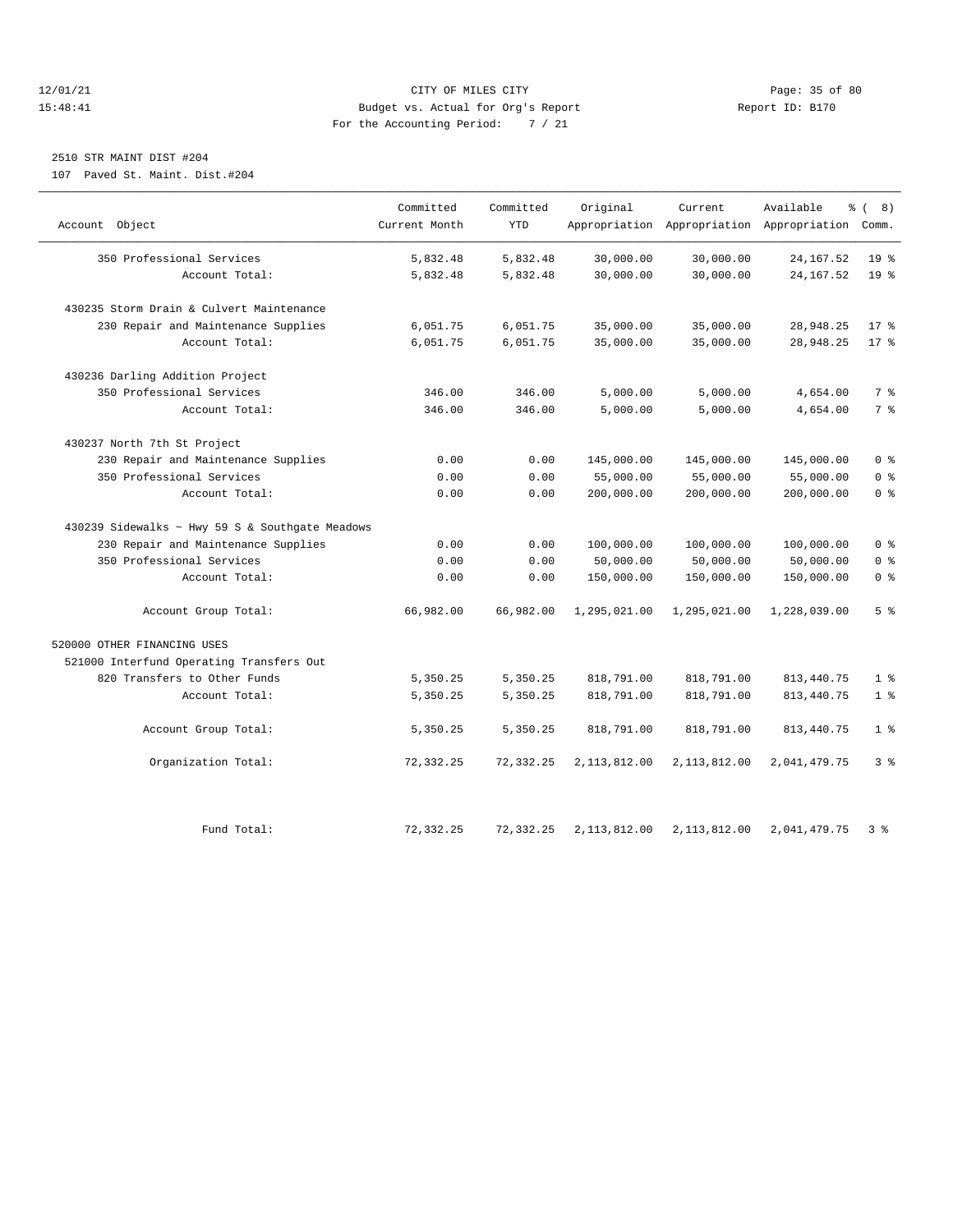CITY OF MILES CITY
Budget vs. Actual for Org's Report
For the Accounting Period: 7 / 21

12/01/21
15:48:41

Report ID: B170

## 2510 STR MAINT DIST #204

107 Paved St. Maint. Dist.#204

| Account Object | Committed Current Month | Committed YTD | Original Appropriation | Current Appropriation | Available Appropriation | % ( 8) Comm. |
|---|---|---|---|---|---|---|
| 350 Professional Services | 5,832.48 | 5,832.48 | 30,000.00 | 30,000.00 | 24,167.52 | 19 % |
| Account Total: | 5,832.48 | 5,832.48 | 30,000.00 | 30,000.00 | 24,167.52 | 19 % |
| 430235 Storm Drain & Culvert Maintenance | | | | | | |
| 230 Repair and Maintenance Supplies | 6,051.75 | 6,051.75 | 35,000.00 | 35,000.00 | 28,948.25 | 17 % |
| Account Total: | 6,051.75 | 6,051.75 | 35,000.00 | 35,000.00 | 28,948.25 | 17 % |
| 430236 Darling Addition Project | | | | | | |
| 350 Professional Services | 346.00 | 346.00 | 5,000.00 | 5,000.00 | 4,654.00 | 7 % |
| Account Total: | 346.00 | 346.00 | 5,000.00 | 5,000.00 | 4,654.00 | 7 % |
| 430237 North 7th St Project | | | | | | |
| 230 Repair and Maintenance Supplies | 0.00 | 0.00 | 145,000.00 | 145,000.00 | 145,000.00 | 0 % |
| 350 Professional Services | 0.00 | 0.00 | 55,000.00 | 55,000.00 | 55,000.00 | 0 % |
| Account Total: | 0.00 | 0.00 | 200,000.00 | 200,000.00 | 200,000.00 | 0 % |
| 430239 Sidewalks ~ Hwy 59 S & Southgate Meadows | | | | | | |
| 230 Repair and Maintenance Supplies | 0.00 | 0.00 | 100,000.00 | 100,000.00 | 100,000.00 | 0 % |
| 350 Professional Services | 0.00 | 0.00 | 50,000.00 | 50,000.00 | 50,000.00 | 0 % |
| Account Total: | 0.00 | 0.00 | 150,000.00 | 150,000.00 | 150,000.00 | 0 % |
| Account Group Total: | 66,982.00 | 66,982.00 | 1,295,021.00 | 1,295,021.00 | 1,228,039.00 | 5 % |
| 520000 OTHER FINANCING USES | | | | | | |
| 521000 Interfund Operating Transfers Out | | | | | | |
| 820 Transfers to Other Funds | 5,350.25 | 5,350.25 | 818,791.00 | 818,791.00 | 813,440.75 | 1 % |
| Account Total: | 5,350.25 | 5,350.25 | 818,791.00 | 818,791.00 | 813,440.75 | 1 % |
| Account Group Total: | 5,350.25 | 5,350.25 | 818,791.00 | 818,791.00 | 813,440.75 | 1 % |
| Organization Total: | 72,332.25 | 72,332.25 | 2,113,812.00 | 2,113,812.00 | 2,041,479.75 | 3 % |
| Fund Total: | 72,332.25 | 72,332.25 | 2,113,812.00 | 2,113,812.00 | 2,041,479.75 | 3 % |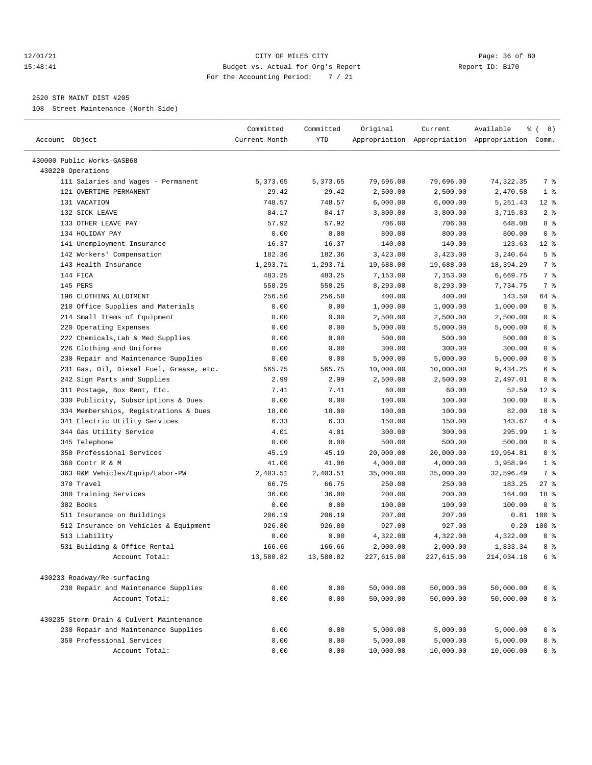## 2520 STR MAINT DIST #205

108 Street Maintenance (North Side)

| Account Object | Committed Current Month | Committed YTD | Original Appropriation | Current Appropriation | Available Appropriation | % ( 8) Comm. |
|---|---|---|---|---|---|---|
| 430000 Public Works-GASB68 | | | | | | |
| 430220 Operations | | | | | | |
| 111 Salaries and Wages - Permanent | 5,373.65 | 5,373.65 | 79,696.00 | 79,696.00 | 74,322.35 | 7 % |
| 121 OVERTIME-PERMANENT | 29.42 | 29.42 | 2,500.00 | 2,500.00 | 2,470.58 | 1 % |
| 131 VACATION | 748.57 | 748.57 | 6,000.00 | 6,000.00 | 5,251.43 | 12 % |
| 132 SICK LEAVE | 84.17 | 84.17 | 3,800.00 | 3,800.00 | 3,715.83 | 2 % |
| 133 OTHER LEAVE PAY | 57.92 | 57.92 | 706.00 | 706.00 | 648.08 | 8 % |
| 134 HOLIDAY PAY | 0.00 | 0.00 | 800.00 | 800.00 | 800.00 | 0 % |
| 141 Unemployment Insurance | 16.37 | 16.37 | 140.00 | 140.00 | 123.63 | 12 % |
| 142 Workers' Compensation | 182.36 | 182.36 | 3,423.00 | 3,423.00 | 3,240.64 | 5 % |
| 143 Health Insurance | 1,293.71 | 1,293.71 | 19,688.00 | 19,688.00 | 18,394.29 | 7 % |
| 144 FICA | 483.25 | 483.25 | 7,153.00 | 7,153.00 | 6,669.75 | 7 % |
| 145 PERS | 558.25 | 558.25 | 8,293.00 | 8,293.00 | 7,734.75 | 7 % |
| 196 CLOTHING ALLOTMENT | 256.50 | 256.50 | 400.00 | 400.00 | 143.50 | 64 % |
| 210 Office Supplies and Materials | 0.00 | 0.00 | 1,000.00 | 1,000.00 | 1,000.00 | 0 % |
| 214 Small Items of Equipment | 0.00 | 0.00 | 2,500.00 | 2,500.00 | 2,500.00 | 0 % |
| 220 Operating Expenses | 0.00 | 0.00 | 5,000.00 | 5,000.00 | 5,000.00 | 0 % |
| 222 Chemicals,Lab & Med Supplies | 0.00 | 0.00 | 500.00 | 500.00 | 500.00 | 0 % |
| 226 Clothing and Uniforms | 0.00 | 0.00 | 300.00 | 300.00 | 300.00 | 0 % |
| 230 Repair and Maintenance Supplies | 0.00 | 0.00 | 5,000.00 | 5,000.00 | 5,000.00 | 0 % |
| 231 Gas, Oil, Diesel Fuel, Grease, etc. | 565.75 | 565.75 | 10,000.00 | 10,000.00 | 9,434.25 | 6 % |
| 242 Sign Parts and Supplies | 2.99 | 2.99 | 2,500.00 | 2,500.00 | 2,497.01 | 0 % |
| 311 Postage, Box Rent, Etc. | 7.41 | 7.41 | 60.00 | 60.00 | 52.59 | 12 % |
| 330 Publicity, Subscriptions & Dues | 0.00 | 0.00 | 100.00 | 100.00 | 100.00 | 0 % |
| 334 Memberships, Registrations & Dues | 18.00 | 18.00 | 100.00 | 100.00 | 82.00 | 18 % |
| 341 Electric Utility Services | 6.33 | 6.33 | 150.00 | 150.00 | 143.67 | 4 % |
| 344 Gas Utility Service | 4.01 | 4.01 | 300.00 | 300.00 | 295.99 | 1 % |
| 345 Telephone | 0.00 | 0.00 | 500.00 | 500.00 | 500.00 | 0 % |
| 350 Professional Services | 45.19 | 45.19 | 20,000.00 | 20,000.00 | 19,954.81 | 0 % |
| 360 Contr R & M | 41.06 | 41.06 | 4,000.00 | 4,000.00 | 3,958.94 | 1 % |
| 363 R&M Vehicles/Equip/Labor-PW | 2,403.51 | 2,403.51 | 35,000.00 | 35,000.00 | 32,596.49 | 7 % |
| 370 Travel | 66.75 | 66.75 | 250.00 | 250.00 | 183.25 | 27 % |
| 380 Training Services | 36.00 | 36.00 | 200.00 | 200.00 | 164.00 | 18 % |
| 382 Books | 0.00 | 0.00 | 100.00 | 100.00 | 100.00 | 0 % |
| 511 Insurance on Buildings | 206.19 | 206.19 | 207.00 | 207.00 | 0.81 | 100 % |
| 512 Insurance on Vehicles & Equipment | 926.80 | 926.80 | 927.00 | 927.00 | 0.20 | 100 % |
| 513 Liability | 0.00 | 0.00 | 4,322.00 | 4,322.00 | 4,322.00 | 0 % |
| 531 Building & Office Rental | 166.66 | 166.66 | 2,000.00 | 2,000.00 | 1,833.34 | 8 % |
| Account Total: | 13,580.82 | 13,580.82 | 227,615.00 | 227,615.00 | 214,034.18 | 6 % |
| 430233 Roadway/Re-surfacing | | | | | | |
| 230 Repair and Maintenance Supplies | 0.00 | 0.00 | 50,000.00 | 50,000.00 | 50,000.00 | 0 % |
| Account Total: | 0.00 | 0.00 | 50,000.00 | 50,000.00 | 50,000.00 | 0 % |
| 430235 Storm Drain & Culvert Maintenance | | | | | | |
| 230 Repair and Maintenance Supplies | 0.00 | 0.00 | 5,000.00 | 5,000.00 | 5,000.00 | 0 % |
| 350 Professional Services | 0.00 | 0.00 | 5,000.00 | 5,000.00 | 5,000.00 | 0 % |
| Account Total: | 0.00 | 0.00 | 10,000.00 | 10,000.00 | 10,000.00 | 0 % |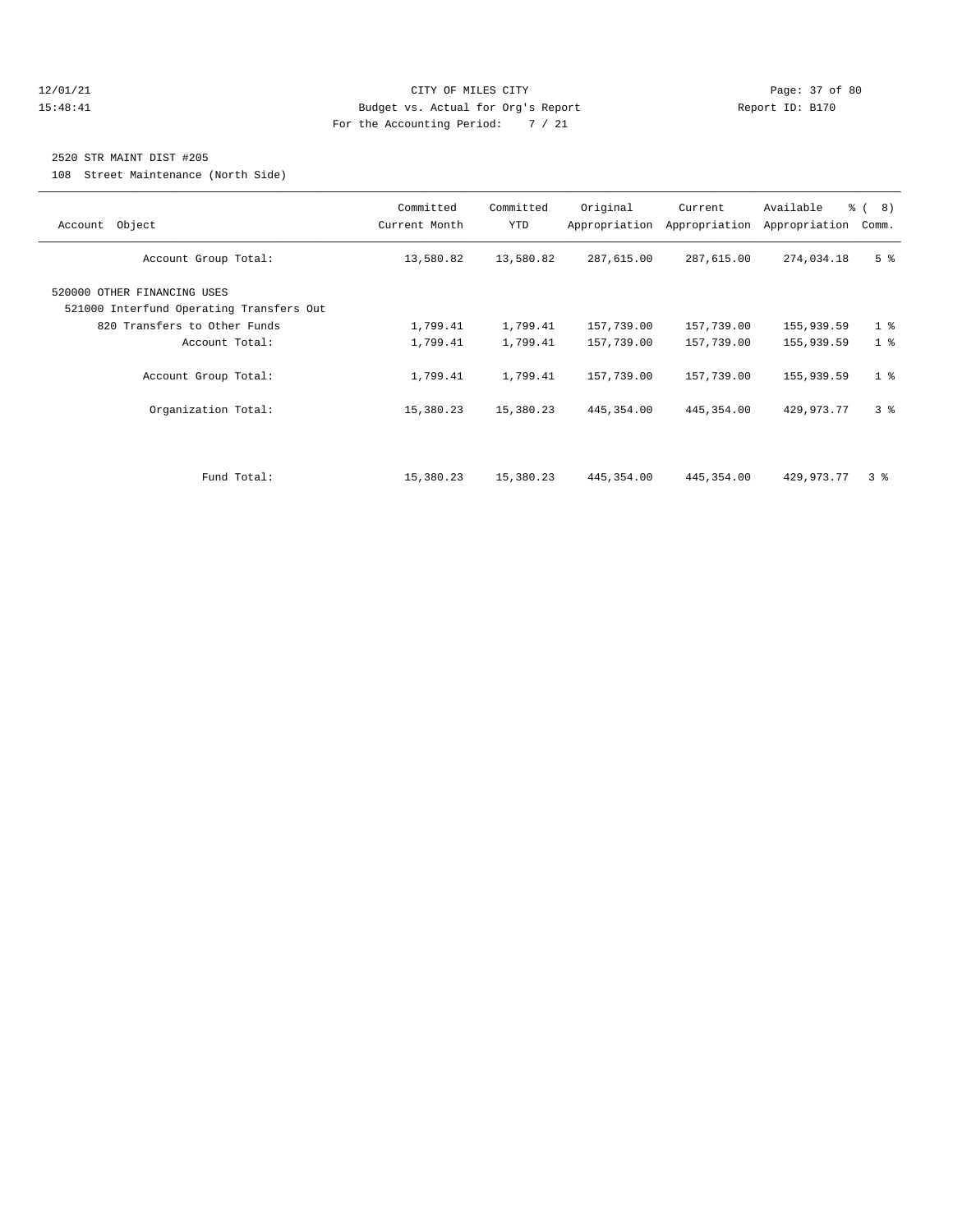CITY OF MILES CITY
Budget vs. Actual for Org's Report
For the Accounting Period: 7 / 21

12/01/21
15:48:41

Report ID: B170

## 2520 STR MAINT DIST #205

108 Street Maintenance (North Side)

| Account Object | Committed Current Month | Committed YTD | Original Appropriation | Current Appropriation | Available Appropriation | % ( 8) Comm. |
|---|---|---|---|---|---|---|
| Account Group Total: | 13,580.82 | 13,580.82 | 287,615.00 | 287,615.00 | 274,034.18 | 5 % |
| 520000 OTHER FINANCING USES | | | | | | |
| 521000 Interfund Operating Transfers Out | | | | | | |
| 820 Transfers to Other Funds | 1,799.41 | 1,799.41 | 157,739.00 | 157,739.00 | 155,939.59 | 1 % |
| Account Total: | 1,799.41 | 1,799.41 | 157,739.00 | 157,739.00 | 155,939.59 | 1 % |
| Account Group Total: | 1,799.41 | 1,799.41 | 157,739.00 | 157,739.00 | 155,939.59 | 1 % |
| Organization Total: | 15,380.23 | 15,380.23 | 445,354.00 | 445,354.00 | 429,973.77 | 3 % |
| Fund Total: | 15,380.23 | 15,380.23 | 445,354.00 | 445,354.00 | 429,973.77 | 3 % |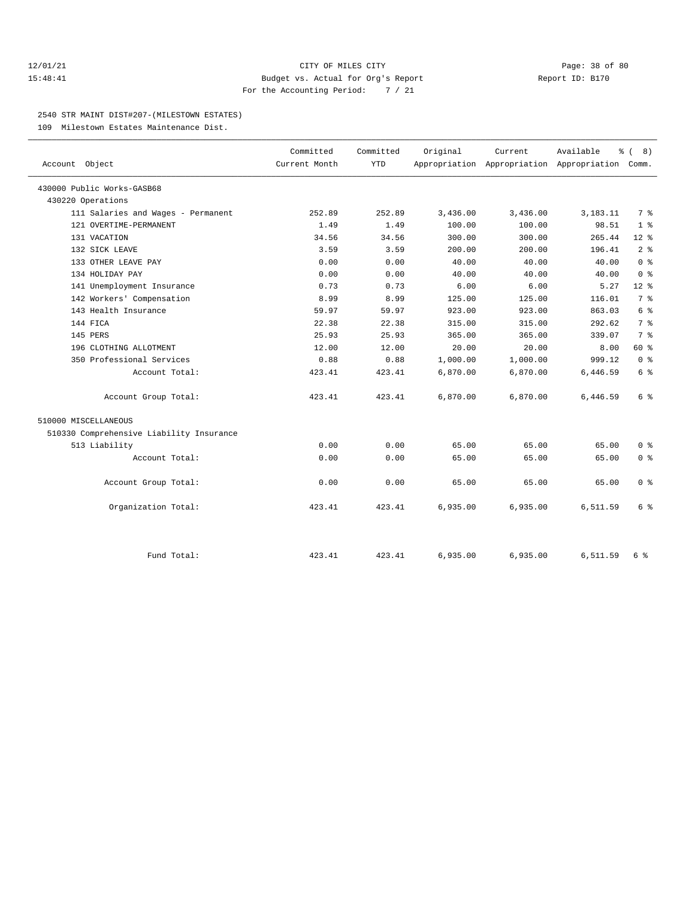CITY OF MILES CITY
Budget vs. Actual for Org's Report
For the Accounting Period: 7 / 21

12/01/21
15:48:41

Report ID: B170

## 2540 STR MAINT DIST#207-(MILESTOWN ESTATES)

109 Milestown Estates Maintenance Dist.

| Account Object | Committed Current Month | Committed YTD | Original Appropriation | Current Appropriation | Available Appropriation | % ( 8) Comm. |
|---|---|---|---|---|---|---|
| 430000 Public Works-GASB68 | | | | | | |
| 430220 Operations | | | | | | |
| 111 Salaries and Wages - Permanent | 252.89 | 252.89 | 3,436.00 | 3,436.00 | 3,183.11 | 7 % |
| 121 OVERTIME-PERMANENT | 1.49 | 1.49 | 100.00 | 100.00 | 98.51 | 1 % |
| 131 VACATION | 34.56 | 34.56 | 300.00 | 300.00 | 265.44 | 12 % |
| 132 SICK LEAVE | 3.59 | 3.59 | 200.00 | 200.00 | 196.41 | 2 % |
| 133 OTHER LEAVE PAY | 0.00 | 0.00 | 40.00 | 40.00 | 40.00 | 0 % |
| 134 HOLIDAY PAY | 0.00 | 0.00 | 40.00 | 40.00 | 40.00 | 0 % |
| 141 Unemployment Insurance | 0.73 | 0.73 | 6.00 | 6.00 | 5.27 | 12 % |
| 142 Workers' Compensation | 8.99 | 8.99 | 125.00 | 125.00 | 116.01 | 7 % |
| 143 Health Insurance | 59.97 | 59.97 | 923.00 | 923.00 | 863.03 | 6 % |
| 144 FICA | 22.38 | 22.38 | 315.00 | 315.00 | 292.62 | 7 % |
| 145 PERS | 25.93 | 25.93 | 365.00 | 365.00 | 339.07 | 7 % |
| 196 CLOTHING ALLOTMENT | 12.00 | 12.00 | 20.00 | 20.00 | 8.00 | 60 % |
| 350 Professional Services | 0.88 | 0.88 | 1,000.00 | 1,000.00 | 999.12 | 0 % |
| Account Total: | 423.41 | 423.41 | 6,870.00 | 6,870.00 | 6,446.59 | 6 % |
| Account Group Total: | 423.41 | 423.41 | 6,870.00 | 6,870.00 | 6,446.59 | 6 % |
| 510000 MISCELLANEOUS | | | | | | |
| 510330 Comprehensive Liability Insurance | | | | | | |
| 513 Liability | 0.00 | 0.00 | 65.00 | 65.00 | 65.00 | 0 % |
| Account Total: | 0.00 | 0.00 | 65.00 | 65.00 | 65.00 | 0 % |
| Account Group Total: | 0.00 | 0.00 | 65.00 | 65.00 | 65.00 | 0 % |
| Organization Total: | 423.41 | 423.41 | 6,935.00 | 6,935.00 | 6,511.59 | 6 % |
| Fund Total: | 423.41 | 423.41 | 6,935.00 | 6,935.00 | 6,511.59 | 6 % |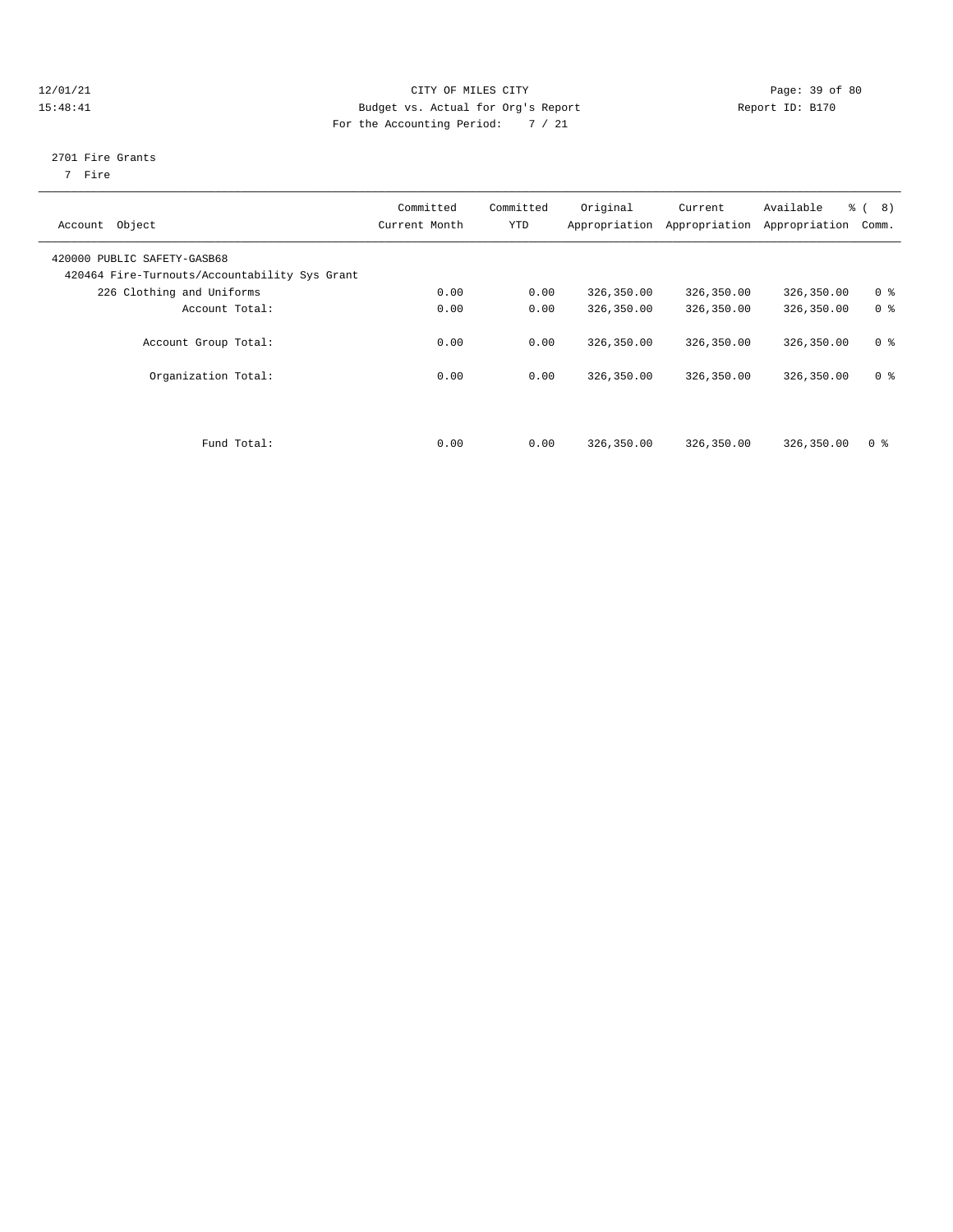CITY OF MILES CITY

Budget vs. Actual for Org's Report

For the Accounting Period: 7 / 21

12/01/21
15:48:41

Report ID: B170

2701 Fire Grants
7 Fire

| Account Object | Committed Current Month | Committed YTD | Original Appropriation | Current Appropriation | Available Appropriation | % ( 8) Comm. |
|---|---|---|---|---|---|---|
| 420000 PUBLIC SAFETY-GASB68 | | | | | | |
| 420464 Fire-Turnouts/Accountability Sys Grant | | | | | | |
| 226 Clothing and Uniforms | 0.00 | 0.00 | 326,350.00 | 326,350.00 | 326,350.00 | 0 % |
| Account Total: | 0.00 | 0.00 | 326,350.00 | 326,350.00 | 326,350.00 | 0 % |
| Account Group Total: | 0.00 | 0.00 | 326,350.00 | 326,350.00 | 326,350.00 | 0 % |
| Organization Total: | 0.00 | 0.00 | 326,350.00 | 326,350.00 | 326,350.00 | 0 % |
| Fund Total: | 0.00 | 0.00 | 326,350.00 | 326,350.00 | 326,350.00 | 0 % |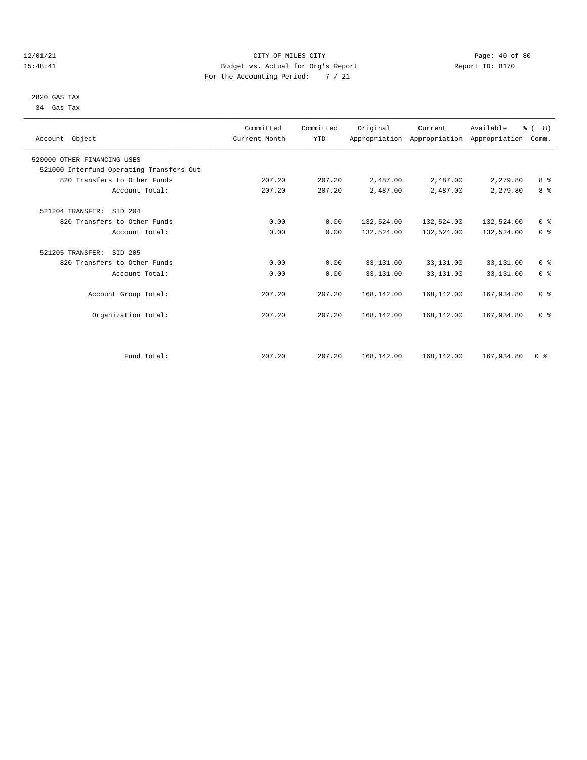CITY OF MILES CITY
Budget vs. Actual for Org's Report
For the Accounting Period: 7 / 21

2820 GAS TAX
34 Gas Tax

| Account Object | Committed Current Month | Committed YTD | Original Appropriation | Current Appropriation | Available Appropriation | % ( 8) Comm. |
|---|---|---|---|---|---|---|
| 520000 OTHER FINANCING USES | | | | | | |
| 521000 Interfund Operating Transfers Out | | | | | | |
| 820 Transfers to Other Funds | 207.20 | 207.20 | 2,487.00 | 2,487.00 | 2,279.80 | 8 % |
| Account Total: | 207.20 | 207.20 | 2,487.00 | 2,487.00 | 2,279.80 | 8 % |
| 521204 TRANSFER: SID 204 | | | | | | |
| 820 Transfers to Other Funds | 0.00 | 0.00 | 132,524.00 | 132,524.00 | 132,524.00 | 0 % |
| Account Total: | 0.00 | 0.00 | 132,524.00 | 132,524.00 | 132,524.00 | 0 % |
| 521205 TRANSFER: SID 205 | | | | | | |
| 820 Transfers to Other Funds | 0.00 | 0.00 | 33,131.00 | 33,131.00 | 33,131.00 | 0 % |
| Account Total: | 0.00 | 0.00 | 33,131.00 | 33,131.00 | 33,131.00 | 0 % |
| Account Group Total: | 207.20 | 207.20 | 168,142.00 | 168,142.00 | 167,934.80 | 0 % |
| Organization Total: | 207.20 | 207.20 | 168,142.00 | 168,142.00 | 167,934.80 | 0 % |
| Fund Total: | 207.20 | 207.20 | 168,142.00 | 168,142.00 | 167,934.80 | 0 % |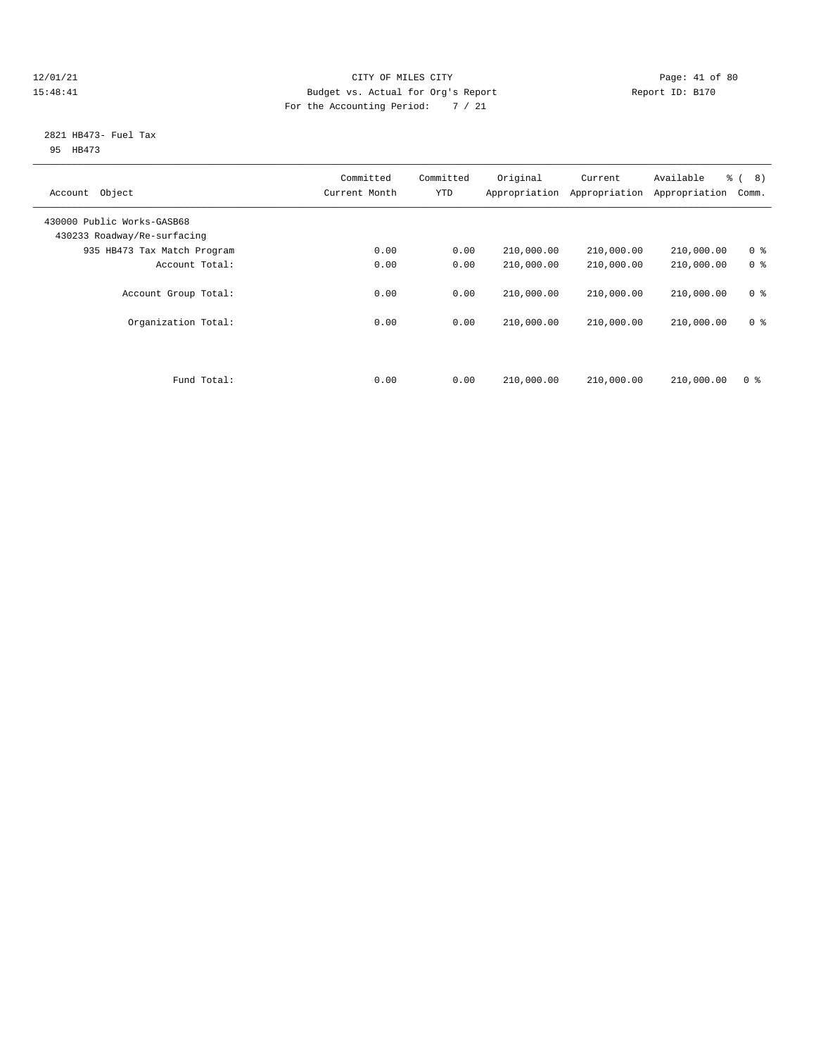CITY OF MILES CITY

Budget vs. Actual for Org's Report

For the Accounting Period: 7 / 21

12/01/21 15:48:41 Report ID: B170

2821 HB473- Fuel Tax
95 HB473

| Account Object | Committed Current Month | Committed YTD | Original Appropriation | Current Appropriation | Available Appropriation | % ( 8) Comm. |
|---|---|---|---|---|---|---|
| 430000 Public Works-GASB68 | | | | | | |
| 430233 Roadway/Re-surfacing | | | | | | |
| 935 HB473 Tax Match Program | 0.00 | 0.00 | 210,000.00 | 210,000.00 | 210,000.00 | 0 % |
| Account Total: | 0.00 | 0.00 | 210,000.00 | 210,000.00 | 210,000.00 | 0 % |
| Account Group Total: | 0.00 | 0.00 | 210,000.00 | 210,000.00 | 210,000.00 | 0 % |
| Organization Total: | 0.00 | 0.00 | 210,000.00 | 210,000.00 | 210,000.00 | 0 % |
| Fund Total: | 0.00 | 0.00 | 210,000.00 | 210,000.00 | 210,000.00 | 0 % |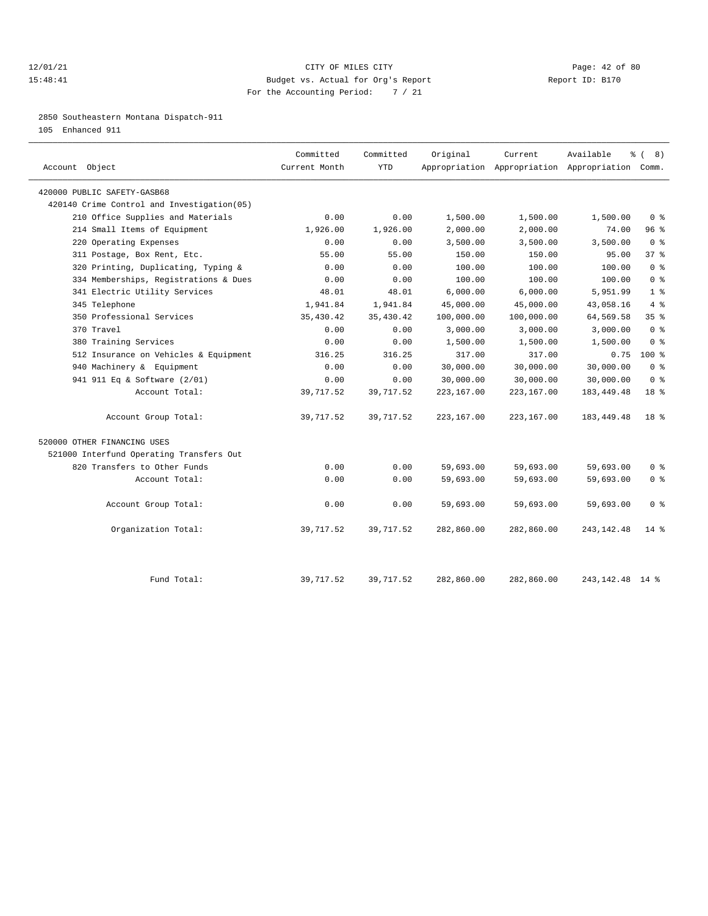# CITY OF MILES CITY

Budget vs. Actual for Org's Report

For the Accounting Period: 7 / 21

12/01/21 15:48:41 — Report ID: B170

## 2850 Southeastern Montana Dispatch-911

105 Enhanced 911

| Account Object | Committed Current Month | Committed YTD | Original Appropriation | Current Appropriation | Available Appropriation | % ( 8) Comm. |
|---|---|---|---|---|---|---|
| 420000 PUBLIC SAFETY-GASB68 | | | | | | |
| 420140 Crime Control and Investigation(05) | | | | | | |
| 210 Office Supplies and Materials | 0.00 | 0.00 | 1,500.00 | 1,500.00 | 1,500.00 | 0 % |
| 214 Small Items of Equipment | 1,926.00 | 1,926.00 | 2,000.00 | 2,000.00 | 74.00 | 96 % |
| 220 Operating Expenses | 0.00 | 0.00 | 3,500.00 | 3,500.00 | 3,500.00 | 0 % |
| 311 Postage, Box Rent, Etc. | 55.00 | 55.00 | 150.00 | 150.00 | 95.00 | 37 % |
| 320 Printing, Duplicating, Typing & | 0.00 | 0.00 | 100.00 | 100.00 | 100.00 | 0 % |
| 334 Memberships, Registrations & Dues | 0.00 | 0.00 | 100.00 | 100.00 | 100.00 | 0 % |
| 341 Electric Utility Services | 48.01 | 48.01 | 6,000.00 | 6,000.00 | 5,951.99 | 1 % |
| 345 Telephone | 1,941.84 | 1,941.84 | 45,000.00 | 45,000.00 | 43,058.16 | 4 % |
| 350 Professional Services | 35,430.42 | 35,430.42 | 100,000.00 | 100,000.00 | 64,569.58 | 35 % |
| 370 Travel | 0.00 | 0.00 | 3,000.00 | 3,000.00 | 3,000.00 | 0 % |
| 380 Training Services | 0.00 | 0.00 | 1,500.00 | 1,500.00 | 1,500.00 | 0 % |
| 512 Insurance on Vehicles & Equipment | 316.25 | 316.25 | 317.00 | 317.00 | 0.75 | 100 % |
| 940 Machinery & Equipment | 0.00 | 0.00 | 30,000.00 | 30,000.00 | 30,000.00 | 0 % |
| 941 911 Eq & Software (2/01) | 0.00 | 0.00 | 30,000.00 | 30,000.00 | 30,000.00 | 0 % |
| Account Total: | 39,717.52 | 39,717.52 | 223,167.00 | 223,167.00 | 183,449.48 | 18 % |
| Account Group Total: | 39,717.52 | 39,717.52 | 223,167.00 | 223,167.00 | 183,449.48 | 18 % |
| 520000 OTHER FINANCING USES | | | | | | |
| 521000 Interfund Operating Transfers Out | | | | | | |
| 820 Transfers to Other Funds | 0.00 | 0.00 | 59,693.00 | 59,693.00 | 59,693.00 | 0 % |
| Account Total: | 0.00 | 0.00 | 59,693.00 | 59,693.00 | 59,693.00 | 0 % |
| Account Group Total: | 0.00 | 0.00 | 59,693.00 | 59,693.00 | 59,693.00 | 0 % |
| Organization Total: | 39,717.52 | 39,717.52 | 282,860.00 | 282,860.00 | 243,142.48 | 14 % |
| Fund Total: | 39,717.52 | 39,717.52 | 282,860.00 | 282,860.00 | 243,142.48 | 14 % |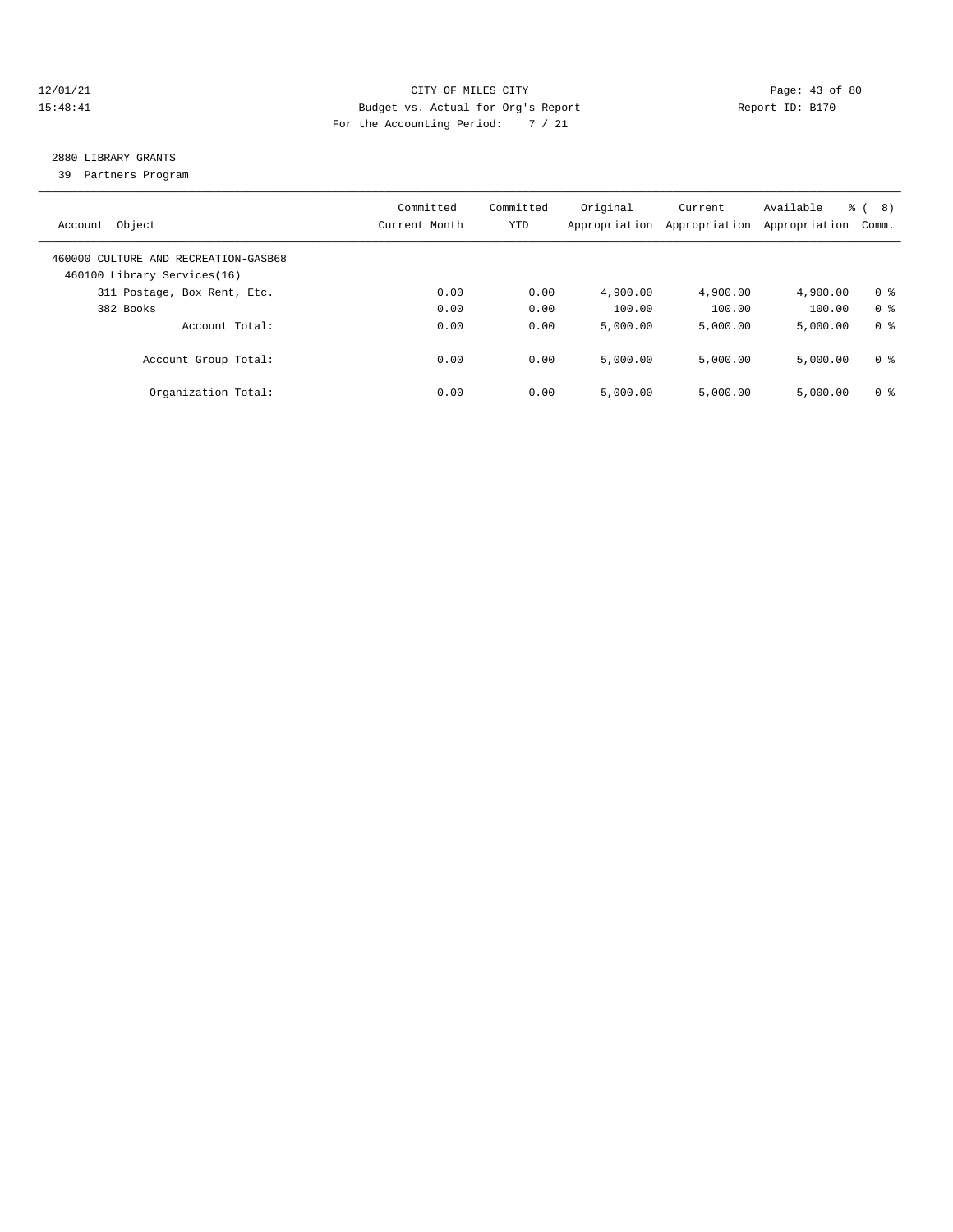CITY OF MILES CITY
Budget vs. Actual for Org's Report
For the Accounting Period: 7 / 21

12/01/21
15:48:41

Report ID: B170

## 2880 LIBRARY GRANTS

39 Partners Program

| Account Object | Committed Current Month | Committed YTD | Original Appropriation | Current Appropriation | Available Appropriation | % ( 8) Comm. |
|---|---|---|---|---|---|---|
| 460000 CULTURE AND RECREATION-GASB68 | | | | | | |
| 460100 Library Services(16) | | | | | | |
| 311 Postage, Box Rent, Etc. | 0.00 | 0.00 | 4,900.00 | 4,900.00 | 4,900.00 | 0 % |
| 382 Books | 0.00 | 0.00 | 100.00 | 100.00 | 100.00 | 0 % |
| Account Total: | 0.00 | 0.00 | 5,000.00 | 5,000.00 | 5,000.00 | 0 % |
| Account Group Total: | 0.00 | 0.00 | 5,000.00 | 5,000.00 | 5,000.00 | 0 % |
| Organization Total: | 0.00 | 0.00 | 5,000.00 | 5,000.00 | 5,000.00 | 0 % |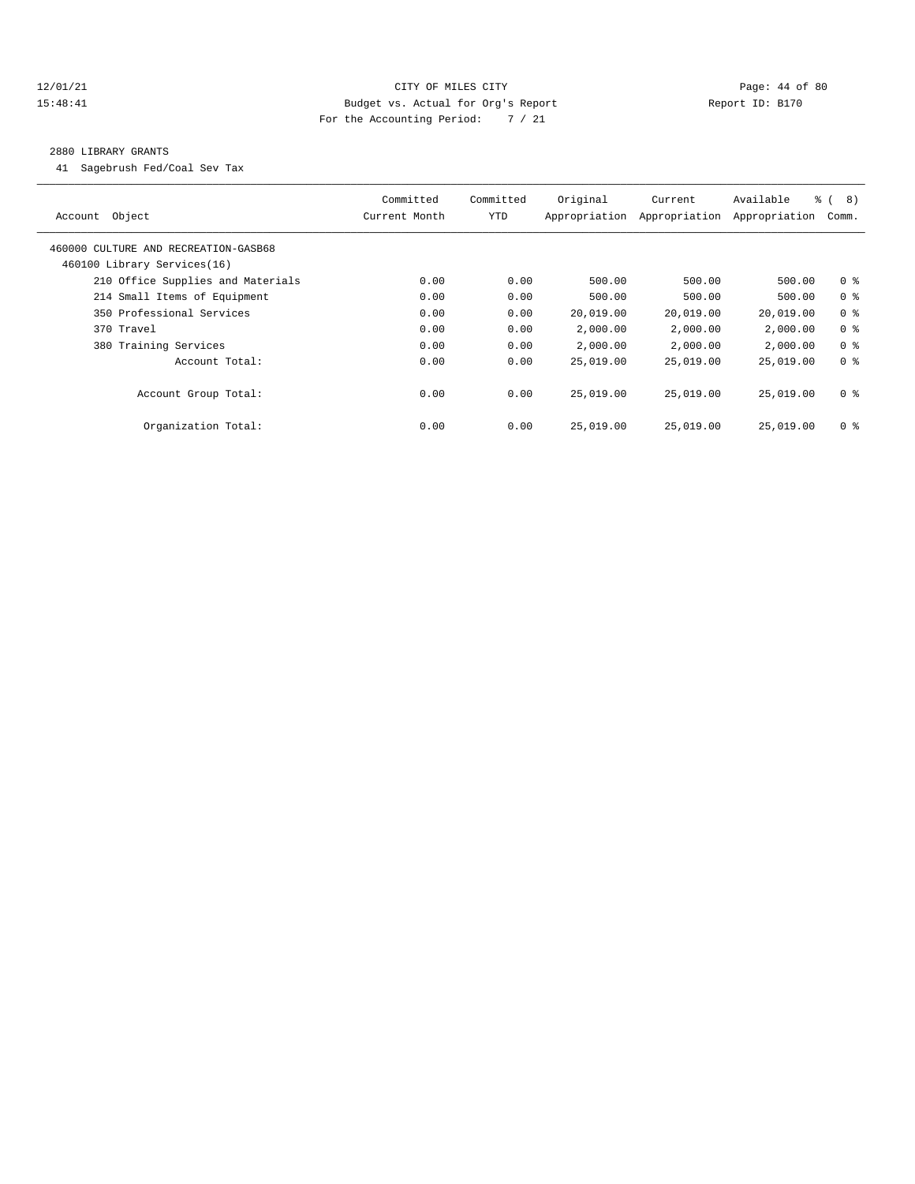CITY OF MILES CITY

Budget vs. Actual for Org's Report

For the Accounting Period: 7 / 21

## 2880 LIBRARY GRANTS

41 Sagebrush Fed/Coal Sev Tax

| Account Object | Committed Current Month | Committed YTD | Original Appropriation | Current Appropriation | Available Appropriation | % ( 8) Comm. |
|---|---|---|---|---|---|---|
| 460000 CULTURE AND RECREATION-GASB68 | | | | | | |
| 460100 Library Services(16) | | | | | | |
| 210 Office Supplies and Materials | 0.00 | 0.00 | 500.00 | 500.00 | 500.00 | 0 % |
| 214 Small Items of Equipment | 0.00 | 0.00 | 500.00 | 500.00 | 500.00 | 0 % |
| 350 Professional Services | 0.00 | 0.00 | 20,019.00 | 20,019.00 | 20,019.00 | 0 % |
| 370 Travel | 0.00 | 0.00 | 2,000.00 | 2,000.00 | 2,000.00 | 0 % |
| 380 Training Services | 0.00 | 0.00 | 2,000.00 | 2,000.00 | 2,000.00 | 0 % |
| Account Total: | 0.00 | 0.00 | 25,019.00 | 25,019.00 | 25,019.00 | 0 % |
| Account Group Total: | 0.00 | 0.00 | 25,019.00 | 25,019.00 | 25,019.00 | 0 % |
| Organization Total: | 0.00 | 0.00 | 25,019.00 | 25,019.00 | 25,019.00 | 0 % |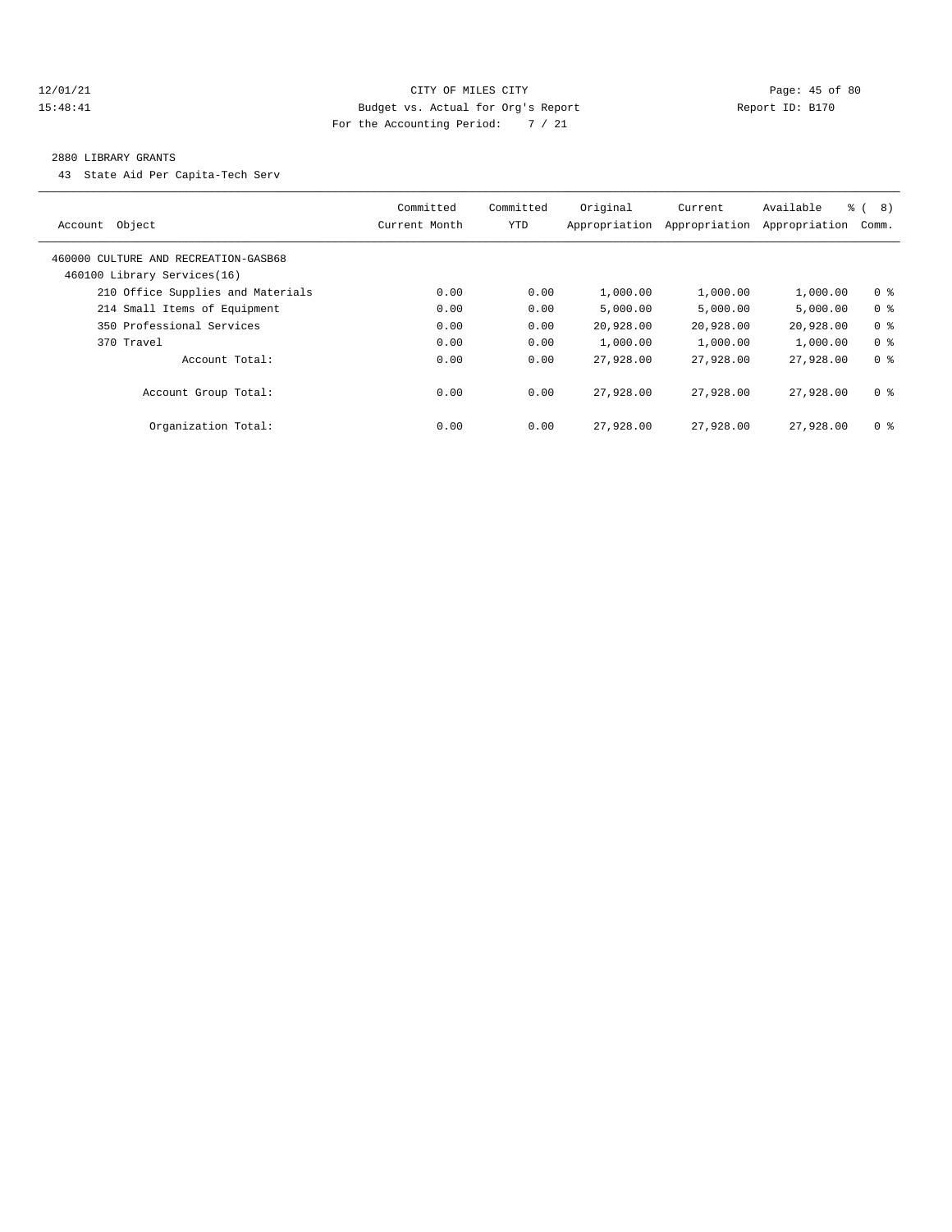CITY OF MILES CITY
Budget vs. Actual for Org's Report
For the Accounting Period: 7 / 21

12/01/21
15:48:41

Report ID: B170

## 2880 LIBRARY GRANTS

43 State Aid Per Capita-Tech Serv

| Account Object | Committed Current Month | Committed YTD | Original Appropriation | Current Appropriation | Available Appropriation | % ( 8) Comm. |
|---|---|---|---|---|---|---|
| 460000 CULTURE AND RECREATION-GASB68 | | | | | | |
| 460100 Library Services(16) | | | | | | |
| 210 Office Supplies and Materials | 0.00 | 0.00 | 1,000.00 | 1,000.00 | 1,000.00 | 0 % |
| 214 Small Items of Equipment | 0.00 | 0.00 | 5,000.00 | 5,000.00 | 5,000.00 | 0 % |
| 350 Professional Services | 0.00 | 0.00 | 20,928.00 | 20,928.00 | 20,928.00 | 0 % |
| 370 Travel | 0.00 | 0.00 | 1,000.00 | 1,000.00 | 1,000.00 | 0 % |
| Account Total: | 0.00 | 0.00 | 27,928.00 | 27,928.00 | 27,928.00 | 0 % |
| Account Group Total: | 0.00 | 0.00 | 27,928.00 | 27,928.00 | 27,928.00 | 0 % |
| Organization Total: | 0.00 | 0.00 | 27,928.00 | 27,928.00 | 27,928.00 | 0 % |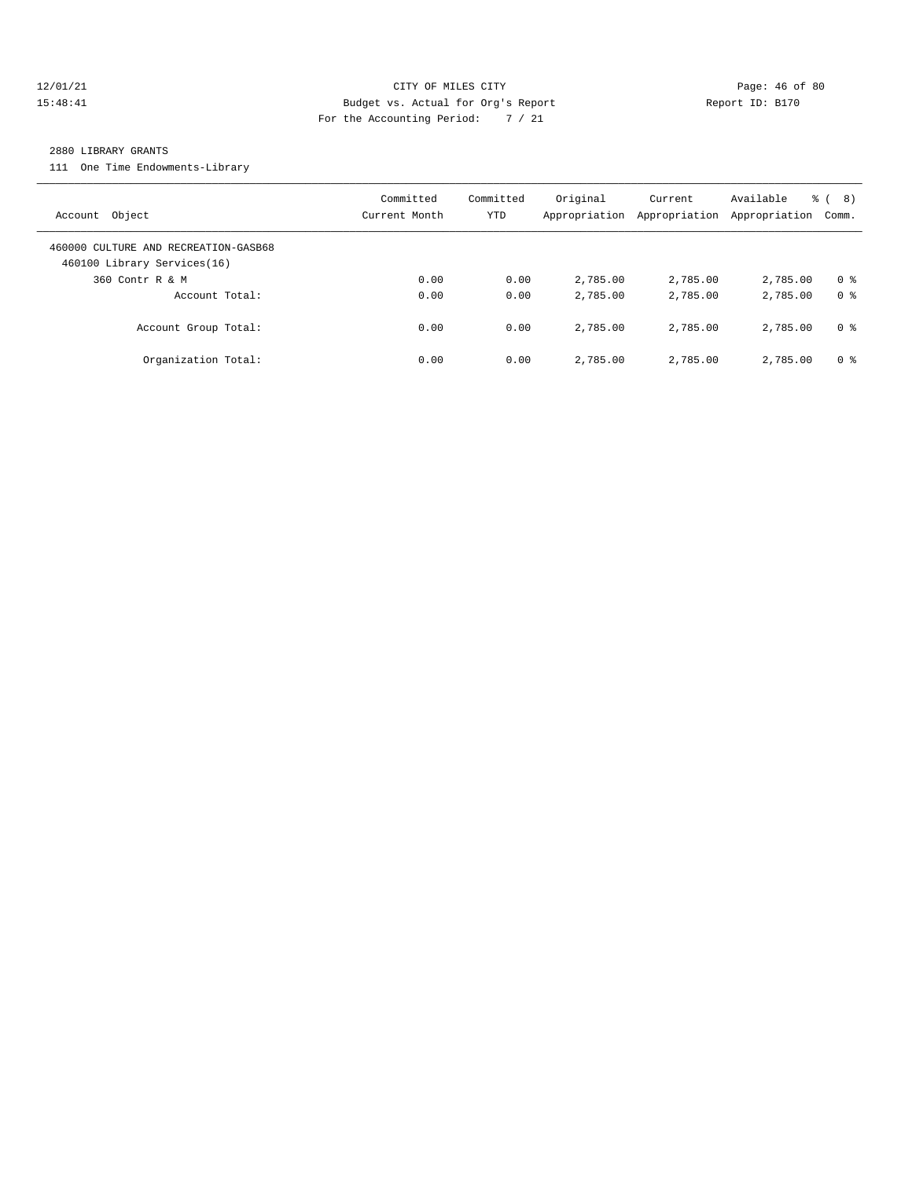CITY OF MILES CITY
Budget vs. Actual for Org's Report
For the Accounting Period: 7 / 21

12/01/21
15:48:41

Report ID: B170

## 2880 LIBRARY GRANTS

111 One Time Endowments-Library

| Account Object | Committed Current Month | Committed YTD | Original Appropriation | Current Appropriation | Available Appropriation | % ( 8) Comm. |
|---|---|---|---|---|---|---|
| 460000 CULTURE AND RECREATION-GASB68 | | | | | | |
| 460100 Library Services(16) | | | | | | |
| 360 Contr R & M | 0.00 | 0.00 | 2,785.00 | 2,785.00 | 2,785.00 | 0 % |
| Account Total: | 0.00 | 0.00 | 2,785.00 | 2,785.00 | 2,785.00 | 0 % |
| Account Group Total: | 0.00 | 0.00 | 2,785.00 | 2,785.00 | 2,785.00 | 0 % |
| Organization Total: | 0.00 | 0.00 | 2,785.00 | 2,785.00 | 2,785.00 | 0 % |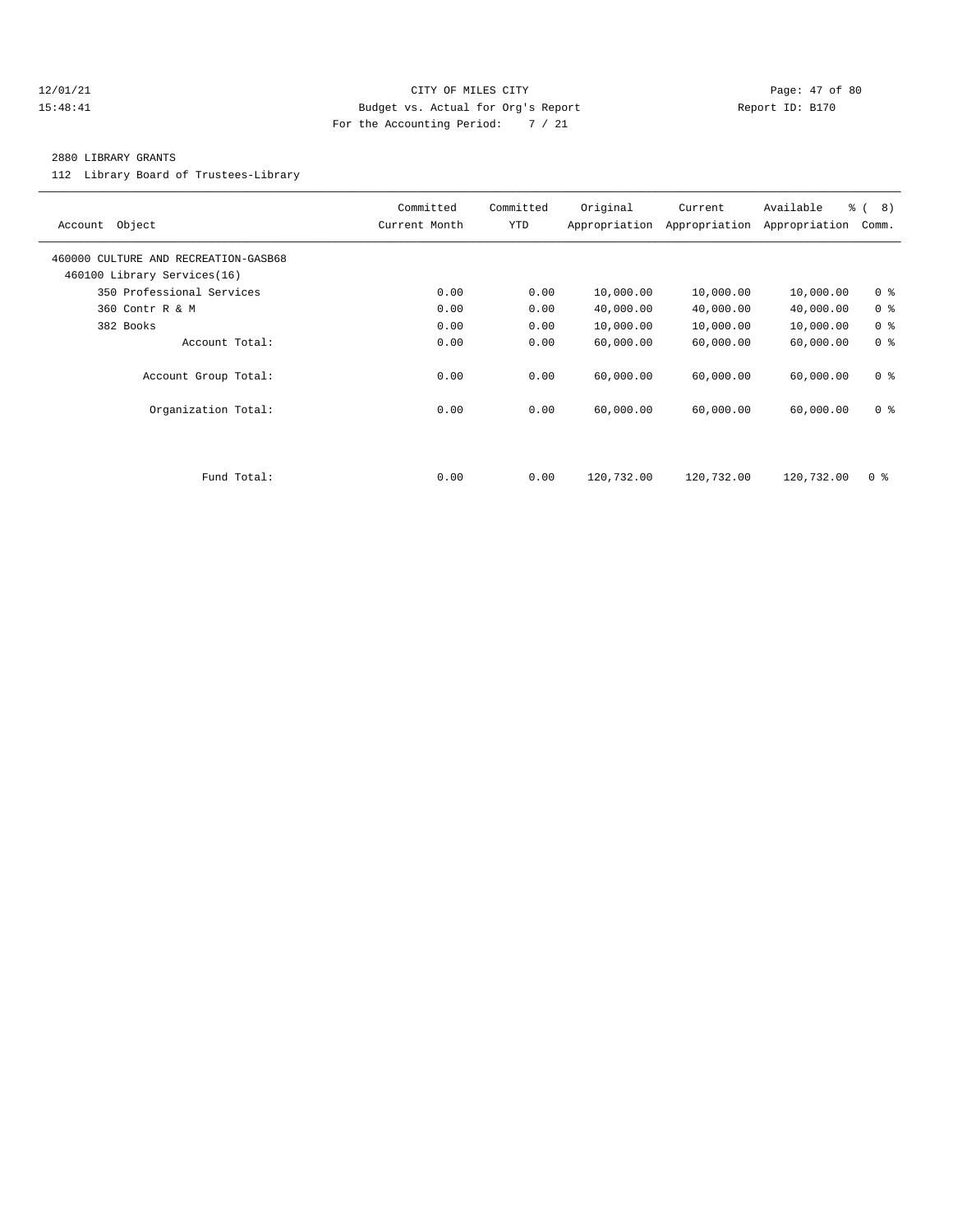CITY OF MILES CITY
Budget vs. Actual for Org's Report
For the Accounting Period: 7 / 21

12/01/21
15:48:41

Report ID: B170

2880 LIBRARY GRANTS

112 Library Board of Trustees-Library

| Account Object | Committed Current Month | Committed YTD | Original Appropriation | Current Appropriation | Available Appropriation | % ( 8) Comm. |
|---|---|---|---|---|---|---|
| 460000 CULTURE AND RECREATION-GASB68 | | | | | | |
| 460100 Library Services(16) | | | | | | |
| 350 Professional Services | 0.00 | 0.00 | 10,000.00 | 10,000.00 | 10,000.00 | 0 % |
| 360 Contr R & M | 0.00 | 0.00 | 40,000.00 | 40,000.00 | 40,000.00 | 0 % |
| 382 Books | 0.00 | 0.00 | 10,000.00 | 10,000.00 | 10,000.00 | 0 % |
| Account Total: | 0.00 | 0.00 | 60,000.00 | 60,000.00 | 60,000.00 | 0 % |
| Account Group Total: | 0.00 | 0.00 | 60,000.00 | 60,000.00 | 60,000.00 | 0 % |
| Organization Total: | 0.00 | 0.00 | 60,000.00 | 60,000.00 | 60,000.00 | 0 % |
| Fund Total: | 0.00 | 0.00 | 120,732.00 | 120,732.00 | 120,732.00 | 0 % |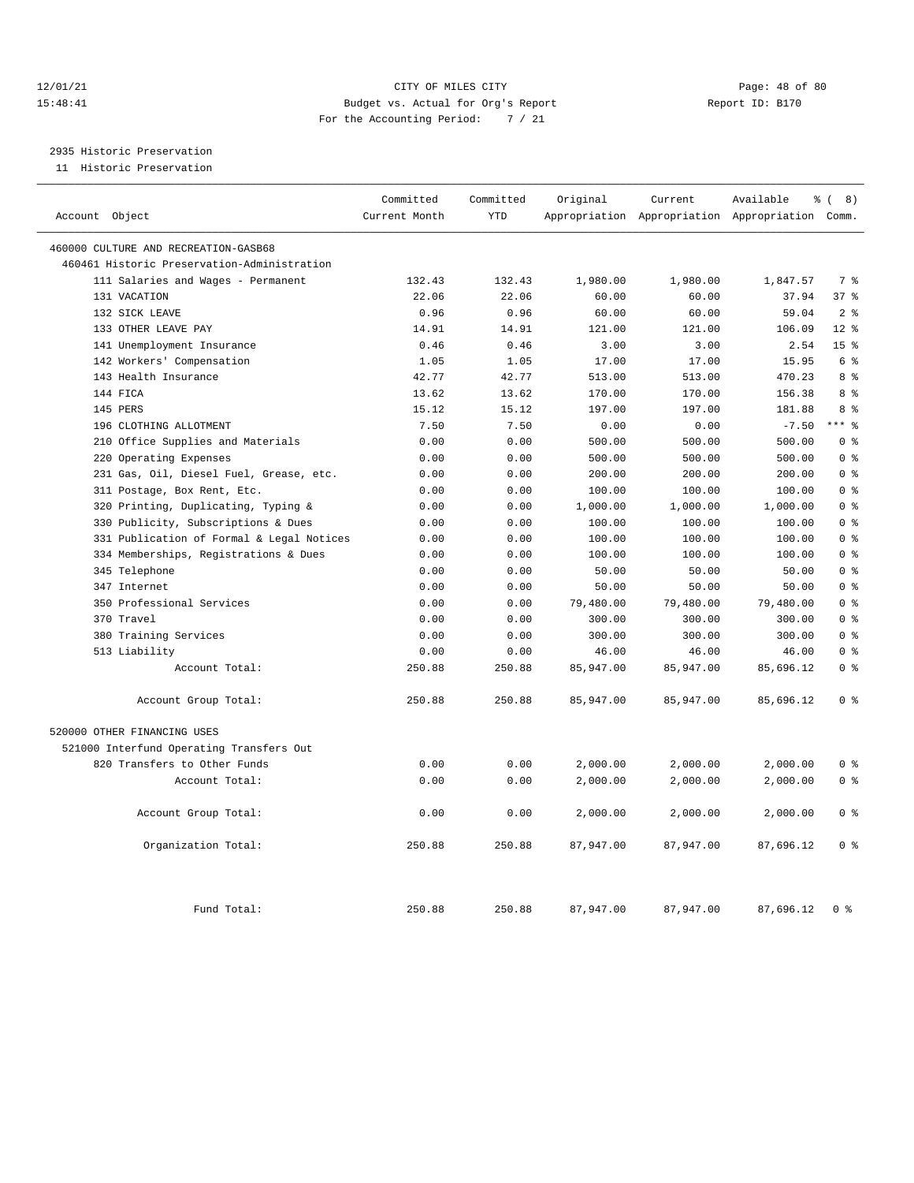CITY OF MILES CITY

Budget vs. Actual for Org's Report

For the Accounting Period: 7 / 21

2935 Historic Preservation

11 Historic Preservation

| Account Object | Committed Current Month | Committed YTD | Original Appropriation | Current Appropriation | Available Appropriation | % ( 8) Comm. |
|---|---|---|---|---|---|---|
| 460000 CULTURE AND RECREATION-GASB68 | | | | | | |
| 460461 Historic Preservation-Administration | | | | | | |
| 111 Salaries and Wages - Permanent | 132.43 | 132.43 | 1,980.00 | 1,980.00 | 1,847.57 | 7 % |
| 131 VACATION | 22.06 | 22.06 | 60.00 | 60.00 | 37.94 | 37 % |
| 132 SICK LEAVE | 0.96 | 0.96 | 60.00 | 60.00 | 59.04 | 2 % |
| 133 OTHER LEAVE PAY | 14.91 | 14.91 | 121.00 | 121.00 | 106.09 | 12 % |
| 141 Unemployment Insurance | 0.46 | 0.46 | 3.00 | 3.00 | 2.54 | 15 % |
| 142 Workers' Compensation | 1.05 | 1.05 | 17.00 | 17.00 | 15.95 | 6 % |
| 143 Health Insurance | 42.77 | 42.77 | 513.00 | 513.00 | 470.23 | 8 % |
| 144 FICA | 13.62 | 13.62 | 170.00 | 170.00 | 156.38 | 8 % |
| 145 PERS | 15.12 | 15.12 | 197.00 | 197.00 | 181.88 | 8 % |
| 196 CLOTHING ALLOTMENT | 7.50 | 7.50 | 0.00 | 0.00 | -7.50 | *** % |
| 210 Office Supplies and Materials | 0.00 | 0.00 | 500.00 | 500.00 | 500.00 | 0 % |
| 220 Operating Expenses | 0.00 | 0.00 | 500.00 | 500.00 | 500.00 | 0 % |
| 231 Gas, Oil, Diesel Fuel, Grease, etc. | 0.00 | 0.00 | 200.00 | 200.00 | 200.00 | 0 % |
| 311 Postage, Box Rent, Etc. | 0.00 | 0.00 | 100.00 | 100.00 | 100.00 | 0 % |
| 320 Printing, Duplicating, Typing & | 0.00 | 0.00 | 1,000.00 | 1,000.00 | 1,000.00 | 0 % |
| 330 Publicity, Subscriptions & Dues | 0.00 | 0.00 | 100.00 | 100.00 | 100.00 | 0 % |
| 331 Publication of Formal & Legal Notices | 0.00 | 0.00 | 100.00 | 100.00 | 100.00 | 0 % |
| 334 Memberships, Registrations & Dues | 0.00 | 0.00 | 100.00 | 100.00 | 100.00 | 0 % |
| 345 Telephone | 0.00 | 0.00 | 50.00 | 50.00 | 50.00 | 0 % |
| 347 Internet | 0.00 | 0.00 | 50.00 | 50.00 | 50.00 | 0 % |
| 350 Professional Services | 0.00 | 0.00 | 79,480.00 | 79,480.00 | 79,480.00 | 0 % |
| 370 Travel | 0.00 | 0.00 | 300.00 | 300.00 | 300.00 | 0 % |
| 380 Training Services | 0.00 | 0.00 | 300.00 | 300.00 | 300.00 | 0 % |
| 513 Liability | 0.00 | 0.00 | 46.00 | 46.00 | 46.00 | 0 % |
| Account Total: | 250.88 | 250.88 | 85,947.00 | 85,947.00 | 85,696.12 | 0 % |
| Account Group Total: | 250.88 | 250.88 | 85,947.00 | 85,947.00 | 85,696.12 | 0 % |
| 520000 OTHER FINANCING USES | | | | | | |
| 521000 Interfund Operating Transfers Out | | | | | | |
| 820 Transfers to Other Funds | 0.00 | 0.00 | 2,000.00 | 2,000.00 | 2,000.00 | 0 % |
| Account Total: | 0.00 | 0.00 | 2,000.00 | 2,000.00 | 2,000.00 | 0 % |
| Account Group Total: | 0.00 | 0.00 | 2,000.00 | 2,000.00 | 2,000.00 | 0 % |
| Organization Total: | 250.88 | 250.88 | 87,947.00 | 87,947.00 | 87,696.12 | 0 % |
| Fund Total: | 250.88 | 250.88 | 87,947.00 | 87,947.00 | 87,696.12 | 0 % |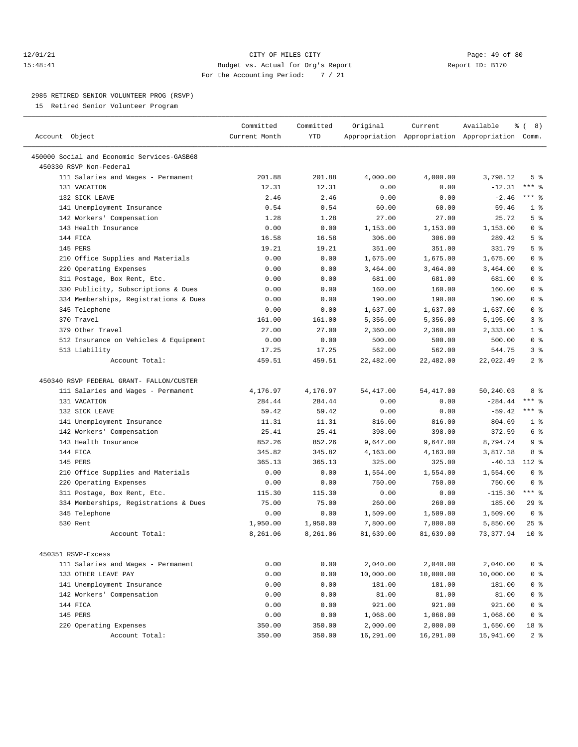12/01/21 CITY OF MILES CITY
15:48:41 Budget vs. Actual for Org's Report Report ID: B170
For the Accounting Period: 7 / 21

2985 RETIRED SENIOR VOLUNTEER PROG (RSVP)
15 Retired Senior Volunteer Program

| Account Object | Committed Current Month | Committed YTD | Original Appropriation | Current Appropriation | Available Appropriation | % ( 8) Comm. |
|---|---|---|---|---|---|---|
| 450000 Social and Economic Services-GASB68 | | | | | | |
| 450330 RSVP Non-Federal | | | | | | |
| 111 Salaries and Wages - Permanent | 201.88 | 201.88 | 4,000.00 | 4,000.00 | 3,798.12 | 5 % |
| 131 VACATION | 12.31 | 12.31 | 0.00 | 0.00 | -12.31 | *** % |
| 132 SICK LEAVE | 2.46 | 2.46 | 0.00 | 0.00 | -2.46 | *** % |
| 141 Unemployment Insurance | 0.54 | 0.54 | 60.00 | 60.00 | 59.46 | 1 % |
| 142 Workers' Compensation | 1.28 | 1.28 | 27.00 | 27.00 | 25.72 | 5 % |
| 143 Health Insurance | 0.00 | 0.00 | 1,153.00 | 1,153.00 | 1,153.00 | 0 % |
| 144 FICA | 16.58 | 16.58 | 306.00 | 306.00 | 289.42 | 5 % |
| 145 PERS | 19.21 | 19.21 | 351.00 | 351.00 | 331.79 | 5 % |
| 210 Office Supplies and Materials | 0.00 | 0.00 | 1,675.00 | 1,675.00 | 1,675.00 | 0 % |
| 220 Operating Expenses | 0.00 | 0.00 | 3,464.00 | 3,464.00 | 3,464.00 | 0 % |
| 311 Postage, Box Rent, Etc. | 0.00 | 0.00 | 681.00 | 681.00 | 681.00 | 0 % |
| 330 Publicity, Subscriptions & Dues | 0.00 | 0.00 | 160.00 | 160.00 | 160.00 | 0 % |
| 334 Memberships, Registrations & Dues | 0.00 | 0.00 | 190.00 | 190.00 | 190.00 | 0 % |
| 345 Telephone | 0.00 | 0.00 | 1,637.00 | 1,637.00 | 1,637.00 | 0 % |
| 370 Travel | 161.00 | 161.00 | 5,356.00 | 5,356.00 | 5,195.00 | 3 % |
| 379 Other Travel | 27.00 | 27.00 | 2,360.00 | 2,360.00 | 2,333.00 | 1 % |
| 512 Insurance on Vehicles & Equipment | 0.00 | 0.00 | 500.00 | 500.00 | 500.00 | 0 % |
| 513 Liability | 17.25 | 17.25 | 562.00 | 562.00 | 544.75 | 3 % |
| Account Total: | 459.51 | 459.51 | 22,482.00 | 22,482.00 | 22,022.49 | 2 % |
| 450340 RSVP FEDERAL GRANT- FALLON/CUSTER | | | | | | |
| 111 Salaries and Wages - Permanent | 4,176.97 | 4,176.97 | 54,417.00 | 54,417.00 | 50,240.03 | 8 % |
| 131 VACATION | 284.44 | 284.44 | 0.00 | 0.00 | -284.44 | *** % |
| 132 SICK LEAVE | 59.42 | 59.42 | 0.00 | 0.00 | -59.42 | *** % |
| 141 Unemployment Insurance | 11.31 | 11.31 | 816.00 | 816.00 | 804.69 | 1 % |
| 142 Workers' Compensation | 25.41 | 25.41 | 398.00 | 398.00 | 372.59 | 6 % |
| 143 Health Insurance | 852.26 | 852.26 | 9,647.00 | 9,647.00 | 8,794.74 | 9 % |
| 144 FICA | 345.82 | 345.82 | 4,163.00 | 4,163.00 | 3,817.18 | 8 % |
| 145 PERS | 365.13 | 365.13 | 325.00 | 325.00 | -40.13 | 112 % |
| 210 Office Supplies and Materials | 0.00 | 0.00 | 1,554.00 | 1,554.00 | 1,554.00 | 0 % |
| 220 Operating Expenses | 0.00 | 0.00 | 750.00 | 750.00 | 750.00 | 0 % |
| 311 Postage, Box Rent, Etc. | 115.30 | 115.30 | 0.00 | 0.00 | -115.30 | *** % |
| 334 Memberships, Registrations & Dues | 75.00 | 75.00 | 260.00 | 260.00 | 185.00 | 29 % |
| 345 Telephone | 0.00 | 0.00 | 1,509.00 | 1,509.00 | 1,509.00 | 0 % |
| 530 Rent | 1,950.00 | 1,950.00 | 7,800.00 | 7,800.00 | 5,850.00 | 25 % |
| Account Total: | 8,261.06 | 8,261.06 | 81,639.00 | 81,639.00 | 73,377.94 | 10 % |
| 450351 RSVP-Excess | | | | | | |
| 111 Salaries and Wages - Permanent | 0.00 | 0.00 | 2,040.00 | 2,040.00 | 2,040.00 | 0 % |
| 133 OTHER LEAVE PAY | 0.00 | 0.00 | 10,000.00 | 10,000.00 | 10,000.00 | 0 % |
| 141 Unemployment Insurance | 0.00 | 0.00 | 181.00 | 181.00 | 181.00 | 0 % |
| 142 Workers' Compensation | 0.00 | 0.00 | 81.00 | 81.00 | 81.00 | 0 % |
| 144 FICA | 0.00 | 0.00 | 921.00 | 921.00 | 921.00 | 0 % |
| 145 PERS | 0.00 | 0.00 | 1,068.00 | 1,068.00 | 1,068.00 | 0 % |
| 220 Operating Expenses | 350.00 | 350.00 | 2,000.00 | 2,000.00 | 1,650.00 | 18 % |
| Account Total: | 350.00 | 350.00 | 16,291.00 | 16,291.00 | 15,941.00 | 2 % |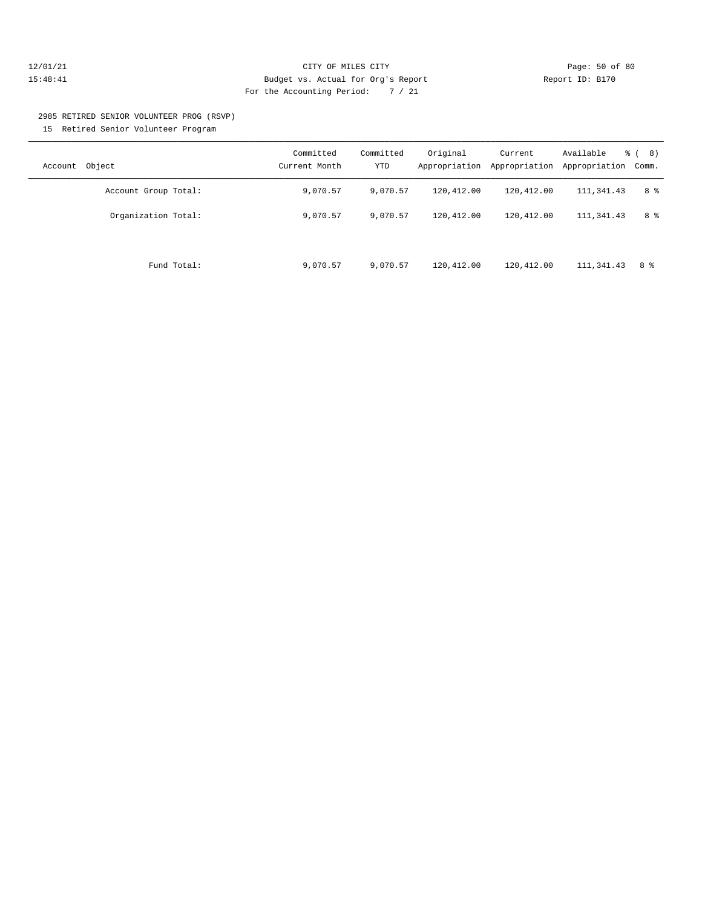# CITY OF MILES CITY

Budget vs. Actual for Org's Report

For the Accounting Period: 7 / 21

12/01/21
15:48:41

Report ID: B170

## 2985 RETIRED SENIOR VOLUNTEER PROG (RSVP)

15 Retired Senior Volunteer Program

| Account Object | Committed Current Month | Committed YTD | Original Appropriation | Current Appropriation | Available Appropriation | % ( 8) Comm. |
|---|---|---|---|---|---|---|
| Account Group Total: | 9,070.57 | 9,070.57 | 120,412.00 | 120,412.00 | 111,341.43 | 8 % |
| Organization Total: | 9,070.57 | 9,070.57 | 120,412.00 | 120,412.00 | 111,341.43 | 8 % |
| Fund Total: | 9,070.57 | 9,070.57 | 120,412.00 | 120,412.00 | 111,341.43 | 8 % |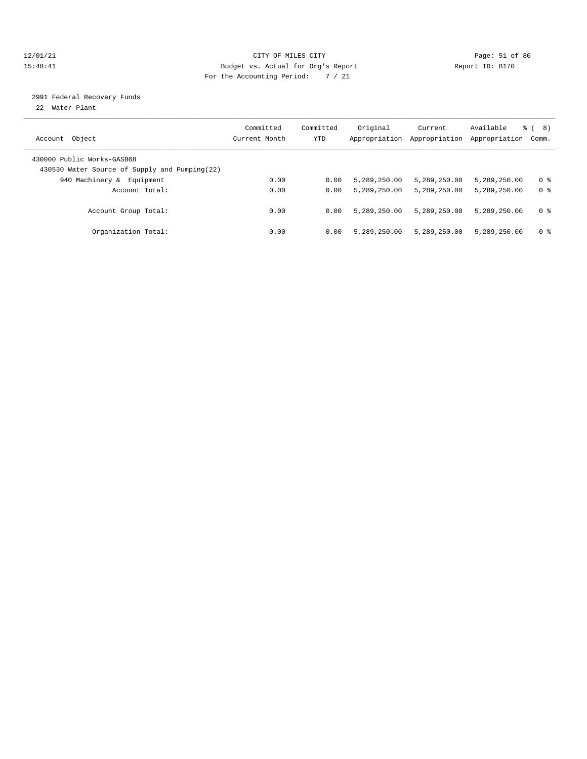CITY OF MILES CITY

Budget vs. Actual for Org's Report

For the Accounting Period: 7 / 21

2991 Federal Recovery Funds

22 Water Plant

| Account Object | Committed Current Month | Committed YTD | Original Appropriation | Current Appropriation | Available Appropriation | % ( 8) Comm. |
|---|---|---|---|---|---|---|
| 430000 Public Works-GASB68 | | | | | | |
| 430530 Water Source of Supply and Pumping(22) | | | | | | |
| 940 Machinery & Equipment | 0.00 | 0.00 | 5,289,250.00 | 5,289,250.00 | 5,289,250.00 | 0 % |
| Account Total: | 0.00 | 0.00 | 5,289,250.00 | 5,289,250.00 | 5,289,250.00 | 0 % |
| Account Group Total: | 0.00 | 0.00 | 5,289,250.00 | 5,289,250.00 | 5,289,250.00 | 0 % |
| Organization Total: | 0.00 | 0.00 | 5,289,250.00 | 5,289,250.00 | 5,289,250.00 | 0 % |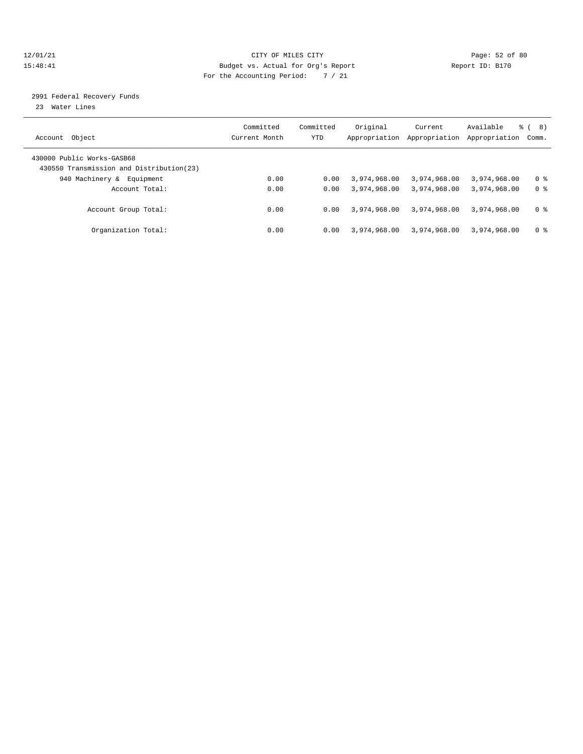CITY OF MILES CITY
Budget vs. Actual for Org's Report
For the Accounting Period: 7 / 21

12/01/21
15:48:41

Report ID: B170

2991 Federal Recovery Funds
23 Water Lines

| Account Object | Committed Current Month | Committed YTD | Original Appropriation | Current Appropriation | Available Appropriation | % ( 8) Comm. |
|---|---|---|---|---|---|---|
| 430000 Public Works-GASB68 | | | | | | |
| 430550 Transmission and Distribution(23) | | | | | | |
| 940 Machinery & Equipment | 0.00 | 0.00 | 3,974,968.00 | 3,974,968.00 | 3,974,968.00 | 0 % |
| Account Total: | 0.00 | 0.00 | 3,974,968.00 | 3,974,968.00 | 3,974,968.00 | 0 % |
| Account Group Total: | 0.00 | 0.00 | 3,974,968.00 | 3,974,968.00 | 3,974,968.00 | 0 % |
| Organization Total: | 0.00 | 0.00 | 3,974,968.00 | 3,974,968.00 | 3,974,968.00 | 0 % |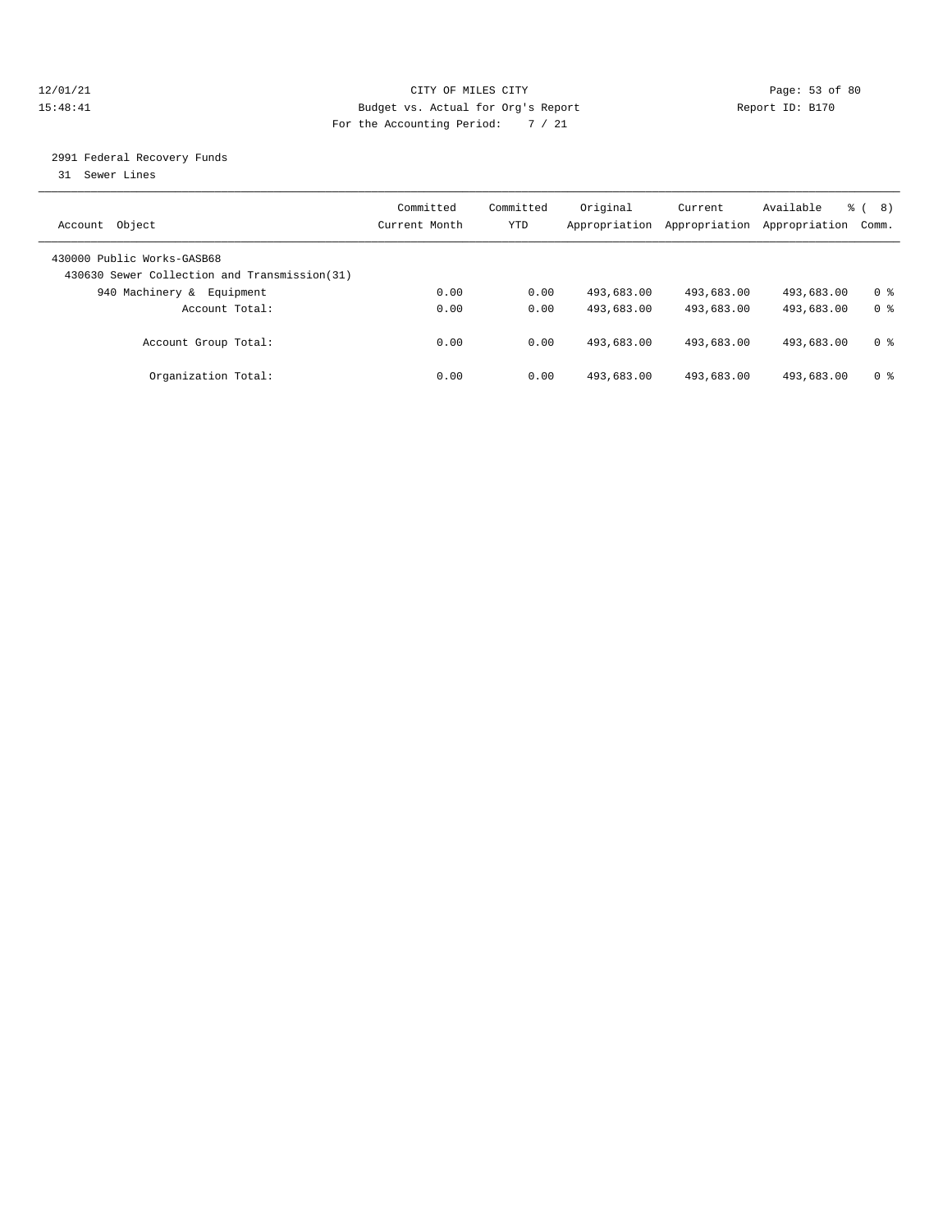CITY OF MILES CITY
Budget vs. Actual for Org's Report
For the Accounting Period: 7 / 21

12/01/21
15:48:41

Report ID: B170

2991 Federal Recovery Funds
31 Sewer Lines

| Account Object | Committed Current Month | Committed YTD | Original Appropriation | Current Appropriation | Available Appropriation | % ( 8) Comm. |
|---|---|---|---|---|---|---|
| 430000 Public Works-GASB68 | | | | | | |
| 430630 Sewer Collection and Transmission(31) | | | | | | |
| 940 Machinery & Equipment | 0.00 | 0.00 | 493,683.00 | 493,683.00 | 493,683.00 | 0 % |
| Account Total: | 0.00 | 0.00 | 493,683.00 | 493,683.00 | 493,683.00 | 0 % |
| Account Group Total: | 0.00 | 0.00 | 493,683.00 | 493,683.00 | 493,683.00 | 0 % |
| Organization Total: | 0.00 | 0.00 | 493,683.00 | 493,683.00 | 493,683.00 | 0 % |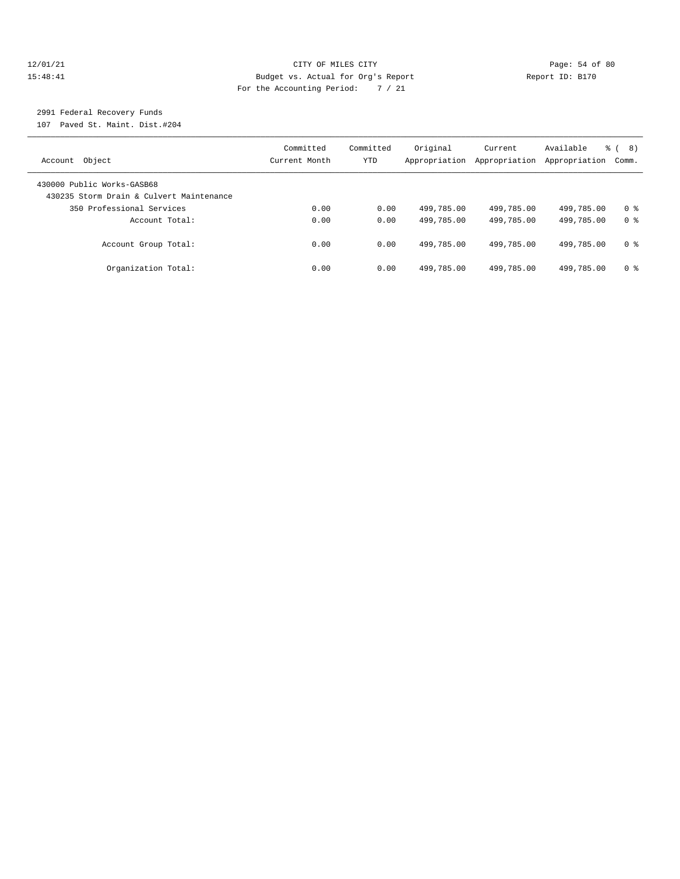CITY OF MILES CITY
Budget vs. Actual for Org's Report
For the Accounting Period: 7 / 21

12/01/21
15:48:41

Report ID: B170

2991 Federal Recovery Funds
107 Paved St. Maint. Dist.#204

| Account Object | Committed Current Month | Committed YTD | Original Appropriation | Current Appropriation | Available Appropriation | % ( 8) Comm. |
|---|---|---|---|---|---|---|
| 430000 Public Works-GASB68 | | | | | | |
| 430235 Storm Drain & Culvert Maintenance | | | | | | |
| 350 Professional Services | 0.00 | 0.00 | 499,785.00 | 499,785.00 | 499,785.00 | 0 % |
| Account Total: | 0.00 | 0.00 | 499,785.00 | 499,785.00 | 499,785.00 | 0 % |
| Account Group Total: | 0.00 | 0.00 | 499,785.00 | 499,785.00 | 499,785.00 | 0 % |
| Organization Total: | 0.00 | 0.00 | 499,785.00 | 499,785.00 | 499,785.00 | 0 % |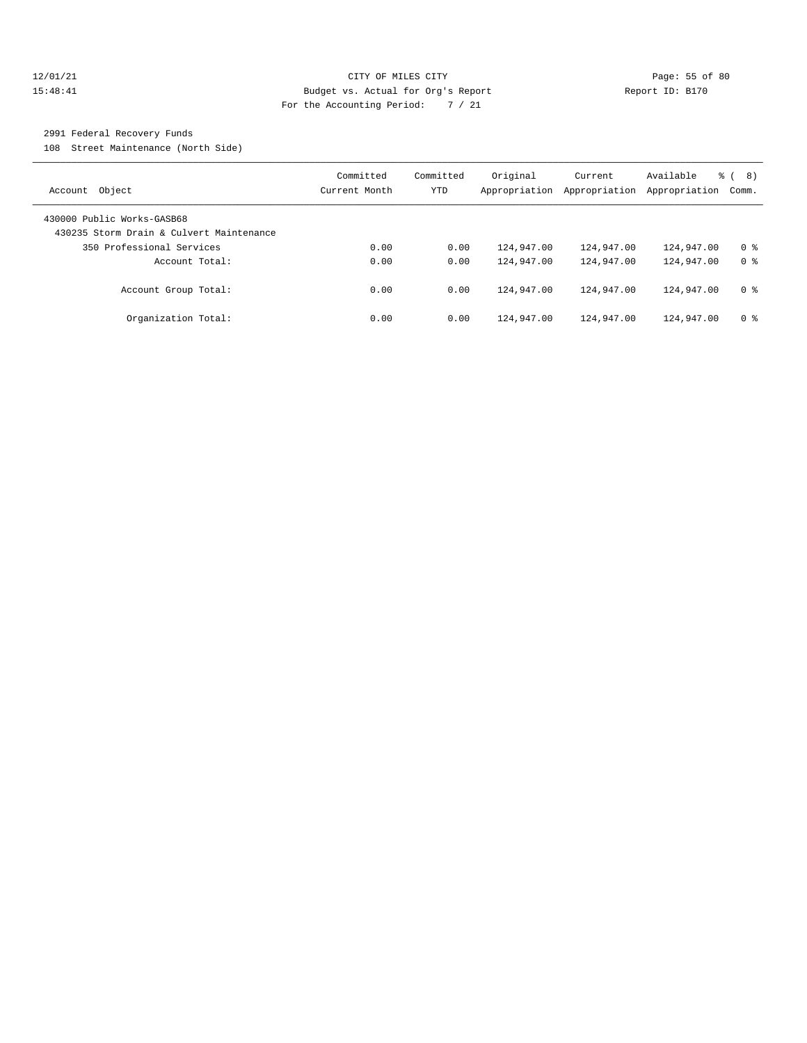CITY OF MILES CITY
Budget vs. Actual for Org's Report
For the Accounting Period: 7 / 21

12/01/21
15:48:41

Report ID: B170

2991 Federal Recovery Funds
108 Street Maintenance (North Side)

| Account Object | Committed Current Month | Committed YTD | Original Appropriation | Current Appropriation | Available Appropriation | % ( 8) Comm. |
|---|---|---|---|---|---|---|
| 430000 Public Works-GASB68 | | | | | | |
| 430235 Storm Drain & Culvert Maintenance | | | | | | |
| 350 Professional Services | 0.00 | 0.00 | 124,947.00 | 124,947.00 | 124,947.00 | 0 % |
| Account Total: | 0.00 | 0.00 | 124,947.00 | 124,947.00 | 124,947.00 | 0 % |
| Account Group Total: | 0.00 | 0.00 | 124,947.00 | 124,947.00 | 124,947.00 | 0 % |
| Organization Total: | 0.00 | 0.00 | 124,947.00 | 124,947.00 | 124,947.00 | 0 % |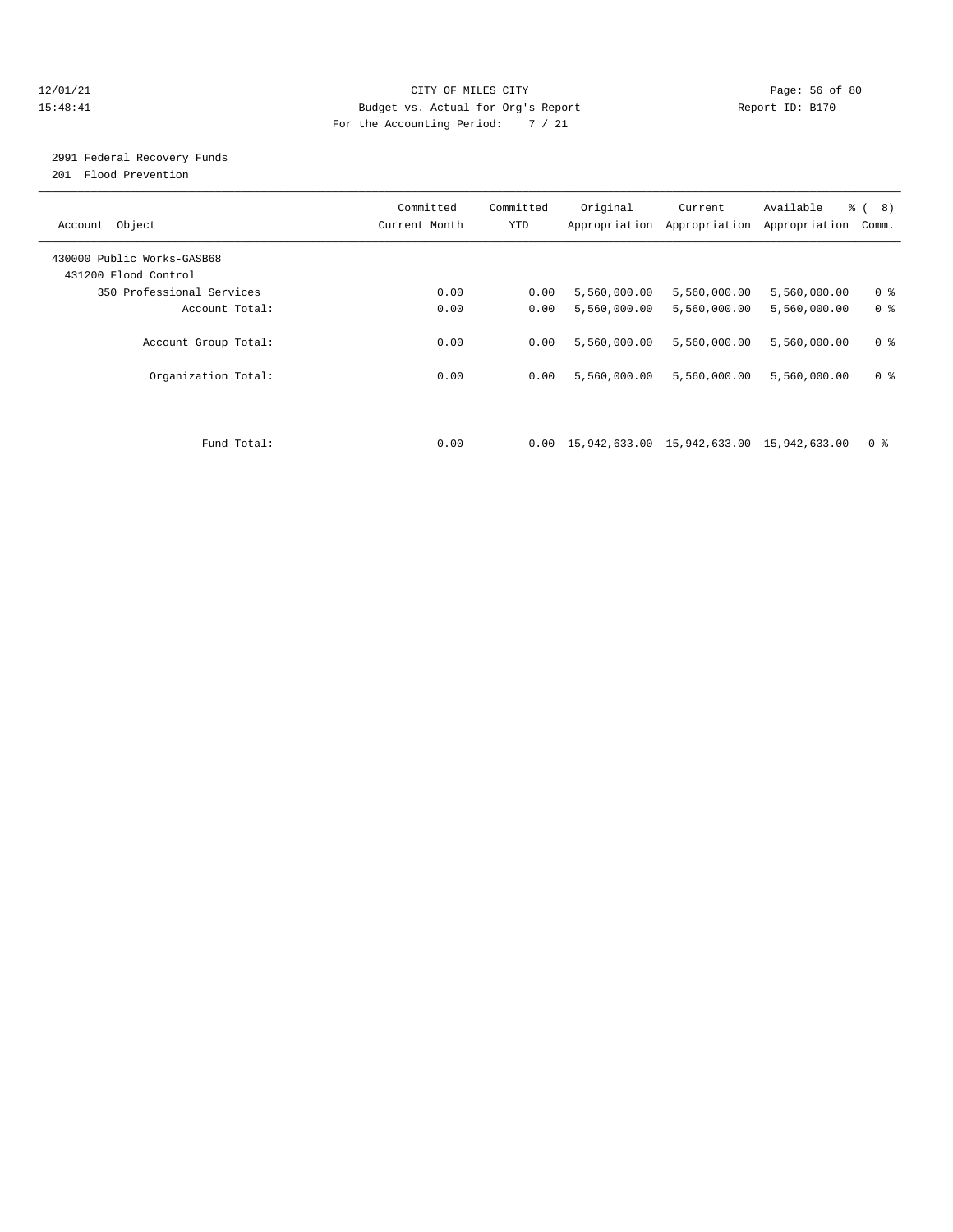CITY OF MILES CITY

Budget vs. Actual for Org's Report

For the Accounting Period: 7 / 21

12/01/21 15:48:41 — Report ID: B170

2991 Federal Recovery Funds
201 Flood Prevention

| Account Object | Committed Current Month | Committed YTD | Original Appropriation | Current Appropriation | Available Appropriation | % ( 8) Comm. |
|---|---|---|---|---|---|---|
| 430000 Public Works-GASB68 | | | | | | |
| 431200 Flood Control | | | | | | |
| 350 Professional Services | 0.00 | 0.00 | 5,560,000.00 | 5,560,000.00 | 5,560,000.00 | 0 % |
| Account Total: | 0.00 | 0.00 | 5,560,000.00 | 5,560,000.00 | 5,560,000.00 | 0 % |
| Account Group Total: | 0.00 | 0.00 | 5,560,000.00 | 5,560,000.00 | 5,560,000.00 | 0 % |
| Organization Total: | 0.00 | 0.00 | 5,560,000.00 | 5,560,000.00 | 5,560,000.00 | 0 % |
| Fund Total: | 0.00 | 0.00 | 15,942,633.00 | 15,942,633.00 | 15,942,633.00 | 0 % |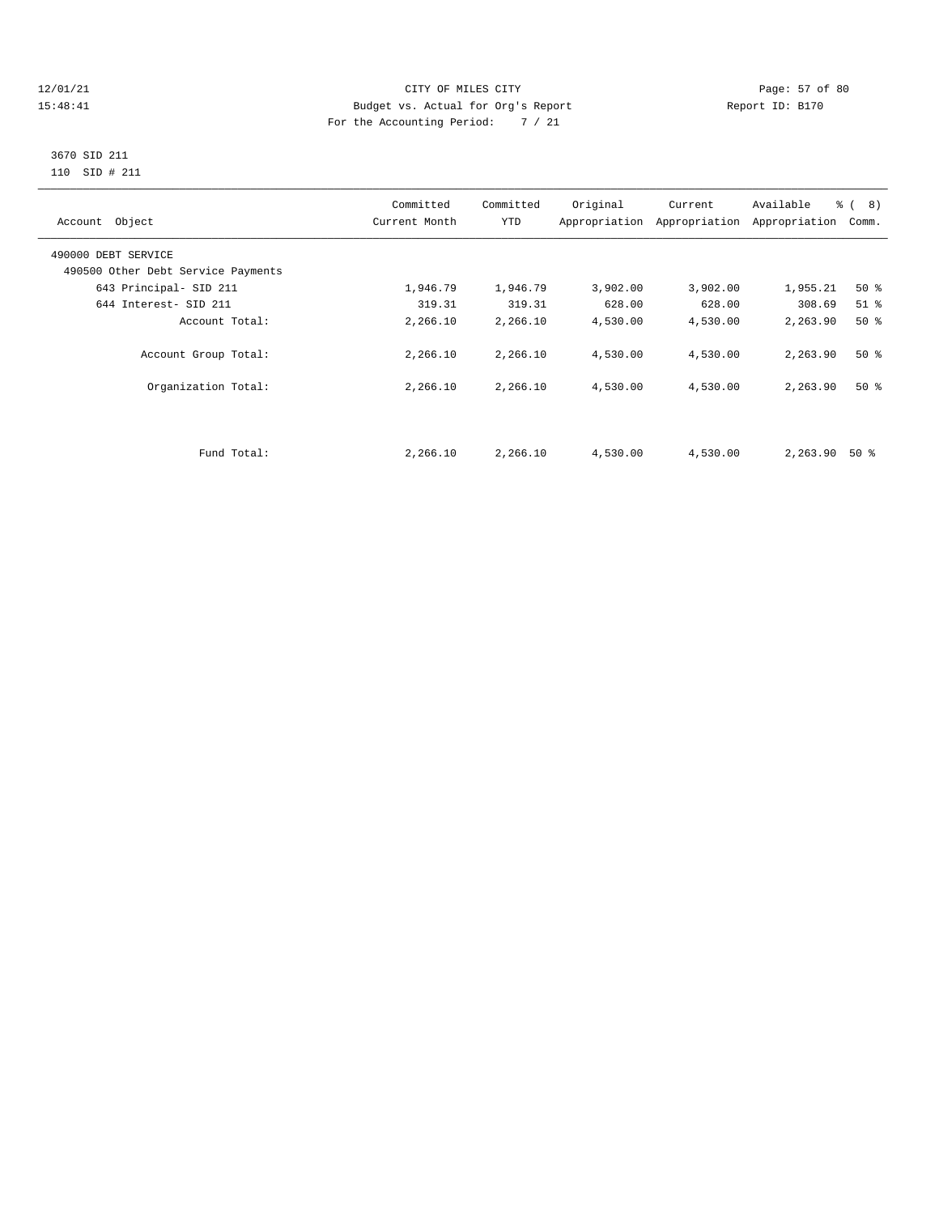CITY OF MILES CITY
Budget vs. Actual for Org's Report
For the Accounting Period: 7 / 21

12/01/21
15:48:41

Report ID: B170

3670 SID 211
110 SID # 211

| Account Object | Committed Current Month | Committed YTD | Original Appropriation | Current Appropriation | Available Appropriation | % ( 8) Comm. |
|---|---|---|---|---|---|---|
| 490000 DEBT SERVICE | | | | | | |
| 490500 Other Debt Service Payments | | | | | | |
| 643 Principal- SID 211 | 1,946.79 | 1,946.79 | 3,902.00 | 3,902.00 | 1,955.21 | 50 % |
| 644 Interest- SID 211 | 319.31 | 319.31 | 628.00 | 628.00 | 308.69 | 51 % |
| Account Total: | 2,266.10 | 2,266.10 | 4,530.00 | 4,530.00 | 2,263.90 | 50 % |
| Account Group Total: | 2,266.10 | 2,266.10 | 4,530.00 | 4,530.00 | 2,263.90 | 50 % |
| Organization Total: | 2,266.10 | 2,266.10 | 4,530.00 | 4,530.00 | 2,263.90 | 50 % |
| Fund Total: | 2,266.10 | 2,266.10 | 4,530.00 | 4,530.00 | 2,263.90 | 50 % |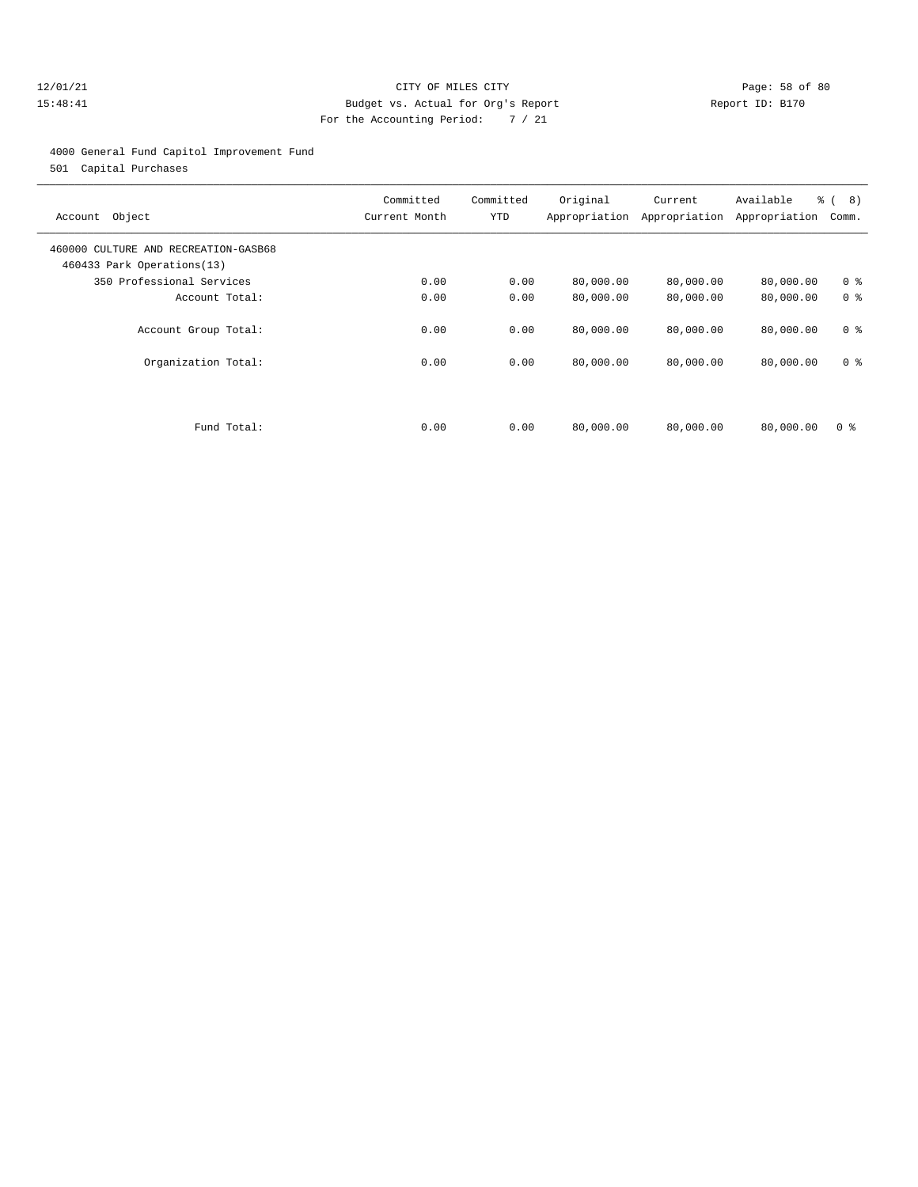CITY OF MILES CITY
Budget vs. Actual for Org's Report
For the Accounting Period: 7 / 21

12/01/21
15:48:41

Report ID: B170

4000 General Fund Capitol Improvement Fund
501 Capital Purchases

| Account Object | Committed Current Month | Committed YTD | Original Appropriation | Current Appropriation | Available Appropriation | % ( 8) Comm. |
|---|---|---|---|---|---|---|
| 460000 CULTURE AND RECREATION-GASB68 | | | | | | |
| 460433 Park Operations(13) | | | | | | |
| 350 Professional Services | 0.00 | 0.00 | 80,000.00 | 80,000.00 | 80,000.00 | 0 % |
| Account Total: | 0.00 | 0.00 | 80,000.00 | 80,000.00 | 80,000.00 | 0 % |
| Account Group Total: | 0.00 | 0.00 | 80,000.00 | 80,000.00 | 80,000.00 | 0 % |
| Organization Total: | 0.00 | 0.00 | 80,000.00 | 80,000.00 | 80,000.00 | 0 % |
| Fund Total: | 0.00 | 0.00 | 80,000.00 | 80,000.00 | 80,000.00 | 0 % |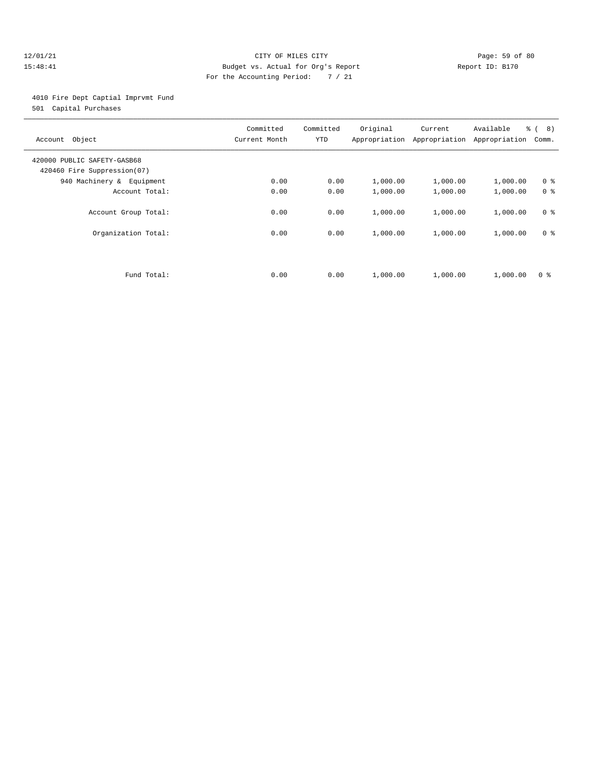CITY OF MILES CITY

Budget vs. Actual for Org's Report

For the Accounting Period: 7 / 21

12/01/21
15:48:41

Report ID: B170

4010 Fire Dept Captial Imprvmt Fund

501 Capital Purchases

| Account Object | Committed Current Month | Committed YTD | Original Appropriation | Current Appropriation | Available Appropriation | % ( 8) Comm. |
|---|---|---|---|---|---|---|
| 420000 PUBLIC SAFETY-GASB68 | | | | | | |
| 420460 Fire Suppression(07) | | | | | | |
| 940 Machinery & Equipment | 0.00 | 0.00 | 1,000.00 | 1,000.00 | 1,000.00 | 0 % |
| Account Total: | 0.00 | 0.00 | 1,000.00 | 1,000.00 | 1,000.00 | 0 % |
| Account Group Total: | 0.00 | 0.00 | 1,000.00 | 1,000.00 | 1,000.00 | 0 % |
| Organization Total: | 0.00 | 0.00 | 1,000.00 | 1,000.00 | 1,000.00 | 0 % |
| Fund Total: | 0.00 | 0.00 | 1,000.00 | 1,000.00 | 1,000.00 | 0 % |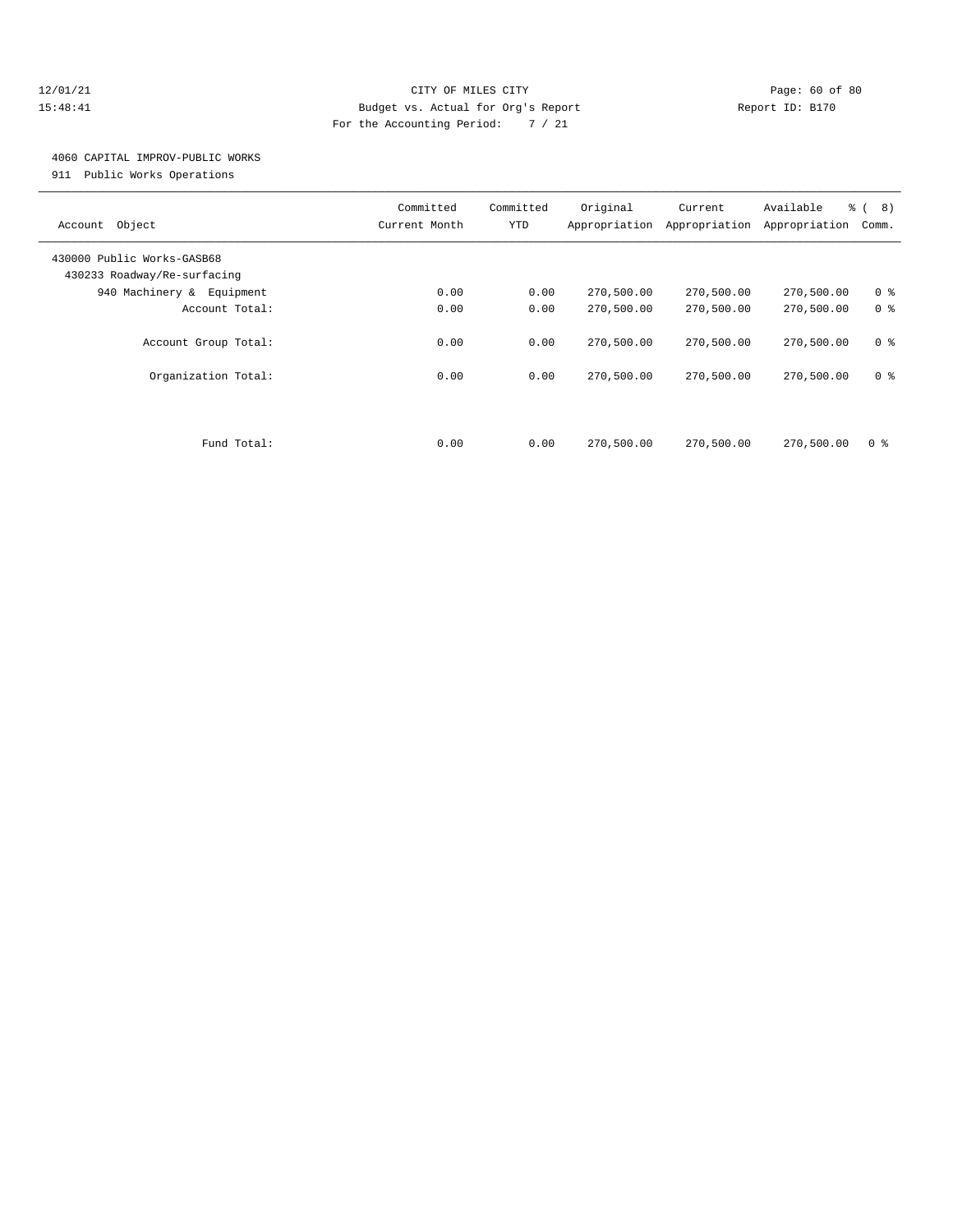# CITY OF MILES CITY

Budget vs. Actual for Org's Report

For the Accounting Period: 7 / 21

## 4060 CAPITAL IMPROV-PUBLIC WORKS

911 Public Works Operations

| Account Object | Committed Current Month | Committed YTD | Original Appropriation | Current Appropriation | Available Appropriation | % ( 8) Comm. |
|---|---|---|---|---|---|---|
| 430000 Public Works-GASB68 | | | | | | |
| 430233 Roadway/Re-surfacing | | | | | | |
| 940 Machinery & Equipment | 0.00 | 0.00 | 270,500.00 | 270,500.00 | 270,500.00 | 0 % |
| Account Total: | 0.00 | 0.00 | 270,500.00 | 270,500.00 | 270,500.00 | 0 % |
| Account Group Total: | 0.00 | 0.00 | 270,500.00 | 270,500.00 | 270,500.00 | 0 % |
| Organization Total: | 0.00 | 0.00 | 270,500.00 | 270,500.00 | 270,500.00 | 0 % |
| Fund Total: | 0.00 | 0.00 | 270,500.00 | 270,500.00 | 270,500.00 | 0 % |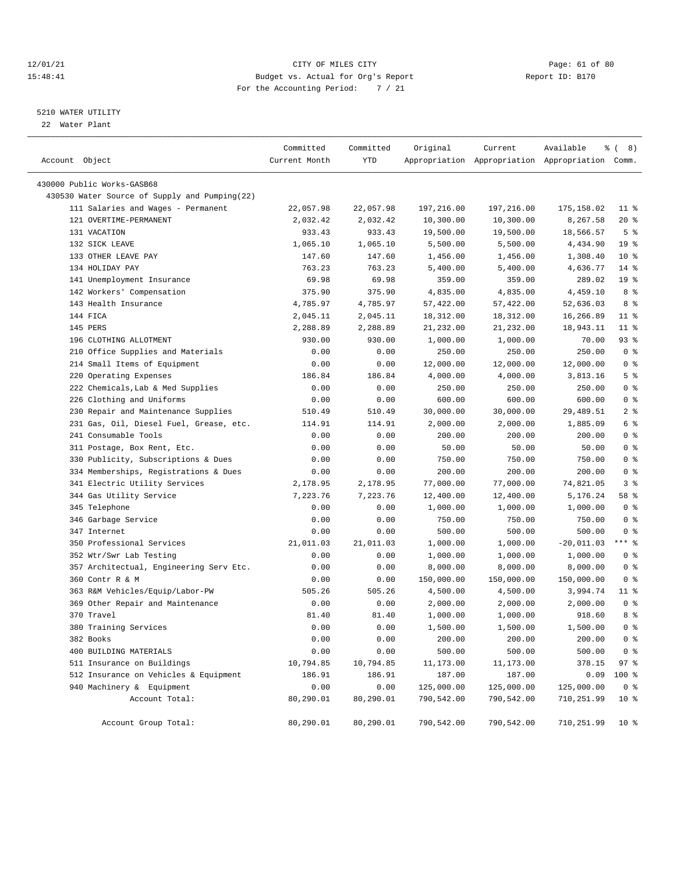CITY OF MILES CITY

Budget vs. Actual for Org's Report

For the Accounting Period: 7 / 21

5210 WATER UTILITY

22 Water Plant

| Account Object | Committed Current Month | Committed YTD | Original Appropriation | Current Appropriation | Available Appropriation | % ( 8) Comm. |
|---|---|---|---|---|---|---|
| 430000 Public Works-GASB68 | | | | | | |
| 430530 Water Source of Supply and Pumping(22) | | | | | | |
| 111 Salaries and Wages - Permanent | 22,057.98 | 22,057.98 | 197,216.00 | 197,216.00 | 175,158.02 | 11 % |
| 121 OVERTIME-PERMANENT | 2,032.42 | 2,032.42 | 10,300.00 | 10,300.00 | 8,267.58 | 20 % |
| 131 VACATION | 933.43 | 933.43 | 19,500.00 | 19,500.00 | 18,566.57 | 5 % |
| 132 SICK LEAVE | 1,065.10 | 1,065.10 | 5,500.00 | 5,500.00 | 4,434.90 | 19 % |
| 133 OTHER LEAVE PAY | 147.60 | 147.60 | 1,456.00 | 1,456.00 | 1,308.40 | 10 % |
| 134 HOLIDAY PAY | 763.23 | 763.23 | 5,400.00 | 5,400.00 | 4,636.77 | 14 % |
| 141 Unemployment Insurance | 69.98 | 69.98 | 359.00 | 359.00 | 289.02 | 19 % |
| 142 Workers' Compensation | 375.90 | 375.90 | 4,835.00 | 4,835.00 | 4,459.10 | 8 % |
| 143 Health Insurance | 4,785.97 | 4,785.97 | 57,422.00 | 57,422.00 | 52,636.03 | 8 % |
| 144 FICA | 2,045.11 | 2,045.11 | 18,312.00 | 18,312.00 | 16,266.89 | 11 % |
| 145 PERS | 2,288.89 | 2,288.89 | 21,232.00 | 21,232.00 | 18,943.11 | 11 % |
| 196 CLOTHING ALLOTMENT | 930.00 | 930.00 | 1,000.00 | 1,000.00 | 70.00 | 93 % |
| 210 Office Supplies and Materials | 0.00 | 0.00 | 250.00 | 250.00 | 250.00 | 0 % |
| 214 Small Items of Equipment | 0.00 | 0.00 | 12,000.00 | 12,000.00 | 12,000.00 | 0 % |
| 220 Operating Expenses | 186.84 | 186.84 | 4,000.00 | 4,000.00 | 3,813.16 | 5 % |
| 222 Chemicals,Lab & Med Supplies | 0.00 | 0.00 | 250.00 | 250.00 | 250.00 | 0 % |
| 226 Clothing and Uniforms | 0.00 | 0.00 | 600.00 | 600.00 | 600.00 | 0 % |
| 230 Repair and Maintenance Supplies | 510.49 | 510.49 | 30,000.00 | 30,000.00 | 29,489.51 | 2 % |
| 231 Gas, Oil, Diesel Fuel, Grease, etc. | 114.91 | 114.91 | 2,000.00 | 2,000.00 | 1,885.09 | 6 % |
| 241 Consumable Tools | 0.00 | 0.00 | 200.00 | 200.00 | 200.00 | 0 % |
| 311 Postage, Box Rent, Etc. | 0.00 | 0.00 | 50.00 | 50.00 | 50.00 | 0 % |
| 330 Publicity, Subscriptions & Dues | 0.00 | 0.00 | 750.00 | 750.00 | 750.00 | 0 % |
| 334 Memberships, Registrations & Dues | 0.00 | 0.00 | 200.00 | 200.00 | 200.00 | 0 % |
| 341 Electric Utility Services | 2,178.95 | 2,178.95 | 77,000.00 | 77,000.00 | 74,821.05 | 3 % |
| 344 Gas Utility Service | 7,223.76 | 7,223.76 | 12,400.00 | 12,400.00 | 5,176.24 | 58 % |
| 345 Telephone | 0.00 | 0.00 | 1,000.00 | 1,000.00 | 1,000.00 | 0 % |
| 346 Garbage Service | 0.00 | 0.00 | 750.00 | 750.00 | 750.00 | 0 % |
| 347 Internet | 0.00 | 0.00 | 500.00 | 500.00 | 500.00 | 0 % |
| 350 Professional Services | 21,011.03 | 21,011.03 | 1,000.00 | 1,000.00 | -20,011.03 | *** % |
| 352 Wtr/Swr Lab Testing | 0.00 | 0.00 | 1,000.00 | 1,000.00 | 1,000.00 | 0 % |
| 357 Architectual, Engineering Serv Etc. | 0.00 | 0.00 | 8,000.00 | 8,000.00 | 8,000.00 | 0 % |
| 360 Contr R & M | 0.00 | 0.00 | 150,000.00 | 150,000.00 | 150,000.00 | 0 % |
| 363 R&M Vehicles/Equip/Labor-PW | 505.26 | 505.26 | 4,500.00 | 4,500.00 | 3,994.74 | 11 % |
| 369 Other Repair and Maintenance | 0.00 | 0.00 | 2,000.00 | 2,000.00 | 2,000.00 | 0 % |
| 370 Travel | 81.40 | 81.40 | 1,000.00 | 1,000.00 | 918.60 | 8 % |
| 380 Training Services | 0.00 | 0.00 | 1,500.00 | 1,500.00 | 1,500.00 | 0 % |
| 382 Books | 0.00 | 0.00 | 200.00 | 200.00 | 200.00 | 0 % |
| 400 BUILDING MATERIALS | 0.00 | 0.00 | 500.00 | 500.00 | 500.00 | 0 % |
| 511 Insurance on Buildings | 10,794.85 | 10,794.85 | 11,173.00 | 11,173.00 | 378.15 | 97 % |
| 512 Insurance on Vehicles & Equipment | 186.91 | 186.91 | 187.00 | 187.00 | 0.09 | 100 % |
| 940 Machinery & Equipment | 0.00 | 0.00 | 125,000.00 | 125,000.00 | 125,000.00 | 0 % |
| Account Total: | 80,290.01 | 80,290.01 | 790,542.00 | 790,542.00 | 710,251.99 | 10 % |
| Account Group Total: | 80,290.01 | 80,290.01 | 790,542.00 | 790,542.00 | 710,251.99 | 10 % |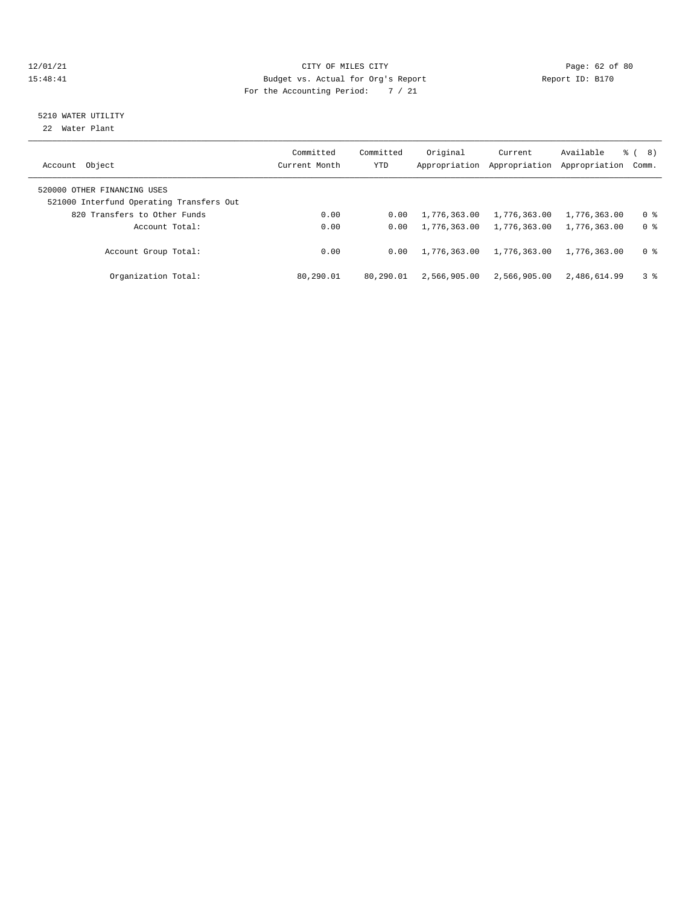CITY OF MILES CITY
Budget vs. Actual for Org's Report
For the Accounting Period: 7 / 21

12/01/21 15:48:41 Report ID: B170

## 5210 WATER UTILITY

22 Water Plant

| Account Object | Committed Current Month | Committed YTD | Original Appropriation | Current Appropriation | Available Appropriation | % ( 8) Comm. |
|---|---|---|---|---|---|---|
| 520000 OTHER FINANCING USES | | | | | | |
| 521000 Interfund Operating Transfers Out | | | | | | |
| 820 Transfers to Other Funds | 0.00 | 0.00 | 1,776,363.00 | 1,776,363.00 | 1,776,363.00 | 0 % |
| Account Total: | 0.00 | 0.00 | 1,776,363.00 | 1,776,363.00 | 1,776,363.00 | 0 % |
| Account Group Total: | 0.00 | 0.00 | 1,776,363.00 | 1,776,363.00 | 1,776,363.00 | 0 % |
| Organization Total: | 80,290.01 | 80,290.01 | 2,566,905.00 | 2,566,905.00 | 2,486,614.99 | 3 % |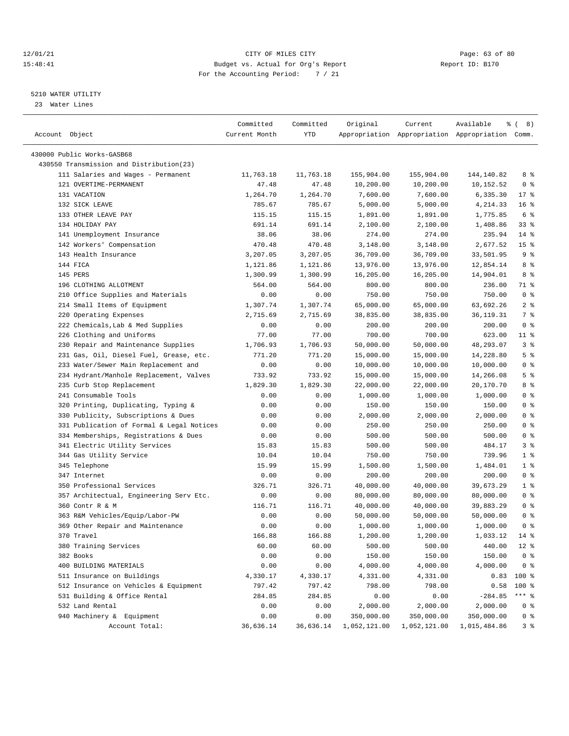CITY OF MILES CITY
Budget vs. Actual for Org's Report
For the Accounting Period: 7 / 21

12/01/21 15:48:41 — Report ID: B170

## 5210 WATER UTILITY
23 Water Lines

| Account Object | Committed Current Month | Committed YTD | Original Appropriation | Current Appropriation | Available Appropriation | % ( 8) Comm. |
|---|---|---|---|---|---|---|
| 430000 Public Works-GASB68 | | | | | | |
| 430550 Transmission and Distribution(23) | | | | | | |
| 111 Salaries and Wages - Permanent | 11,763.18 | 11,763.18 | 155,904.00 | 155,904.00 | 144,140.82 | 8 % |
| 121 OVERTIME-PERMANENT | 47.48 | 47.48 | 10,200.00 | 10,200.00 | 10,152.52 | 0 % |
| 131 VACATION | 1,264.70 | 1,264.70 | 7,600.00 | 7,600.00 | 6,335.30 | 17 % |
| 132 SICK LEAVE | 785.67 | 785.67 | 5,000.00 | 5,000.00 | 4,214.33 | 16 % |
| 133 OTHER LEAVE PAY | 115.15 | 115.15 | 1,891.00 | 1,891.00 | 1,775.85 | 6 % |
| 134 HOLIDAY PAY | 691.14 | 691.14 | 2,100.00 | 2,100.00 | 1,408.86 | 33 % |
| 141 Unemployment Insurance | 38.06 | 38.06 | 274.00 | 274.00 | 235.94 | 14 % |
| 142 Workers' Compensation | 470.48 | 470.48 | 3,148.00 | 3,148.00 | 2,677.52 | 15 % |
| 143 Health Insurance | 3,207.05 | 3,207.05 | 36,709.00 | 36,709.00 | 33,501.95 | 9 % |
| 144 FICA | 1,121.86 | 1,121.86 | 13,976.00 | 13,976.00 | 12,854.14 | 8 % |
| 145 PERS | 1,300.99 | 1,300.99 | 16,205.00 | 16,205.00 | 14,904.01 | 8 % |
| 196 CLOTHING ALLOTMENT | 564.00 | 564.00 | 800.00 | 800.00 | 236.00 | 71 % |
| 210 Office Supplies and Materials | 0.00 | 0.00 | 750.00 | 750.00 | 750.00 | 0 % |
| 214 Small Items of Equipment | 1,307.74 | 1,307.74 | 65,000.00 | 65,000.00 | 63,692.26 | 2 % |
| 220 Operating Expenses | 2,715.69 | 2,715.69 | 38,835.00 | 38,835.00 | 36,119.31 | 7 % |
| 222 Chemicals,Lab & Med Supplies | 0.00 | 0.00 | 200.00 | 200.00 | 200.00 | 0 % |
| 226 Clothing and Uniforms | 77.00 | 77.00 | 700.00 | 700.00 | 623.00 | 11 % |
| 230 Repair and Maintenance Supplies | 1,706.93 | 1,706.93 | 50,000.00 | 50,000.00 | 48,293.07 | 3 % |
| 231 Gas, Oil, Diesel Fuel, Grease, etc. | 771.20 | 771.20 | 15,000.00 | 15,000.00 | 14,228.80 | 5 % |
| 233 Water/Sewer Main Replacement and | 0.00 | 0.00 | 10,000.00 | 10,000.00 | 10,000.00 | 0 % |
| 234 Hydrant/Manhole Replacement, Valves | 733.92 | 733.92 | 15,000.00 | 15,000.00 | 14,266.08 | 5 % |
| 235 Curb Stop Replacement | 1,829.30 | 1,829.30 | 22,000.00 | 22,000.00 | 20,170.70 | 8 % |
| 241 Consumable Tools | 0.00 | 0.00 | 1,000.00 | 1,000.00 | 1,000.00 | 0 % |
| 320 Printing, Duplicating, Typing & | 0.00 | 0.00 | 150.00 | 150.00 | 150.00 | 0 % |
| 330 Publicity, Subscriptions & Dues | 0.00 | 0.00 | 2,000.00 | 2,000.00 | 2,000.00 | 0 % |
| 331 Publication of Formal & Legal Notices | 0.00 | 0.00 | 250.00 | 250.00 | 250.00 | 0 % |
| 334 Memberships, Registrations & Dues | 0.00 | 0.00 | 500.00 | 500.00 | 500.00 | 0 % |
| 341 Electric Utility Services | 15.83 | 15.83 | 500.00 | 500.00 | 484.17 | 3 % |
| 344 Gas Utility Service | 10.04 | 10.04 | 750.00 | 750.00 | 739.96 | 1 % |
| 345 Telephone | 15.99 | 15.99 | 1,500.00 | 1,500.00 | 1,484.01 | 1 % |
| 347 Internet | 0.00 | 0.00 | 200.00 | 200.00 | 200.00 | 0 % |
| 350 Professional Services | 326.71 | 326.71 | 40,000.00 | 40,000.00 | 39,673.29 | 1 % |
| 357 Architectual, Engineering Serv Etc. | 0.00 | 0.00 | 80,000.00 | 80,000.00 | 80,000.00 | 0 % |
| 360 Contr R & M | 116.71 | 116.71 | 40,000.00 | 40,000.00 | 39,883.29 | 0 % |
| 363 R&M Vehicles/Equip/Labor-PW | 0.00 | 0.00 | 50,000.00 | 50,000.00 | 50,000.00 | 0 % |
| 369 Other Repair and Maintenance | 0.00 | 0.00 | 1,000.00 | 1,000.00 | 1,000.00 | 0 % |
| 370 Travel | 166.88 | 166.88 | 1,200.00 | 1,200.00 | 1,033.12 | 14 % |
| 380 Training Services | 60.00 | 60.00 | 500.00 | 500.00 | 440.00 | 12 % |
| 382 Books | 0.00 | 0.00 | 150.00 | 150.00 | 150.00 | 0 % |
| 400 BUILDING MATERIALS | 0.00 | 0.00 | 4,000.00 | 4,000.00 | 4,000.00 | 0 % |
| 511 Insurance on Buildings | 4,330.17 | 4,330.17 | 4,331.00 | 4,331.00 | 0.83 | 100 % |
| 512 Insurance on Vehicles & Equipment | 797.42 | 797.42 | 798.00 | 798.00 | 0.58 | 100 % |
| 531 Building & Office Rental | 284.85 | 284.85 | 0.00 | 0.00 | -284.85 | *** % |
| 532 Land Rental | 0.00 | 0.00 | 2,000.00 | 2,000.00 | 2,000.00 | 0 % |
| 940 Machinery & Equipment | 0.00 | 0.00 | 350,000.00 | 350,000.00 | 350,000.00 | 0 % |
| Account Total: | 36,636.14 | 36,636.14 | 1,052,121.00 | 1,052,121.00 | 1,015,484.86 | 3 % |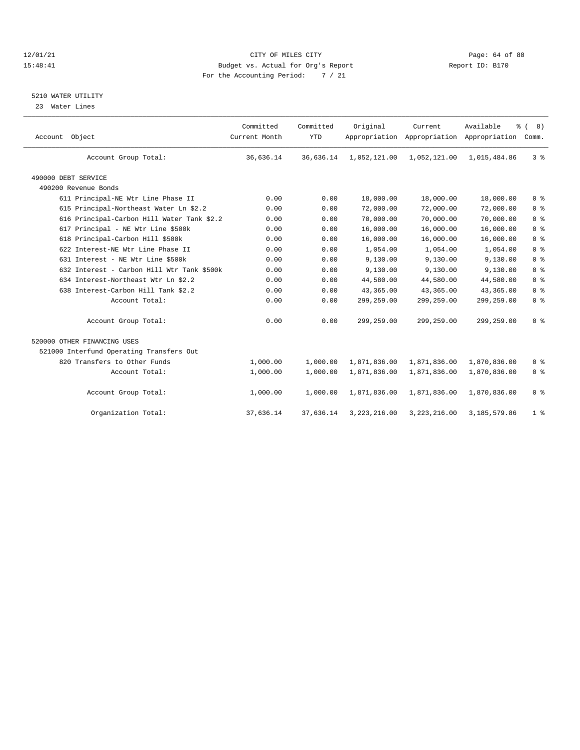# CITY OF MILES CITY

Budget vs. Actual for Org's Report

For the Accounting Period: 7 / 21

## 5210 WATER UTILITY

23 Water Lines

| Account Object | Committed Current Month | Committed YTD | Original Appropriation | Current Appropriation | Available Appropriation | % ( 8) Comm. |
|---|---|---|---|---|---|---|
| Account Group Total: | 36,636.14 | 36,636.14 | 1,052,121.00 | 1,052,121.00 | 1,015,484.86 | 3 % |
| 490000 DEBT SERVICE | | | | | | |
| 490200 Revenue Bonds | | | | | | |
| 611 Principal-NE Wtr Line Phase II | 0.00 | 0.00 | 18,000.00 | 18,000.00 | 18,000.00 | 0 % |
| 615 Principal-Northeast Water Ln $2.2 | 0.00 | 0.00 | 72,000.00 | 72,000.00 | 72,000.00 | 0 % |
| 616 Principal-Carbon Hill Water Tank $2.2 | 0.00 | 0.00 | 70,000.00 | 70,000.00 | 70,000.00 | 0 % |
| 617 Principal - NE Wtr Line $500k | 0.00 | 0.00 | 16,000.00 | 16,000.00 | 16,000.00 | 0 % |
| 618 Principal-Carbon Hill $500k | 0.00 | 0.00 | 16,000.00 | 16,000.00 | 16,000.00 | 0 % |
| 622 Interest-NE Wtr Line Phase II | 0.00 | 0.00 | 1,054.00 | 1,054.00 | 1,054.00 | 0 % |
| 631 Interest - NE Wtr Line $500k | 0.00 | 0.00 | 9,130.00 | 9,130.00 | 9,130.00 | 0 % |
| 632 Interest - Carbon Hill Wtr Tank $500k | 0.00 | 0.00 | 9,130.00 | 9,130.00 | 9,130.00 | 0 % |
| 634 Interest-Northeast Wtr Ln $2.2 | 0.00 | 0.00 | 44,580.00 | 44,580.00 | 44,580.00 | 0 % |
| 638 Interest-Carbon Hill Tank $2.2 | 0.00 | 0.00 | 43,365.00 | 43,365.00 | 43,365.00 | 0 % |
| Account Total: | 0.00 | 0.00 | 299,259.00 | 299,259.00 | 299,259.00 | 0 % |
| Account Group Total: | 0.00 | 0.00 | 299,259.00 | 299,259.00 | 299,259.00 | 0 % |
| 520000 OTHER FINANCING USES | | | | | | |
| 521000 Interfund Operating Transfers Out | | | | | | |
| 820 Transfers to Other Funds | 1,000.00 | 1,000.00 | 1,871,836.00 | 1,871,836.00 | 1,870,836.00 | 0 % |
| Account Total: | 1,000.00 | 1,000.00 | 1,871,836.00 | 1,871,836.00 | 1,870,836.00 | 0 % |
| Account Group Total: | 1,000.00 | 1,000.00 | 1,871,836.00 | 1,871,836.00 | 1,870,836.00 | 0 % |
| Organization Total: | 37,636.14 | 37,636.14 | 3,223,216.00 | 3,223,216.00 | 3,185,579.86 | 1 % |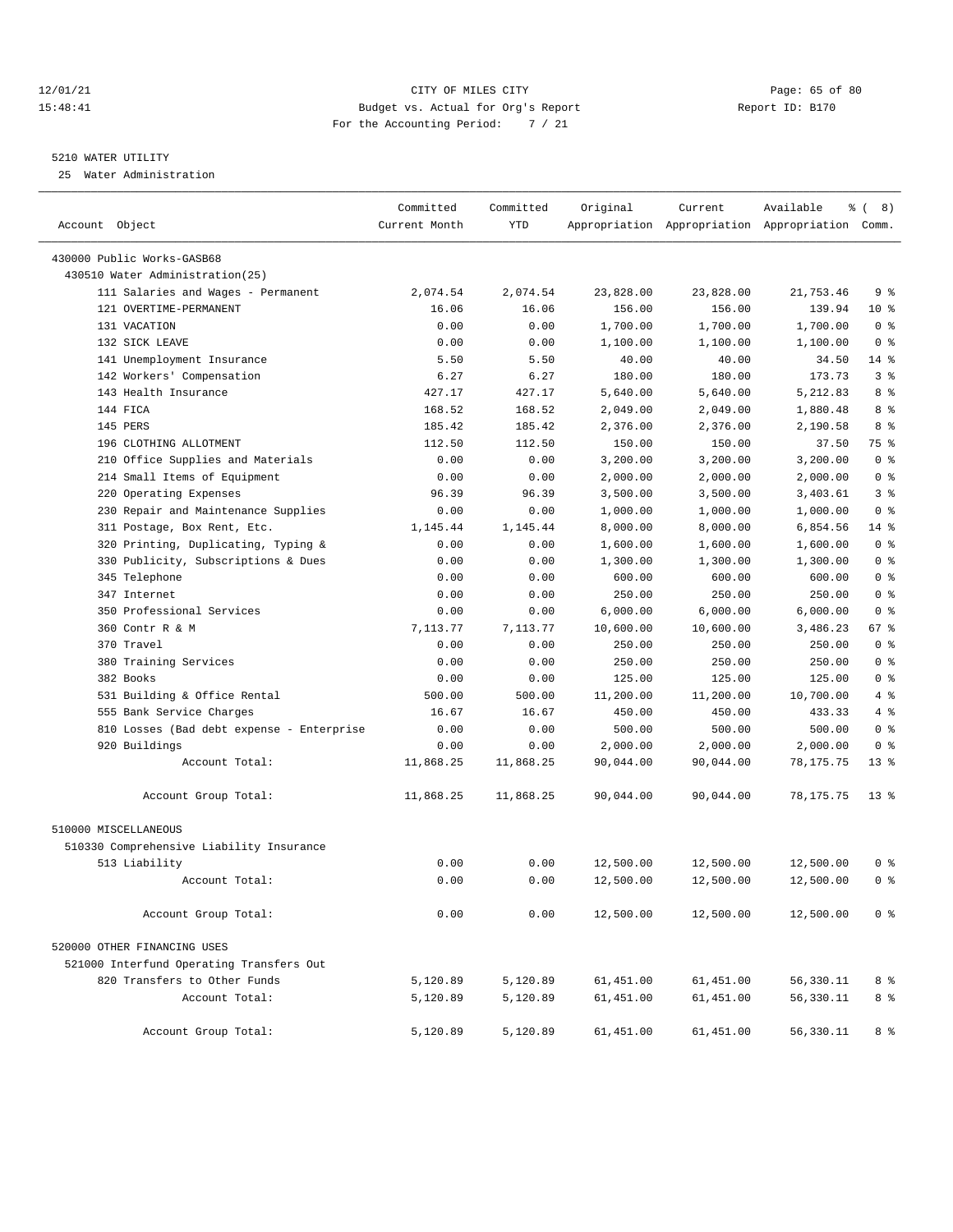12/01/21 CITY OF MILES CITY
15:48:41 Budget vs. Actual for Org's Report Report ID: B170
For the Accounting Period: 7 / 21

## 5210 WATER UTILITY

25 Water Administration

| Account Object | Committed Current Month | Committed YTD | Original Appropriation | Current Appropriation | Available Appropriation | % ( 8) Comm. |
|---|---|---|---|---|---|---|
| 430000 Public Works-GASB68 | | | | | | |
| 430510 Water Administration(25) | | | | | | |
| 111 Salaries and Wages - Permanent | 2,074.54 | 2,074.54 | 23,828.00 | 23,828.00 | 21,753.46 | 9 % |
| 121 OVERTIME-PERMANENT | 16.06 | 16.06 | 156.00 | 156.00 | 139.94 | 10 % |
| 131 VACATION | 0.00 | 0.00 | 1,700.00 | 1,700.00 | 1,700.00 | 0 % |
| 132 SICK LEAVE | 0.00 | 0.00 | 1,100.00 | 1,100.00 | 1,100.00 | 0 % |
| 141 Unemployment Insurance | 5.50 | 5.50 | 40.00 | 40.00 | 34.50 | 14 % |
| 142 Workers' Compensation | 6.27 | 6.27 | 180.00 | 180.00 | 173.73 | 3 % |
| 143 Health Insurance | 427.17 | 427.17 | 5,640.00 | 5,640.00 | 5,212.83 | 8 % |
| 144 FICA | 168.52 | 168.52 | 2,049.00 | 2,049.00 | 1,880.48 | 8 % |
| 145 PERS | 185.42 | 185.42 | 2,376.00 | 2,376.00 | 2,190.58 | 8 % |
| 196 CLOTHING ALLOTMENT | 112.50 | 112.50 | 150.00 | 150.00 | 37.50 | 75 % |
| 210 Office Supplies and Materials | 0.00 | 0.00 | 3,200.00 | 3,200.00 | 3,200.00 | 0 % |
| 214 Small Items of Equipment | 0.00 | 0.00 | 2,000.00 | 2,000.00 | 2,000.00 | 0 % |
| 220 Operating Expenses | 96.39 | 96.39 | 3,500.00 | 3,500.00 | 3,403.61 | 3 % |
| 230 Repair and Maintenance Supplies | 0.00 | 0.00 | 1,000.00 | 1,000.00 | 1,000.00 | 0 % |
| 311 Postage, Box Rent, Etc. | 1,145.44 | 1,145.44 | 8,000.00 | 8,000.00 | 6,854.56 | 14 % |
| 320 Printing, Duplicating, Typing & | 0.00 | 0.00 | 1,600.00 | 1,600.00 | 1,600.00 | 0 % |
| 330 Publicity, Subscriptions & Dues | 0.00 | 0.00 | 1,300.00 | 1,300.00 | 1,300.00 | 0 % |
| 345 Telephone | 0.00 | 0.00 | 600.00 | 600.00 | 600.00 | 0 % |
| 347 Internet | 0.00 | 0.00 | 250.00 | 250.00 | 250.00 | 0 % |
| 350 Professional Services | 0.00 | 0.00 | 6,000.00 | 6,000.00 | 6,000.00 | 0 % |
| 360 Contr R & M | 7,113.77 | 7,113.77 | 10,600.00 | 10,600.00 | 3,486.23 | 67 % |
| 370 Travel | 0.00 | 0.00 | 250.00 | 250.00 | 250.00 | 0 % |
| 380 Training Services | 0.00 | 0.00 | 250.00 | 250.00 | 250.00 | 0 % |
| 382 Books | 0.00 | 0.00 | 125.00 | 125.00 | 125.00 | 0 % |
| 531 Building & Office Rental | 500.00 | 500.00 | 11,200.00 | 11,200.00 | 10,700.00 | 4 % |
| 555 Bank Service Charges | 16.67 | 16.67 | 450.00 | 450.00 | 433.33 | 4 % |
| 810 Losses (Bad debt expense - Enterprise | 0.00 | 0.00 | 500.00 | 500.00 | 500.00 | 0 % |
| 920 Buildings | 0.00 | 0.00 | 2,000.00 | 2,000.00 | 2,000.00 | 0 % |
| Account Total: | 11,868.25 | 11,868.25 | 90,044.00 | 90,044.00 | 78,175.75 | 13 % |
| Account Group Total: | 11,868.25 | 11,868.25 | 90,044.00 | 90,044.00 | 78,175.75 | 13 % |
| 510000 MISCELLANEOUS | | | | | | |
| 510330 Comprehensive Liability Insurance | | | | | | |
| 513 Liability | 0.00 | 0.00 | 12,500.00 | 12,500.00 | 12,500.00 | 0 % |
| Account Total: | 0.00 | 0.00 | 12,500.00 | 12,500.00 | 12,500.00 | 0 % |
| Account Group Total: | 0.00 | 0.00 | 12,500.00 | 12,500.00 | 12,500.00 | 0 % |
| 520000 OTHER FINANCING USES | | | | | | |
| 521000 Interfund Operating Transfers Out | | | | | | |
| 820 Transfers to Other Funds | 5,120.89 | 5,120.89 | 61,451.00 | 61,451.00 | 56,330.11 | 8 % |
| Account Total: | 5,120.89 | 5,120.89 | 61,451.00 | 61,451.00 | 56,330.11 | 8 % |
| Account Group Total: | 5,120.89 | 5,120.89 | 61,451.00 | 61,451.00 | 56,330.11 | 8 % |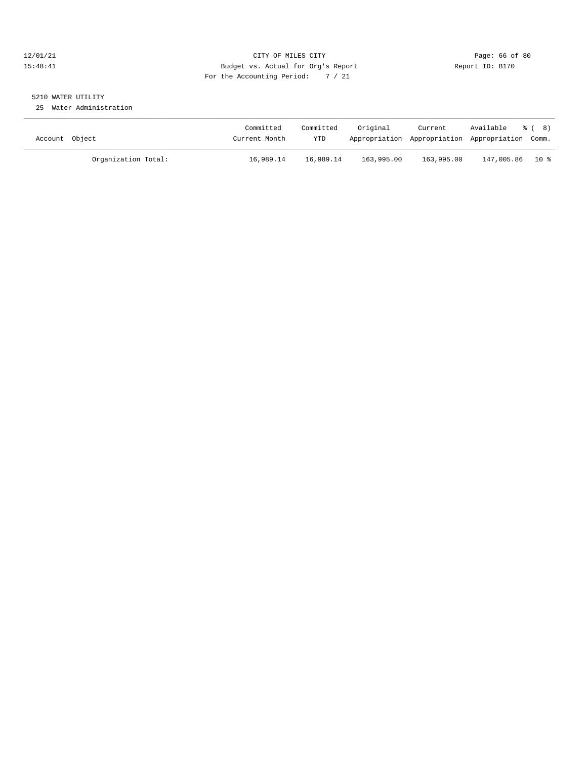CITY OF MILES CITY
Budget vs. Actual for Org's Report
For the Accounting Period: 7 / 21

12/01/21
15:48:41

Report ID: B170

5210 WATER UTILITY
25 Water Administration

| Account Object | Committed Current Month | Committed YTD | Original Appropriation | Current Appropriation | Available Appropriation | % ( 8) Comm. |
|---|---|---|---|---|---|---|
| Organization Total: | 16,989.14 | 16,989.14 | 163,995.00 | 163,995.00 | 147,005.86 | 10 % |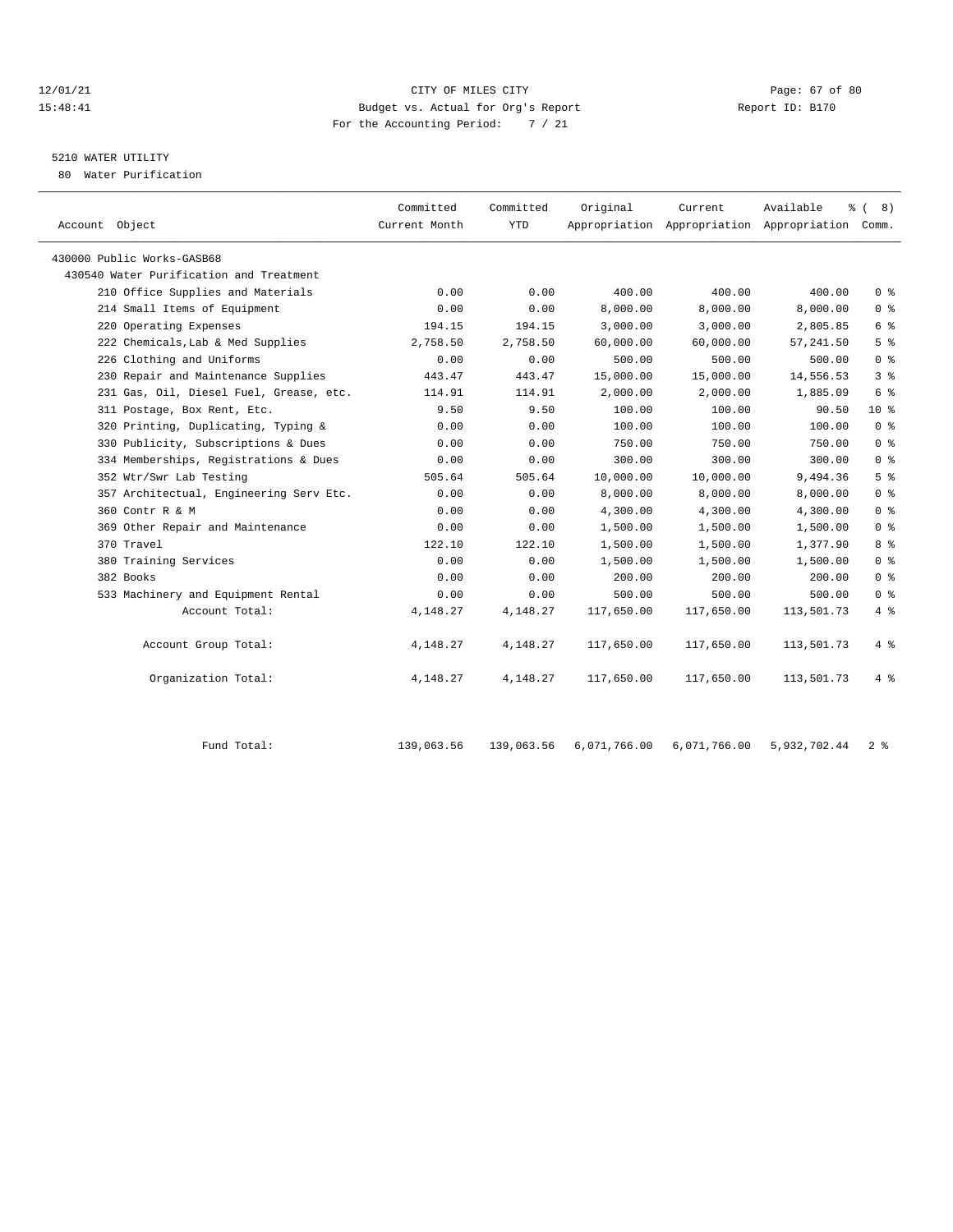CITY OF MILES CITY
Budget vs. Actual for Org's Report
For the Accounting Period: 7 / 21

## 5210 WATER UTILITY

80 Water Purification

| Account Object | Committed Current Month | Committed YTD | Original Appropriation | Current Appropriation | Available Appropriation | % ( 8) Comm. |
|---|---|---|---|---|---|---|
| 430000 Public Works-GASB68 | | | | | | |
| 430540 Water Purification and Treatment | | | | | | |
| 210 Office Supplies and Materials | 0.00 | 0.00 | 400.00 | 400.00 | 400.00 | 0 % |
| 214 Small Items of Equipment | 0.00 | 0.00 | 8,000.00 | 8,000.00 | 8,000.00 | 0 % |
| 220 Operating Expenses | 194.15 | 194.15 | 3,000.00 | 3,000.00 | 2,805.85 | 6 % |
| 222 Chemicals,Lab & Med Supplies | 2,758.50 | 2,758.50 | 60,000.00 | 60,000.00 | 57,241.50 | 5 % |
| 226 Clothing and Uniforms | 0.00 | 0.00 | 500.00 | 500.00 | 500.00 | 0 % |
| 230 Repair and Maintenance Supplies | 443.47 | 443.47 | 15,000.00 | 15,000.00 | 14,556.53 | 3 % |
| 231 Gas, Oil, Diesel Fuel, Grease, etc. | 114.91 | 114.91 | 2,000.00 | 2,000.00 | 1,885.09 | 6 % |
| 311 Postage, Box Rent, Etc. | 9.50 | 9.50 | 100.00 | 100.00 | 90.50 | 10 % |
| 320 Printing, Duplicating, Typing & | 0.00 | 0.00 | 100.00 | 100.00 | 100.00 | 0 % |
| 330 Publicity, Subscriptions & Dues | 0.00 | 0.00 | 750.00 | 750.00 | 750.00 | 0 % |
| 334 Memberships, Registrations & Dues | 0.00 | 0.00 | 300.00 | 300.00 | 300.00 | 0 % |
| 352 Wtr/Swr Lab Testing | 505.64 | 505.64 | 10,000.00 | 10,000.00 | 9,494.36 | 5 % |
| 357 Architectual, Engineering Serv Etc. | 0.00 | 0.00 | 8,000.00 | 8,000.00 | 8,000.00 | 0 % |
| 360 Contr R & M | 0.00 | 0.00 | 4,300.00 | 4,300.00 | 4,300.00 | 0 % |
| 369 Other Repair and Maintenance | 0.00 | 0.00 | 1,500.00 | 1,500.00 | 1,500.00 | 0 % |
| 370 Travel | 122.10 | 122.10 | 1,500.00 | 1,500.00 | 1,377.90 | 8 % |
| 380 Training Services | 0.00 | 0.00 | 1,500.00 | 1,500.00 | 1,500.00 | 0 % |
| 382 Books | 0.00 | 0.00 | 200.00 | 200.00 | 200.00 | 0 % |
| 533 Machinery and Equipment Rental | 0.00 | 0.00 | 500.00 | 500.00 | 500.00 | 0 % |
| Account Total: | 4,148.27 | 4,148.27 | 117,650.00 | 117,650.00 | 113,501.73 | 4 % |
| Account Group Total: | 4,148.27 | 4,148.27 | 117,650.00 | 117,650.00 | 113,501.73 | 4 % |
| Organization Total: | 4,148.27 | 4,148.27 | 117,650.00 | 117,650.00 | 113,501.73 | 4 % |
| Fund Total: | 139,063.56 | 139,063.56 | 6,071,766.00 | 6,071,766.00 | 5,932,702.44 | 2 % |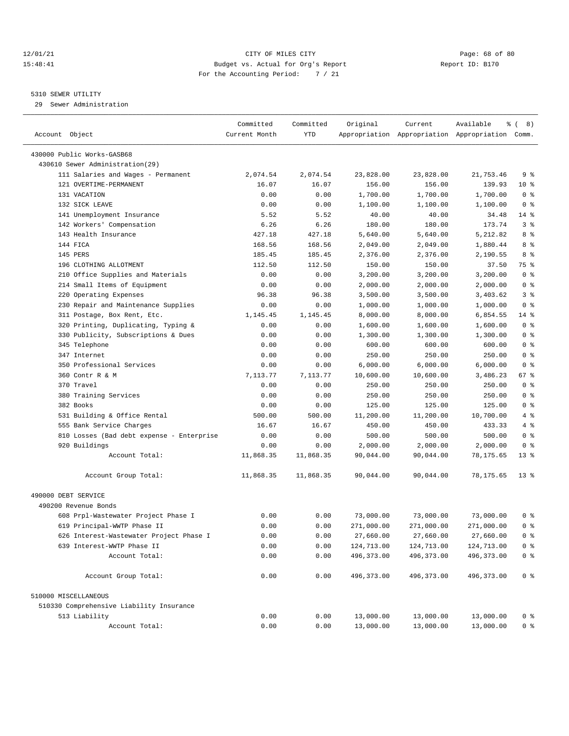CITY OF MILES CITY
Budget vs. Actual for Org's Report
For the Accounting Period: 7 / 21

12/01/21
15:48:41

Report ID: B170

5310 SEWER UTILITY
29 Sewer Administration

| Account Object | Committed Current Month | Committed YTD | Original Appropriation | Current Appropriation | Available Appropriation | % ( 8) Comm. |
|---|---|---|---|---|---|---|
| 430000 Public Works-GASB68 | | | | | | |
| 430610 Sewer Administration(29) | | | | | | |
| 111 Salaries and Wages - Permanent | 2,074.54 | 2,074.54 | 23,828.00 | 23,828.00 | 21,753.46 | 9 % |
| 121 OVERTIME-PERMANENT | 16.07 | 16.07 | 156.00 | 156.00 | 139.93 | 10 % |
| 131 VACATION | 0.00 | 0.00 | 1,700.00 | 1,700.00 | 1,700.00 | 0 % |
| 132 SICK LEAVE | 0.00 | 0.00 | 1,100.00 | 1,100.00 | 1,100.00 | 0 % |
| 141 Unemployment Insurance | 5.52 | 5.52 | 40.00 | 40.00 | 34.48 | 14 % |
| 142 Workers' Compensation | 6.26 | 6.26 | 180.00 | 180.00 | 173.74 | 3 % |
| 143 Health Insurance | 427.18 | 427.18 | 5,640.00 | 5,640.00 | 5,212.82 | 8 % |
| 144 FICA | 168.56 | 168.56 | 2,049.00 | 2,049.00 | 1,880.44 | 8 % |
| 145 PERS | 185.45 | 185.45 | 2,376.00 | 2,376.00 | 2,190.55 | 8 % |
| 196 CLOTHING ALLOTMENT | 112.50 | 112.50 | 150.00 | 150.00 | 37.50 | 75 % |
| 210 Office Supplies and Materials | 0.00 | 0.00 | 3,200.00 | 3,200.00 | 3,200.00 | 0 % |
| 214 Small Items of Equipment | 0.00 | 0.00 | 2,000.00 | 2,000.00 | 2,000.00 | 0 % |
| 220 Operating Expenses | 96.38 | 96.38 | 3,500.00 | 3,500.00 | 3,403.62 | 3 % |
| 230 Repair and Maintenance Supplies | 0.00 | 0.00 | 1,000.00 | 1,000.00 | 1,000.00 | 0 % |
| 311 Postage, Box Rent, Etc. | 1,145.45 | 1,145.45 | 8,000.00 | 8,000.00 | 6,854.55 | 14 % |
| 320 Printing, Duplicating, Typing & | 0.00 | 0.00 | 1,600.00 | 1,600.00 | 1,600.00 | 0 % |
| 330 Publicity, Subscriptions & Dues | 0.00 | 0.00 | 1,300.00 | 1,300.00 | 1,300.00 | 0 % |
| 345 Telephone | 0.00 | 0.00 | 600.00 | 600.00 | 600.00 | 0 % |
| 347 Internet | 0.00 | 0.00 | 250.00 | 250.00 | 250.00 | 0 % |
| 350 Professional Services | 0.00 | 0.00 | 6,000.00 | 6,000.00 | 6,000.00 | 0 % |
| 360 Contr R & M | 7,113.77 | 7,113.77 | 10,600.00 | 10,600.00 | 3,486.23 | 67 % |
| 370 Travel | 0.00 | 0.00 | 250.00 | 250.00 | 250.00 | 0 % |
| 380 Training Services | 0.00 | 0.00 | 250.00 | 250.00 | 250.00 | 0 % |
| 382 Books | 0.00 | 0.00 | 125.00 | 125.00 | 125.00 | 0 % |
| 531 Building & Office Rental | 500.00 | 500.00 | 11,200.00 | 11,200.00 | 10,700.00 | 4 % |
| 555 Bank Service Charges | 16.67 | 16.67 | 450.00 | 450.00 | 433.33 | 4 % |
| 810 Losses (Bad debt expense - Enterprise | 0.00 | 0.00 | 500.00 | 500.00 | 500.00 | 0 % |
| 920 Buildings | 0.00 | 0.00 | 2,000.00 | 2,000.00 | 2,000.00 | 0 % |
| Account Total: | 11,868.35 | 11,868.35 | 90,044.00 | 90,044.00 | 78,175.65 | 13 % |
| Account Group Total: | 11,868.35 | 11,868.35 | 90,044.00 | 90,044.00 | 78,175.65 | 13 % |
| 490000 DEBT SERVICE | | | | | | |
| 490200 Revenue Bonds | | | | | | |
| 608 Prpl-Wastewater Project Phase I | 0.00 | 0.00 | 73,000.00 | 73,000.00 | 73,000.00 | 0 % |
| 619 Principal-WWTP Phase II | 0.00 | 0.00 | 271,000.00 | 271,000.00 | 271,000.00 | 0 % |
| 626 Interest-Wastewater Project Phase I | 0.00 | 0.00 | 27,660.00 | 27,660.00 | 27,660.00 | 0 % |
| 639 Interest-WWTP Phase II | 0.00 | 0.00 | 124,713.00 | 124,713.00 | 124,713.00 | 0 % |
| Account Total: | 0.00 | 0.00 | 496,373.00 | 496,373.00 | 496,373.00 | 0 % |
| Account Group Total: | 0.00 | 0.00 | 496,373.00 | 496,373.00 | 496,373.00 | 0 % |
| 510000 MISCELLANEOUS | | | | | | |
| 510330 Comprehensive Liability Insurance | | | | | | |
| 513 Liability | 0.00 | 0.00 | 13,000.00 | 13,000.00 | 13,000.00 | 0 % |
| Account Total: | 0.00 | 0.00 | 13,000.00 | 13,000.00 | 13,000.00 | 0 % |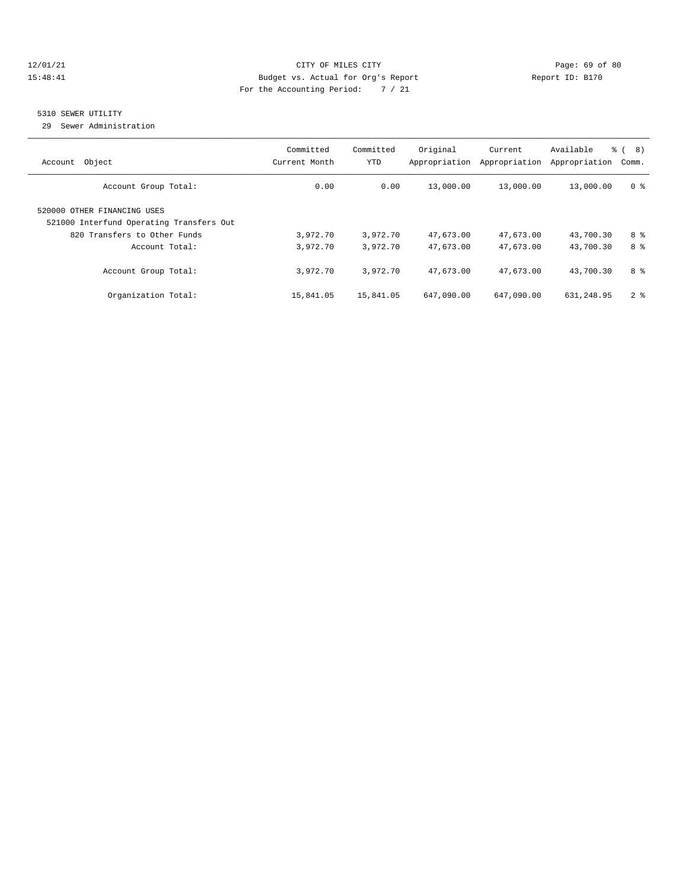12/01/21 CITY OF MILES CITY
15:48:41 Budget vs. Actual for Org's Report Report ID: B170
For the Accounting Period: 7 / 21

## 5310 SEWER UTILITY

29 Sewer Administration

| Account Object | Committed Current Month | Committed YTD | Original Appropriation | Current Appropriation | Available Appropriation | % ( 8) Comm. |
|---|---|---|---|---|---|---|
| Account Group Total: | 0.00 | 0.00 | 13,000.00 | 13,000.00 | 13,000.00 | 0 % |
| 520000 OTHER FINANCING USES | | | | | | |
| 521000 Interfund Operating Transfers Out | | | | | | |
| 820 Transfers to Other Funds | 3,972.70 | 3,972.70 | 47,673.00 | 47,673.00 | 43,700.30 | 8 % |
| Account Total: | 3,972.70 | 3,972.70 | 47,673.00 | 47,673.00 | 43,700.30 | 8 % |
| Account Group Total: | 3,972.70 | 3,972.70 | 47,673.00 | 47,673.00 | 43,700.30 | 8 % |
| Organization Total: | 15,841.05 | 15,841.05 | 647,090.00 | 647,090.00 | 631,248.95 | 2 % |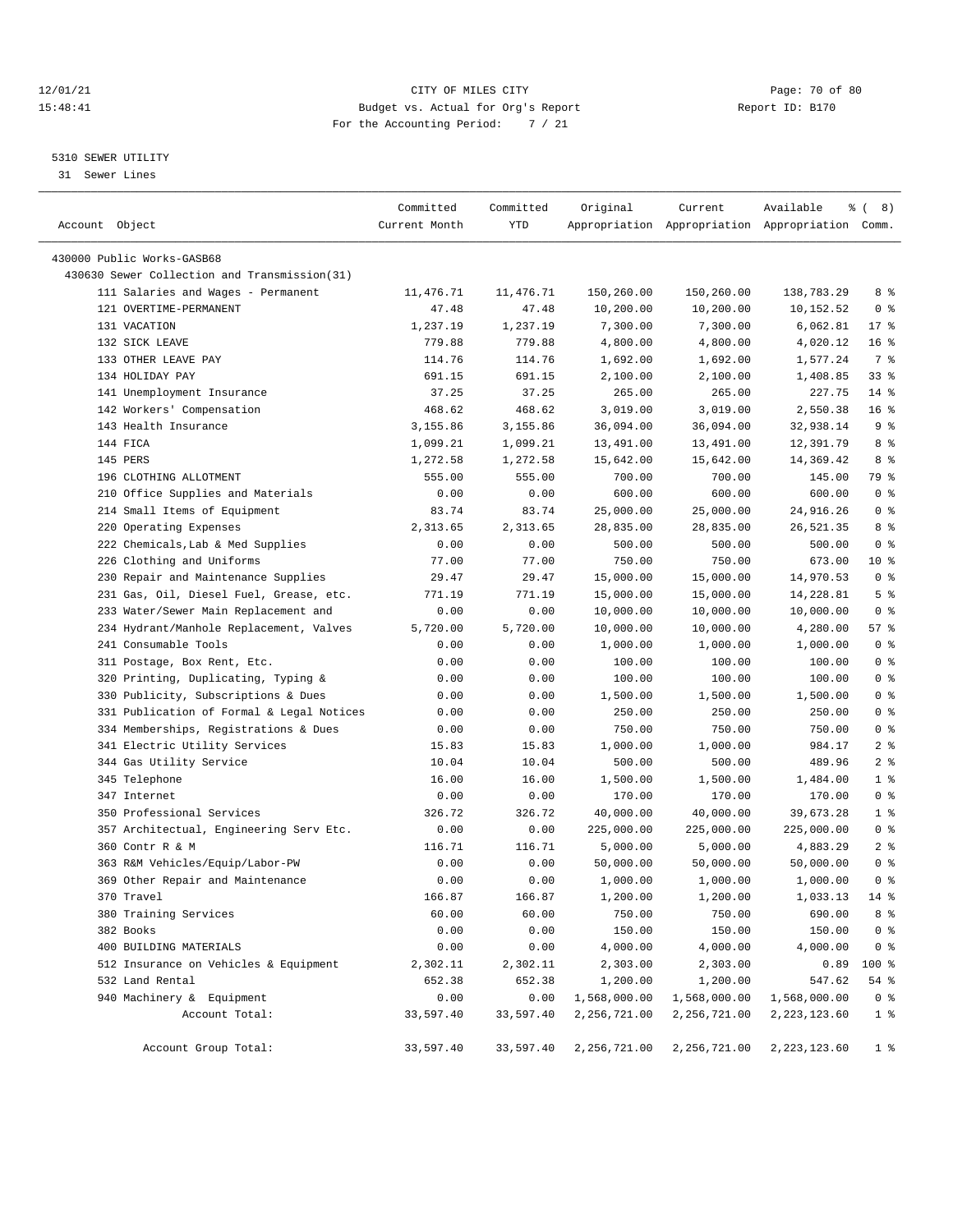CITY OF MILES CITY
Budget vs. Actual for Org's Report
For the Accounting Period: 7 / 21

12/01/21
15:48:41

Report ID: B170

5310 SEWER UTILITY
31 Sewer Lines

| Account Object | Committed Current Month | Committed YTD | Original Appropriation | Current Appropriation | Available Appropriation | % ( 8) Comm. |
|---|---|---|---|---|---|---|
| 430000 Public Works-GASB68 | | | | | | |
| 430630 Sewer Collection and Transmission(31) | | | | | | |
| 111 Salaries and Wages - Permanent | 11,476.71 | 11,476.71 | 150,260.00 | 150,260.00 | 138,783.29 | 8 % |
| 121 OVERTIME-PERMANENT | 47.48 | 47.48 | 10,200.00 | 10,200.00 | 10,152.52 | 0 % |
| 131 VACATION | 1,237.19 | 1,237.19 | 7,300.00 | 7,300.00 | 6,062.81 | 17 % |
| 132 SICK LEAVE | 779.88 | 779.88 | 4,800.00 | 4,800.00 | 4,020.12 | 16 % |
| 133 OTHER LEAVE PAY | 114.76 | 114.76 | 1,692.00 | 1,692.00 | 1,577.24 | 7 % |
| 134 HOLIDAY PAY | 691.15 | 691.15 | 2,100.00 | 2,100.00 | 1,408.85 | 33 % |
| 141 Unemployment Insurance | 37.25 | 37.25 | 265.00 | 265.00 | 227.75 | 14 % |
| 142 Workers' Compensation | 468.62 | 468.62 | 3,019.00 | 3,019.00 | 2,550.38 | 16 % |
| 143 Health Insurance | 3,155.86 | 3,155.86 | 36,094.00 | 36,094.00 | 32,938.14 | 9 % |
| 144 FICA | 1,099.21 | 1,099.21 | 13,491.00 | 13,491.00 | 12,391.79 | 8 % |
| 145 PERS | 1,272.58 | 1,272.58 | 15,642.00 | 15,642.00 | 14,369.42 | 8 % |
| 196 CLOTHING ALLOTMENT | 555.00 | 555.00 | 700.00 | 700.00 | 145.00 | 79 % |
| 210 Office Supplies and Materials | 0.00 | 0.00 | 600.00 | 600.00 | 600.00 | 0 % |
| 214 Small Items of Equipment | 83.74 | 83.74 | 25,000.00 | 25,000.00 | 24,916.26 | 0 % |
| 220 Operating Expenses | 2,313.65 | 2,313.65 | 28,835.00 | 28,835.00 | 26,521.35 | 8 % |
| 222 Chemicals,Lab & Med Supplies | 0.00 | 0.00 | 500.00 | 500.00 | 500.00 | 0 % |
| 226 Clothing and Uniforms | 77.00 | 77.00 | 750.00 | 750.00 | 673.00 | 10 % |
| 230 Repair and Maintenance Supplies | 29.47 | 29.47 | 15,000.00 | 15,000.00 | 14,970.53 | 0 % |
| 231 Gas, Oil, Diesel Fuel, Grease, etc. | 771.19 | 771.19 | 15,000.00 | 15,000.00 | 14,228.81 | 5 % |
| 233 Water/Sewer Main Replacement and | 0.00 | 0.00 | 10,000.00 | 10,000.00 | 10,000.00 | 0 % |
| 234 Hydrant/Manhole Replacement, Valves | 5,720.00 | 5,720.00 | 10,000.00 | 10,000.00 | 4,280.00 | 57 % |
| 241 Consumable Tools | 0.00 | 0.00 | 1,000.00 | 1,000.00 | 1,000.00 | 0 % |
| 311 Postage, Box Rent, Etc. | 0.00 | 0.00 | 100.00 | 100.00 | 100.00 | 0 % |
| 320 Printing, Duplicating, Typing & | 0.00 | 0.00 | 100.00 | 100.00 | 100.00 | 0 % |
| 330 Publicity, Subscriptions & Dues | 0.00 | 0.00 | 1,500.00 | 1,500.00 | 1,500.00 | 0 % |
| 331 Publication of Formal & Legal Notices | 0.00 | 0.00 | 250.00 | 250.00 | 250.00 | 0 % |
| 334 Memberships, Registrations & Dues | 0.00 | 0.00 | 750.00 | 750.00 | 750.00 | 0 % |
| 341 Electric Utility Services | 15.83 | 15.83 | 1,000.00 | 1,000.00 | 984.17 | 2 % |
| 344 Gas Utility Service | 10.04 | 10.04 | 500.00 | 500.00 | 489.96 | 2 % |
| 345 Telephone | 16.00 | 16.00 | 1,500.00 | 1,500.00 | 1,484.00 | 1 % |
| 347 Internet | 0.00 | 0.00 | 170.00 | 170.00 | 170.00 | 0 % |
| 350 Professional Services | 326.72 | 326.72 | 40,000.00 | 40,000.00 | 39,673.28 | 1 % |
| 357 Architectual, Engineering Serv Etc. | 0.00 | 0.00 | 225,000.00 | 225,000.00 | 225,000.00 | 0 % |
| 360 Contr R & M | 116.71 | 116.71 | 5,000.00 | 5,000.00 | 4,883.29 | 2 % |
| 363 R&M Vehicles/Equip/Labor-PW | 0.00 | 0.00 | 50,000.00 | 50,000.00 | 50,000.00 | 0 % |
| 369 Other Repair and Maintenance | 0.00 | 0.00 | 1,000.00 | 1,000.00 | 1,000.00 | 0 % |
| 370 Travel | 166.87 | 166.87 | 1,200.00 | 1,200.00 | 1,033.13 | 14 % |
| 380 Training Services | 60.00 | 60.00 | 750.00 | 750.00 | 690.00 | 8 % |
| 382 Books | 0.00 | 0.00 | 150.00 | 150.00 | 150.00 | 0 % |
| 400 BUILDING MATERIALS | 0.00 | 0.00 | 4,000.00 | 4,000.00 | 4,000.00 | 0 % |
| 512 Insurance on Vehicles & Equipment | 2,302.11 | 2,302.11 | 2,303.00 | 2,303.00 | 0.89 | 100 % |
| 532 Land Rental | 652.38 | 652.38 | 1,200.00 | 1,200.00 | 547.62 | 54 % |
| 940 Machinery & Equipment | 0.00 | 0.00 | 1,568,000.00 | 1,568,000.00 | 1,568,000.00 | 0 % |
| Account Total: | 33,597.40 | 33,597.40 | 2,256,721.00 | 2,256,721.00 | 2,223,123.60 | 1 % |
| Account Group Total: | 33,597.40 | 33,597.40 | 2,256,721.00 | 2,256,721.00 | 2,223,123.60 | 1 % |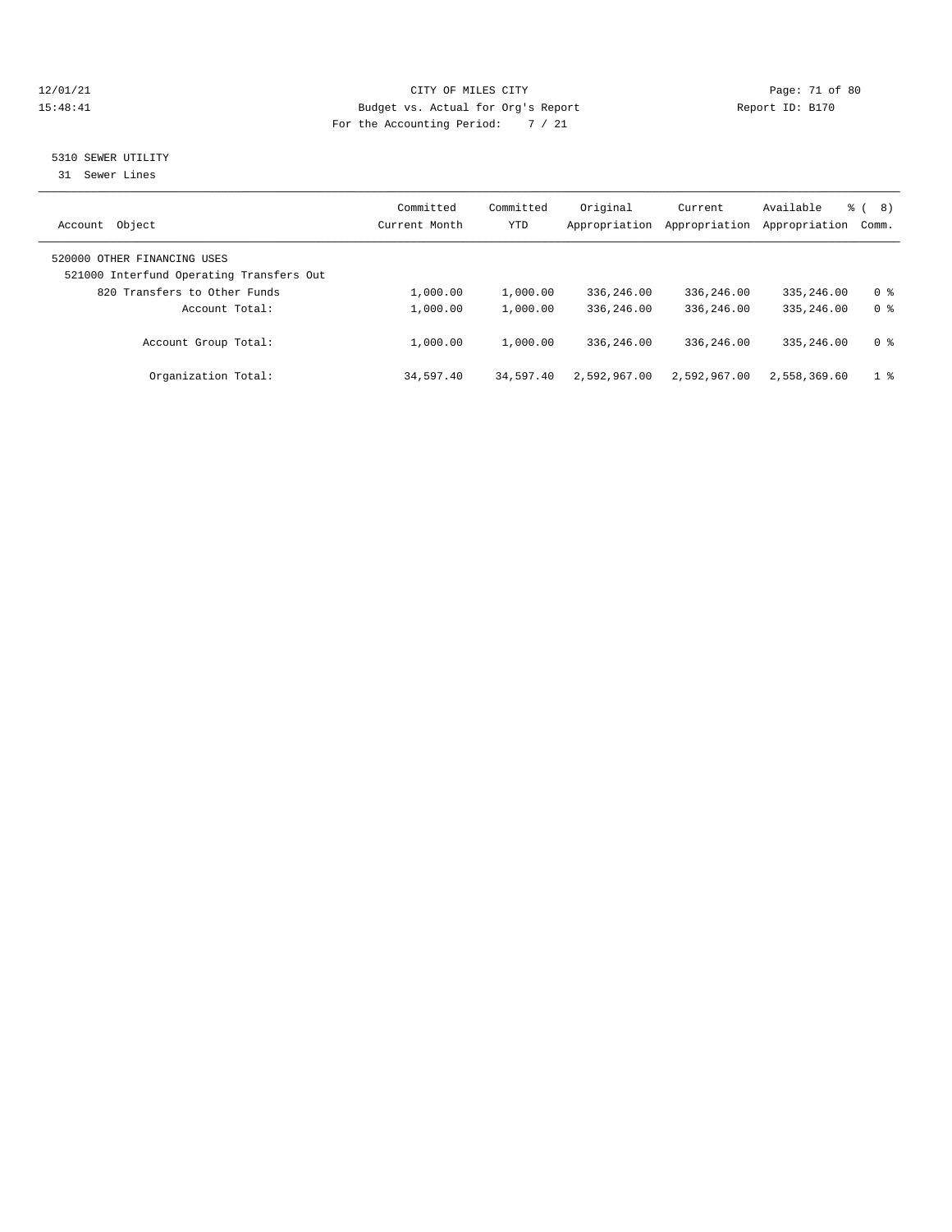CITY OF MILES CITY
Budget vs. Actual for Org's Report
For the Accounting Period: 7 / 21

12/01/21
15:48:41

Report ID: B170

## 5310 SEWER UTILITY

31 Sewer Lines

| Account Object | Committed Current Month | Committed YTD | Original Appropriation | Current Appropriation | Available Appropriation | % ( 8) Comm. |
|---|---|---|---|---|---|---|
| 520000 OTHER FINANCING USES | | | | | | |
| 521000 Interfund Operating Transfers Out | | | | | | |
| 820 Transfers to Other Funds | 1,000.00 | 1,000.00 | 336,246.00 | 336,246.00 | 335,246.00 | 0 % |
| Account Total: | 1,000.00 | 1,000.00 | 336,246.00 | 336,246.00 | 335,246.00 | 0 % |
| Account Group Total: | 1,000.00 | 1,000.00 | 336,246.00 | 336,246.00 | 335,246.00 | 0 % |
| Organization Total: | 34,597.40 | 34,597.40 | 2,592,967.00 | 2,592,967.00 | 2,558,369.60 | 1 % |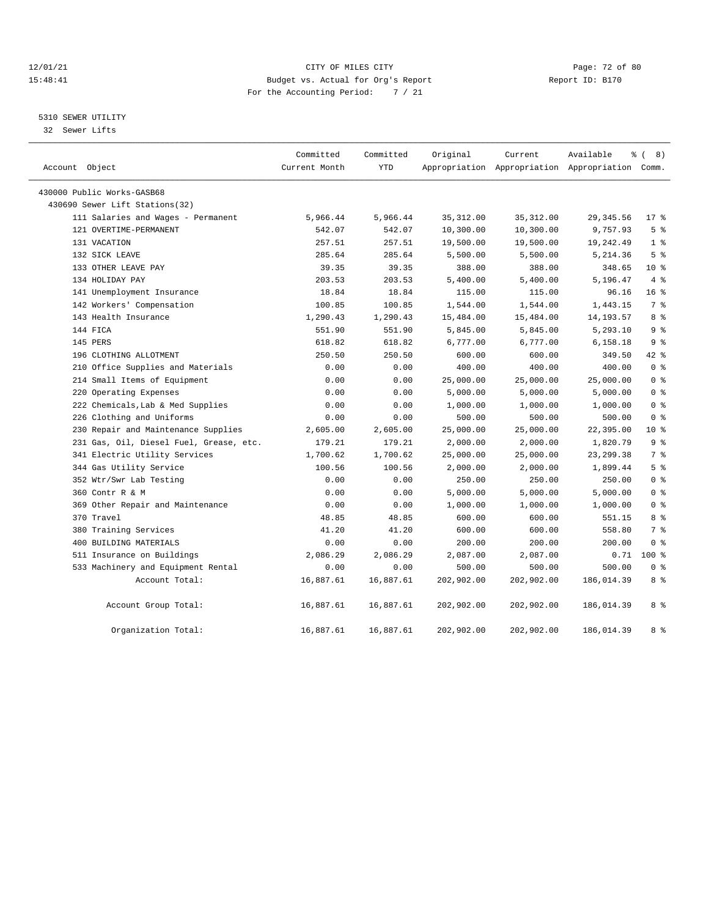# CITY OF MILES CITY

Budget vs. Actual for Org's Report

For the Accounting Period: 7 / 21

12/01/21 15:48:41 — Report ID: B170

## 5310 SEWER UTILITY

32 Sewer Lifts

| Account Object | Committed Current Month | Committed YTD | Original Appropriation | Current Appropriation | Available Appropriation | % ( 8) Comm. |
|---|---|---|---|---|---|---|
| 430000 Public Works-GASB68 | | | | | | |
| 430690 Sewer Lift Stations(32) | | | | | | |
| 111 Salaries and Wages - Permanent | 5,966.44 | 5,966.44 | 35,312.00 | 35,312.00 | 29,345.56 | 17 % |
| 121 OVERTIME-PERMANENT | 542.07 | 542.07 | 10,300.00 | 10,300.00 | 9,757.93 | 5 % |
| 131 VACATION | 257.51 | 257.51 | 19,500.00 | 19,500.00 | 19,242.49 | 1 % |
| 132 SICK LEAVE | 285.64 | 285.64 | 5,500.00 | 5,500.00 | 5,214.36 | 5 % |
| 133 OTHER LEAVE PAY | 39.35 | 39.35 | 388.00 | 388.00 | 348.65 | 10 % |
| 134 HOLIDAY PAY | 203.53 | 203.53 | 5,400.00 | 5,400.00 | 5,196.47 | 4 % |
| 141 Unemployment Insurance | 18.84 | 18.84 | 115.00 | 115.00 | 96.16 | 16 % |
| 142 Workers' Compensation | 100.85 | 100.85 | 1,544.00 | 1,544.00 | 1,443.15 | 7 % |
| 143 Health Insurance | 1,290.43 | 1,290.43 | 15,484.00 | 15,484.00 | 14,193.57 | 8 % |
| 144 FICA | 551.90 | 551.90 | 5,845.00 | 5,845.00 | 5,293.10 | 9 % |
| 145 PERS | 618.82 | 618.82 | 6,777.00 | 6,777.00 | 6,158.18 | 9 % |
| 196 CLOTHING ALLOTMENT | 250.50 | 250.50 | 600.00 | 600.00 | 349.50 | 42 % |
| 210 Office Supplies and Materials | 0.00 | 0.00 | 400.00 | 400.00 | 400.00 | 0 % |
| 214 Small Items of Equipment | 0.00 | 0.00 | 25,000.00 | 25,000.00 | 25,000.00 | 0 % |
| 220 Operating Expenses | 0.00 | 0.00 | 5,000.00 | 5,000.00 | 5,000.00 | 0 % |
| 222 Chemicals,Lab & Med Supplies | 0.00 | 0.00 | 1,000.00 | 1,000.00 | 1,000.00 | 0 % |
| 226 Clothing and Uniforms | 0.00 | 0.00 | 500.00 | 500.00 | 500.00 | 0 % |
| 230 Repair and Maintenance Supplies | 2,605.00 | 2,605.00 | 25,000.00 | 25,000.00 | 22,395.00 | 10 % |
| 231 Gas, Oil, Diesel Fuel, Grease, etc. | 179.21 | 179.21 | 2,000.00 | 2,000.00 | 1,820.79 | 9 % |
| 341 Electric Utility Services | 1,700.62 | 1,700.62 | 25,000.00 | 25,000.00 | 23,299.38 | 7 % |
| 344 Gas Utility Service | 100.56 | 100.56 | 2,000.00 | 2,000.00 | 1,899.44 | 5 % |
| 352 Wtr/Swr Lab Testing | 0.00 | 0.00 | 250.00 | 250.00 | 250.00 | 0 % |
| 360 Contr R & M | 0.00 | 0.00 | 5,000.00 | 5,000.00 | 5,000.00 | 0 % |
| 369 Other Repair and Maintenance | 0.00 | 0.00 | 1,000.00 | 1,000.00 | 1,000.00 | 0 % |
| 370 Travel | 48.85 | 48.85 | 600.00 | 600.00 | 551.15 | 8 % |
| 380 Training Services | 41.20 | 41.20 | 600.00 | 600.00 | 558.80 | 7 % |
| 400 BUILDING MATERIALS | 0.00 | 0.00 | 200.00 | 200.00 | 200.00 | 0 % |
| 511 Insurance on Buildings | 2,086.29 | 2,086.29 | 2,087.00 | 2,087.00 | 0.71 | 100 % |
| 533 Machinery and Equipment Rental | 0.00 | 0.00 | 500.00 | 500.00 | 500.00 | 0 % |
| Account Total: | 16,887.61 | 16,887.61 | 202,902.00 | 202,902.00 | 186,014.39 | 8 % |
| Account Group Total: | 16,887.61 | 16,887.61 | 202,902.00 | 202,902.00 | 186,014.39 | 8 % |
| Organization Total: | 16,887.61 | 16,887.61 | 202,902.00 | 202,902.00 | 186,014.39 | 8 % |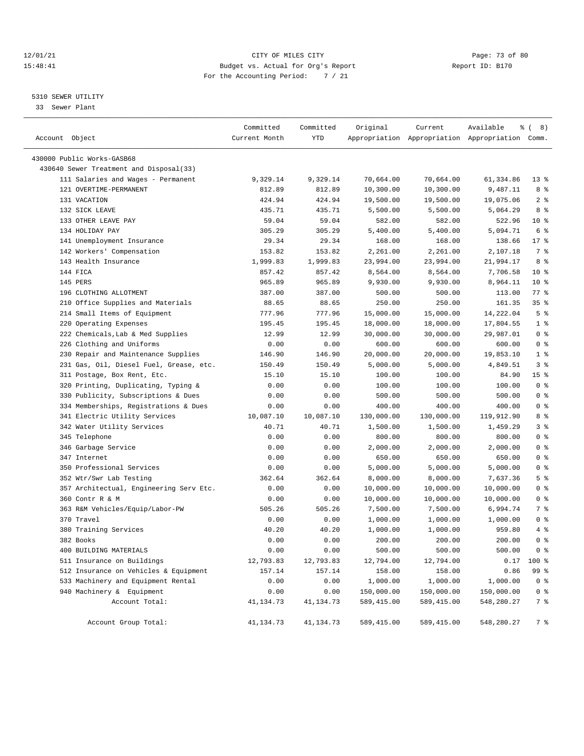CITY OF MILES CITY
Budget vs. Actual for Org's Report
For the Accounting Period: 7 / 21

12/01/21
15:48:41

Report ID: B170

5310 SEWER UTILITY
33 Sewer Plant

| Account Object | Committed Current Month | Committed YTD | Original Appropriation | Current Appropriation | Available Appropriation | % ( 8) Comm. |
|---|---|---|---|---|---|---|
| 430000 Public Works-GASB68 | | | | | | |
| 430640 Sewer Treatment and Disposal(33) | | | | | | |
| 111 Salaries and Wages - Permanent | 9,329.14 | 9,329.14 | 70,664.00 | 70,664.00 | 61,334.86 | 13 % |
| 121 OVERTIME-PERMANENT | 812.89 | 812.89 | 10,300.00 | 10,300.00 | 9,487.11 | 8 % |
| 131 VACATION | 424.94 | 424.94 | 19,500.00 | 19,500.00 | 19,075.06 | 2 % |
| 132 SICK LEAVE | 435.71 | 435.71 | 5,500.00 | 5,500.00 | 5,064.29 | 8 % |
| 133 OTHER LEAVE PAY | 59.04 | 59.04 | 582.00 | 582.00 | 522.96 | 10 % |
| 134 HOLIDAY PAY | 305.29 | 305.29 | 5,400.00 | 5,400.00 | 5,094.71 | 6 % |
| 141 Unemployment Insurance | 29.34 | 29.34 | 168.00 | 168.00 | 138.66 | 17 % |
| 142 Workers' Compensation | 153.82 | 153.82 | 2,261.00 | 2,261.00 | 2,107.18 | 7 % |
| 143 Health Insurance | 1,999.83 | 1,999.83 | 23,994.00 | 23,994.00 | 21,994.17 | 8 % |
| 144 FICA | 857.42 | 857.42 | 8,564.00 | 8,564.00 | 7,706.58 | 10 % |
| 145 PERS | 965.89 | 965.89 | 9,930.00 | 9,930.00 | 8,964.11 | 10 % |
| 196 CLOTHING ALLOTMENT | 387.00 | 387.00 | 500.00 | 500.00 | 113.00 | 77 % |
| 210 Office Supplies and Materials | 88.65 | 88.65 | 250.00 | 250.00 | 161.35 | 35 % |
| 214 Small Items of Equipment | 777.96 | 777.96 | 15,000.00 | 15,000.00 | 14,222.04 | 5 % |
| 220 Operating Expenses | 195.45 | 195.45 | 18,000.00 | 18,000.00 | 17,804.55 | 1 % |
| 222 Chemicals,Lab & Med Supplies | 12.99 | 12.99 | 30,000.00 | 30,000.00 | 29,987.01 | 0 % |
| 226 Clothing and Uniforms | 0.00 | 0.00 | 600.00 | 600.00 | 600.00 | 0 % |
| 230 Repair and Maintenance Supplies | 146.90 | 146.90 | 20,000.00 | 20,000.00 | 19,853.10 | 1 % |
| 231 Gas, Oil, Diesel Fuel, Grease, etc. | 150.49 | 150.49 | 5,000.00 | 5,000.00 | 4,849.51 | 3 % |
| 311 Postage, Box Rent, Etc. | 15.10 | 15.10 | 100.00 | 100.00 | 84.90 | 15 % |
| 320 Printing, Duplicating, Typing & | 0.00 | 0.00 | 100.00 | 100.00 | 100.00 | 0 % |
| 330 Publicity, Subscriptions & Dues | 0.00 | 0.00 | 500.00 | 500.00 | 500.00 | 0 % |
| 334 Memberships, Registrations & Dues | 0.00 | 0.00 | 400.00 | 400.00 | 400.00 | 0 % |
| 341 Electric Utility Services | 10,087.10 | 10,087.10 | 130,000.00 | 130,000.00 | 119,912.90 | 8 % |
| 342 Water Utility Services | 40.71 | 40.71 | 1,500.00 | 1,500.00 | 1,459.29 | 3 % |
| 345 Telephone | 0.00 | 0.00 | 800.00 | 800.00 | 800.00 | 0 % |
| 346 Garbage Service | 0.00 | 0.00 | 2,000.00 | 2,000.00 | 2,000.00 | 0 % |
| 347 Internet | 0.00 | 0.00 | 650.00 | 650.00 | 650.00 | 0 % |
| 350 Professional Services | 0.00 | 0.00 | 5,000.00 | 5,000.00 | 5,000.00 | 0 % |
| 352 Wtr/Swr Lab Testing | 362.64 | 362.64 | 8,000.00 | 8,000.00 | 7,637.36 | 5 % |
| 357 Architectual, Engineering Serv Etc. | 0.00 | 0.00 | 10,000.00 | 10,000.00 | 10,000.00 | 0 % |
| 360 Contr R & M | 0.00 | 0.00 | 10,000.00 | 10,000.00 | 10,000.00 | 0 % |
| 363 R&M Vehicles/Equip/Labor-PW | 505.26 | 505.26 | 7,500.00 | 7,500.00 | 6,994.74 | 7 % |
| 370 Travel | 0.00 | 0.00 | 1,000.00 | 1,000.00 | 1,000.00 | 0 % |
| 380 Training Services | 40.20 | 40.20 | 1,000.00 | 1,000.00 | 959.80 | 4 % |
| 382 Books | 0.00 | 0.00 | 200.00 | 200.00 | 200.00 | 0 % |
| 400 BUILDING MATERIALS | 0.00 | 0.00 | 500.00 | 500.00 | 500.00 | 0 % |
| 511 Insurance on Buildings | 12,793.83 | 12,793.83 | 12,794.00 | 12,794.00 | 0.17 | 100 % |
| 512 Insurance on Vehicles & Equipment | 157.14 | 157.14 | 158.00 | 158.00 | 0.86 | 99 % |
| 533 Machinery and Equipment Rental | 0.00 | 0.00 | 1,000.00 | 1,000.00 | 1,000.00 | 0 % |
| 940 Machinery & Equipment | 0.00 | 0.00 | 150,000.00 | 150,000.00 | 150,000.00 | 0 % |
| Account Total: | 41,134.73 | 41,134.73 | 589,415.00 | 589,415.00 | 548,280.27 | 7 % |
| Account Group Total: | 41,134.73 | 41,134.73 | 589,415.00 | 589,415.00 | 548,280.27 | 7 % |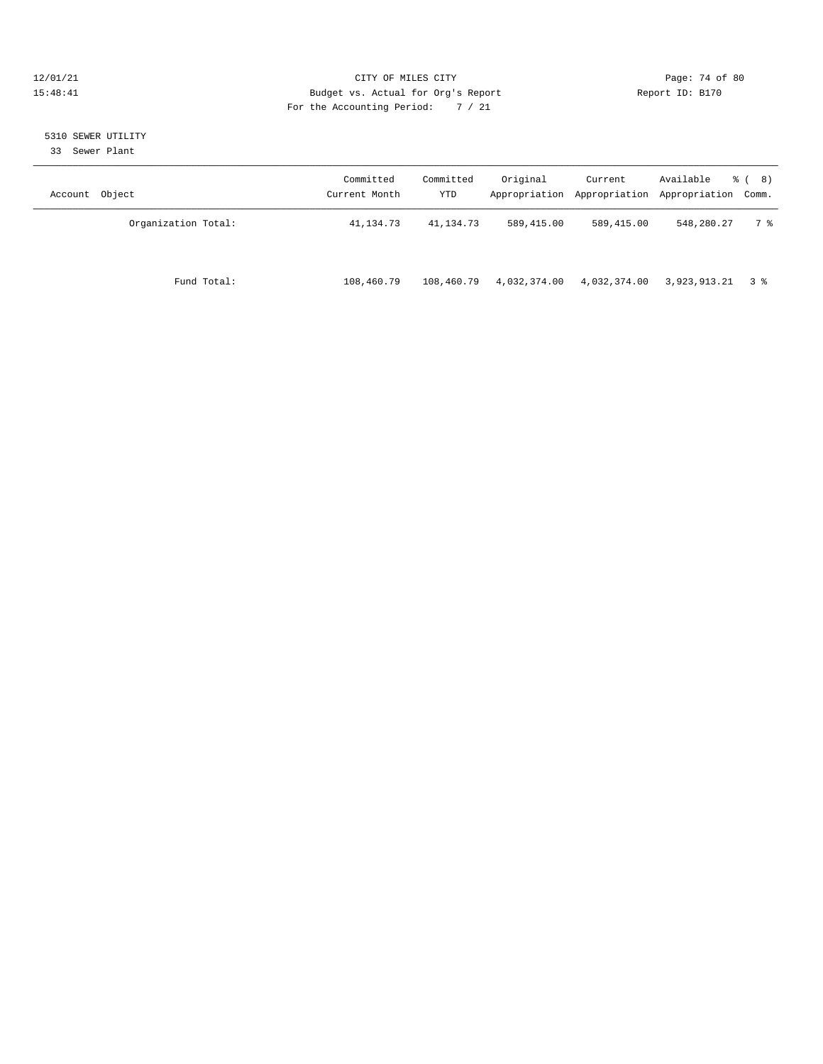CITY OF MILES CITY
Budget vs. Actual for Org's Report
For the Accounting Period: 7 / 21

12/01/21
15:48:41

Report ID: B170

5310 SEWER UTILITY
33 Sewer Plant

| Account Object | Committed Current Month | Committed YTD | Original Appropriation | Current Appropriation | Available Appropriation | % ( 8) Comm. |
|---|---|---|---|---|---|---|
| Organization Total: | 41,134.73 | 41,134.73 | 589,415.00 | 589,415.00 | 548,280.27 | 7 % |
| Fund Total: | 108,460.79 | 108,460.79 | 4,032,374.00 | 4,032,374.00 | 3,923,913.21 | 3 % |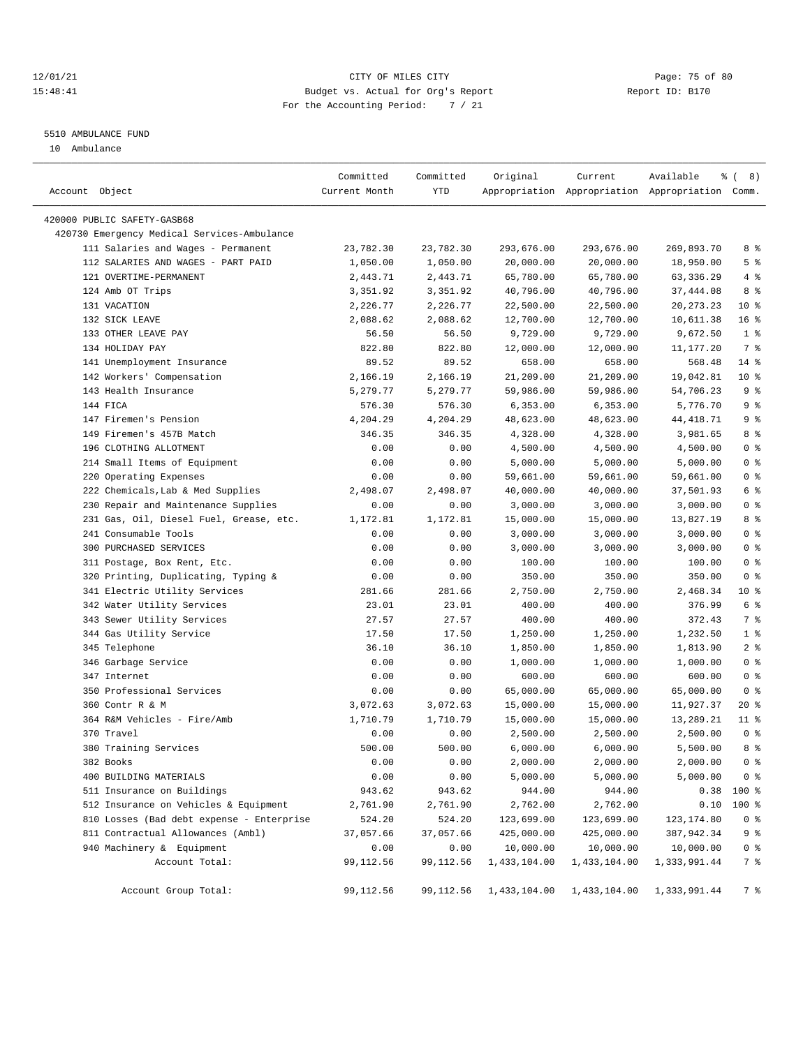# CITY OF MILES CITY

Budget vs. Actual for Org's Report

For the Accounting Period: 7 / 21

## 5510 AMBULANCE FUND

10 Ambulance

| Account Object | Committed Current Month | Committed YTD | Original Appropriation | Current Appropriation | Available Appropriation | % ( 8) Comm. |
|---|---|---|---|---|---|---|
| 420000 PUBLIC SAFETY-GASB68 | | | | | | |
| 420730 Emergency Medical Services-Ambulance | | | | | | |
| 111 Salaries and Wages - Permanent | 23,782.30 | 23,782.30 | 293,676.00 | 293,676.00 | 269,893.70 | 8 % |
| 112 SALARIES AND WAGES - PART PAID | 1,050.00 | 1,050.00 | 20,000.00 | 20,000.00 | 18,950.00 | 5 % |
| 121 OVERTIME-PERMANENT | 2,443.71 | 2,443.71 | 65,780.00 | 65,780.00 | 63,336.29 | 4 % |
| 124 Amb OT Trips | 3,351.92 | 3,351.92 | 40,796.00 | 40,796.00 | 37,444.08 | 8 % |
| 131 VACATION | 2,226.77 | 2,226.77 | 22,500.00 | 22,500.00 | 20,273.23 | 10 % |
| 132 SICK LEAVE | 2,088.62 | 2,088.62 | 12,700.00 | 12,700.00 | 10,611.38 | 16 % |
| 133 OTHER LEAVE PAY | 56.50 | 56.50 | 9,729.00 | 9,729.00 | 9,672.50 | 1 % |
| 134 HOLIDAY PAY | 822.80 | 822.80 | 12,000.00 | 12,000.00 | 11,177.20 | 7 % |
| 141 Unemployment Insurance | 89.52 | 89.52 | 658.00 | 658.00 | 568.48 | 14 % |
| 142 Workers' Compensation | 2,166.19 | 2,166.19 | 21,209.00 | 21,209.00 | 19,042.81 | 10 % |
| 143 Health Insurance | 5,279.77 | 5,279.77 | 59,986.00 | 59,986.00 | 54,706.23 | 9 % |
| 144 FICA | 576.30 | 576.30 | 6,353.00 | 6,353.00 | 5,776.70 | 9 % |
| 147 Firemen's Pension | 4,204.29 | 4,204.29 | 48,623.00 | 48,623.00 | 44,418.71 | 9 % |
| 149 Firemen's 457B Match | 346.35 | 346.35 | 4,328.00 | 4,328.00 | 3,981.65 | 8 % |
| 196 CLOTHING ALLOTMENT | 0.00 | 0.00 | 4,500.00 | 4,500.00 | 4,500.00 | 0 % |
| 214 Small Items of Equipment | 0.00 | 0.00 | 5,000.00 | 5,000.00 | 5,000.00 | 0 % |
| 220 Operating Expenses | 0.00 | 0.00 | 59,661.00 | 59,661.00 | 59,661.00 | 0 % |
| 222 Chemicals,Lab & Med Supplies | 2,498.07 | 2,498.07 | 40,000.00 | 40,000.00 | 37,501.93 | 6 % |
| 230 Repair and Maintenance Supplies | 0.00 | 0.00 | 3,000.00 | 3,000.00 | 3,000.00 | 0 % |
| 231 Gas, Oil, Diesel Fuel, Grease, etc. | 1,172.81 | 1,172.81 | 15,000.00 | 15,000.00 | 13,827.19 | 8 % |
| 241 Consumable Tools | 0.00 | 0.00 | 3,000.00 | 3,000.00 | 3,000.00 | 0 % |
| 300 PURCHASED SERVICES | 0.00 | 0.00 | 3,000.00 | 3,000.00 | 3,000.00 | 0 % |
| 311 Postage, Box Rent, Etc. | 0.00 | 0.00 | 100.00 | 100.00 | 100.00 | 0 % |
| 320 Printing, Duplicating, Typing & | 0.00 | 0.00 | 350.00 | 350.00 | 350.00 | 0 % |
| 341 Electric Utility Services | 281.66 | 281.66 | 2,750.00 | 2,750.00 | 2,468.34 | 10 % |
| 342 Water Utility Services | 23.01 | 23.01 | 400.00 | 400.00 | 376.99 | 6 % |
| 343 Sewer Utility Services | 27.57 | 27.57 | 400.00 | 400.00 | 372.43 | 7 % |
| 344 Gas Utility Service | 17.50 | 17.50 | 1,250.00 | 1,250.00 | 1,232.50 | 1 % |
| 345 Telephone | 36.10 | 36.10 | 1,850.00 | 1,850.00 | 1,813.90 | 2 % |
| 346 Garbage Service | 0.00 | 0.00 | 1,000.00 | 1,000.00 | 1,000.00 | 0 % |
| 347 Internet | 0.00 | 0.00 | 600.00 | 600.00 | 600.00 | 0 % |
| 350 Professional Services | 0.00 | 0.00 | 65,000.00 | 65,000.00 | 65,000.00 | 0 % |
| 360 Contr R & M | 3,072.63 | 3,072.63 | 15,000.00 | 15,000.00 | 11,927.37 | 20 % |
| 364 R&M Vehicles - Fire/Amb | 1,710.79 | 1,710.79 | 15,000.00 | 15,000.00 | 13,289.21 | 11 % |
| 370 Travel | 0.00 | 0.00 | 2,500.00 | 2,500.00 | 2,500.00 | 0 % |
| 380 Training Services | 500.00 | 500.00 | 6,000.00 | 6,000.00 | 5,500.00 | 8 % |
| 382 Books | 0.00 | 0.00 | 2,000.00 | 2,000.00 | 2,000.00 | 0 % |
| 400 BUILDING MATERIALS | 0.00 | 0.00 | 5,000.00 | 5,000.00 | 5,000.00 | 0 % |
| 511 Insurance on Buildings | 943.62 | 943.62 | 944.00 | 944.00 | 0.38 | 100 % |
| 512 Insurance on Vehicles & Equipment | 2,761.90 | 2,761.90 | 2,762.00 | 2,762.00 | 0.10 | 100 % |
| 810 Losses (Bad debt expense - Enterprise | 524.20 | 524.20 | 123,699.00 | 123,699.00 | 123,174.80 | 0 % |
| 811 Contractual Allowances (Ambl) | 37,057.66 | 37,057.66 | 425,000.00 | 425,000.00 | 387,942.34 | 9 % |
| 940 Machinery & Equipment | 0.00 | 0.00 | 10,000.00 | 10,000.00 | 10,000.00 | 0 % |
| Account Total: | 99,112.56 | 99,112.56 | 1,433,104.00 | 1,433,104.00 | 1,333,991.44 | 7 % |
| Account Group Total: | 99,112.56 | 99,112.56 | 1,433,104.00 | 1,433,104.00 | 1,333,991.44 | 7 % |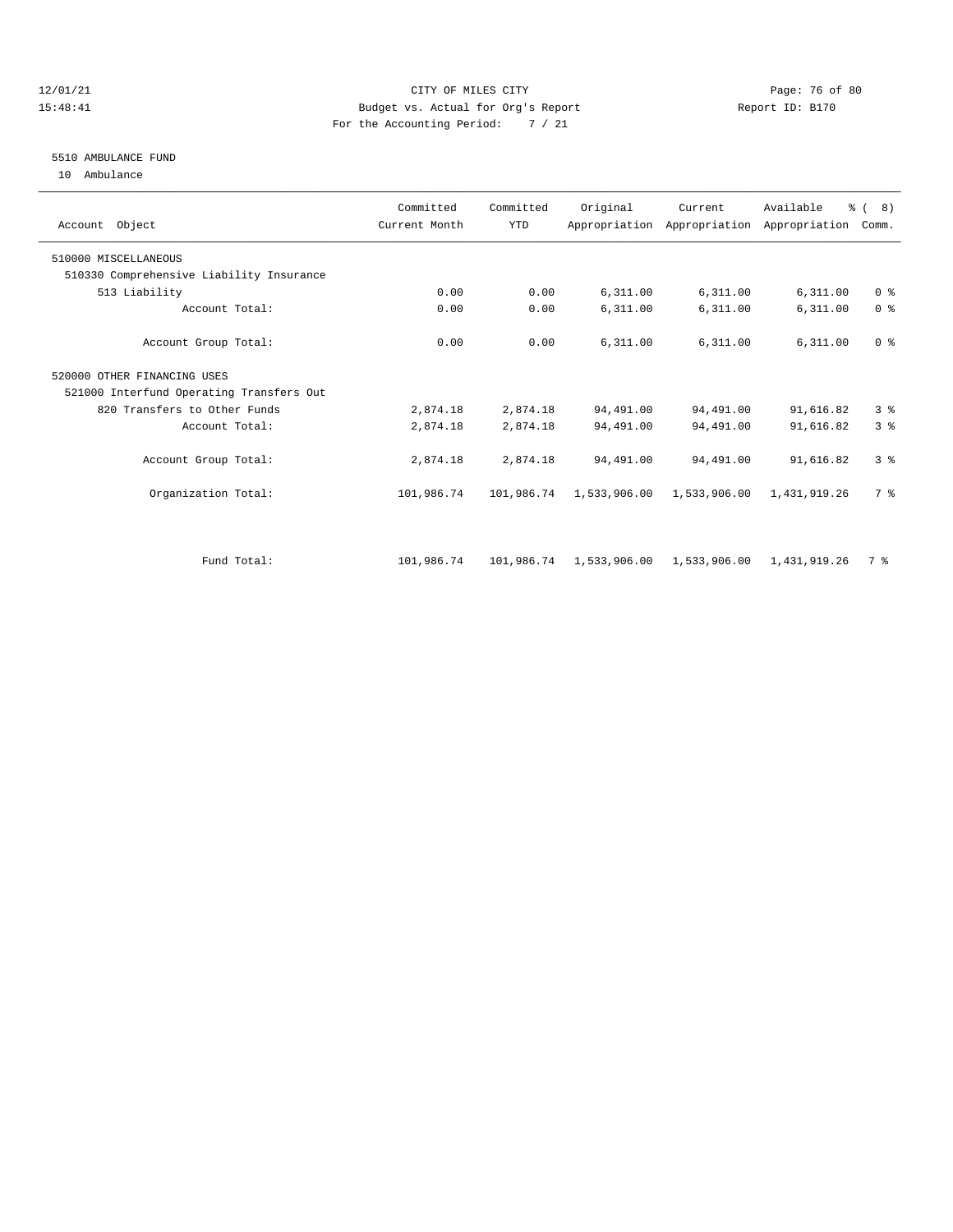CITY OF MILES CITY
Budget vs. Actual for Org's Report
For the Accounting Period: 7 / 21

12/01/21
15:48:41

Report ID: B170

## 5510 AMBULANCE FUND

10 Ambulance

| Account Object | Committed Current Month | Committed YTD | Original Appropriation | Current Appropriation | Available Appropriation | % ( 8) Comm. |
|---|---|---|---|---|---|---|
| 510000 MISCELLANEOUS | | | | | | |
| 510330 Comprehensive Liability Insurance | | | | | | |
| 513 Liability | 0.00 | 0.00 | 6,311.00 | 6,311.00 | 6,311.00 | 0 % |
| Account Total: | 0.00 | 0.00 | 6,311.00 | 6,311.00 | 6,311.00 | 0 % |
| Account Group Total: | 0.00 | 0.00 | 6,311.00 | 6,311.00 | 6,311.00 | 0 % |
| 520000 OTHER FINANCING USES | | | | | | |
| 521000 Interfund Operating Transfers Out | | | | | | |
| 820 Transfers to Other Funds | 2,874.18 | 2,874.18 | 94,491.00 | 94,491.00 | 91,616.82 | 3 % |
| Account Total: | 2,874.18 | 2,874.18 | 94,491.00 | 94,491.00 | 91,616.82 | 3 % |
| Account Group Total: | 2,874.18 | 2,874.18 | 94,491.00 | 94,491.00 | 91,616.82 | 3 % |
| Organization Total: | 101,986.74 | 101,986.74 | 1,533,906.00 | 1,533,906.00 | 1,431,919.26 | 7 % |
| Fund Total: | 101,986.74 | 101,986.74 | 1,533,906.00 | 1,533,906.00 | 1,431,919.26 | 7 % |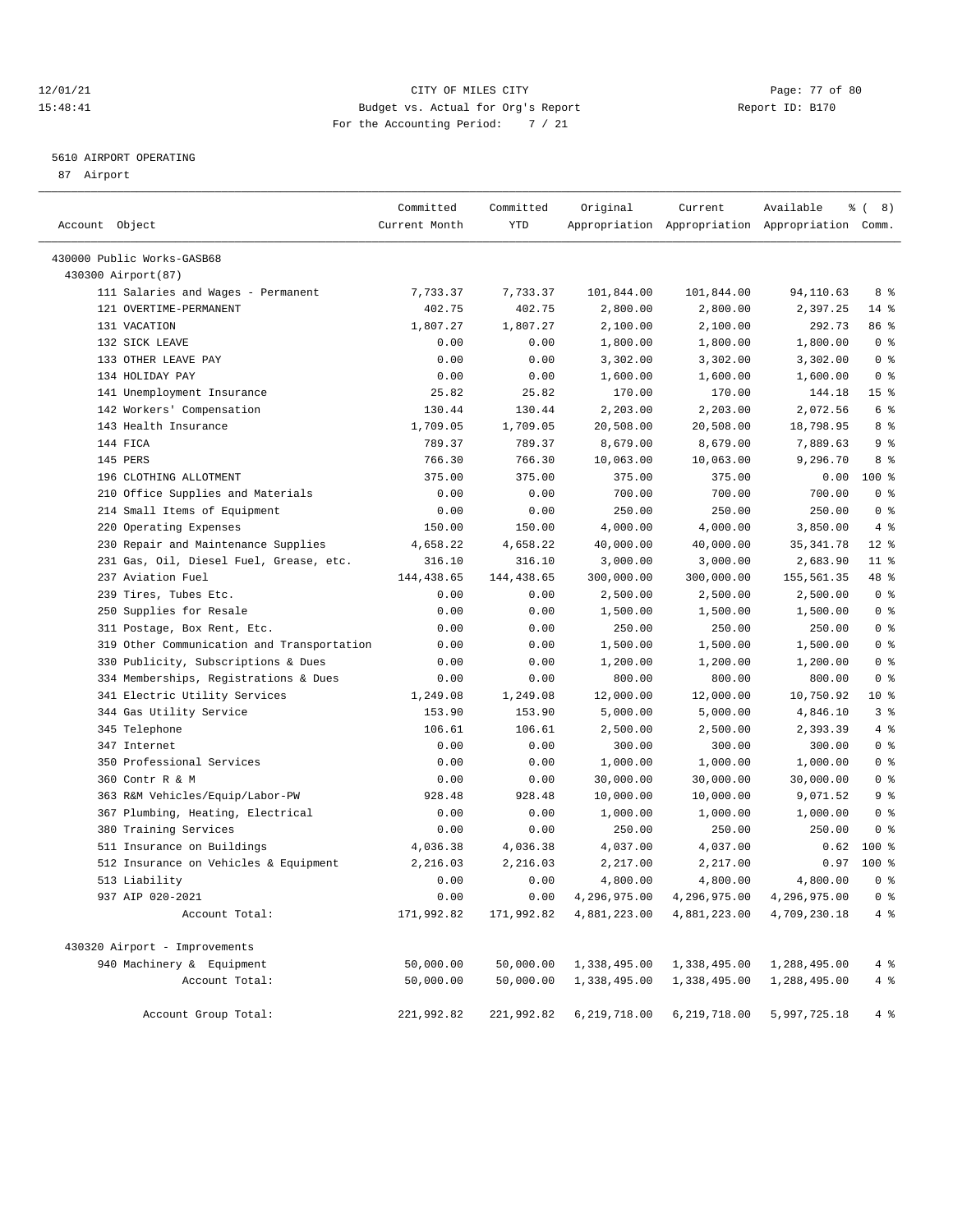CITY OF MILES CITY
Budget vs. Actual for Org's Report
For the Accounting Period: 7 / 21

12/01/21
15:48:41
Report ID: B170

## 5610 AIRPORT OPERATING

87 Airport

| Account Object | Committed Current Month | Committed YTD | Original Appropriation | Current Appropriation | Available Appropriation | % ( 8) Comm. |
|---|---|---|---|---|---|---|
| 430000 Public Works-GASB68 | | | | | | |
| 430300 Airport(87) | | | | | | |
| 111 Salaries and Wages - Permanent | 7,733.37 | 7,733.37 | 101,844.00 | 101,844.00 | 94,110.63 | 8 % |
| 121 OVERTIME-PERMANENT | 402.75 | 402.75 | 2,800.00 | 2,800.00 | 2,397.25 | 14 % |
| 131 VACATION | 1,807.27 | 1,807.27 | 2,100.00 | 2,100.00 | 292.73 | 86 % |
| 132 SICK LEAVE | 0.00 | 0.00 | 1,800.00 | 1,800.00 | 1,800.00 | 0 % |
| 133 OTHER LEAVE PAY | 0.00 | 0.00 | 3,302.00 | 3,302.00 | 3,302.00 | 0 % |
| 134 HOLIDAY PAY | 0.00 | 0.00 | 1,600.00 | 1,600.00 | 1,600.00 | 0 % |
| 141 Unemployment Insurance | 25.82 | 25.82 | 170.00 | 170.00 | 144.18 | 15 % |
| 142 Workers' Compensation | 130.44 | 130.44 | 2,203.00 | 2,203.00 | 2,072.56 | 6 % |
| 143 Health Insurance | 1,709.05 | 1,709.05 | 20,508.00 | 20,508.00 | 18,798.95 | 8 % |
| 144 FICA | 789.37 | 789.37 | 8,679.00 | 8,679.00 | 7,889.63 | 9 % |
| 145 PERS | 766.30 | 766.30 | 10,063.00 | 10,063.00 | 9,296.70 | 8 % |
| 196 CLOTHING ALLOTMENT | 375.00 | 375.00 | 375.00 | 375.00 | 0.00 | 100 % |
| 210 Office Supplies and Materials | 0.00 | 0.00 | 700.00 | 700.00 | 700.00 | 0 % |
| 214 Small Items of Equipment | 0.00 | 0.00 | 250.00 | 250.00 | 250.00 | 0 % |
| 220 Operating Expenses | 150.00 | 150.00 | 4,000.00 | 4,000.00 | 3,850.00 | 4 % |
| 230 Repair and Maintenance Supplies | 4,658.22 | 4,658.22 | 40,000.00 | 40,000.00 | 35,341.78 | 12 % |
| 231 Gas, Oil, Diesel Fuel, Grease, etc. | 316.10 | 316.10 | 3,000.00 | 3,000.00 | 2,683.90 | 11 % |
| 237 Aviation Fuel | 144,438.65 | 144,438.65 | 300,000.00 | 300,000.00 | 155,561.35 | 48 % |
| 239 Tires, Tubes Etc. | 0.00 | 0.00 | 2,500.00 | 2,500.00 | 2,500.00 | 0 % |
| 250 Supplies for Resale | 0.00 | 0.00 | 1,500.00 | 1,500.00 | 1,500.00 | 0 % |
| 311 Postage, Box Rent, Etc. | 0.00 | 0.00 | 250.00 | 250.00 | 250.00 | 0 % |
| 319 Other Communication and Transportation | 0.00 | 0.00 | 1,500.00 | 1,500.00 | 1,500.00 | 0 % |
| 330 Publicity, Subscriptions & Dues | 0.00 | 0.00 | 1,200.00 | 1,200.00 | 1,200.00 | 0 % |
| 334 Memberships, Registrations & Dues | 0.00 | 0.00 | 800.00 | 800.00 | 800.00 | 0 % |
| 341 Electric Utility Services | 1,249.08 | 1,249.08 | 12,000.00 | 12,000.00 | 10,750.92 | 10 % |
| 344 Gas Utility Service | 153.90 | 153.90 | 5,000.00 | 5,000.00 | 4,846.10 | 3 % |
| 345 Telephone | 106.61 | 106.61 | 2,500.00 | 2,500.00 | 2,393.39 | 4 % |
| 347 Internet | 0.00 | 0.00 | 300.00 | 300.00 | 300.00 | 0 % |
| 350 Professional Services | 0.00 | 0.00 | 1,000.00 | 1,000.00 | 1,000.00 | 0 % |
| 360 Contr R & M | 0.00 | 0.00 | 30,000.00 | 30,000.00 | 30,000.00 | 0 % |
| 363 R&M Vehicles/Equip/Labor-PW | 928.48 | 928.48 | 10,000.00 | 10,000.00 | 9,071.52 | 9 % |
| 367 Plumbing, Heating, Electrical | 0.00 | 0.00 | 1,000.00 | 1,000.00 | 1,000.00 | 0 % |
| 380 Training Services | 0.00 | 0.00 | 250.00 | 250.00 | 250.00 | 0 % |
| 511 Insurance on Buildings | 4,036.38 | 4,036.38 | 4,037.00 | 4,037.00 | 0.62 | 100 % |
| 512 Insurance on Vehicles & Equipment | 2,216.03 | 2,216.03 | 2,217.00 | 2,217.00 | 0.97 | 100 % |
| 513 Liability | 0.00 | 0.00 | 4,800.00 | 4,800.00 | 4,800.00 | 0 % |
| 937 AIP 020-2021 | 0.00 | 0.00 | 4,296,975.00 | 4,296,975.00 | 4,296,975.00 | 0 % |
| Account Total: | 171,992.82 | 171,992.82 | 4,881,223.00 | 4,881,223.00 | 4,709,230.18 | 4 % |
| 430320 Airport - Improvements | | | | | | |
| 940 Machinery & Equipment | 50,000.00 | 50,000.00 | 1,338,495.00 | 1,338,495.00 | 1,288,495.00 | 4 % |
| Account Total: | 50,000.00 | 50,000.00 | 1,338,495.00 | 1,338,495.00 | 1,288,495.00 | 4 % |
| Account Group Total: | 221,992.82 | 221,992.82 | 6,219,718.00 | 6,219,718.00 | 5,997,725.18 | 4 % |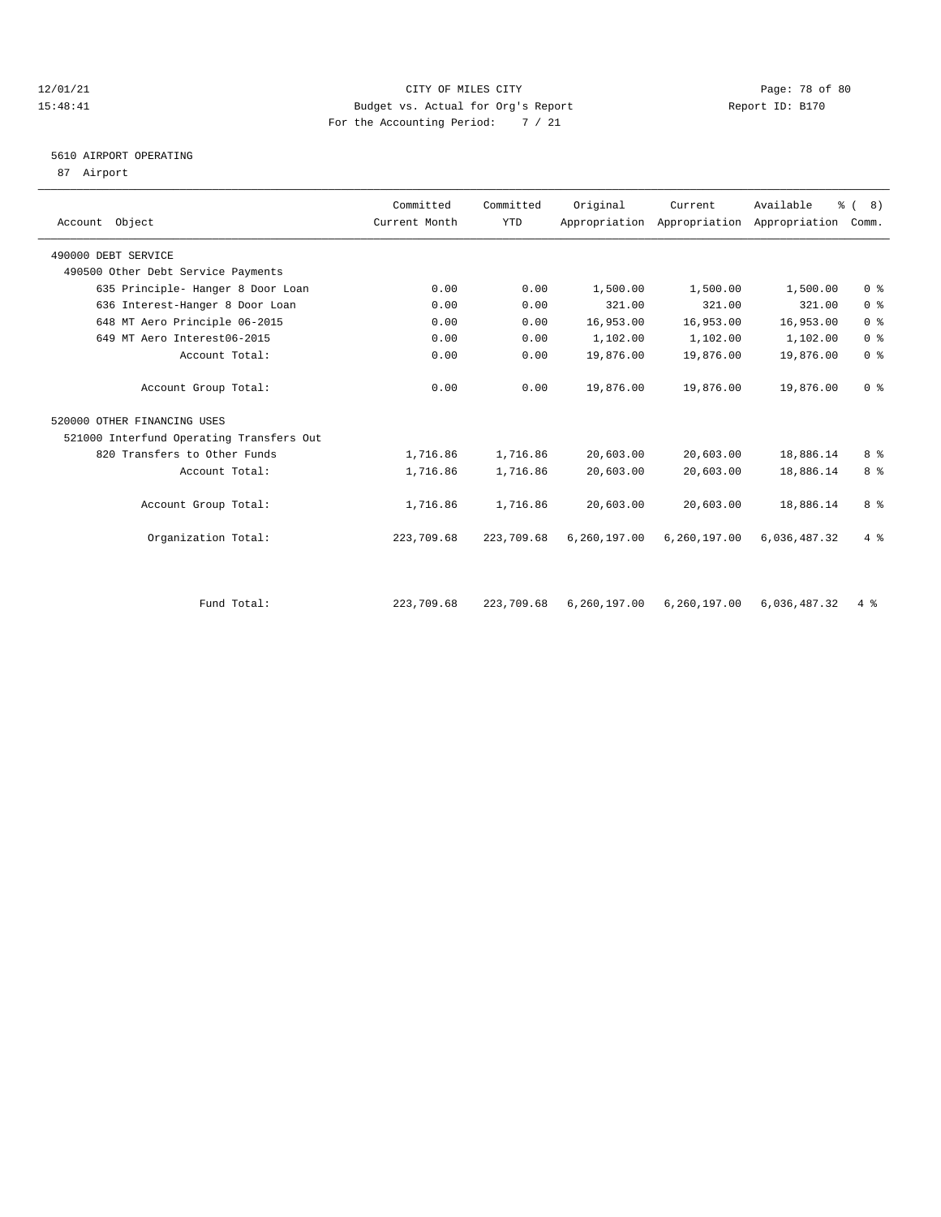12/01/21 CITY OF MILES CITY
15:48:41 Budget vs. Actual for Org's Report Report ID: B170
For the Accounting Period: 7 / 21

## 5610 AIRPORT OPERATING

87 Airport

| Account Object | Committed Current Month | Committed YTD | Original Appropriation | Current Appropriation | Available Appropriation | % ( 8) Comm. |
|---|---|---|---|---|---|---|
| 490000 DEBT SERVICE | | | | | | |
| 490500 Other Debt Service Payments | | | | | | |
| 635 Principle- Hanger 8 Door Loan | 0.00 | 0.00 | 1,500.00 | 1,500.00 | 1,500.00 | 0 % |
| 636 Interest-Hanger 8 Door Loan | 0.00 | 0.00 | 321.00 | 321.00 | 321.00 | 0 % |
| 648 MT Aero Principle 06-2015 | 0.00 | 0.00 | 16,953.00 | 16,953.00 | 16,953.00 | 0 % |
| 649 MT Aero Interest06-2015 | 0.00 | 0.00 | 1,102.00 | 1,102.00 | 1,102.00 | 0 % |
| Account Total: | 0.00 | 0.00 | 19,876.00 | 19,876.00 | 19,876.00 | 0 % |
| Account Group Total: | 0.00 | 0.00 | 19,876.00 | 19,876.00 | 19,876.00 | 0 % |
| 520000 OTHER FINANCING USES | | | | | | |
| 521000 Interfund Operating Transfers Out | | | | | | |
| 820 Transfers to Other Funds | 1,716.86 | 1,716.86 | 20,603.00 | 20,603.00 | 18,886.14 | 8 % |
| Account Total: | 1,716.86 | 1,716.86 | 20,603.00 | 20,603.00 | 18,886.14 | 8 % |
| Account Group Total: | 1,716.86 | 1,716.86 | 20,603.00 | 20,603.00 | 18,886.14 | 8 % |
| Organization Total: | 223,709.68 | 223,709.68 | 6,260,197.00 | 6,260,197.00 | 6,036,487.32 | 4 % |
| Fund Total: | 223,709.68 | 223,709.68 | 6,260,197.00 | 6,260,197.00 | 6,036,487.32 | 4 % |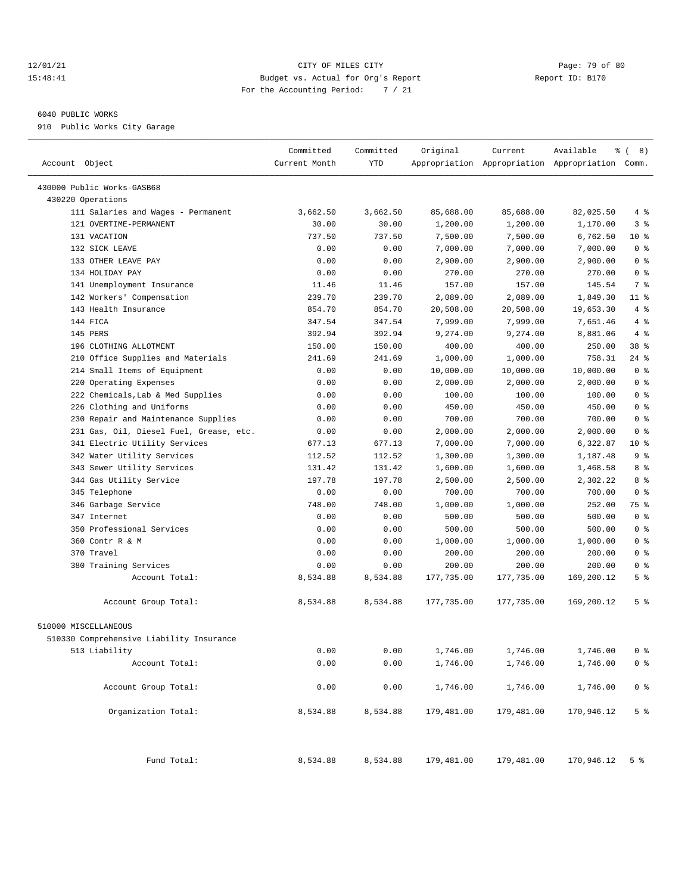CITY OF MILES CITY
Budget vs. Actual for Org's Report
For the Accounting Period: 7 / 21

12/01/21
15:48:41

Report ID: B170

6040 PUBLIC WORKS
910 Public Works City Garage

| Account Object | Committed Current Month | Committed YTD | Original Appropriation | Current Appropriation | Available Appropriation | % ( 8) Comm. |
|---|---|---|---|---|---|---|
| 430000 Public Works-GASB68 | | | | | | |
| 430220 Operations | | | | | | |
| 111 Salaries and Wages - Permanent | 3,662.50 | 3,662.50 | 85,688.00 | 85,688.00 | 82,025.50 | 4 % |
| 121 OVERTIME-PERMANENT | 30.00 | 30.00 | 1,200.00 | 1,200.00 | 1,170.00 | 3 % |
| 131 VACATION | 737.50 | 737.50 | 7,500.00 | 7,500.00 | 6,762.50 | 10 % |
| 132 SICK LEAVE | 0.00 | 0.00 | 7,000.00 | 7,000.00 | 7,000.00 | 0 % |
| 133 OTHER LEAVE PAY | 0.00 | 0.00 | 2,900.00 | 2,900.00 | 2,900.00 | 0 % |
| 134 HOLIDAY PAY | 0.00 | 0.00 | 270.00 | 270.00 | 270.00 | 0 % |
| 141 Unemployment Insurance | 11.46 | 11.46 | 157.00 | 157.00 | 145.54 | 7 % |
| 142 Workers' Compensation | 239.70 | 239.70 | 2,089.00 | 2,089.00 | 1,849.30 | 11 % |
| 143 Health Insurance | 854.70 | 854.70 | 20,508.00 | 20,508.00 | 19,653.30 | 4 % |
| 144 FICA | 347.54 | 347.54 | 7,999.00 | 7,999.00 | 7,651.46 | 4 % |
| 145 PERS | 392.94 | 392.94 | 9,274.00 | 9,274.00 | 8,881.06 | 4 % |
| 196 CLOTHING ALLOTMENT | 150.00 | 150.00 | 400.00 | 400.00 | 250.00 | 38 % |
| 210 Office Supplies and Materials | 241.69 | 241.69 | 1,000.00 | 1,000.00 | 758.31 | 24 % |
| 214 Small Items of Equipment | 0.00 | 0.00 | 10,000.00 | 10,000.00 | 10,000.00 | 0 % |
| 220 Operating Expenses | 0.00 | 0.00 | 2,000.00 | 2,000.00 | 2,000.00 | 0 % |
| 222 Chemicals,Lab & Med Supplies | 0.00 | 0.00 | 100.00 | 100.00 | 100.00 | 0 % |
| 226 Clothing and Uniforms | 0.00 | 0.00 | 450.00 | 450.00 | 450.00 | 0 % |
| 230 Repair and Maintenance Supplies | 0.00 | 0.00 | 700.00 | 700.00 | 700.00 | 0 % |
| 231 Gas, Oil, Diesel Fuel, Grease, etc. | 0.00 | 0.00 | 2,000.00 | 2,000.00 | 2,000.00 | 0 % |
| 341 Electric Utility Services | 677.13 | 677.13 | 7,000.00 | 7,000.00 | 6,322.87 | 10 % |
| 342 Water Utility Services | 112.52 | 112.52 | 1,300.00 | 1,300.00 | 1,187.48 | 9 % |
| 343 Sewer Utility Services | 131.42 | 131.42 | 1,600.00 | 1,600.00 | 1,468.58 | 8 % |
| 344 Gas Utility Service | 197.78 | 197.78 | 2,500.00 | 2,500.00 | 2,302.22 | 8 % |
| 345 Telephone | 0.00 | 0.00 | 700.00 | 700.00 | 700.00 | 0 % |
| 346 Garbage Service | 748.00 | 748.00 | 1,000.00 | 1,000.00 | 252.00 | 75 % |
| 347 Internet | 0.00 | 0.00 | 500.00 | 500.00 | 500.00 | 0 % |
| 350 Professional Services | 0.00 | 0.00 | 500.00 | 500.00 | 500.00 | 0 % |
| 360 Contr R & M | 0.00 | 0.00 | 1,000.00 | 1,000.00 | 1,000.00 | 0 % |
| 370 Travel | 0.00 | 0.00 | 200.00 | 200.00 | 200.00 | 0 % |
| 380 Training Services | 0.00 | 0.00 | 200.00 | 200.00 | 200.00 | 0 % |
| Account Total: | 8,534.88 | 8,534.88 | 177,735.00 | 177,735.00 | 169,200.12 | 5 % |
| Account Group Total: | 8,534.88 | 8,534.88 | 177,735.00 | 177,735.00 | 169,200.12 | 5 % |
| 510000 MISCELLANEOUS | | | | | | |
| 510330 Comprehensive Liability Insurance | | | | | | |
| 513 Liability | 0.00 | 0.00 | 1,746.00 | 1,746.00 | 1,746.00 | 0 % |
| Account Total: | 0.00 | 0.00 | 1,746.00 | 1,746.00 | 1,746.00 | 0 % |
| Account Group Total: | 0.00 | 0.00 | 1,746.00 | 1,746.00 | 1,746.00 | 0 % |
| Organization Total: | 8,534.88 | 8,534.88 | 179,481.00 | 179,481.00 | 170,946.12 | 5 % |
| Fund Total: | 8,534.88 | 8,534.88 | 179,481.00 | 179,481.00 | 170,946.12 | 5 % |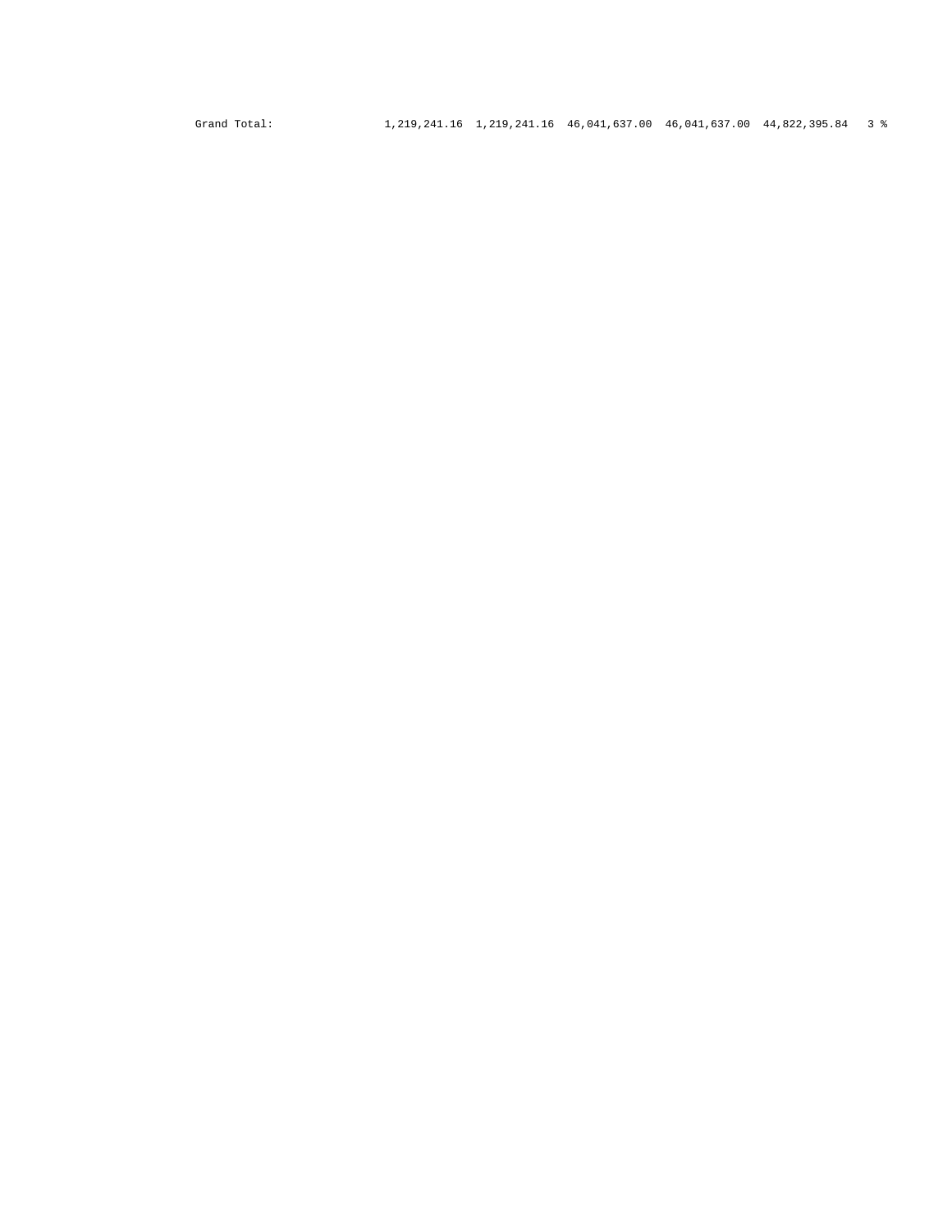| | | | | | | |
|---|---|---|---|---|---|---|
| Grand Total: | 1,219,241.16 | 1,219,241.16 | 46,041,637.00 | 46,041,637.00 | 44,822,395.84 | 3 % |